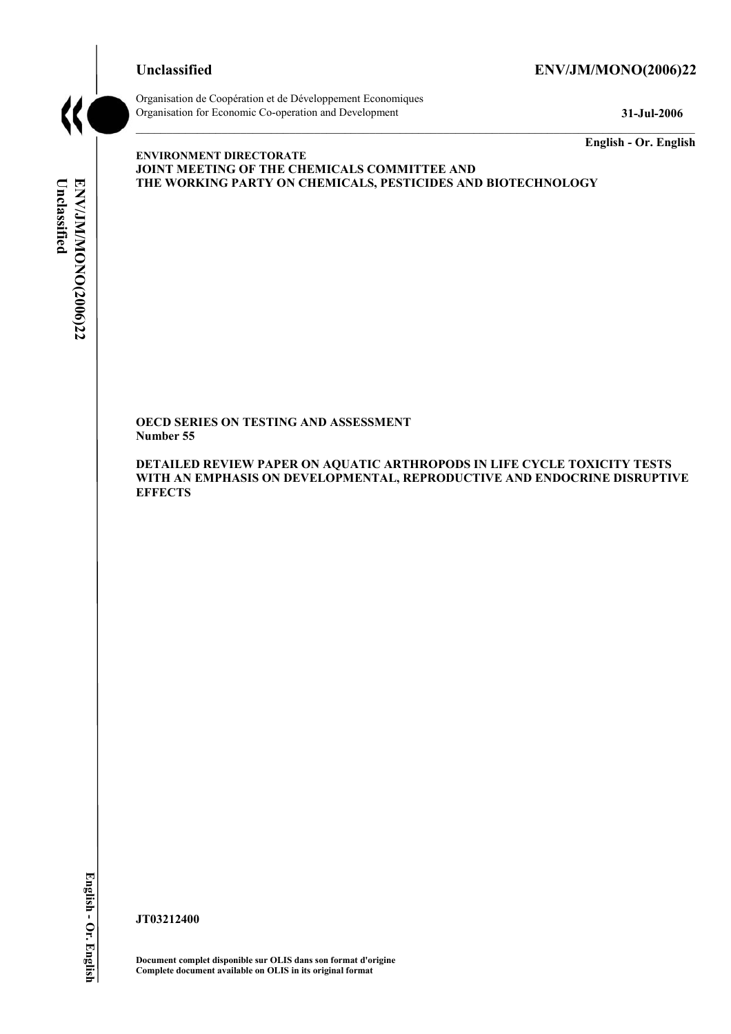**Unclassified** **ENV/JM/MONO(2006)22**

Organisation de Coopération et de Développement Economiques
Organisation for Economic Co-operation and Development **31-Jul-2006**

**English - Or. English**

**ENVIRONMENT DIRECTORATE**
**JOINT MEETING OF THE CHEMICALS COMMITTEE AND**
**THE WORKING PARTY ON CHEMICALS, PESTICIDES AND BIOTECHNOLOGY**

**OECD SERIES ON TESTING AND ASSESSMENT**
**Number 55**

**DETAILED REVIEW PAPER ON AQUATIC ARTHROPODS IN LIFE CYCLE TOXICITY TESTS WITH AN EMPHASIS ON DEVELOPMENTAL, REPRODUCTIVE AND ENDOCRINE DISRUPTIVE EFFECTS**

**JT03212400**

**Document complet disponible sur OLIS dans son format d'origine**
**Complete document available on OLIS in its original format**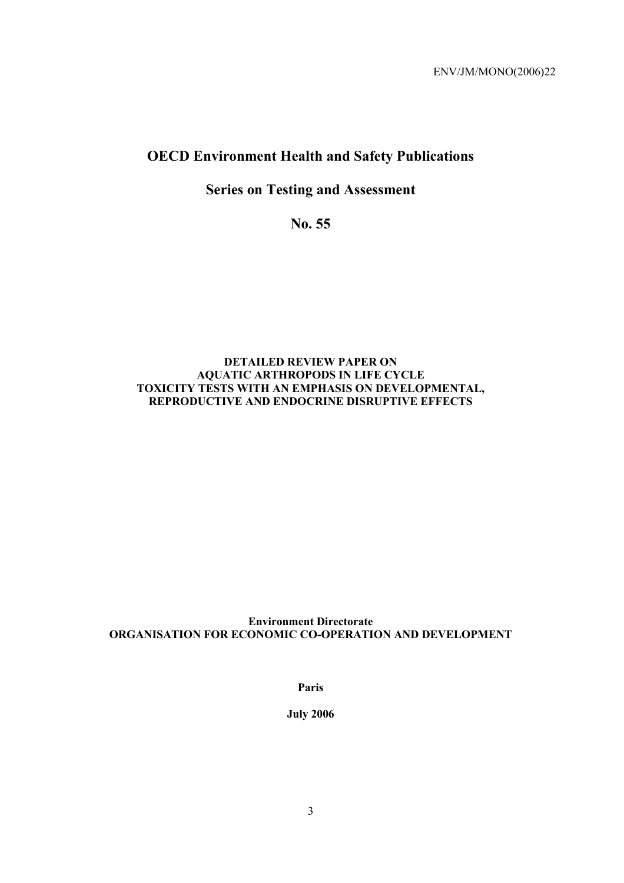ENV/JM/MONO(2006)22

# OECD Environment Health and Safety Publications

## Series on Testing and Assessment

## No. 55

**DETAILED REVIEW PAPER ON AQUATIC ARTHROPODS IN LIFE CYCLE TOXICITY TESTS WITH AN EMPHASIS ON DEVELOPMENTAL, REPRODUCTIVE AND ENDOCRINE DISRUPTIVE EFFECTS**

**Environment Directorate**
**ORGANISATION FOR ECONOMIC CO-OPERATION AND DEVELOPMENT**

**Paris**

**July 2006**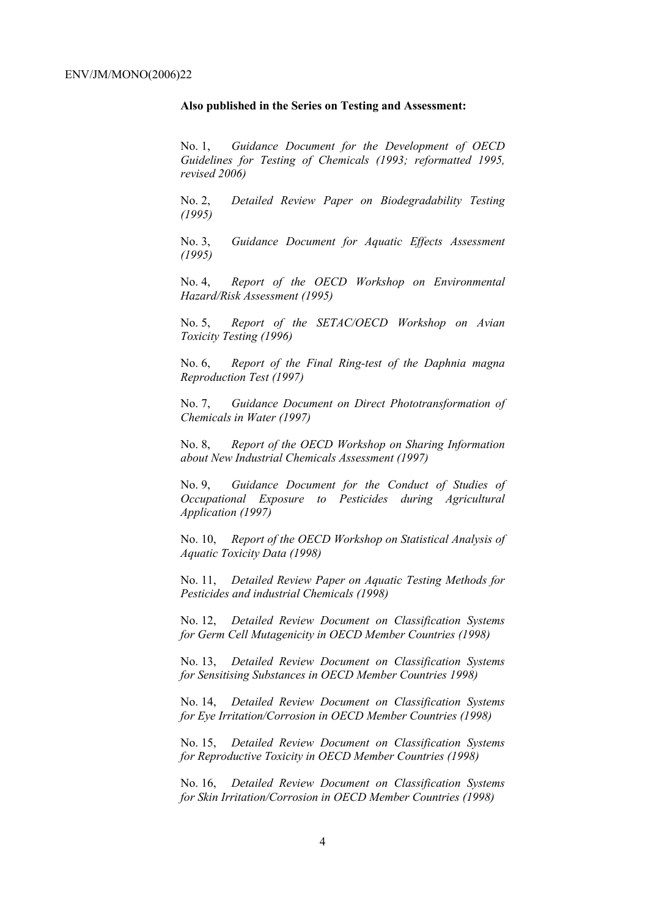**Also published in the Series on Testing and Assessment:**

No. 1, *Guidance Document for the Development of OECD Guidelines for Testing of Chemicals (1993; reformatted 1995, revised 2006)*

No. 2, *Detailed Review Paper on Biodegradability Testing (1995)*

No. 3, *Guidance Document for Aquatic Effects Assessment (1995)*

No. 4, *Report of the OECD Workshop on Environmental Hazard/Risk Assessment (1995)*

No. 5, *Report of the SETAC/OECD Workshop on Avian Toxicity Testing (1996)*

No. 6, *Report of the Final Ring-test of the Daphnia magna Reproduction Test (1997)*

No. 7, *Guidance Document on Direct Phototransformation of Chemicals in Water (1997)*

No. 8, *Report of the OECD Workshop on Sharing Information about New Industrial Chemicals Assessment (1997)*

No. 9, *Guidance Document for the Conduct of Studies of Occupational Exposure to Pesticides during Agricultural Application (1997)*

No. 10, *Report of the OECD Workshop on Statistical Analysis of Aquatic Toxicity Data (1998)*

No. 11, *Detailed Review Paper on Aquatic Testing Methods for Pesticides and industrial Chemicals (1998)*

No. 12, *Detailed Review Document on Classification Systems for Germ Cell Mutagenicity in OECD Member Countries (1998)*

No. 13, *Detailed Review Document on Classification Systems for Sensitising Substances in OECD Member Countries 1998)*

No. 14, *Detailed Review Document on Classification Systems for Eye Irritation/Corrosion in OECD Member Countries (1998)*

No. 15, *Detailed Review Document on Classification Systems for Reproductive Toxicity in OECD Member Countries (1998)*

No. 16, *Detailed Review Document on Classification Systems for Skin Irritation/Corrosion in OECD Member Countries (1998)*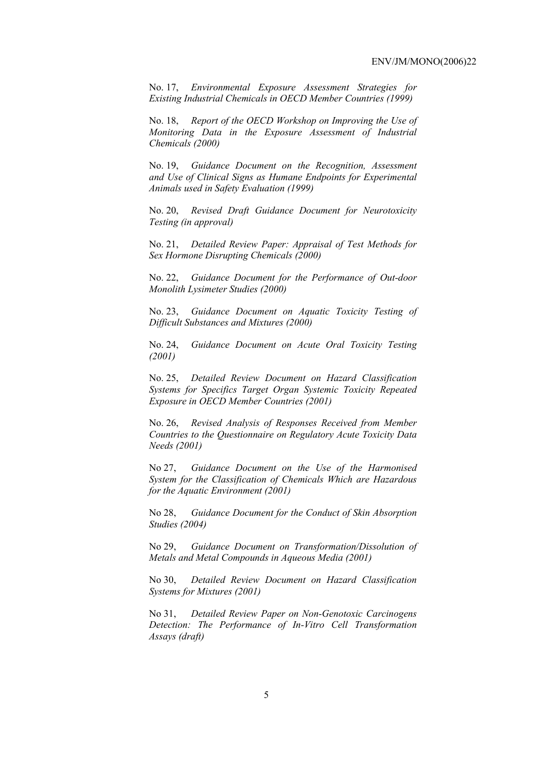No. 17, *Environmental Exposure Assessment Strategies for Existing Industrial Chemicals in OECD Member Countries (1999)*

No. 18, *Report of the OECD Workshop on Improving the Use of Monitoring Data in the Exposure Assessment of Industrial Chemicals (2000)*

No. 19, *Guidance Document on the Recognition, Assessment and Use of Clinical Signs as Humane Endpoints for Experimental Animals used in Safety Evaluation (1999)*

No. 20, *Revised Draft Guidance Document for Neurotoxicity Testing (in approval)*

No. 21, *Detailed Review Paper: Appraisal of Test Methods for Sex Hormone Disrupting Chemicals (2000)*

No. 22, *Guidance Document for the Performance of Out-door Monolith Lysimeter Studies (2000)*

No. 23, *Guidance Document on Aquatic Toxicity Testing of Difficult Substances and Mixtures (2000)*

No. 24, *Guidance Document on Acute Oral Toxicity Testing (2001)*

No. 25, *Detailed Review Document on Hazard Classification Systems for Specifics Target Organ Systemic Toxicity Repeated Exposure in OECD Member Countries (2001)*

No. 26, *Revised Analysis of Responses Received from Member Countries to the Questionnaire on Regulatory Acute Toxicity Data Needs (2001)*

No 27, *Guidance Document on the Use of the Harmonised System for the Classification of Chemicals Which are Hazardous for the Aquatic Environment (2001)*

No 28, *Guidance Document for the Conduct of Skin Absorption Studies (2004)*

No 29, *Guidance Document on Transformation/Dissolution of Metals and Metal Compounds in Aqueous Media (2001)*

No 30, *Detailed Review Document on Hazard Classification Systems for Mixtures (2001)*

No 31, *Detailed Review Paper on Non-Genotoxic Carcinogens Detection: The Performance of In-Vitro Cell Transformation Assays (draft)*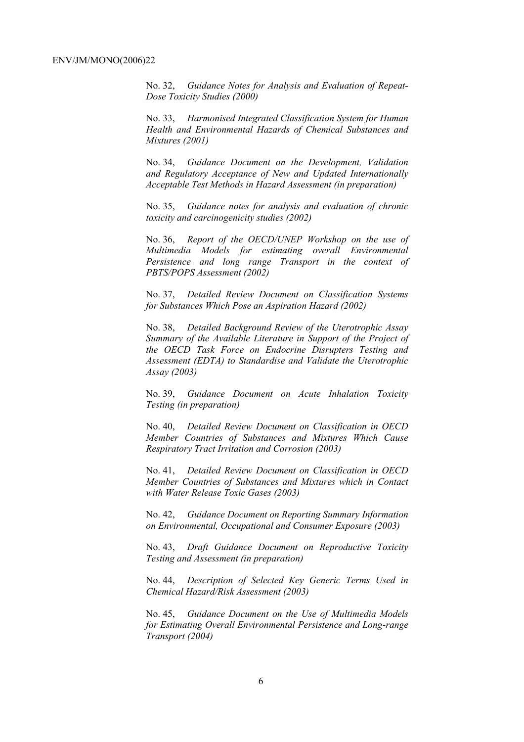No. 32, *Guidance Notes for Analysis and Evaluation of Repeat-Dose Toxicity Studies (2000)*

No. 33, *Harmonised Integrated Classification System for Human Health and Environmental Hazards of Chemical Substances and Mixtures (2001)*

No. 34, *Guidance Document on the Development, Validation and Regulatory Acceptance of New and Updated Internationally Acceptable Test Methods in Hazard Assessment (in preparation)*

No. 35, *Guidance notes for analysis and evaluation of chronic toxicity and carcinogenicity studies (2002)*

No. 36, *Report of the OECD/UNEP Workshop on the use of Multimedia Models for estimating overall Environmental Persistence and long range Transport in the context of PBTS/POPS Assessment (2002)*

No. 37, *Detailed Review Document on Classification Systems for Substances Which Pose an Aspiration Hazard (2002)*

No. 38, *Detailed Background Review of the Uterotrophic Assay Summary of the Available Literature in Support of the Project of the OECD Task Force on Endocrine Disrupters Testing and Assessment (EDTA) to Standardise and Validate the Uterotrophic Assay (2003)*

No. 39, *Guidance Document on Acute Inhalation Toxicity Testing (in preparation)*

No. 40, *Detailed Review Document on Classification in OECD Member Countries of Substances and Mixtures Which Cause Respiratory Tract Irritation and Corrosion (2003)*

No. 41, *Detailed Review Document on Classification in OECD Member Countries of Substances and Mixtures which in Contact with Water Release Toxic Gases (2003)*

No. 42, *Guidance Document on Reporting Summary Information on Environmental, Occupational and Consumer Exposure (2003)*

No. 43, *Draft Guidance Document on Reproductive Toxicity Testing and Assessment (in preparation)*

No. 44, *Description of Selected Key Generic Terms Used in Chemical Hazard/Risk Assessment (2003)*

No. 45, *Guidance Document on the Use of Multimedia Models for Estimating Overall Environmental Persistence and Long-range Transport (2004)*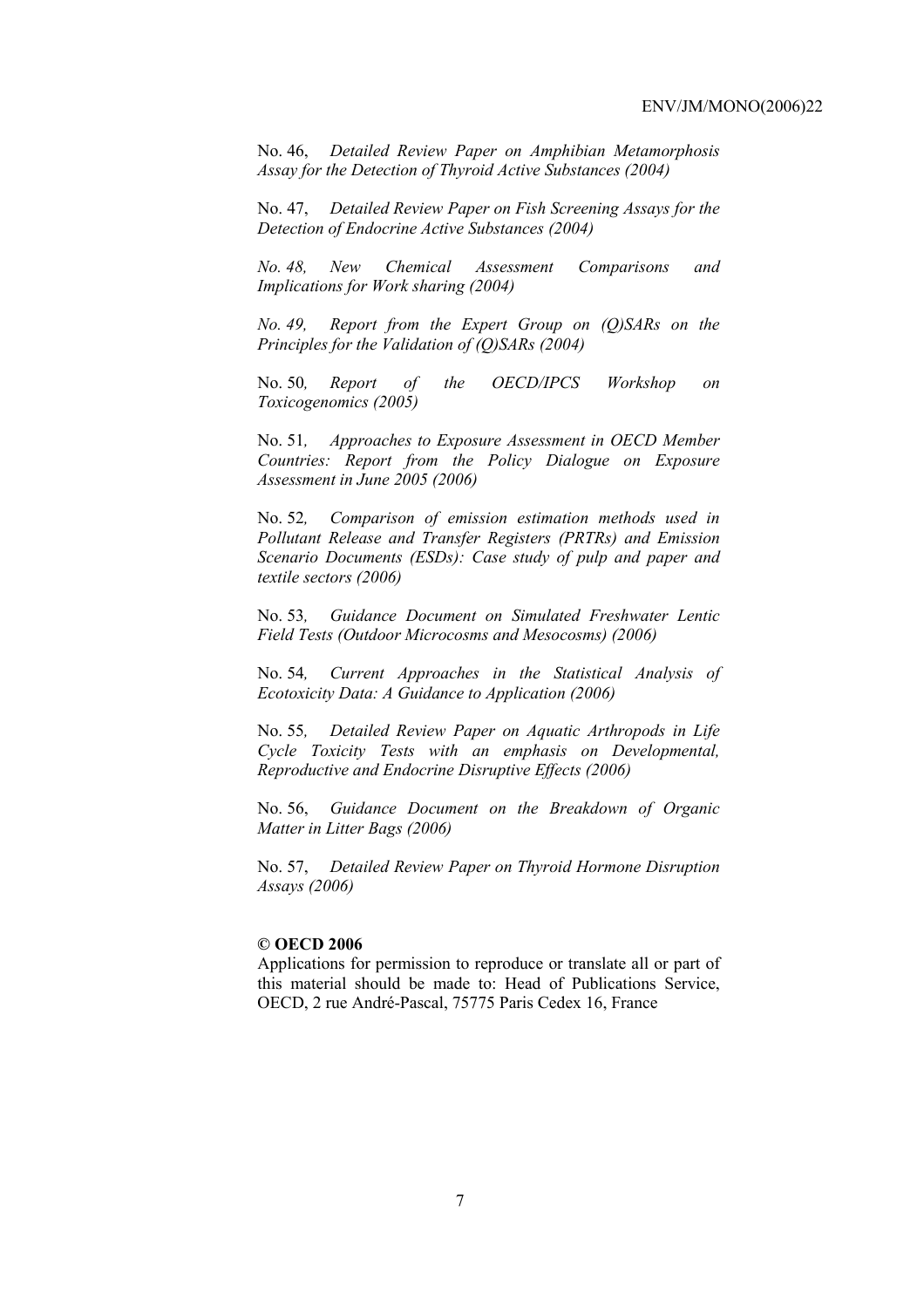No. 46, *Detailed Review Paper on Amphibian Metamorphosis Assay for the Detection of Thyroid Active Substances (2004)*

No. 47, *Detailed Review Paper on Fish Screening Assays for the Detection of Endocrine Active Substances (2004)*

*No. 48, New Chemical Assessment Comparisons and Implications for Work sharing (2004)*

*No. 49, Report from the Expert Group on (Q)SARs on the Principles for the Validation of (Q)SARs (2004)*

No. 50*, Report of the OECD/IPCS Workshop on Toxicogenomics (2005)*

No. 51*, Approaches to Exposure Assessment in OECD Member Countries: Report from the Policy Dialogue on Exposure Assessment in June 2005 (2006)*

No. 52*, Comparison of emission estimation methods used in Pollutant Release and Transfer Registers (PRTRs) and Emission Scenario Documents (ESDs): Case study of pulp and paper and textile sectors (2006)*

No. 53*, Guidance Document on Simulated Freshwater Lentic Field Tests (Outdoor Microcosms and Mesocosms) (2006)*

No. 54*, Current Approaches in the Statistical Analysis of Ecotoxicity Data: A Guidance to Application (2006)*

No. 55*, Detailed Review Paper on Aquatic Arthropods in Life Cycle Toxicity Tests with an emphasis on Developmental, Reproductive and Endocrine Disruptive Effects (2006)*

No. 56, *Guidance Document on the Breakdown of Organic Matter in Litter Bags (2006)*

No. 57, *Detailed Review Paper on Thyroid Hormone Disruption Assays (2006)*

**© OECD 2006**

Applications for permission to reproduce or translate all or part of this material should be made to: Head of Publications Service, OECD, 2 rue André-Pascal, 75775 Paris Cedex 16, France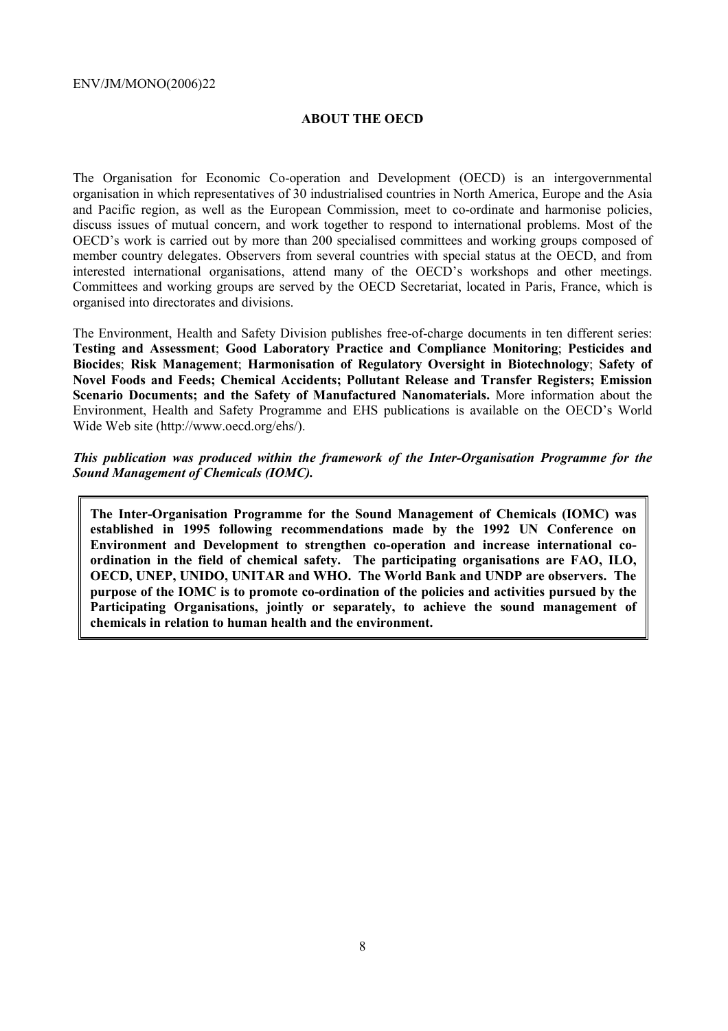## ABOUT THE OECD

The Organisation for Economic Co-operation and Development (OECD) is an intergovernmental organisation in which representatives of 30 industrialised countries in North America, Europe and the Asia and Pacific region, as well as the European Commission, meet to co-ordinate and harmonise policies, discuss issues of mutual concern, and work together to respond to international problems. Most of the OECD's work is carried out by more than 200 specialised committees and working groups composed of member country delegates. Observers from several countries with special status at the OECD, and from interested international organisations, attend many of the OECD's workshops and other meetings. Committees and working groups are served by the OECD Secretariat, located in Paris, France, which is organised into directorates and divisions.

The Environment, Health and Safety Division publishes free-of-charge documents in ten different series: **Testing and Assessment**; **Good Laboratory Practice and Compliance Monitoring**; **Pesticides and Biocides**; **Risk Management**; **Harmonisation of Regulatory Oversight in Biotechnology**; **Safety of Novel Foods and Feeds; Chemical Accidents; Pollutant Release and Transfer Registers; Emission Scenario Documents; and the Safety of Manufactured Nanomaterials.** More information about the Environment, Health and Safety Programme and EHS publications is available on the OECD's World Wide Web site (http://www.oecd.org/ehs/).

***This publication was produced within the framework of the Inter-Organisation Programme for the Sound Management of Chemicals (IOMC).***

**The Inter-Organisation Programme for the Sound Management of Chemicals (IOMC) was established in 1995 following recommendations made by the 1992 UN Conference on Environment and Development to strengthen co-operation and increase international co-ordination in the field of chemical safety. The participating organisations are FAO, ILO, OECD, UNEP, UNIDO, UNITAR and WHO. The World Bank and UNDP are observers. The purpose of the IOMC is to promote co-ordination of the policies and activities pursued by the Participating Organisations, jointly or separately, to achieve the sound management of chemicals in relation to human health and the environment.**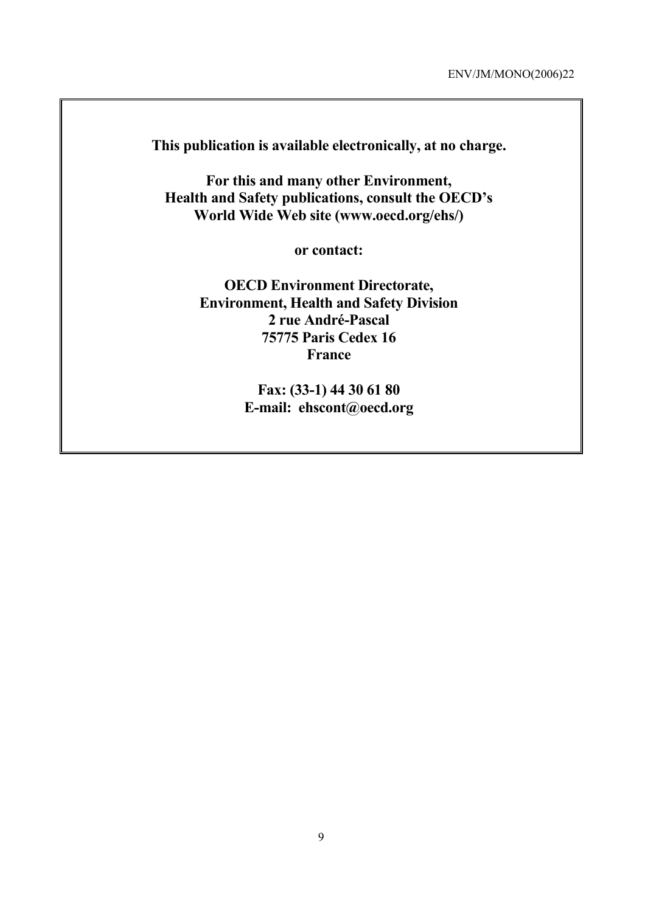**This publication is available electronically, at no charge.**

**For this and many other Environment,**
**Health and Safety publications, consult the OECD's**
**World Wide Web site (www.oecd.org/ehs/)**

**or contact:**

**OECD Environment Directorate,**
**Environment, Health and Safety Division**
**2 rue André-Pascal**
**75775 Paris Cedex 16**
**France**

**Fax: (33-1) 44 30 61 80**
**E-mail: ehscont@oecd.org**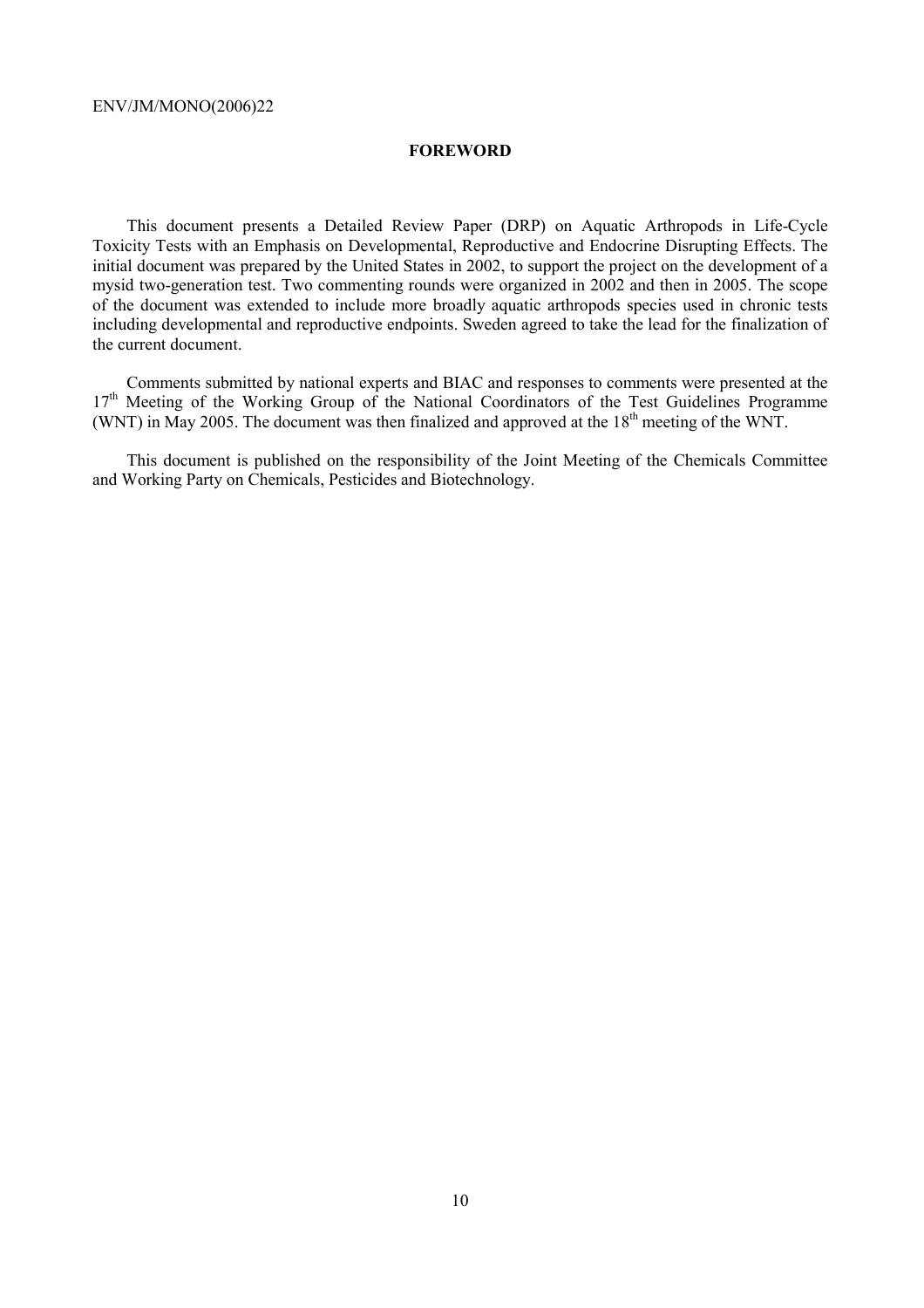# FOREWORD

This document presents a Detailed Review Paper (DRP) on Aquatic Arthropods in Life-Cycle Toxicity Tests with an Emphasis on Developmental, Reproductive and Endocrine Disrupting Effects. The initial document was prepared by the United States in 2002, to support the project on the development of a mysid two-generation test. Two commenting rounds were organized in 2002 and then in 2005. The scope of the document was extended to include more broadly aquatic arthropods species used in chronic tests including developmental and reproductive endpoints. Sweden agreed to take the lead for the finalization of the current document.

Comments submitted by national experts and BIAC and responses to comments were presented at the 17th Meeting of the Working Group of the National Coordinators of the Test Guidelines Programme (WNT) in May 2005. The document was then finalized and approved at the 18th meeting of the WNT.

This document is published on the responsibility of the Joint Meeting of the Chemicals Committee and Working Party on Chemicals, Pesticides and Biotechnology.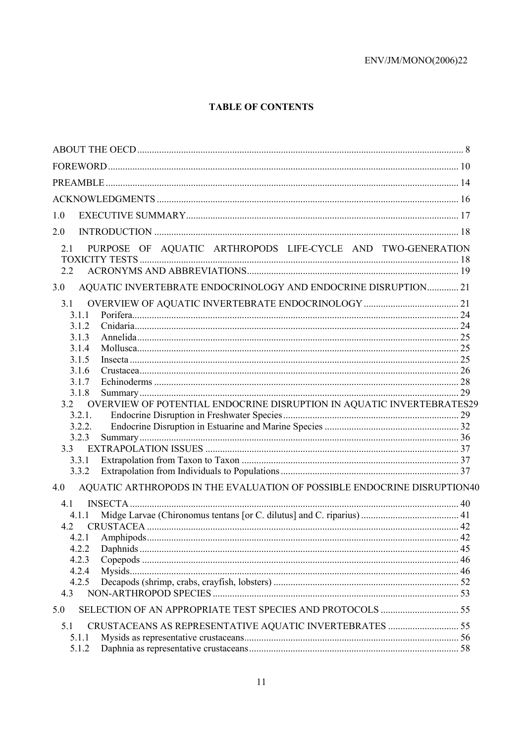# TABLE OF CONTENTS

ABOUT THE OECD ..... 8

FOREWORD ..... 10

PREAMBLE ..... 14

ACKNOWLEDGMENTS ..... 16

1.0 EXECUTIVE SUMMARY ..... 17

2.0 INTRODUCTION ..... 18

- 2.1 PURPOSE OF AQUATIC ARTHROPODS LIFE-CYCLE AND TWO-GENERATION TOXICITY TESTS ..... 18
- 2.2 ACRONYMS AND ABBREVIATIONS ..... 19

3.0 AQUATIC INVERTEBRATE ENDOCRINOLOGY AND ENDOCRINE DISRUPTION ..... 21

- 3.1 OVERVIEW OF AQUATIC INVERTEBRATE ENDOCRINOLOGY ..... 21
  - 3.1.1 Porifera ..... 24
  - 3.1.2 Cnidaria ..... 24
  - 3.1.3 Annelida ..... 25
  - 3.1.4 Mollusca ..... 25
  - 3.1.5 Insecta ..... 25
  - 3.1.6 Crustacea ..... 26
  - 3.1.7 Echinoderms ..... 28
  - 3.1.8 Summary ..... 29
- 3.2 OVERVIEW OF POTENTIAL ENDOCRINE DISRUPTION IN AQUATIC INVERTEBRATES ..... 29
  - 3.2.1. Endocrine Disruption in Freshwater Species ..... 29
  - 3.2.2. Endocrine Disruption in Estuarine and Marine Species ..... 32
  - 3.2.3 Summary ..... 36
- 3.3 EXTRAPOLATION ISSUES ..... 37
  - 3.3.1 Extrapolation from Taxon to Taxon ..... 37
  - 3.3.2 Extrapolation from Individuals to Populations ..... 37

4.0 AQUATIC ARTHROPODS IN THE EVALUATION OF POSSIBLE ENDOCRINE DISRUPTION ..... 40

- 4.1 INSECTA ..... 40
  - 4.1.1 Midge Larvae (Chironomus tentans [or C. dilutus] and C. riparius) ..... 41
- 4.2 CRUSTACEA ..... 42
  - 4.2.1 Amphipods ..... 42
  - 4.2.2 Daphnids ..... 45
  - 4.2.3 Copepods ..... 46
  - 4.2.4 Mysids ..... 46
  - 4.2.5 Decapods (shrimp, crabs, crayfish, lobsters) ..... 52
- 4.3 NON-ARTHROPOD SPECIES ..... 53

5.0 SELECTION OF AN APPROPRIATE TEST SPECIES AND PROTOCOLS ..... 55

- 5.1 CRUSTACEANS AS REPRESENTATIVE AQUATIC INVERTEBRATES ..... 55
  - 5.1.1 Mysids as representative crustaceans ..... 56
  - 5.1.2 Daphnia as representative crustaceans ..... 58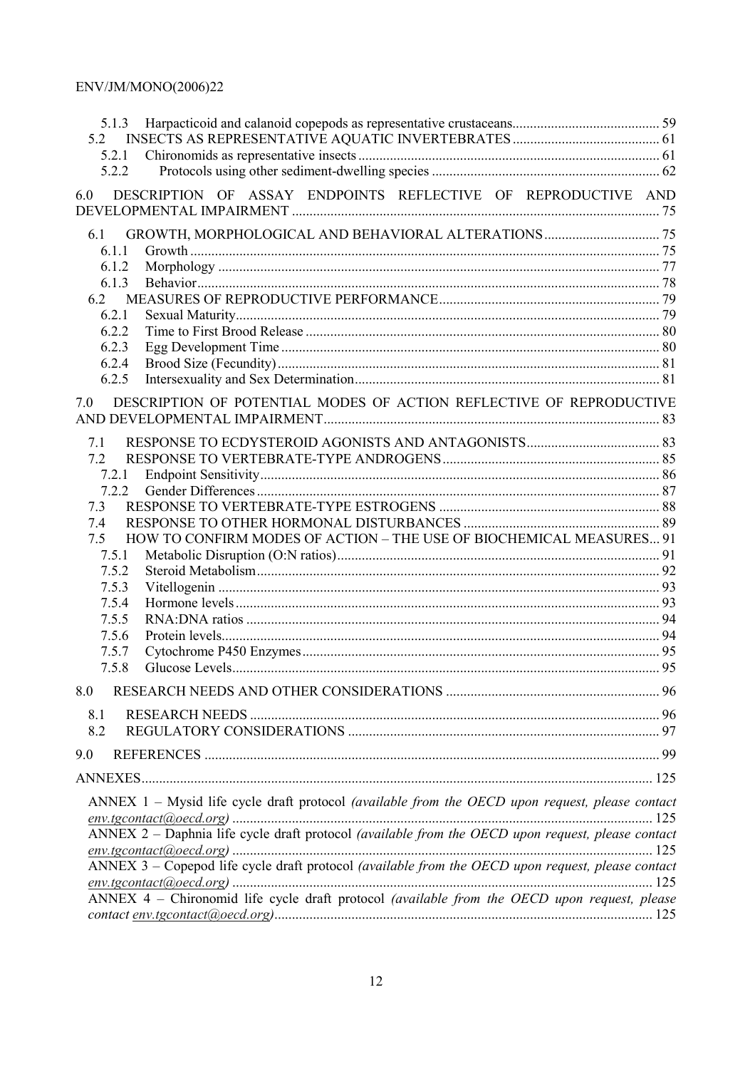5.1.3 Harpacticoid and calanoid copepods as representative crustaceans ... 59
5.2 INSECTS AS REPRESENTATIVE AQUATIC INVERTEBRATES ... 61
5.2.1 Chironomids as representative insects ... 61
5.2.2 Protocols using other sediment-dwelling species ... 62

6.0 DESCRIPTION OF ASSAY ENDPOINTS REFLECTIVE OF REPRODUCTIVE AND DEVELOPMENTAL IMPAIRMENT ... 75

6.1 GROWTH, MORPHOLOGICAL AND BEHAVIORAL ALTERATIONS ... 75
6.1.1 Growth ... 75
6.1.2 Morphology ... 77
6.1.3 Behavior ... 78
6.2 MEASURES OF REPRODUCTIVE PERFORMANCE ... 79
6.2.1 Sexual Maturity ... 79
6.2.2 Time to First Brood Release ... 80
6.2.3 Egg Development Time ... 80
6.2.4 Brood Size (Fecundity) ... 81
6.2.5 Intersexuality and Sex Determination ... 81

7.0 DESCRIPTION OF POTENTIAL MODES OF ACTION REFLECTIVE OF REPRODUCTIVE AND DEVELOPMENTAL IMPAIRMENT ... 83

7.1 RESPONSE TO ECDYSTEROID AGONISTS AND ANTAGONISTS ... 83
7.2 RESPONSE TO VERTEBRATE-TYPE ANDROGENS ... 85
7.2.1 Endpoint Sensitivity ... 86
7.2.2 Gender Differences ... 87
7.3 RESPONSE TO VERTEBRATE-TYPE ESTROGENS ... 88
7.4 RESPONSE TO OTHER HORMONAL DISTURBANCES ... 89
7.5 HOW TO CONFIRM MODES OF ACTION – THE USE OF BIOCHEMICAL MEASURES ... 91
7.5.1 Metabolic Disruption (O:N ratios) ... 91
7.5.2 Steroid Metabolism ... 92
7.5.3 Vitellogenin ... 93
7.5.4 Hormone levels ... 93
7.5.5 RNA:DNA ratios ... 94
7.5.6 Protein levels ... 94
7.5.7 Cytochrome P450 Enzymes ... 95
7.5.8 Glucose Levels ... 95

8.0 RESEARCH NEEDS AND OTHER CONSIDERATIONS ... 96

8.1 RESEARCH NEEDS ... 96
8.2 REGULATORY CONSIDERATIONS ... 97

9.0 REFERENCES ... 99

ANNEXES ... 125

ANNEX 1 – Mysid life cycle draft protocol *(available from the OECD upon request, please contact env.tgcontact@oecd.org)* ... 125
ANNEX 2 – Daphnia life cycle draft protocol *(available from the OECD upon request, please contact env.tgcontact@oecd.org)* ... 125
ANNEX 3 – Copepod life cycle draft protocol *(available from the OECD upon request, please contact env.tgcontact@oecd.org)* ... 125
ANNEX 4 – Chironomid life cycle draft protocol *(available from the OECD upon request, please contact env.tgcontact@oecd.org)* ... 125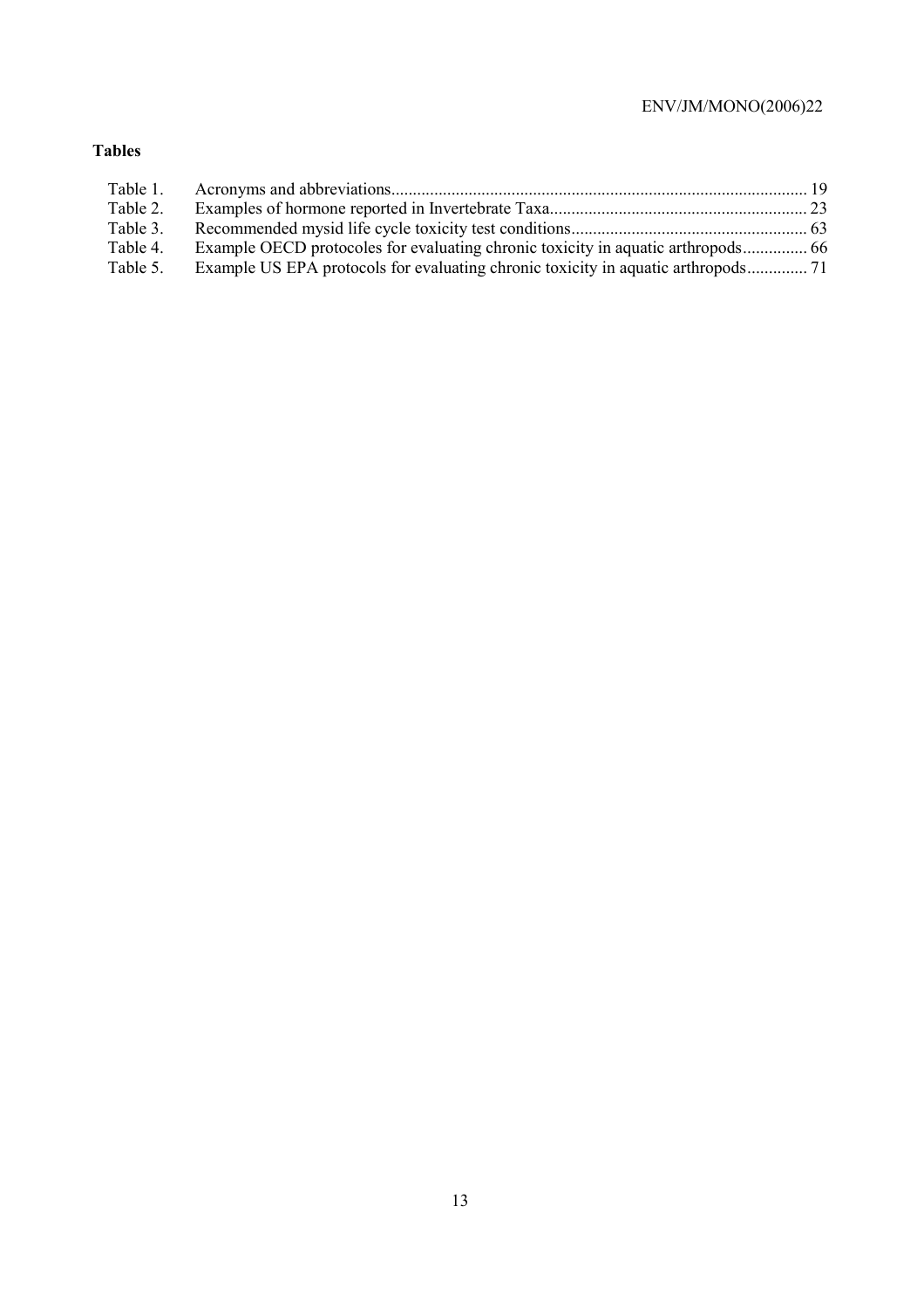**Tables**

| | | |
|---|---|---|
| Table 1. | Acronyms and abbreviations | 19 |
| Table 2. | Examples of hormone reported in Invertebrate Taxa | 23 |
| Table 3. | Recommended mysid life cycle toxicity test conditions | 63 |
| Table 4. | Example OECD protocoles for evaluating chronic toxicity in aquatic arthropods | 66 |
| Table 5. | Example US EPA protocols for evaluating chronic toxicity in aquatic arthropods | 71 |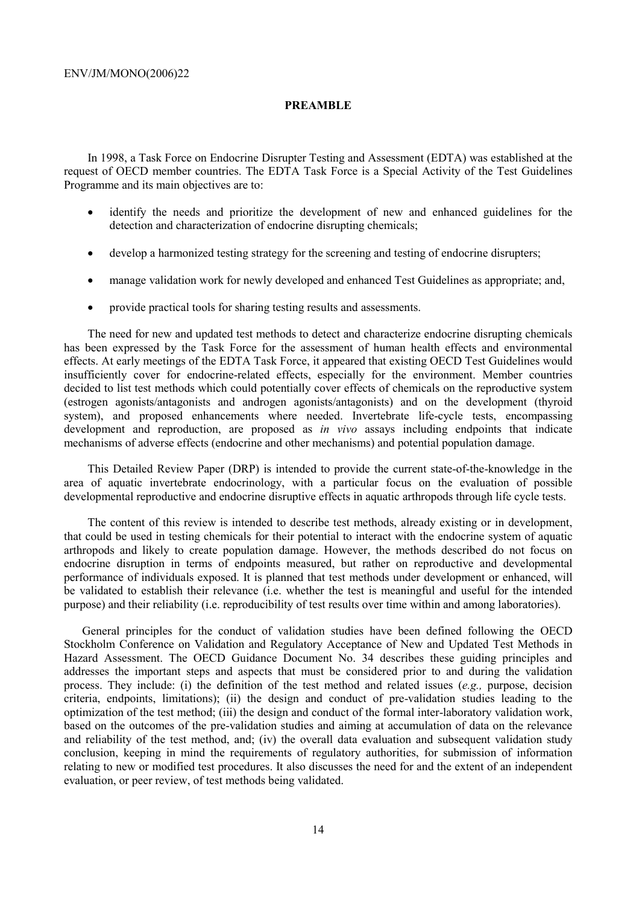## PREAMBLE

In 1998, a Task Force on Endocrine Disrupter Testing and Assessment (EDTA) was established at the request of OECD member countries. The EDTA Task Force is a Special Activity of the Test Guidelines Programme and its main objectives are to:

- identify the needs and prioritize the development of new and enhanced guidelines for the detection and characterization of endocrine disrupting chemicals;
- develop a harmonized testing strategy for the screening and testing of endocrine disrupters;
- manage validation work for newly developed and enhanced Test Guidelines as appropriate; and,
- provide practical tools for sharing testing results and assessments.

The need for new and updated test methods to detect and characterize endocrine disrupting chemicals has been expressed by the Task Force for the assessment of human health effects and environmental effects. At early meetings of the EDTA Task Force, it appeared that existing OECD Test Guidelines would insufficiently cover for endocrine-related effects, especially for the environment. Member countries decided to list test methods which could potentially cover effects of chemicals on the reproductive system (estrogen agonists/antagonists and androgen agonists/antagonists) and on the development (thyroid system), and proposed enhancements where needed. Invertebrate life-cycle tests, encompassing development and reproduction, are proposed as *in vivo* assays including endpoints that indicate mechanisms of adverse effects (endocrine and other mechanisms) and potential population damage.

This Detailed Review Paper (DRP) is intended to provide the current state-of-the-knowledge in the area of aquatic invertebrate endocrinology, with a particular focus on the evaluation of possible developmental reproductive and endocrine disruptive effects in aquatic arthropods through life cycle tests.

The content of this review is intended to describe test methods, already existing or in development, that could be used in testing chemicals for their potential to interact with the endocrine system of aquatic arthropods and likely to create population damage. However, the methods described do not focus on endocrine disruption in terms of endpoints measured, but rather on reproductive and developmental performance of individuals exposed. It is planned that test methods under development or enhanced, will be validated to establish their relevance (i.e. whether the test is meaningful and useful for the intended purpose) and their reliability (i.e. reproducibility of test results over time within and among laboratories).

General principles for the conduct of validation studies have been defined following the OECD Stockholm Conference on Validation and Regulatory Acceptance of New and Updated Test Methods in Hazard Assessment. The OECD Guidance Document No. 34 describes these guiding principles and addresses the important steps and aspects that must be considered prior to and during the validation process. They include: (i) the definition of the test method and related issues (*e.g.,* purpose, decision criteria, endpoints, limitations); (ii) the design and conduct of pre-validation studies leading to the optimization of the test method; (iii) the design and conduct of the formal inter-laboratory validation work, based on the outcomes of the pre-validation studies and aiming at accumulation of data on the relevance and reliability of the test method, and; (iv) the overall data evaluation and subsequent validation study conclusion, keeping in mind the requirements of regulatory authorities, for submission of information relating to new or modified test procedures. It also discusses the need for and the extent of an independent evaluation, or peer review, of test methods being validated.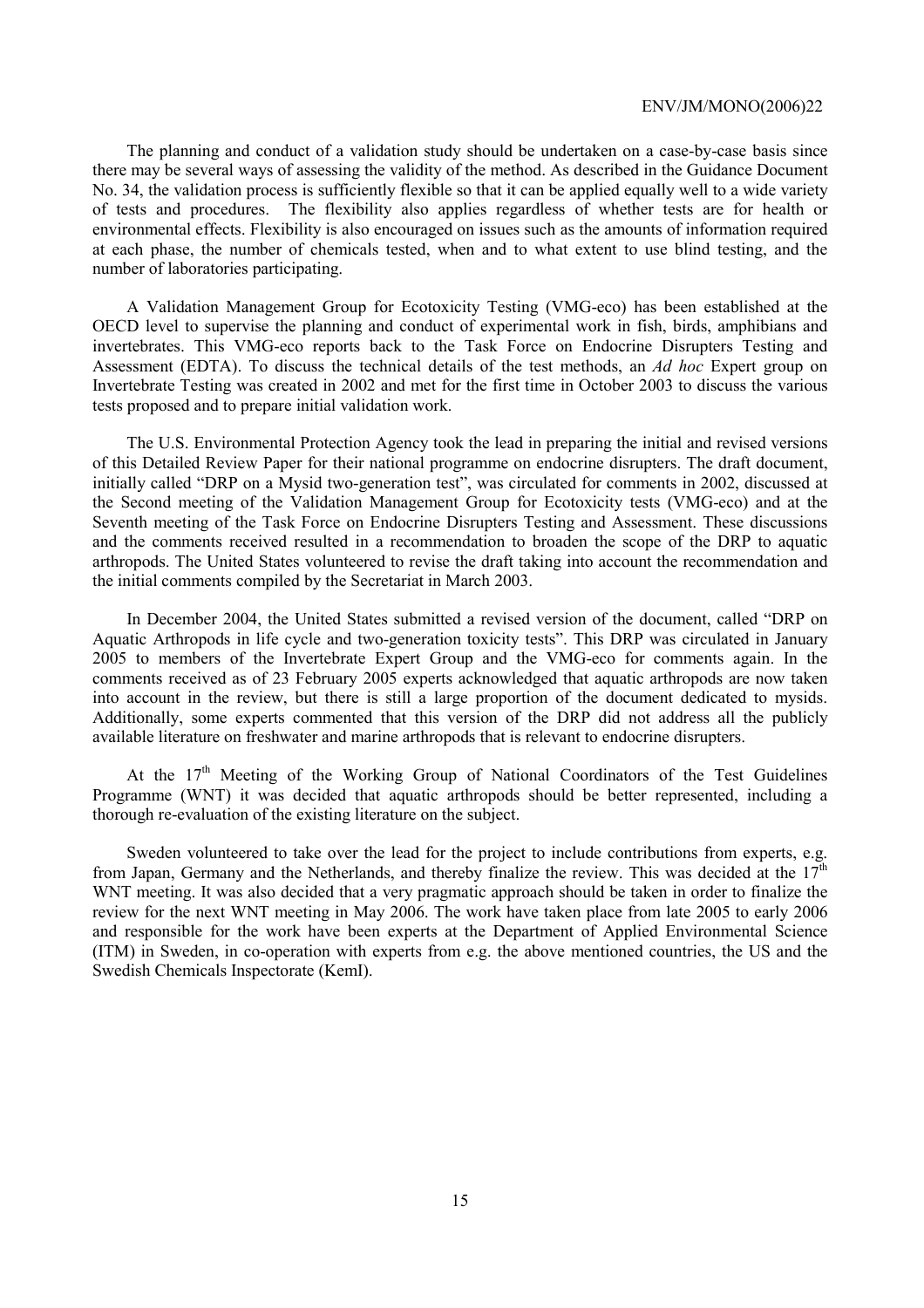The planning and conduct of a validation study should be undertaken on a case-by-case basis since there may be several ways of assessing the validity of the method. As described in the Guidance Document No. 34, the validation process is sufficiently flexible so that it can be applied equally well to a wide variety of tests and procedures. The flexibility also applies regardless of whether tests are for health or environmental effects. Flexibility is also encouraged on issues such as the amounts of information required at each phase, the number of chemicals tested, when and to what extent to use blind testing, and the number of laboratories participating.

A Validation Management Group for Ecotoxicity Testing (VMG-eco) has been established at the OECD level to supervise the planning and conduct of experimental work in fish, birds, amphibians and invertebrates. This VMG-eco reports back to the Task Force on Endocrine Disrupters Testing and Assessment (EDTA). To discuss the technical details of the test methods, an *Ad hoc* Expert group on Invertebrate Testing was created in 2002 and met for the first time in October 2003 to discuss the various tests proposed and to prepare initial validation work.

The U.S. Environmental Protection Agency took the lead in preparing the initial and revised versions of this Detailed Review Paper for their national programme on endocrine disrupters. The draft document, initially called "DRP on a Mysid two-generation test", was circulated for comments in 2002, discussed at the Second meeting of the Validation Management Group for Ecotoxicity tests (VMG-eco) and at the Seventh meeting of the Task Force on Endocrine Disrupters Testing and Assessment. These discussions and the comments received resulted in a recommendation to broaden the scope of the DRP to aquatic arthropods. The United States volunteered to revise the draft taking into account the recommendation and the initial comments compiled by the Secretariat in March 2003.

In December 2004, the United States submitted a revised version of the document, called "DRP on Aquatic Arthropods in life cycle and two-generation toxicity tests". This DRP was circulated in January 2005 to members of the Invertebrate Expert Group and the VMG-eco for comments again. In the comments received as of 23 February 2005 experts acknowledged that aquatic arthropods are now taken into account in the review, but there is still a large proportion of the document dedicated to mysids. Additionally, some experts commented that this version of the DRP did not address all the publicly available literature on freshwater and marine arthropods that is relevant to endocrine disrupters.

At the 17th Meeting of the Working Group of National Coordinators of the Test Guidelines Programme (WNT) it was decided that aquatic arthropods should be better represented, including a thorough re-evaluation of the existing literature on the subject.

Sweden volunteered to take over the lead for the project to include contributions from experts, e.g. from Japan, Germany and the Netherlands, and thereby finalize the review. This was decided at the 17th WNT meeting. It was also decided that a very pragmatic approach should be taken in order to finalize the review for the next WNT meeting in May 2006. The work have taken place from late 2005 to early 2006 and responsible for the work have been experts at the Department of Applied Environmental Science (ITM) in Sweden, in co-operation with experts from e.g. the above mentioned countries, the US and the Swedish Chemicals Inspectorate (KemI).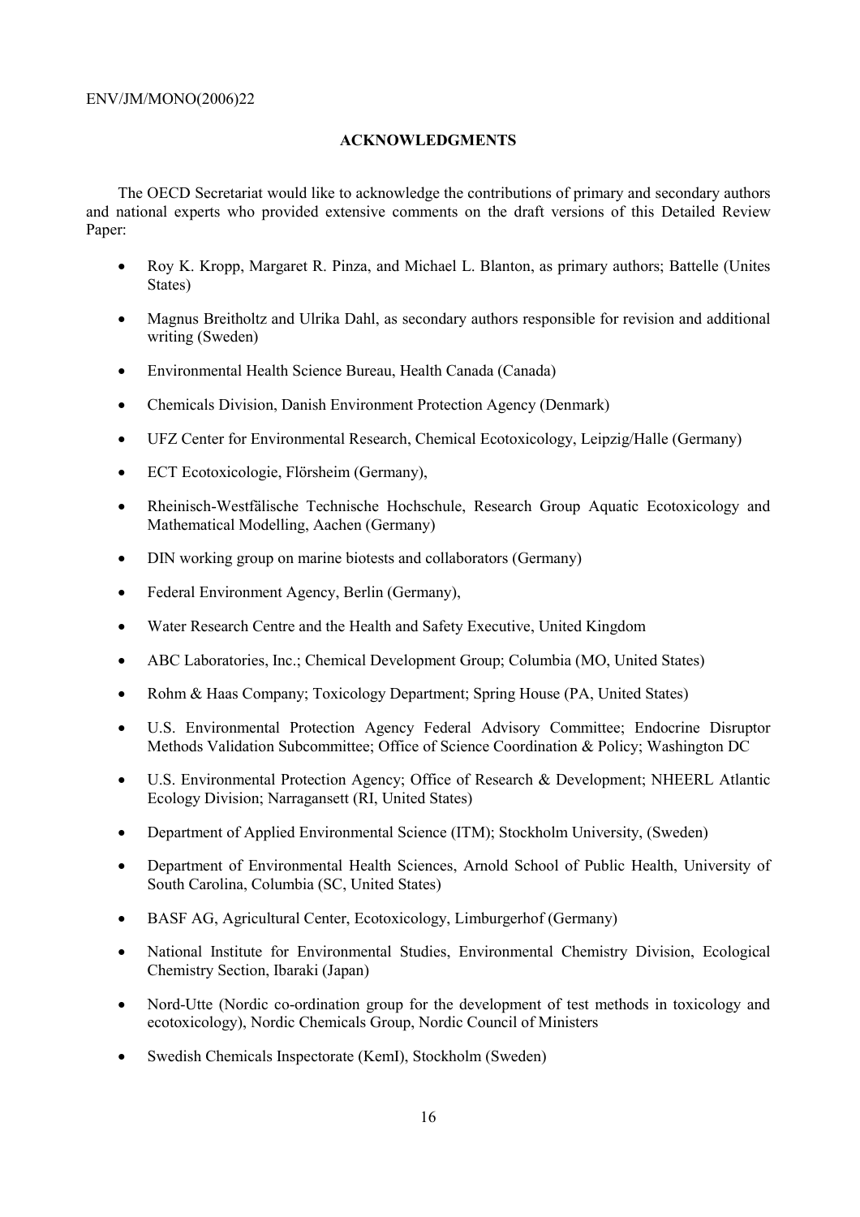## ACKNOWLEDGMENTS

The OECD Secretariat would like to acknowledge the contributions of primary and secondary authors and national experts who provided extensive comments on the draft versions of this Detailed Review Paper:

- Roy K. Kropp, Margaret R. Pinza, and Michael L. Blanton, as primary authors; Battelle (Unites States)
- Magnus Breitholtz and Ulrika Dahl, as secondary authors responsible for revision and additional writing (Sweden)
- Environmental Health Science Bureau, Health Canada (Canada)
- Chemicals Division, Danish Environment Protection Agency (Denmark)
- UFZ Center for Environmental Research, Chemical Ecotoxicology, Leipzig/Halle (Germany)
- ECT Ecotoxicologie, Flörsheim (Germany),
- Rheinisch-Westfälische Technische Hochschule, Research Group Aquatic Ecotoxicology and Mathematical Modelling, Aachen (Germany)
- DIN working group on marine biotests and collaborators (Germany)
- Federal Environment Agency, Berlin (Germany),
- Water Research Centre and the Health and Safety Executive, United Kingdom
- ABC Laboratories, Inc.; Chemical Development Group; Columbia (MO, United States)
- Rohm & Haas Company; Toxicology Department; Spring House (PA, United States)
- U.S. Environmental Protection Agency Federal Advisory Committee; Endocrine Disruptor Methods Validation Subcommittee; Office of Science Coordination & Policy; Washington DC
- U.S. Environmental Protection Agency; Office of Research & Development; NHEERL Atlantic Ecology Division; Narragansett (RI, United States)
- Department of Applied Environmental Science (ITM); Stockholm University, (Sweden)
- Department of Environmental Health Sciences, Arnold School of Public Health, University of South Carolina, Columbia (SC, United States)
- BASF AG, Agricultural Center, Ecotoxicology, Limburgerhof (Germany)
- National Institute for Environmental Studies, Environmental Chemistry Division, Ecological Chemistry Section, Ibaraki (Japan)
- Nord-Utte (Nordic co-ordination group for the development of test methods in toxicology and ecotoxicology), Nordic Chemicals Group, Nordic Council of Ministers
- Swedish Chemicals Inspectorate (KemI), Stockholm (Sweden)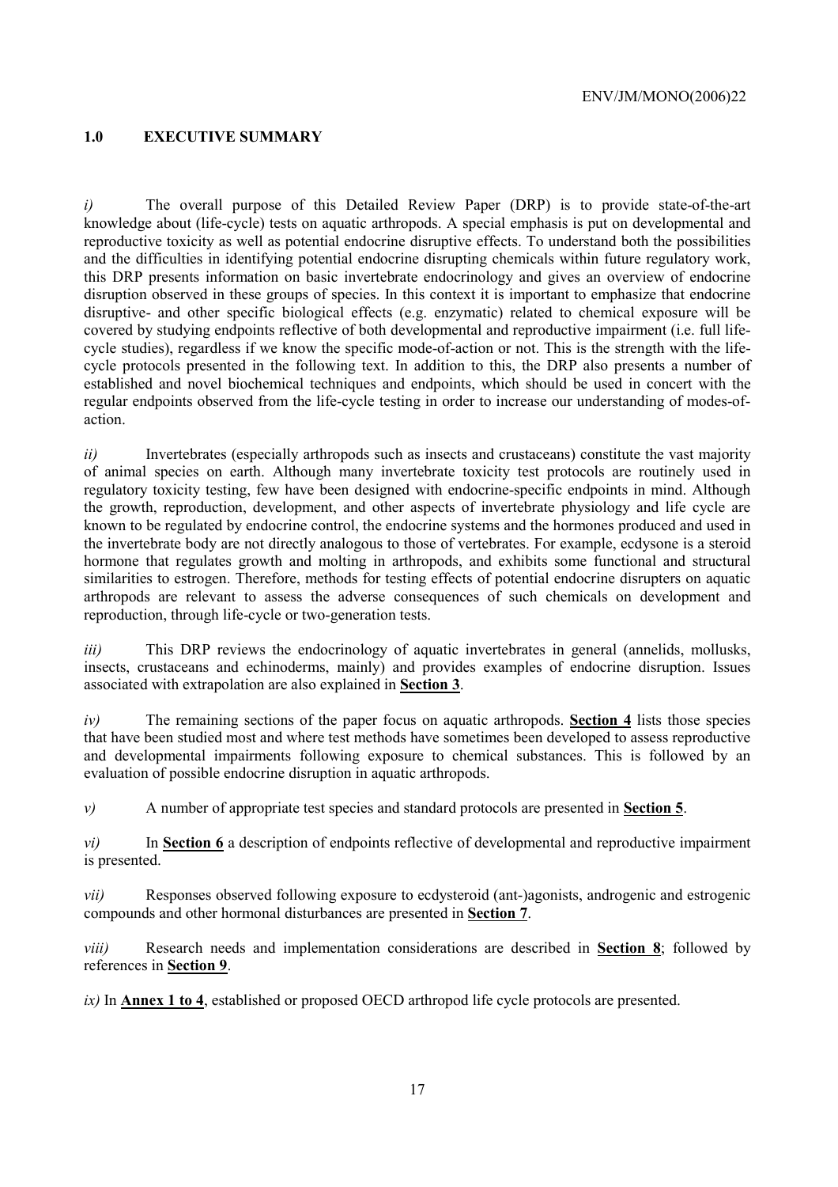## 1.0 EXECUTIVE SUMMARY

*i)* The overall purpose of this Detailed Review Paper (DRP) is to provide state-of-the-art knowledge about (life-cycle) tests on aquatic arthropods. A special emphasis is put on developmental and reproductive toxicity as well as potential endocrine disruptive effects. To understand both the possibilities and the difficulties in identifying potential endocrine disrupting chemicals within future regulatory work, this DRP presents information on basic invertebrate endocrinology and gives an overview of endocrine disruption observed in these groups of species. In this context it is important to emphasize that endocrine disruptive- and other specific biological effects (e.g. enzymatic) related to chemical exposure will be covered by studying endpoints reflective of both developmental and reproductive impairment (i.e. full life-cycle studies), regardless if we know the specific mode-of-action or not. This is the strength with the life-cycle protocols presented in the following text. In addition to this, the DRP also presents a number of established and novel biochemical techniques and endpoints, which should be used in concert with the regular endpoints observed from the life-cycle testing in order to increase our understanding of modes-of-action.

*ii)* Invertebrates (especially arthropods such as insects and crustaceans) constitute the vast majority of animal species on earth. Although many invertebrate toxicity test protocols are routinely used in regulatory toxicity testing, few have been designed with endocrine-specific endpoints in mind. Although the growth, reproduction, development, and other aspects of invertebrate physiology and life cycle are known to be regulated by endocrine control, the endocrine systems and the hormones produced and used in the invertebrate body are not directly analogous to those of vertebrates. For example, ecdysone is a steroid hormone that regulates growth and molting in arthropods, and exhibits some functional and structural similarities to estrogen. Therefore, methods for testing effects of potential endocrine disrupters on aquatic arthropods are relevant to assess the adverse consequences of such chemicals on development and reproduction, through life-cycle or two-generation tests.

*iii)* This DRP reviews the endocrinology of aquatic invertebrates in general (annelids, mollusks, insects, crustaceans and echinoderms, mainly) and provides examples of endocrine disruption. Issues associated with extrapolation are also explained in **Section 3**.

*iv)* The remaining sections of the paper focus on aquatic arthropods. **Section 4** lists those species that have been studied most and where test methods have sometimes been developed to assess reproductive and developmental impairments following exposure to chemical substances. This is followed by an evaluation of possible endocrine disruption in aquatic arthropods.

*v)* A number of appropriate test species and standard protocols are presented in **Section 5**.

*vi)* In **Section 6** a description of endpoints reflective of developmental and reproductive impairment is presented.

*vii)* Responses observed following exposure to ecdysteroid (ant-)agonists, androgenic and estrogenic compounds and other hormonal disturbances are presented in **Section 7**.

*viii)* Research needs and implementation considerations are described in **Section 8**; followed by references in **Section 9**.

*ix)* In **Annex 1 to 4**, established or proposed OECD arthropod life cycle protocols are presented.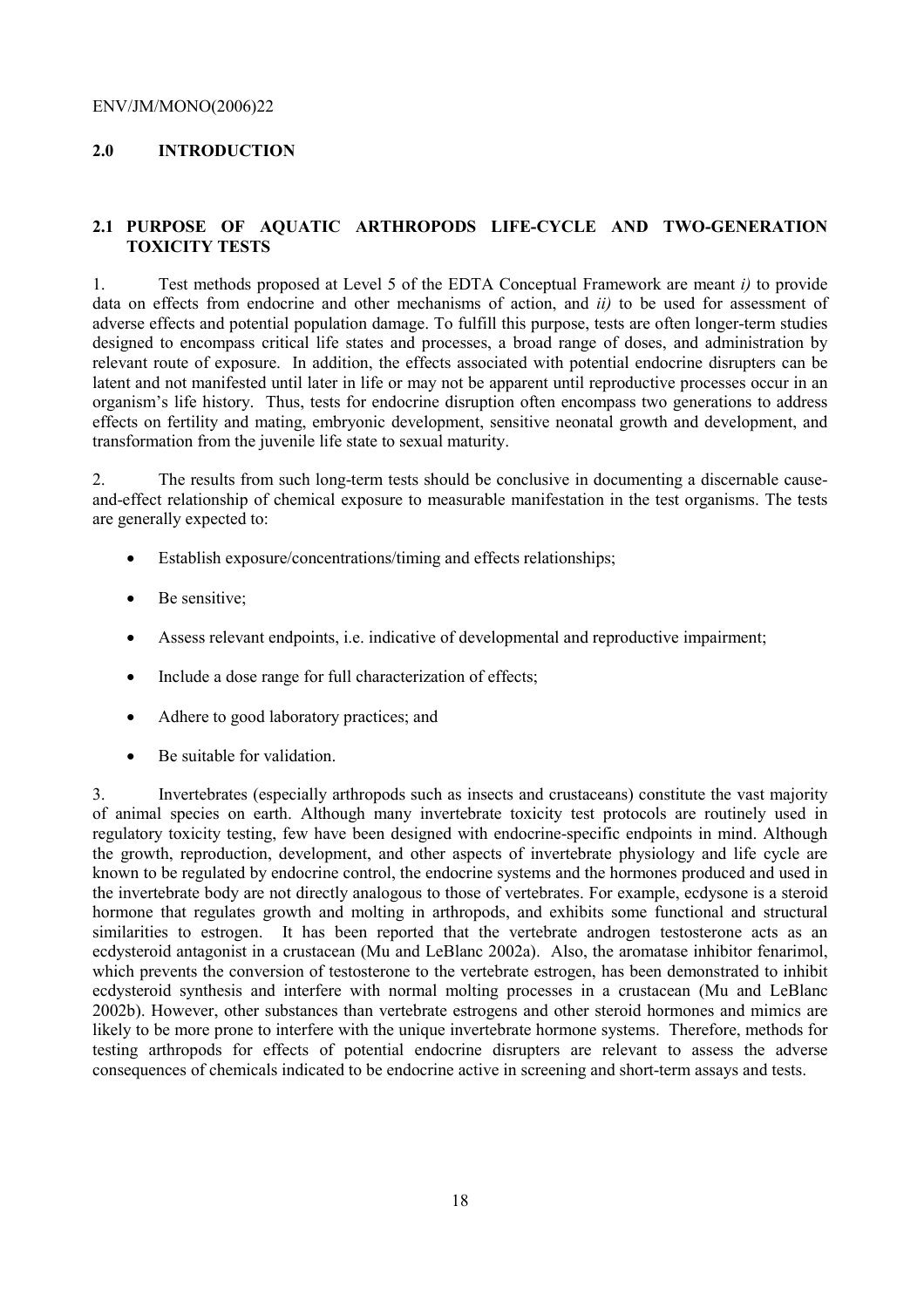## 2.0 INTRODUCTION

### 2.1 PURPOSE OF AQUATIC ARTHROPODS LIFE-CYCLE AND TWO-GENERATION TOXICITY TESTS

1. Test methods proposed at Level 5 of the EDTA Conceptual Framework are meant *i)* to provide data on effects from endocrine and other mechanisms of action, and *ii)* to be used for assessment of adverse effects and potential population damage. To fulfill this purpose, tests are often longer-term studies designed to encompass critical life states and processes, a broad range of doses, and administration by relevant route of exposure. In addition, the effects associated with potential endocrine disrupters can be latent and not manifested until later in life or may not be apparent until reproductive processes occur in an organism's life history. Thus, tests for endocrine disruption often encompass two generations to address effects on fertility and mating, embryonic development, sensitive neonatal growth and development, and transformation from the juvenile life state to sexual maturity.

2. The results from such long-term tests should be conclusive in documenting a discernable cause-and-effect relationship of chemical exposure to measurable manifestation in the test organisms. The tests are generally expected to:

- Establish exposure/concentrations/timing and effects relationships;
- Be sensitive;
- Assess relevant endpoints, i.e. indicative of developmental and reproductive impairment;
- Include a dose range for full characterization of effects;
- Adhere to good laboratory practices; and
- Be suitable for validation.

3. Invertebrates (especially arthropods such as insects and crustaceans) constitute the vast majority of animal species on earth. Although many invertebrate toxicity test protocols are routinely used in regulatory toxicity testing, few have been designed with endocrine-specific endpoints in mind. Although the growth, reproduction, development, and other aspects of invertebrate physiology and life cycle are known to be regulated by endocrine control, the endocrine systems and the hormones produced and used in the invertebrate body are not directly analogous to those of vertebrates. For example, ecdysone is a steroid hormone that regulates growth and molting in arthropods, and exhibits some functional and structural similarities to estrogen. It has been reported that the vertebrate androgen testosterone acts as an ecdysteroid antagonist in a crustacean (Mu and LeBlanc 2002a). Also, the aromatase inhibitor fenarimol, which prevents the conversion of testosterone to the vertebrate estrogen, has been demonstrated to inhibit ecdysteroid synthesis and interfere with normal molting processes in a crustacean (Mu and LeBlanc 2002b). However, other substances than vertebrate estrogens and other steroid hormones and mimics are likely to be more prone to interfere with the unique invertebrate hormone systems. Therefore, methods for testing arthropods for effects of potential endocrine disrupters are relevant to assess the adverse consequences of chemicals indicated to be endocrine active in screening and short-term assays and tests.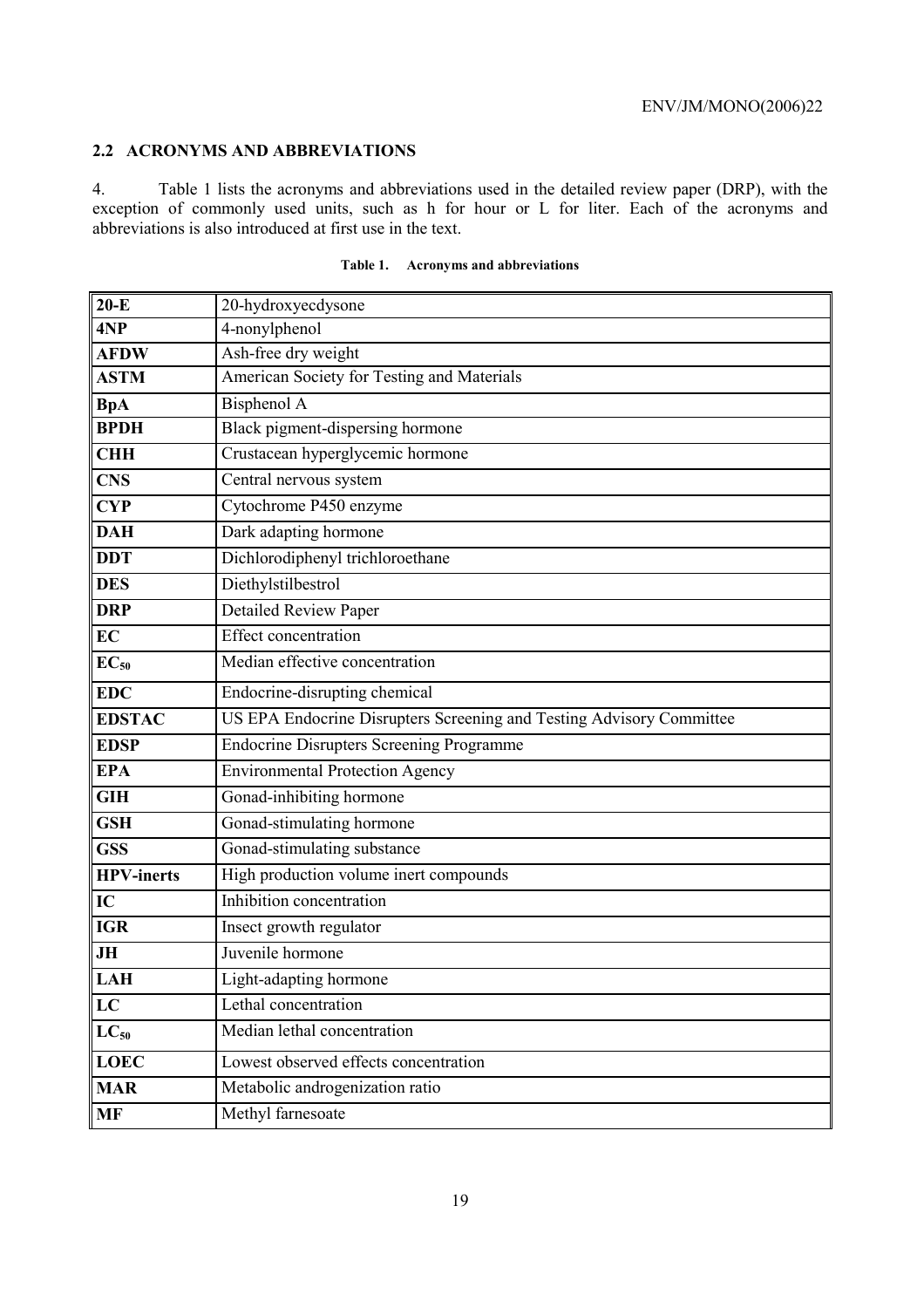## 2.2 ACRONYMS AND ABBREVIATIONS

4. Table 1 lists the acronyms and abbreviations used in the detailed review paper (DRP), with the exception of commonly used units, such as h for hour or L for liter. Each of the acronyms and abbreviations is also introduced at first use in the text.

**Table 1. Acronyms and abbreviations**

| | |
|---|---|
| **20-E** | 20-hydroxyecdysone |
| **4NP** | 4-nonylphenol |
| **AFDW** | Ash-free dry weight |
| **ASTM** | American Society for Testing and Materials |
| **BpA** | Bisphenol A |
| **BPDH** | Black pigment-dispersing hormone |
| **CHH** | Crustacean hyperglycemic hormone |
| **CNS** | Central nervous system |
| **CYP** | Cytochrome P450 enzyme |
| **DAH** | Dark adapting hormone |
| **DDT** | Dichlorodiphenyl trichloroethane |
| **DES** | Diethylstilbestrol |
| **DRP** | Detailed Review Paper |
| **EC** | Effect concentration |
| **$EC_{50}$** | Median effective concentration |
| **EDC** | Endocrine-disrupting chemical |
| **EDSTAC** | US EPA Endocrine Disrupters Screening and Testing Advisory Committee |
| **EDSP** | Endocrine Disrupters Screening Programme |
| **EPA** | Environmental Protection Agency |
| **GIH** | Gonad-inhibiting hormone |
| **GSH** | Gonad-stimulating hormone |
| **GSS** | Gonad-stimulating substance |
| **HPV-inerts** | High production volume inert compounds |
| **IC** | Inhibition concentration |
| **IGR** | Insect growth regulator |
| **JH** | Juvenile hormone |
| **LAH** | Light-adapting hormone |
| **LC** | Lethal concentration |
| **$LC_{50}$** | Median lethal concentration |
| **LOEC** | Lowest observed effects concentration |
| **MAR** | Metabolic androgenization ratio |
| **MF** | Methyl farnesoate |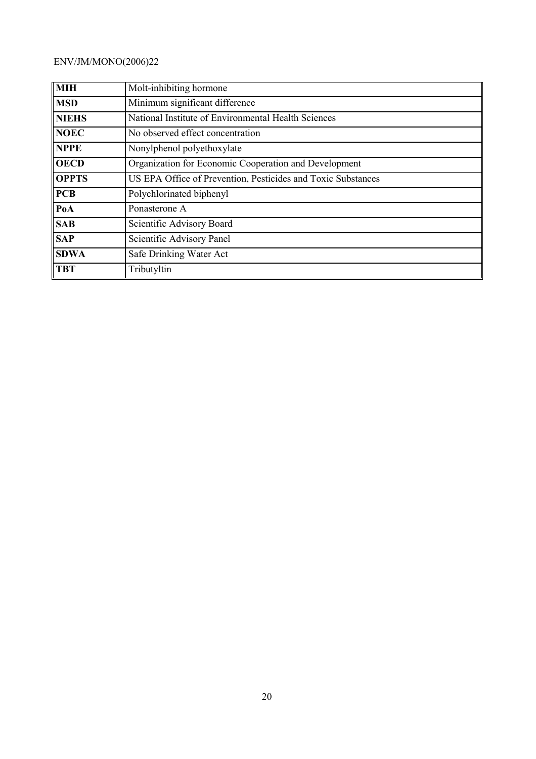| | |
|---|---|
| **MIH** | Molt-inhibiting hormone |
| **MSD** | Minimum significant difference |
| **NIEHS** | National Institute of Environmental Health Sciences |
| **NOEC** | No observed effect concentration |
| **NPPE** | Nonylphenol polyethoxylate |
| **OECD** | Organization for Economic Cooperation and Development |
| **OPPTS** | US EPA Office of Prevention, Pesticides and Toxic Substances |
| **PCB** | Polychlorinated biphenyl |
| **PoA** | Ponasterone A |
| **SAB** | Scientific Advisory Board |
| **SAP** | Scientific Advisory Panel |
| **SDWA** | Safe Drinking Water Act |
| **TBT** | Tributyltin |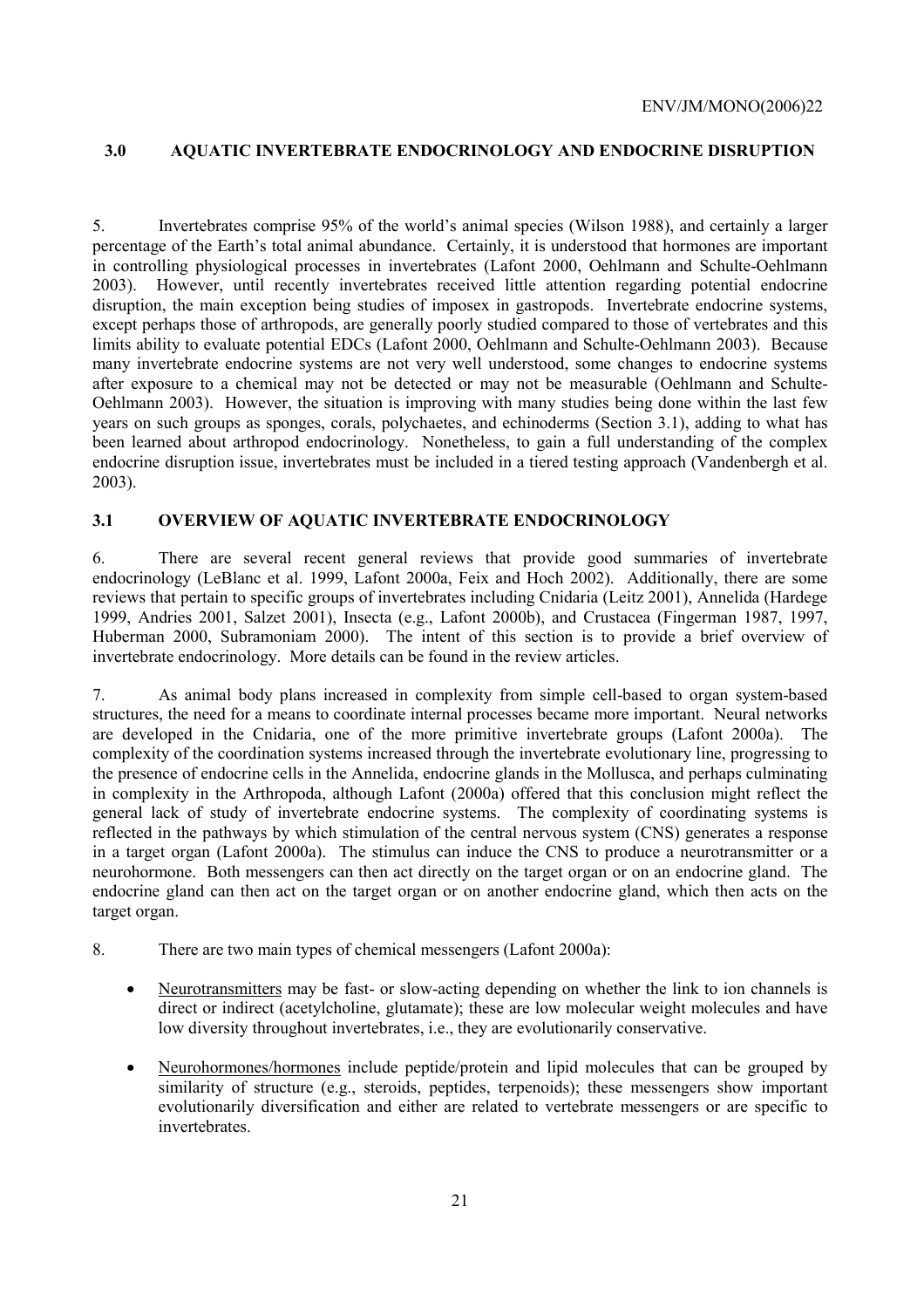## 3.0 AQUATIC INVERTEBRATE ENDOCRINOLOGY AND ENDOCRINE DISRUPTION

5. Invertebrates comprise 95% of the world's animal species (Wilson 1988), and certainly a larger percentage of the Earth's total animal abundance. Certainly, it is understood that hormones are important in controlling physiological processes in invertebrates (Lafont 2000, Oehlmann and Schulte-Oehlmann 2003). However, until recently invertebrates received little attention regarding potential endocrine disruption, the main exception being studies of imposex in gastropods. Invertebrate endocrine systems, except perhaps those of arthropods, are generally poorly studied compared to those of vertebrates and this limits ability to evaluate potential EDCs (Lafont 2000, Oehlmann and Schulte-Oehlmann 2003). Because many invertebrate endocrine systems are not very well understood, some changes to endocrine systems after exposure to a chemical may not be detected or may not be measurable (Oehlmann and Schulte-Oehlmann 2003). However, the situation is improving with many studies being done within the last few years on such groups as sponges, corals, polychaetes, and echinoderms (Section 3.1), adding to what has been learned about arthropod endocrinology. Nonetheless, to gain a full understanding of the complex endocrine disruption issue, invertebrates must be included in a tiered testing approach (Vandenbergh et al. 2003).

### 3.1 OVERVIEW OF AQUATIC INVERTEBRATE ENDOCRINOLOGY

6. There are several recent general reviews that provide good summaries of invertebrate endocrinology (LeBlanc et al. 1999, Lafont 2000a, Feix and Hoch 2002). Additionally, there are some reviews that pertain to specific groups of invertebrates including Cnidaria (Leitz 2001), Annelida (Hardege 1999, Andries 2001, Salzet 2001), Insecta (e.g., Lafont 2000b), and Crustacea (Fingerman 1987, 1997, Huberman 2000, Subramoniam 2000). The intent of this section is to provide a brief overview of invertebrate endocrinology. More details can be found in the review articles.

7. As animal body plans increased in complexity from simple cell-based to organ system-based structures, the need for a means to coordinate internal processes became more important. Neural networks are developed in the Cnidaria, one of the more primitive invertebrate groups (Lafont 2000a). The complexity of the coordination systems increased through the invertebrate evolutionary line, progressing to the presence of endocrine cells in the Annelida, endocrine glands in the Mollusca, and perhaps culminating in complexity in the Arthropoda, although Lafont (2000a) offered that this conclusion might reflect the general lack of study of invertebrate endocrine systems. The complexity of coordinating systems is reflected in the pathways by which stimulation of the central nervous system (CNS) generates a response in a target organ (Lafont 2000a). The stimulus can induce the CNS to produce a neurotransmitter or a neurohormone. Both messengers can then act directly on the target organ or on an endocrine gland. The endocrine gland can then act on the target organ or on another endocrine gland, which then acts on the target organ.

8. There are two main types of chemical messengers (Lafont 2000a):

- <u>Neurotransmitters</u> may be fast- or slow-acting depending on whether the link to ion channels is direct or indirect (acetylcholine, glutamate); these are low molecular weight molecules and have low diversity throughout invertebrates, i.e., they are evolutionarily conservative.

- <u>Neurohormones/hormones</u> include peptide/protein and lipid molecules that can be grouped by similarity of structure (e.g., steroids, peptides, terpenoids); these messengers show important evolutionarily diversification and either are related to vertebrate messengers or are specific to invertebrates.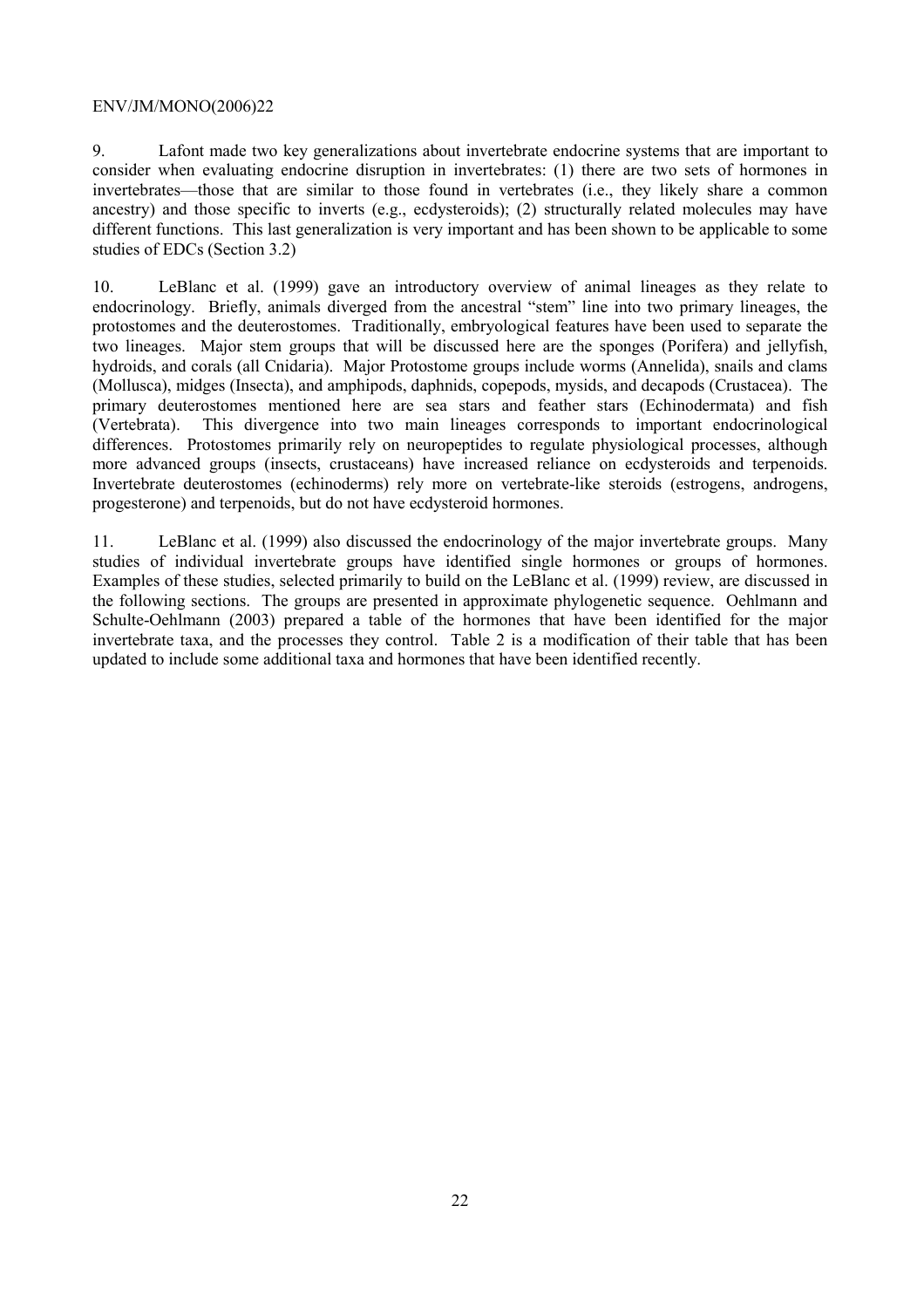9. Lafont made two key generalizations about invertebrate endocrine systems that are important to consider when evaluating endocrine disruption in invertebrates: (1) there are two sets of hormones in invertebrates—those that are similar to those found in vertebrates (i.e., they likely share a common ancestry) and those specific to inverts (e.g., ecdysteroids); (2) structurally related molecules may have different functions. This last generalization is very important and has been shown to be applicable to some studies of EDCs (Section 3.2)

10. LeBlanc et al. (1999) gave an introductory overview of animal lineages as they relate to endocrinology. Briefly, animals diverged from the ancestral "stem" line into two primary lineages, the protostomes and the deuterostomes. Traditionally, embryological features have been used to separate the two lineages. Major stem groups that will be discussed here are the sponges (Porifera) and jellyfish, hydroids, and corals (all Cnidaria). Major Protostome groups include worms (Annelida), snails and clams (Mollusca), midges (Insecta), and amphipods, daphnids, copepods, mysids, and decapods (Crustacea). The primary deuterostomes mentioned here are sea stars and feather stars (Echinodermata) and fish (Vertebrata). This divergence into two main lineages corresponds to important endocrinological differences. Protostomes primarily rely on neuropeptides to regulate physiological processes, although more advanced groups (insects, crustaceans) have increased reliance on ecdysteroids and terpenoids. Invertebrate deuterostomes (echinoderms) rely more on vertebrate-like steroids (estrogens, androgens, progesterone) and terpenoids, but do not have ecdysteroid hormones.

11. LeBlanc et al. (1999) also discussed the endocrinology of the major invertebrate groups. Many studies of individual invertebrate groups have identified single hormones or groups of hormones. Examples of these studies, selected primarily to build on the LeBlanc et al. (1999) review, are discussed in the following sections. The groups are presented in approximate phylogenetic sequence. Oehlmann and Schulte-Oehlmann (2003) prepared a table of the hormones that have been identified for the major invertebrate taxa, and the processes they control. Table 2 is a modification of their table that has been updated to include some additional taxa and hormones that have been identified recently.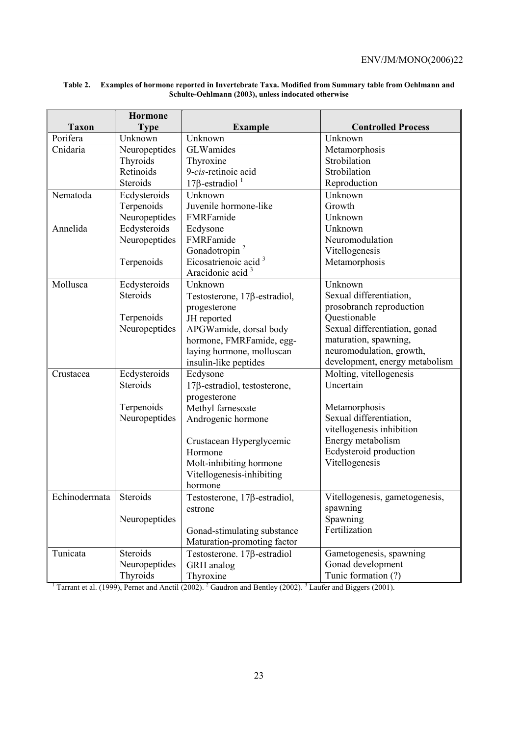**Table 2. Examples of hormone reported in Invertebrate Taxa. Modified from Summary table from Oehlmann and Schulte-Oehlmann (2003), unless indocated otherwise**

| Taxon | Hormone Type | Example | Controlled Process |
|---|---|---|---|
| Porifera | Unknown | Unknown | Unknown |
| Cnidaria | Neuropeptides | GLWamides | Metamorphosis |
| | Thyroids | Thyroxine | Strobilation |
| | Retinoids | 9-*cis*-retinoic acid | Strobilation |
| | Steroids | 17β-estradiol [1] | Reproduction |
| Nematoda | Ecdysteroids | Unknown | Unknown |
| | Terpenoids | Juvenile hormone-like | Growth |
| | Neuropeptides | FMRFamide | Unknown |
| Annelida | Ecdysteroids | Ecdysone | Unknown |
| | Neuropeptides | FMRFamide | Neuromodulation |
| | | Gonadotropin [2] | Vitellogenesis |
| | Terpenoids | Eicosatrienoic acid [3] | Metamorphosis |
| | | Aracidonic acid [3] | |
| Mollusca | Ecdysteroids | Unknown | Unknown |
| | Steroids | Testosterone, 17β-estradiol, progesterone | Sexual differentiation, prosobranch reproduction |
| | Terpenoids | JH reported | Questionable |
| | Neuropeptides | APGWamide, dorsal body hormone, FMRFamide, egg-laying hormone, molluscan insulin-like peptides | Sexual differentiation, gonad maturation, spawning, neuromodulation, growth, development, energy metabolism |
| Crustacea | Ecdysteroids | Ecdysone | Molting, vitellogenesis |
| | Steroids | 17β-estradiol, testosterone, progesterone | Uncertain |
| | Terpenoids | Methyl farnesoate | Metamorphosis |
| | Neuropeptides | Androgenic hormone | Sexual differentiation, vitellogenesis inhibition |
| | | Crustacean Hyperglycemic Hormone | Energy metabolism |
| | | Molt-inhibiting hormone | Ecdysteroid production |
| | | Vitellogenesis-inhibiting hormone | Vitellogenesis |
| Echinodermata | Steroids | Testosterone, 17β-estradiol, estrone | Vitellogenesis, gametogenesis, spawning |
| | Neuropeptides | Gonad-stimulating substance | Spawning |
| | | Maturation-promoting factor | Fertilization |
| Tunicata | Steroids | Testosterone. 17β-estradiol | Gametogenesis, spawning |
| | Neuropeptides | GRH analog | Gonad development |
| | Thyroids | Thyroxine | Tunic formation (?) |

[1] Tarrant et al. (1999), Pernet and Anctil (2002). [2] Gaudron and Bentley (2002). [3] Laufer and Biggers (2001).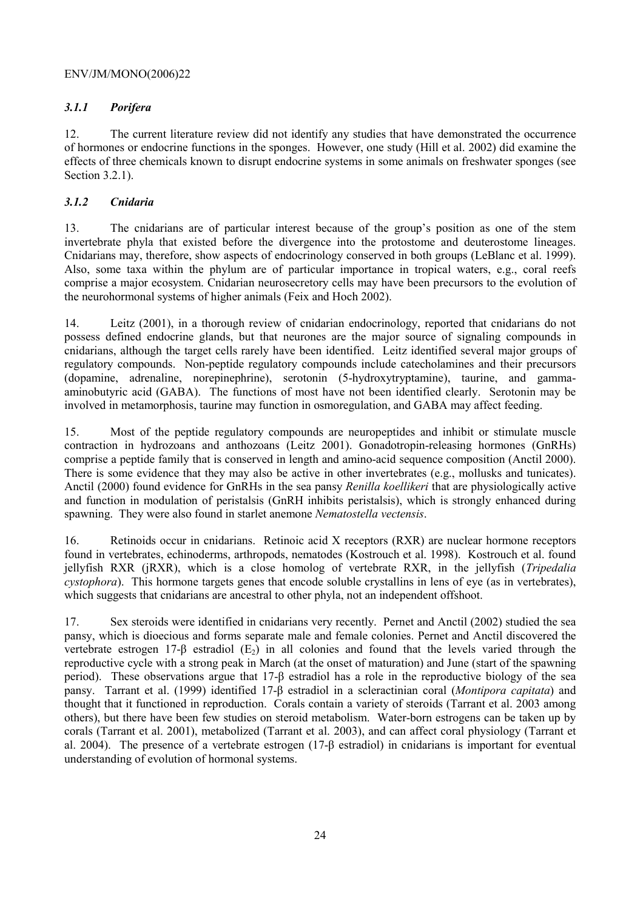### *3.1.1 Porifera*

12. The current literature review did not identify any studies that have demonstrated the occurrence of hormones or endocrine functions in the sponges. However, one study (Hill et al. 2002) did examine the effects of three chemicals known to disrupt endocrine systems in some animals on freshwater sponges (see Section 3.2.1).

### *3.1.2 Cnidaria*

13. The cnidarians are of particular interest because of the group's position as one of the stem invertebrate phyla that existed before the divergence into the protostome and deuterostome lineages. Cnidarians may, therefore, show aspects of endocrinology conserved in both groups (LeBlanc et al. 1999). Also, some taxa within the phylum are of particular importance in tropical waters, e.g., coral reefs comprise a major ecosystem. Cnidarian neurosecretory cells may have been precursors to the evolution of the neurohormonal systems of higher animals (Feix and Hoch 2002).

14. Leitz (2001), in a thorough review of cnidarian endocrinology, reported that cnidarians do not possess defined endocrine glands, but that neurones are the major source of signaling compounds in cnidarians, although the target cells rarely have been identified. Leitz identified several major groups of regulatory compounds. Non-peptide regulatory compounds include catecholamines and their precursors (dopamine, adrenaline, norepinephrine), serotonin (5-hydroxytryptamine), taurine, and gamma-aminobutyric acid (GABA). The functions of most have not been identified clearly. Serotonin may be involved in metamorphosis, taurine may function in osmoregulation, and GABA may affect feeding.

15. Most of the peptide regulatory compounds are neuropeptides and inhibit or stimulate muscle contraction in hydrozoans and anthozoans (Leitz 2001). Gonadotropin-releasing hormones (GnRHs) comprise a peptide family that is conserved in length and amino-acid sequence composition (Anctil 2000). There is some evidence that they may also be active in other invertebrates (e.g., mollusks and tunicates). Anctil (2000) found evidence for GnRHs in the sea pansy *Renilla koellikeri* that are physiologically active and function in modulation of peristalsis (GnRH inhibits peristalsis), which is strongly enhanced during spawning. They were also found in starlet anemone *Nematostella vectensis*.

16. Retinoids occur in cnidarians. Retinoic acid X receptors (RXR) are nuclear hormone receptors found in vertebrates, echinoderms, arthropods, nematodes (Kostrouch et al. 1998). Kostrouch et al. found jellyfish RXR (jRXR), which is a close homolog of vertebrate RXR, in the jellyfish (*Tripedalia cystophora*). This hormone targets genes that encode soluble crystallins in lens of eye (as in vertebrates), which suggests that cnidarians are ancestral to other phyla, not an independent offshoot.

17. Sex steroids were identified in cnidarians very recently. Pernet and Anctil (2002) studied the sea pansy, which is dioecious and forms separate male and female colonies. Pernet and Anctil discovered the vertebrate estrogen 17-β estradiol ($E_2$) in all colonies and found that the levels varied through the reproductive cycle with a strong peak in March (at the onset of maturation) and June (start of the spawning period). These observations argue that 17-β estradiol has a role in the reproductive biology of the sea pansy. Tarrant et al. (1999) identified 17-β estradiol in a scleractinian coral (*Montipora capitata*) and thought that it functioned in reproduction. Corals contain a variety of steroids (Tarrant et al. 2003 among others), but there have been few studies on steroid metabolism. Water-born estrogens can be taken up by corals (Tarrant et al. 2001), metabolized (Tarrant et al. 2003), and can affect coral physiology (Tarrant et al. 2004). The presence of a vertebrate estrogen (17-β estradiol) in cnidarians is important for eventual understanding of evolution of hormonal systems.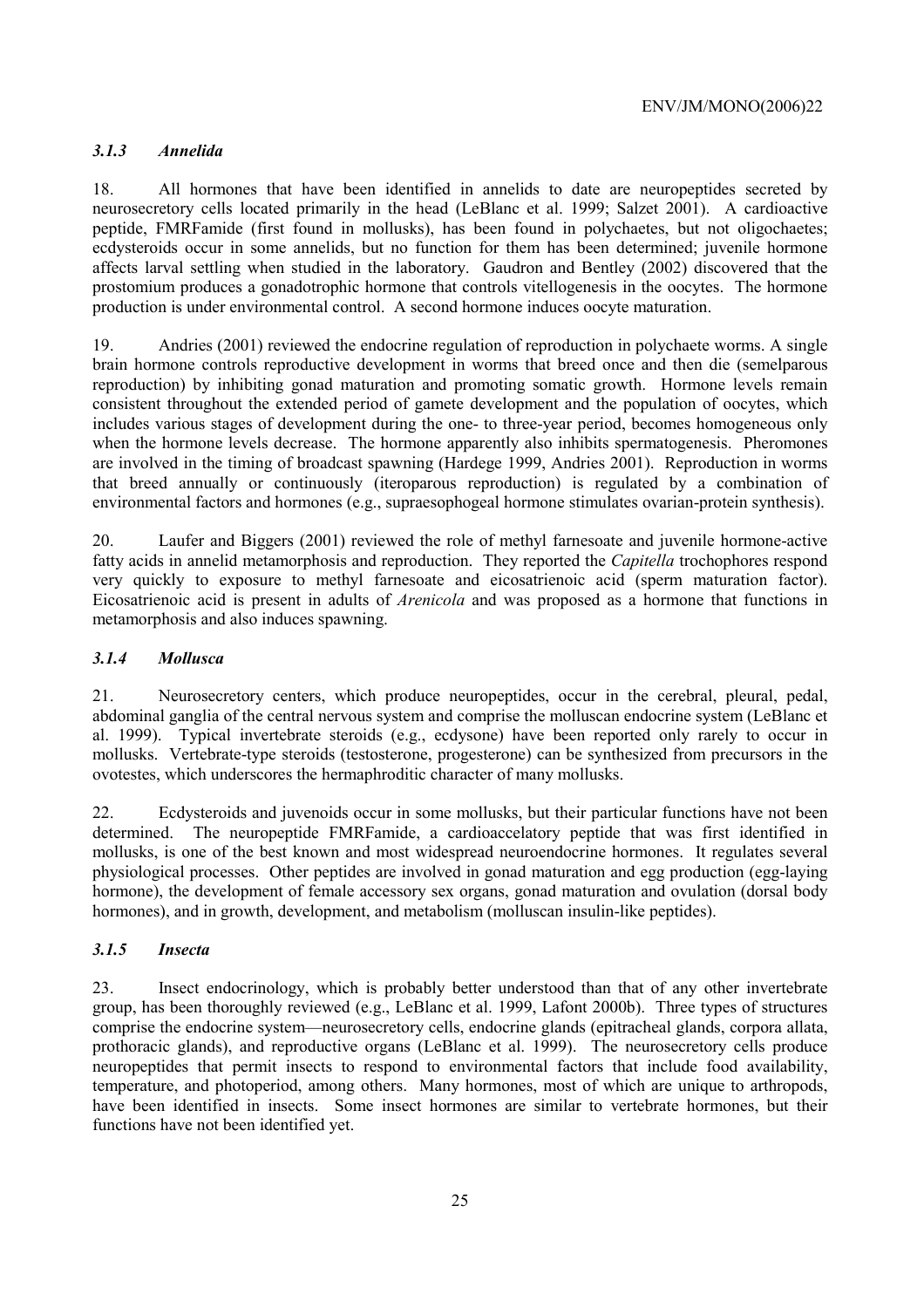### *3.1.3 Annelida*

18. All hormones that have been identified in annelids to date are neuropeptides secreted by neurosecretory cells located primarily in the head (LeBlanc et al. 1999; Salzet 2001). A cardioactive peptide, FMRFamide (first found in mollusks), has been found in polychaetes, but not oligochaetes; ecdysteroids occur in some annelids, but no function for them has been determined; juvenile hormone affects larval settling when studied in the laboratory. Gaudron and Bentley (2002) discovered that the prostomium produces a gonadotrophic hormone that controls vitellogenesis in the oocytes. The hormone production is under environmental control. A second hormone induces oocyte maturation.

19. Andries (2001) reviewed the endocrine regulation of reproduction in polychaete worms. A single brain hormone controls reproductive development in worms that breed once and then die (semelparous reproduction) by inhibiting gonad maturation and promoting somatic growth. Hormone levels remain consistent throughout the extended period of gamete development and the population of oocytes, which includes various stages of development during the one- to three-year period, becomes homogeneous only when the hormone levels decrease. The hormone apparently also inhibits spermatogenesis. Pheromones are involved in the timing of broadcast spawning (Hardege 1999, Andries 2001). Reproduction in worms that breed annually or continuously (iteroparous reproduction) is regulated by a combination of environmental factors and hormones (e.g., supraesophogeal hormone stimulates ovarian-protein synthesis).

20. Laufer and Biggers (2001) reviewed the role of methyl farnesoate and juvenile hormone-active fatty acids in annelid metamorphosis and reproduction. They reported the *Capitella* trochophores respond very quickly to exposure to methyl farnesoate and eicosatrienoic acid (sperm maturation factor). Eicosatrienoic acid is present in adults of *Arenicola* and was proposed as a hormone that functions in metamorphosis and also induces spawning.

### *3.1.4 Mollusca*

21. Neurosecretory centers, which produce neuropeptides, occur in the cerebral, pleural, pedal, abdominal ganglia of the central nervous system and comprise the molluscan endocrine system (LeBlanc et al. 1999). Typical invertebrate steroids (e.g., ecdysone) have been reported only rarely to occur in mollusks. Vertebrate-type steroids (testosterone, progesterone) can be synthesized from precursors in the ovotestes, which underscores the hermaphroditic character of many mollusks.

22. Ecdysteroids and juvenoids occur in some mollusks, but their particular functions have not been determined. The neuropeptide FMRFamide, a cardioaccelatory peptide that was first identified in mollusks, is one of the best known and most widespread neuroendocrine hormones. It regulates several physiological processes. Other peptides are involved in gonad maturation and egg production (egg-laying hormone), the development of female accessory sex organs, gonad maturation and ovulation (dorsal body hormones), and in growth, development, and metabolism (molluscan insulin-like peptides).

### *3.1.5 Insecta*

23. Insect endocrinology, which is probably better understood than that of any other invertebrate group, has been thoroughly reviewed (e.g., LeBlanc et al. 1999, Lafont 2000b). Three types of structures comprise the endocrine system—neurosecretory cells, endocrine glands (epitracheal glands, corpora allata, prothoracic glands), and reproductive organs (LeBlanc et al. 1999). The neurosecretory cells produce neuropeptides that permit insects to respond to environmental factors that include food availability, temperature, and photoperiod, among others. Many hormones, most of which are unique to arthropods, have been identified in insects. Some insect hormones are similar to vertebrate hormones, but their functions have not been identified yet.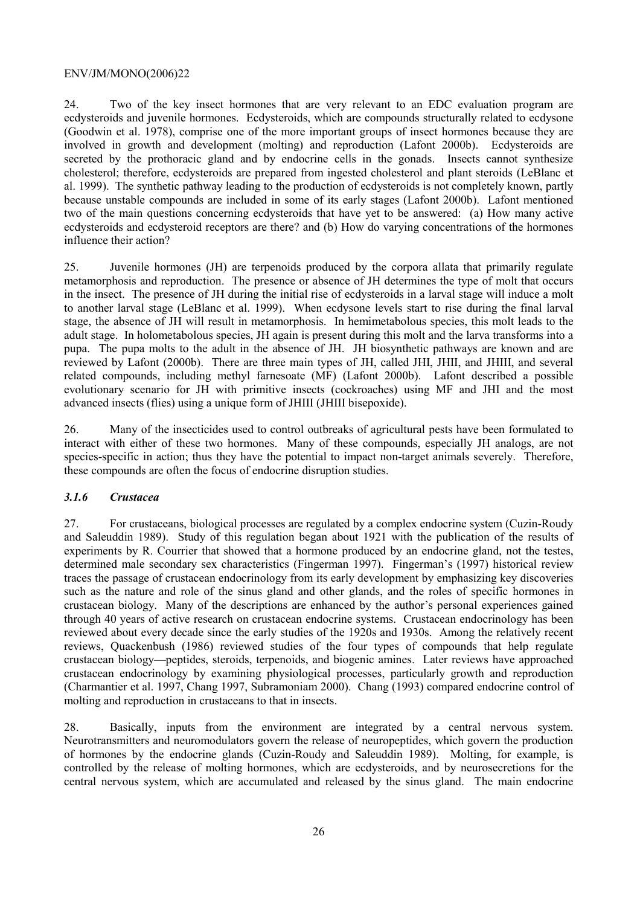24. Two of the key insect hormones that are very relevant to an EDC evaluation program are ecdysteroids and juvenile hormones. Ecdysteroids, which are compounds structurally related to ecdysone (Goodwin et al. 1978), comprise one of the more important groups of insect hormones because they are involved in growth and development (molting) and reproduction (Lafont 2000b). Ecdysteroids are secreted by the prothoracic gland and by endocrine cells in the gonads. Insects cannot synthesize cholesterol; therefore, ecdysteroids are prepared from ingested cholesterol and plant steroids (LeBlanc et al. 1999). The synthetic pathway leading to the production of ecdysteroids is not completely known, partly because unstable compounds are included in some of its early stages (Lafont 2000b). Lafont mentioned two of the main questions concerning ecdysteroids that have yet to be answered: (a) How many active ecdysteroids and ecdysteroid receptors are there? and (b) How do varying concentrations of the hormones influence their action?

25. Juvenile hormones (JH) are terpenoids produced by the corpora allata that primarily regulate metamorphosis and reproduction. The presence or absence of JH determines the type of molt that occurs in the insect. The presence of JH during the initial rise of ecdysteroids in a larval stage will induce a molt to another larval stage (LeBlanc et al. 1999). When ecdysone levels start to rise during the final larval stage, the absence of JH will result in metamorphosis. In hemimetabolous species, this molt leads to the adult stage. In holometabolous species, JH again is present during this molt and the larva transforms into a pupa. The pupa molts to the adult in the absence of JH. JH biosynthetic pathways are known and are reviewed by Lafont (2000b). There are three main types of JH, called JHI, JHII, and JHIII, and several related compounds, including methyl farnesoate (MF) (Lafont 2000b). Lafont described a possible evolutionary scenario for JH with primitive insects (cockroaches) using MF and JHI and the most advanced insects (flies) using a unique form of JHIII (JHIII bisepoxide).

26. Many of the insecticides used to control outbreaks of agricultural pests have been formulated to interact with either of these two hormones. Many of these compounds, especially JH analogs, are not species-specific in action; thus they have the potential to impact non-target animals severely. Therefore, these compounds are often the focus of endocrine disruption studies.

### *3.1.6 Crustacea*

27. For crustaceans, biological processes are regulated by a complex endocrine system (Cuzin-Roudy and Saleuddin 1989). Study of this regulation began about 1921 with the publication of the results of experiments by R. Courrier that showed that a hormone produced by an endocrine gland, not the testes, determined male secondary sex characteristics (Fingerman 1997). Fingerman's (1997) historical review traces the passage of crustacean endocrinology from its early development by emphasizing key discoveries such as the nature and role of the sinus gland and other glands, and the roles of specific hormones in crustacean biology. Many of the descriptions are enhanced by the author's personal experiences gained through 40 years of active research on crustacean endocrine systems. Crustacean endocrinology has been reviewed about every decade since the early studies of the 1920s and 1930s. Among the relatively recent reviews, Quackenbush (1986) reviewed studies of the four types of compounds that help regulate crustacean biology—peptides, steroids, terpenoids, and biogenic amines. Later reviews have approached crustacean endocrinology by examining physiological processes, particularly growth and reproduction (Charmantier et al. 1997, Chang 1997, Subramoniam 2000). Chang (1993) compared endocrine control of molting and reproduction in crustaceans to that in insects.

28. Basically, inputs from the environment are integrated by a central nervous system. Neurotransmitters and neuromodulators govern the release of neuropeptides, which govern the production of hormones by the endocrine glands (Cuzin-Roudy and Saleuddin 1989). Molting, for example, is controlled by the release of molting hormones, which are ecdysteroids, and by neurosecretions for the central nervous system, which are accumulated and released by the sinus gland. The main endocrine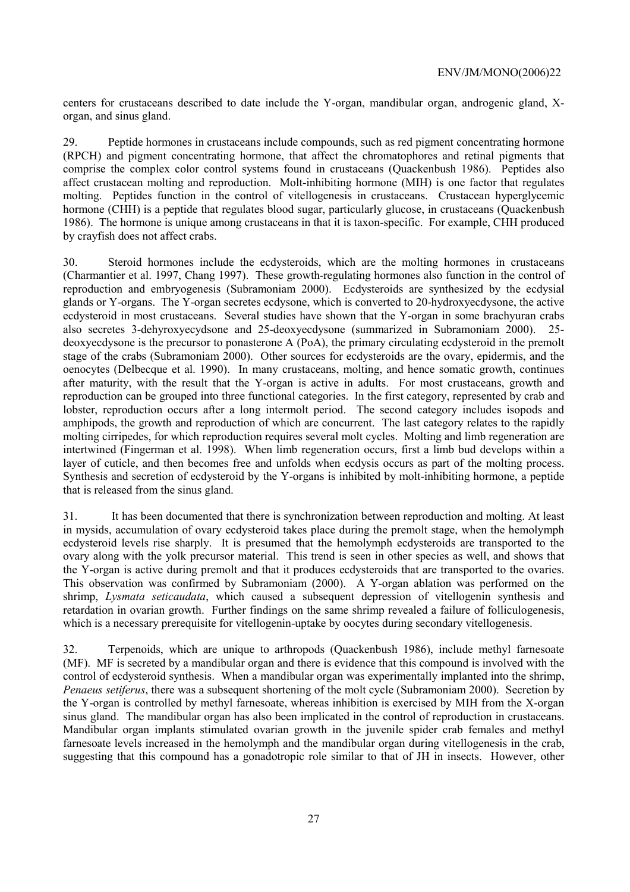centers for crustaceans described to date include the Y-organ, mandibular organ, androgenic gland, X-organ, and sinus gland.

29. Peptide hormones in crustaceans include compounds, such as red pigment concentrating hormone (RPCH) and pigment concentrating hormone, that affect the chromatophores and retinal pigments that comprise the complex color control systems found in crustaceans (Quackenbush 1986). Peptides also affect crustacean molting and reproduction. Molt-inhibiting hormone (MIH) is one factor that regulates molting. Peptides function in the control of vitellogenesis in crustaceans. Crustacean hyperglycemic hormone (CHH) is a peptide that regulates blood sugar, particularly glucose, in crustaceans (Quackenbush 1986). The hormone is unique among crustaceans in that it is taxon-specific. For example, CHH produced by crayfish does not affect crabs.

30. Steroid hormones include the ecdysteroids, which are the molting hormones in crustaceans (Charmantier et al. 1997, Chang 1997). These growth-regulating hormones also function in the control of reproduction and embryogenesis (Subramoniam 2000). Ecdysteroids are synthesized by the ecdysial glands or Y-organs. The Y-organ secretes ecdysone, which is converted to 20-hydroxyecdysone, the active ecdysteroid in most crustaceans. Several studies have shown that the Y-organ in some brachyuran crabs also secretes 3-dehyroxyecydsone and 25-deoxyecdysone (summarized in Subramoniam 2000). 25-deoxyecdysone is the precursor to ponasterone A (PoA), the primary circulating ecdysteroid in the premolt stage of the crabs (Subramoniam 2000). Other sources for ecdysteroids are the ovary, epidermis, and the oenocytes (Delbecque et al. 1990). In many crustaceans, molting, and hence somatic growth, continues after maturity, with the result that the Y-organ is active in adults. For most crustaceans, growth and reproduction can be grouped into three functional categories. In the first category, represented by crab and lobster, reproduction occurs after a long intermolt period. The second category includes isopods and amphipods, the growth and reproduction of which are concurrent. The last category relates to the rapidly molting cirripedes, for which reproduction requires several molt cycles. Molting and limb regeneration are intertwined (Fingerman et al. 1998). When limb regeneration occurs, first a limb bud develops within a layer of cuticle, and then becomes free and unfolds when ecdysis occurs as part of the molting process. Synthesis and secretion of ecdysteroid by the Y-organs is inhibited by molt-inhibiting hormone, a peptide that is released from the sinus gland.

31. It has been documented that there is synchronization between reproduction and molting. At least in mysids, accumulation of ovary ecdysteroid takes place during the premolt stage, when the hemolymph ecdysteroid levels rise sharply. It is presumed that the hemolymph ecdysteroids are transported to the ovary along with the yolk precursor material. This trend is seen in other species as well, and shows that the Y-organ is active during premolt and that it produces ecdysteroids that are transported to the ovaries. This observation was confirmed by Subramoniam (2000). A Y-organ ablation was performed on the shrimp, *Lysmata seticaudata*, which caused a subsequent depression of vitellogenin synthesis and retardation in ovarian growth. Further findings on the same shrimp revealed a failure of folliculogenesis, which is a necessary prerequisite for vitellogenin-uptake by oocytes during secondary vitellogenesis.

32. Terpenoids, which are unique to arthropods (Quackenbush 1986), include methyl farnesoate (MF). MF is secreted by a mandibular organ and there is evidence that this compound is involved with the control of ecdysteroid synthesis. When a mandibular organ was experimentally implanted into the shrimp, *Penaeus setiferus*, there was a subsequent shortening of the molt cycle (Subramoniam 2000). Secretion by the Y-organ is controlled by methyl farnesoate, whereas inhibition is exercised by MIH from the X-organ sinus gland. The mandibular organ has also been implicated in the control of reproduction in crustaceans. Mandibular organ implants stimulated ovarian growth in the juvenile spider crab females and methyl farnesoate levels increased in the hemolymph and the mandibular organ during vitellogenesis in the crab, suggesting that this compound has a gonadotropic role similar to that of JH in insects. However, other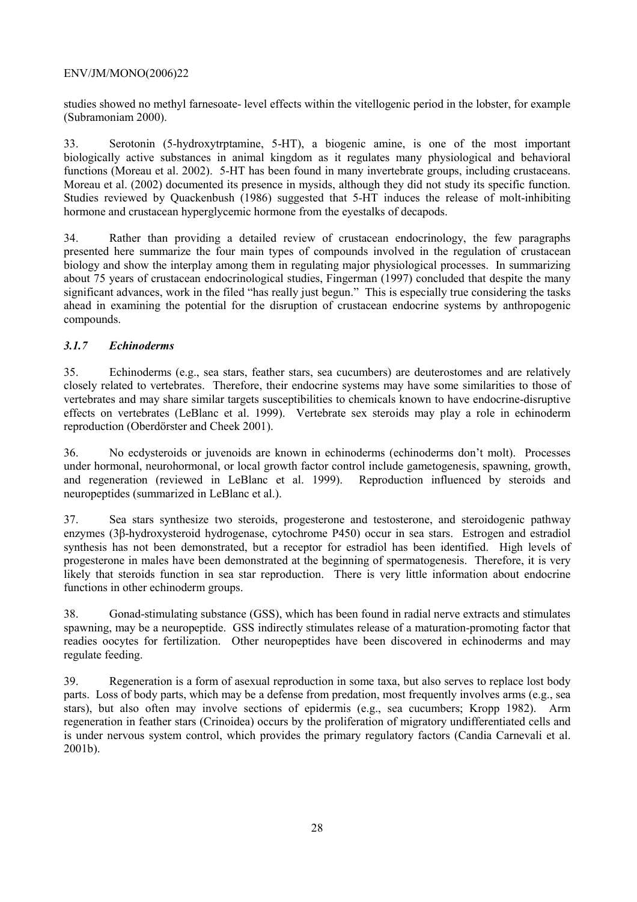studies showed no methyl farnesoate- level effects within the vitellogenic period in the lobster, for example (Subramoniam 2000).

33. Serotonin (5-hydroxytrptamine, 5-HT), a biogenic amine, is one of the most important biologically active substances in animal kingdom as it regulates many physiological and behavioral functions (Moreau et al. 2002). 5-HT has been found in many invertebrate groups, including crustaceans. Moreau et al. (2002) documented its presence in mysids, although they did not study its specific function. Studies reviewed by Quackenbush (1986) suggested that 5-HT induces the release of molt-inhibiting hormone and crustacean hyperglycemic hormone from the eyestalks of decapods.

34. Rather than providing a detailed review of crustacean endocrinology, the few paragraphs presented here summarize the four main types of compounds involved in the regulation of crustacean biology and show the interplay among them in regulating major physiological processes. In summarizing about 75 years of crustacean endocrinological studies, Fingerman (1997) concluded that despite the many significant advances, work in the filed "has really just begun." This is especially true considering the tasks ahead in examining the potential for the disruption of crustacean endocrine systems by anthropogenic compounds.

### *3.1.7 Echinoderms*

35. Echinoderms (e.g., sea stars, feather stars, sea cucumbers) are deuterostomes and are relatively closely related to vertebrates. Therefore, their endocrine systems may have some similarities to those of vertebrates and may share similar targets susceptibilities to chemicals known to have endocrine-disruptive effects on vertebrates (LeBlanc et al. 1999). Vertebrate sex steroids may play a role in echinoderm reproduction (Oberdörster and Cheek 2001).

36. No ecdysteroids or juvenoids are known in echinoderms (echinoderms don't molt). Processes under hormonal, neurohormonal, or local growth factor control include gametogenesis, spawning, growth, and regeneration (reviewed in LeBlanc et al. 1999). Reproduction influenced by steroids and neuropeptides (summarized in LeBlanc et al.).

37. Sea stars synthesize two steroids, progesterone and testosterone, and steroidogenic pathway enzymes (3β-hydroxysteroid hydrogenase, cytochrome P450) occur in sea stars. Estrogen and estradiol synthesis has not been demonstrated, but a receptor for estradiol has been identified. High levels of progesterone in males have been demonstrated at the beginning of spermatogenesis. Therefore, it is very likely that steroids function in sea star reproduction. There is very little information about endocrine functions in other echinoderm groups.

38. Gonad-stimulating substance (GSS), which has been found in radial nerve extracts and stimulates spawning, may be a neuropeptide. GSS indirectly stimulates release of a maturation-promoting factor that readies oocytes for fertilization. Other neuropeptides have been discovered in echinoderms and may regulate feeding.

39. Regeneration is a form of asexual reproduction in some taxa, but also serves to replace lost body parts. Loss of body parts, which may be a defense from predation, most frequently involves arms (e.g., sea stars), but also often may involve sections of epidermis (e.g., sea cucumbers; Kropp 1982). Arm regeneration in feather stars (Crinoidea) occurs by the proliferation of migratory undifferentiated cells and is under nervous system control, which provides the primary regulatory factors (Candia Carnevali et al. 2001b).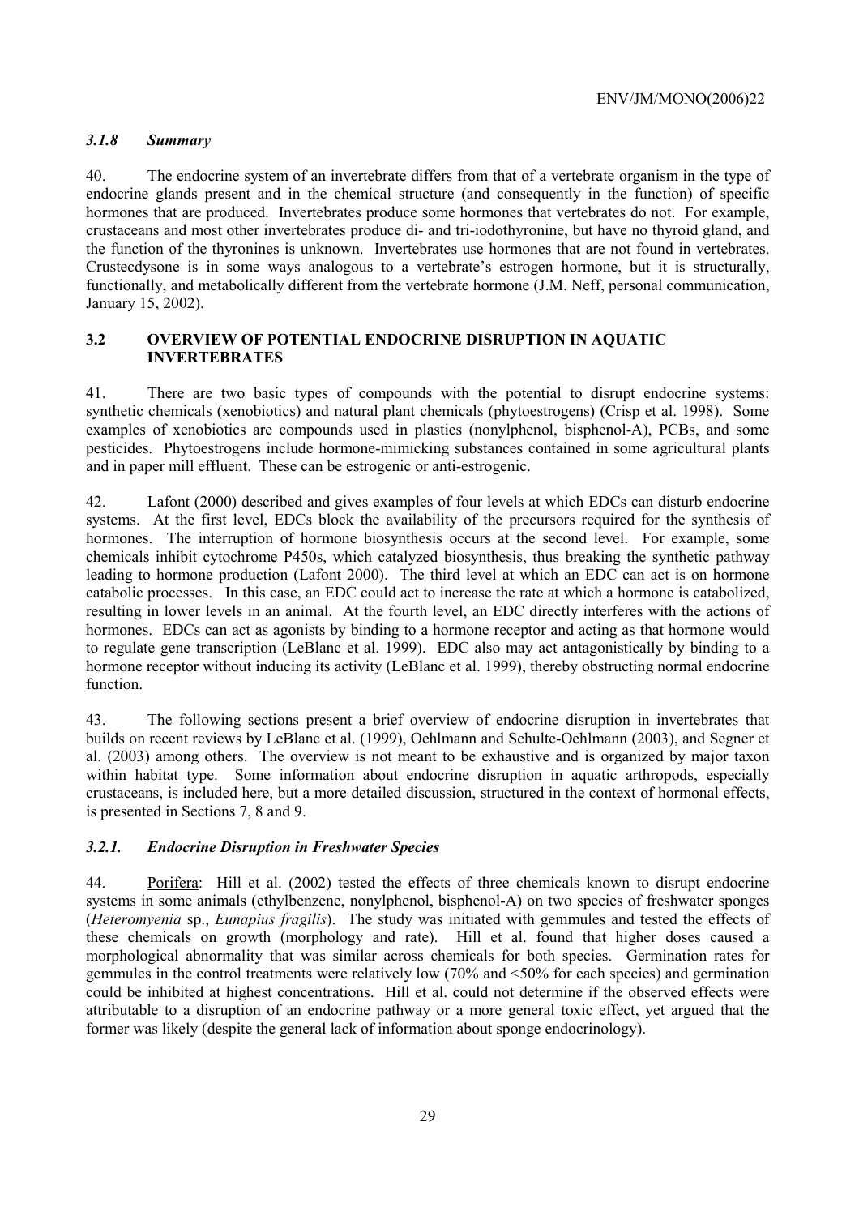### *3.1.8 Summary*

40. The endocrine system of an invertebrate differs from that of a vertebrate organism in the type of endocrine glands present and in the chemical structure (and consequently in the function) of specific hormones that are produced. Invertebrates produce some hormones that vertebrates do not. For example, crustaceans and most other invertebrates produce di- and tri-iodothyronine, but have no thyroid gland, and the function of the thyronines is unknown. Invertebrates use hormones that are not found in vertebrates. Crustecdysone is in some ways analogous to a vertebrate's estrogen hormone, but it is structurally, functionally, and metabolically different from the vertebrate hormone (J.M. Neff, personal communication, January 15, 2002).

## **3.2 OVERVIEW OF POTENTIAL ENDOCRINE DISRUPTION IN AQUATIC INVERTEBRATES**

41. There are two basic types of compounds with the potential to disrupt endocrine systems: synthetic chemicals (xenobiotics) and natural plant chemicals (phytoestrogens) (Crisp et al. 1998). Some examples of xenobiotics are compounds used in plastics (nonylphenol, bisphenol-A), PCBs, and some pesticides. Phytoestrogens include hormone-mimicking substances contained in some agricultural plants and in paper mill effluent. These can be estrogenic or anti-estrogenic.

42. Lafont (2000) described and gives examples of four levels at which EDCs can disturb endocrine systems. At the first level, EDCs block the availability of the precursors required for the synthesis of hormones. The interruption of hormone biosynthesis occurs at the second level. For example, some chemicals inhibit cytochrome P450s, which catalyzed biosynthesis, thus breaking the synthetic pathway leading to hormone production (Lafont 2000). The third level at which an EDC can act is on hormone catabolic processes. In this case, an EDC could act to increase the rate at which a hormone is catabolized, resulting in lower levels in an animal. At the fourth level, an EDC directly interferes with the actions of hormones. EDCs can act as agonists by binding to a hormone receptor and acting as that hormone would to regulate gene transcription (LeBlanc et al. 1999). EDC also may act antagonistically by binding to a hormone receptor without inducing its activity (LeBlanc et al. 1999), thereby obstructing normal endocrine function.

43. The following sections present a brief overview of endocrine disruption in invertebrates that builds on recent reviews by LeBlanc et al. (1999), Oehlmann and Schulte-Oehlmann (2003), and Segner et al. (2003) among others. The overview is not meant to be exhaustive and is organized by major taxon within habitat type. Some information about endocrine disruption in aquatic arthropods, especially crustaceans, is included here, but a more detailed discussion, structured in the context of hormonal effects, is presented in Sections 7, 8 and 9.

### *3.2.1. Endocrine Disruption in Freshwater Species*

44. Porifera: Hill et al. (2002) tested the effects of three chemicals known to disrupt endocrine systems in some animals (ethylbenzene, nonylphenol, bisphenol-A) on two species of freshwater sponges (*Heteromyenia* sp., *Eunapius fragilis*). The study was initiated with gemmules and tested the effects of these chemicals on growth (morphology and rate). Hill et al. found that higher doses caused a morphological abnormality that was similar across chemicals for both species. Germination rates for gemmules in the control treatments were relatively low (70% and <50% for each species) and germination could be inhibited at highest concentrations. Hill et al. could not determine if the observed effects were attributable to a disruption of an endocrine pathway or a more general toxic effect, yet argued that the former was likely (despite the general lack of information about sponge endocrinology).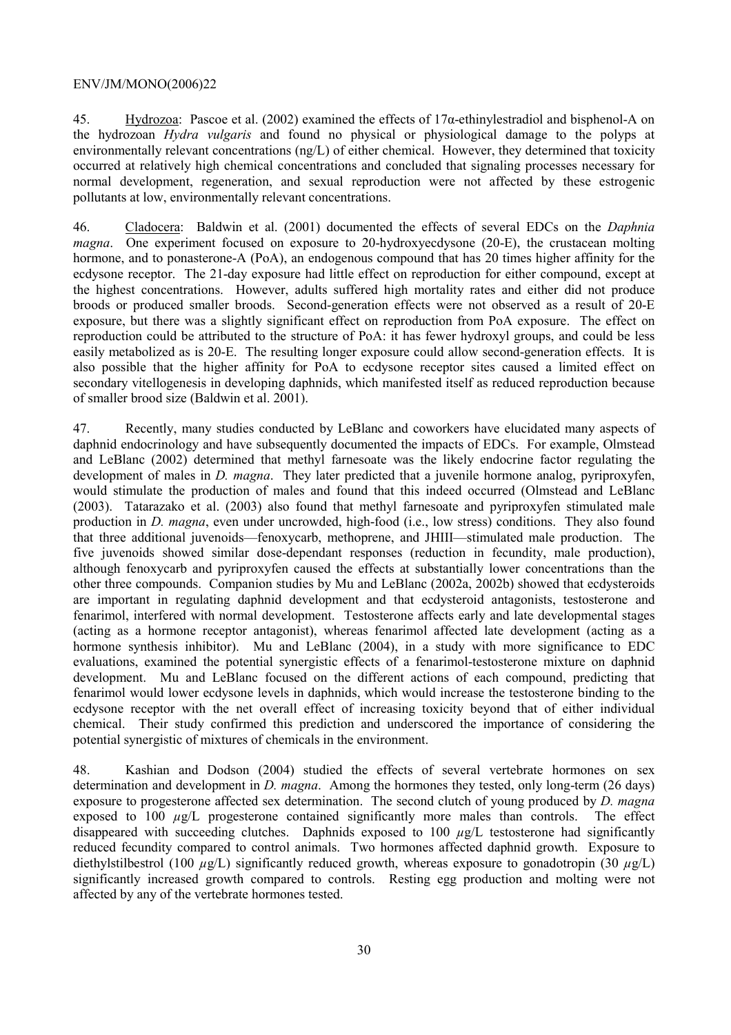45. Hydrozoa: Pascoe et al. (2002) examined the effects of 17α-ethinylestradiol and bisphenol-A on the hydrozoan *Hydra vulgaris* and found no physical or physiological damage to the polyps at environmentally relevant concentrations (ng/L) of either chemical. However, they determined that toxicity occurred at relatively high chemical concentrations and concluded that signaling processes necessary for normal development, regeneration, and sexual reproduction were not affected by these estrogenic pollutants at low, environmentally relevant concentrations.

46. Cladocera: Baldwin et al. (2001) documented the effects of several EDCs on the *Daphnia magna*. One experiment focused on exposure to 20-hydroxyecdysone (20-E), the crustacean molting hormone, and to ponasterone-A (PoA), an endogenous compound that has 20 times higher affinity for the ecdysone receptor. The 21-day exposure had little effect on reproduction for either compound, except at the highest concentrations. However, adults suffered high mortality rates and either did not produce broods or produced smaller broods. Second-generation effects were not observed as a result of 20-E exposure, but there was a slightly significant effect on reproduction from PoA exposure. The effect on reproduction could be attributed to the structure of PoA: it has fewer hydroxyl groups, and could be less easily metabolized as is 20-E. The resulting longer exposure could allow second-generation effects. It is also possible that the higher affinity for PoA to ecdysone receptor sites caused a limited effect on secondary vitellogenesis in developing daphnids, which manifested itself as reduced reproduction because of smaller brood size (Baldwin et al. 2001).

47. Recently, many studies conducted by LeBlanc and coworkers have elucidated many aspects of daphnid endocrinology and have subsequently documented the impacts of EDCs. For example, Olmstead and LeBlanc (2002) determined that methyl farnesoate was the likely endocrine factor regulating the development of males in *D. magna*. They later predicted that a juvenile hormone analog, pyriproxyfen, would stimulate the production of males and found that this indeed occurred (Olmstead and LeBlanc (2003). Tatarazako et al. (2003) also found that methyl farnesoate and pyriproxyfen stimulated male production in *D. magna*, even under uncrowded, high-food (i.e., low stress) conditions. They also found that three additional juvenoids—fenoxycarb, methoprene, and JHIII—stimulated male production. The five juvenoids showed similar dose-dependant responses (reduction in fecundity, male production), although fenoxycarb and pyriproxyfen caused the effects at substantially lower concentrations than the other three compounds. Companion studies by Mu and LeBlanc (2002a, 2002b) showed that ecdysteroids are important in regulating daphnid development and that ecdysteroid antagonists, testosterone and fenarimol, interfered with normal development. Testosterone affects early and late developmental stages (acting as a hormone receptor antagonist), whereas fenarimol affected late development (acting as a hormone synthesis inhibitor). Mu and LeBlanc (2004), in a study with more significance to EDC evaluations, examined the potential synergistic effects of a fenarimol-testosterone mixture on daphnid development. Mu and LeBlanc focused on the different actions of each compound, predicting that fenarimol would lower ecdysone levels in daphnids, which would increase the testosterone binding to the ecdysone receptor with the net overall effect of increasing toxicity beyond that of either individual chemical. Their study confirmed this prediction and underscored the importance of considering the potential synergistic of mixtures of chemicals in the environment.

48. Kashian and Dodson (2004) studied the effects of several vertebrate hormones on sex determination and development in *D. magna*. Among the hormones they tested, only long-term (26 days) exposure to progesterone affected sex determination. The second clutch of young produced by *D. magna* exposed to 100 $\mu$g/L progesterone contained significantly more males than controls. The effect disappeared with succeeding clutches. Daphnids exposed to 100 $\mu$g/L testosterone had significantly reduced fecundity compared to control animals. Two hormones affected daphnid growth. Exposure to diethylstilbestrol (100 $\mu$g/L) significantly reduced growth, whereas exposure to gonadotropin (30 $\mu$g/L) significantly increased growth compared to controls. Resting egg production and molting were not affected by any of the vertebrate hormones tested.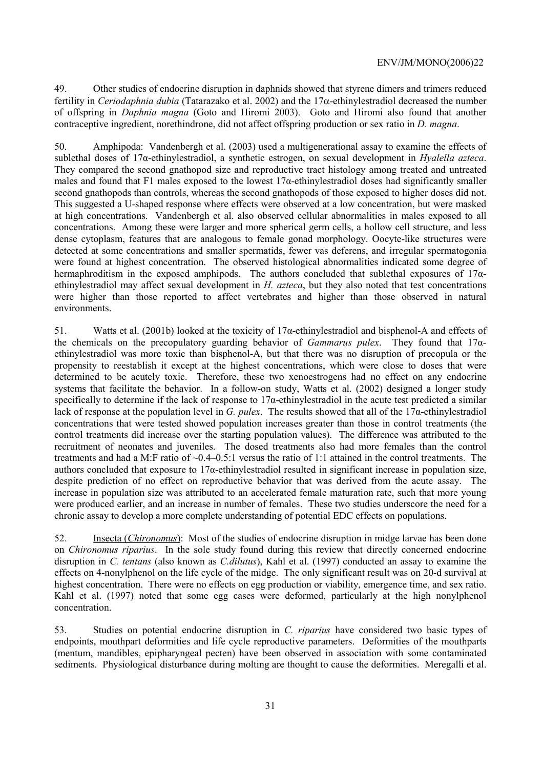49. Other studies of endocrine disruption in daphnids showed that styrene dimers and trimers reduced fertility in *Ceriodaphnia dubia* (Tatarazako et al. 2002) and the 17α-ethinylestradiol decreased the number of offspring in *Daphnia magna* (Goto and Hiromi 2003). Goto and Hiromi also found that another contraceptive ingredient, norethindrone, did not affect offspring production or sex ratio in *D. magna*.

50. Amphipoda: Vandenbergh et al. (2003) used a multigenerational assay to examine the effects of sublethal doses of 17α-ethinylestradiol, a synthetic estrogen, on sexual development in *Hyalella azteca*. They compared the second gnathopod size and reproductive tract histology among treated and untreated males and found that F1 males exposed to the lowest 17α-ethinylestradiol doses had significantly smaller second gnathopods than controls, whereas the second gnathopods of those exposed to higher doses did not. This suggested a U-shaped response where effects were observed at a low concentration, but were masked at high concentrations. Vandenbergh et al. also observed cellular abnormalities in males exposed to all concentrations. Among these were larger and more spherical germ cells, a hollow cell structure, and less dense cytoplasm, features that are analogous to female gonad morphology. Oocyte-like structures were detected at some concentrations and smaller spermatids, fewer vas deferens, and irregular spermatogonia were found at highest concentration. The observed histological abnormalities indicated some degree of hermaphroditism in the exposed amphipods. The authors concluded that sublethal exposures of 17α-ethinylestradiol may affect sexual development in *H. azteca*, but they also noted that test concentrations were higher than those reported to affect vertebrates and higher than those observed in natural environments.

51. Watts et al. (2001b) looked at the toxicity of 17α-ethinylestradiol and bisphenol-A and effects of the chemicals on the precopulatory guarding behavior of *Gammarus pulex*. They found that 17α-ethinylestradiol was more toxic than bisphenol-A, but that there was no disruption of precopula or the propensity to reestablish it except at the highest concentrations, which were close to doses that were determined to be acutely toxic. Therefore, these two xenoestrogens had no effect on any endocrine systems that facilitate the behavior. In a follow-on study, Watts et al. (2002) designed a longer study specifically to determine if the lack of response to 17α-ethinylestradiol in the acute test predicted a similar lack of response at the population level in *G. pulex*. The results showed that all of the 17α-ethinylestradiol concentrations that were tested showed population increases greater than those in control treatments (the control treatments did increase over the starting population values). The difference was attributed to the recruitment of neonates and juveniles. The dosed treatments also had more females than the control treatments and had a M:F ratio of ~0.4–0.5:1 versus the ratio of 1:1 attained in the control treatments. The authors concluded that exposure to 17α-ethinylestradiol resulted in significant increase in population size, despite prediction of no effect on reproductive behavior that was derived from the acute assay. The increase in population size was attributed to an accelerated female maturation rate, such that more young were produced earlier, and an increase in number of females. These two studies underscore the need for a chronic assay to develop a more complete understanding of potential EDC effects on populations.

52. Insecta (*Chironomus*): Most of the studies of endocrine disruption in midge larvae has been done on *Chironomus riparius*. In the sole study found during this review that directly concerned endocrine disruption in *C. tentans* (also known as *C.dilutus*), Kahl et al. (1997) conducted an assay to examine the effects on 4-nonylphenol on the life cycle of the midge. The only significant result was on 20-d survival at highest concentration. There were no effects on egg production or viability, emergence time, and sex ratio. Kahl et al. (1997) noted that some egg cases were deformed, particularly at the high nonylphenol concentration.

53. Studies on potential endocrine disruption in *C. riparius* have considered two basic types of endpoints, mouthpart deformities and life cycle reproductive parameters. Deformities of the mouthparts (mentum, mandibles, epipharyngeal pecten) have been observed in association with some contaminated sediments. Physiological disturbance during molting are thought to cause the deformities. Meregalli et al.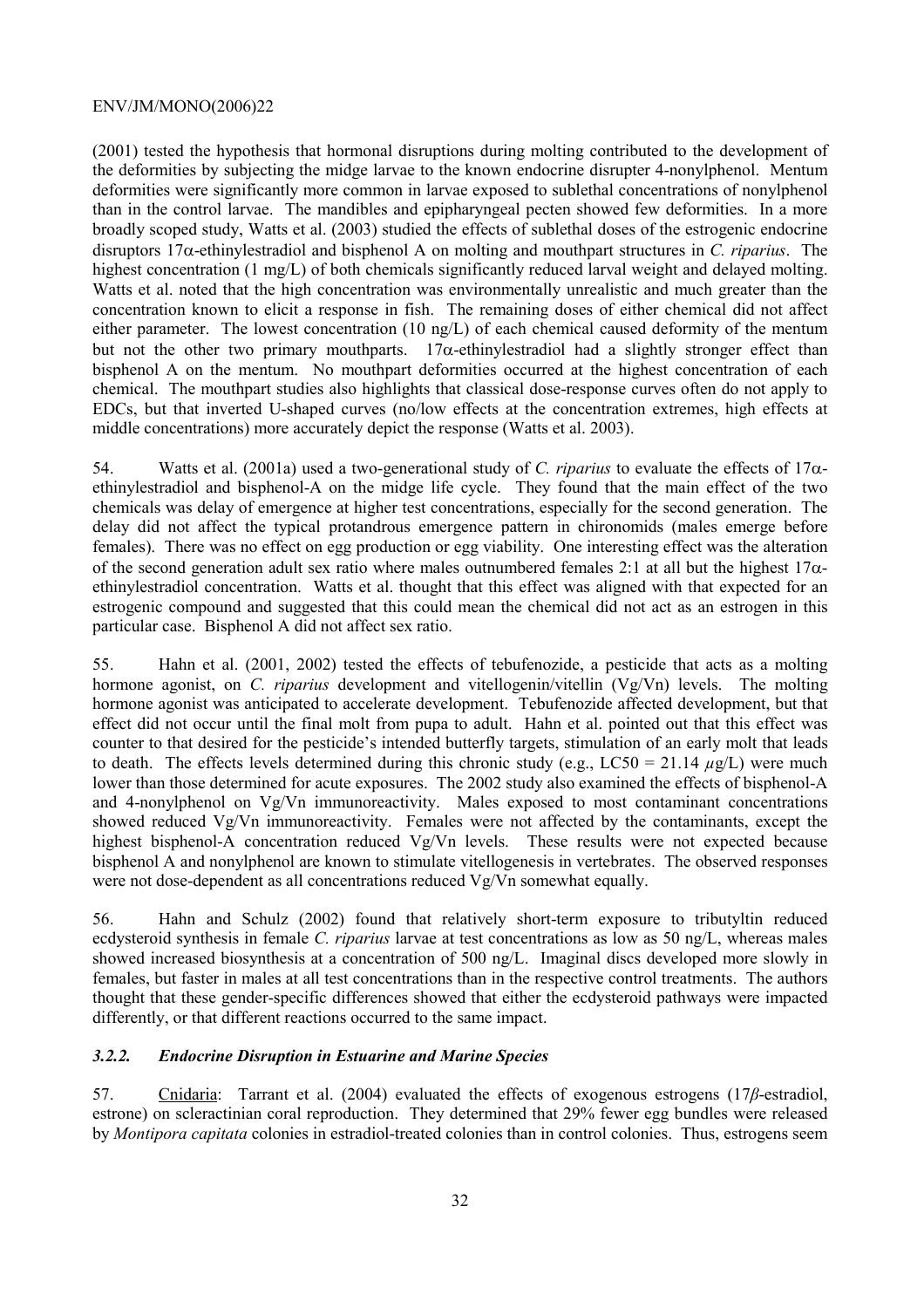(2001) tested the hypothesis that hormonal disruptions during molting contributed to the development of the deformities by subjecting the midge larvae to the known endocrine disrupter 4-nonylphenol. Mentum deformities were significantly more common in larvae exposed to sublethal concentrations of nonylphenol than in the control larvae. The mandibles and epipharyngeal pecten showed few deformities. In a more broadly scoped study, Watts et al. (2003) studied the effects of sublethal doses of the estrogenic endocrine disruptors 17α-ethinylestradiol and bisphenol A on molting and mouthpart structures in *C. riparius*. The highest concentration (1 mg/L) of both chemicals significantly reduced larval weight and delayed molting. Watts et al. noted that the high concentration was environmentally unrealistic and much greater than the concentration known to elicit a response in fish. The remaining doses of either chemical did not affect either parameter. The lowest concentration (10 ng/L) of each chemical caused deformity of the mentum but not the other two primary mouthparts. 17α-ethinylestradiol had a slightly stronger effect than bisphenol A on the mentum. No mouthpart deformities occurred at the highest concentration of each chemical. The mouthpart studies also highlights that classical dose-response curves often do not apply to EDCs, but that inverted U-shaped curves (no/low effects at the concentration extremes, high effects at middle concentrations) more accurately depict the response (Watts et al. 2003).

54. Watts et al. (2001a) used a two-generational study of *C. riparius* to evaluate the effects of 17α-ethinylestradiol and bisphenol-A on the midge life cycle. They found that the main effect of the two chemicals was delay of emergence at higher test concentrations, especially for the second generation. The delay did not affect the typical protandrous emergence pattern in chironomids (males emerge before females). There was no effect on egg production or egg viability. One interesting effect was the alteration of the second generation adult sex ratio where males outnumbered females 2:1 at all but the highest 17α-ethinylestradiol concentration. Watts et al. thought that this effect was aligned with that expected for an estrogenic compound and suggested that this could mean the chemical did not act as an estrogen in this particular case. Bisphenol A did not affect sex ratio.

55. Hahn et al. (2001, 2002) tested the effects of tebufenozide, a pesticide that acts as a molting hormone agonist, on *C. riparius* development and vitellogenin/vitellin (Vg/Vn) levels. The molting hormone agonist was anticipated to accelerate development. Tebufenozide affected development, but that effect did not occur until the final molt from pupa to adult. Hahn et al. pointed out that this effect was counter to that desired for the pesticide's intended butterfly targets, stimulation of an early molt that leads to death. The effects levels determined during this chronic study (e.g., LC50 = 21.14 $\mu$g/L) were much lower than those determined for acute exposures. The 2002 study also examined the effects of bisphenol-A and 4-nonylphenol on Vg/Vn immunoreactivity. Males exposed to most contaminant concentrations showed reduced Vg/Vn immunoreactivity. Females were not affected by the contaminants, except the highest bisphenol-A concentration reduced Vg/Vn levels. These results were not expected because bisphenol A and nonylphenol are known to stimulate vitellogenesis in vertebrates. The observed responses were not dose-dependent as all concentrations reduced Vg/Vn somewhat equally.

56. Hahn and Schulz (2002) found that relatively short-term exposure to tributyltin reduced ecdysteroid synthesis in female *C. riparius* larvae at test concentrations as low as 50 ng/L, whereas males showed increased biosynthesis at a concentration of 500 ng/L. Imaginal discs developed more slowly in females, but faster in males at all test concentrations than in the respective control treatments. The authors thought that these gender-specific differences showed that either the ecdysteroid pathways were impacted differently, or that different reactions occurred to the same impact.

### *3.2.2. Endocrine Disruption in Estuarine and Marine Species*

57. Cnidaria: Tarrant et al. (2004) evaluated the effects of exogenous estrogens (17*β*-estradiol, estrone) on scleractinian coral reproduction. They determined that 29% fewer egg bundles were released by *Montipora capitata* colonies in estradiol-treated colonies than in control colonies. Thus, estrogens seem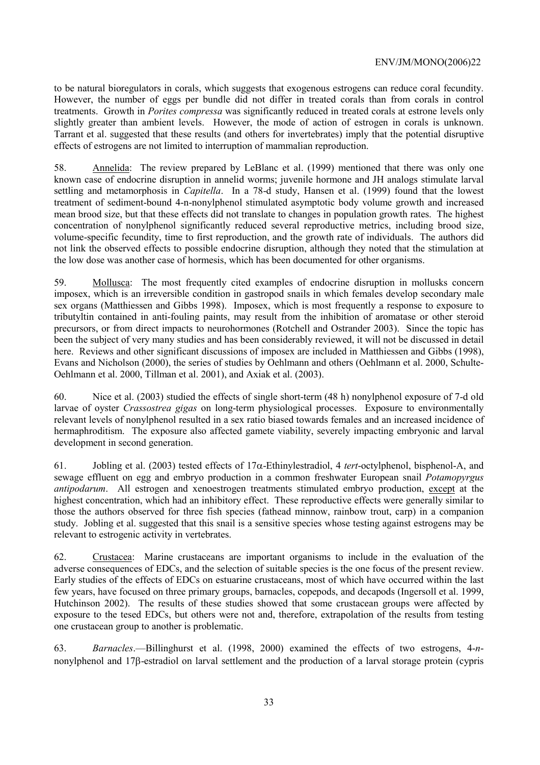to be natural bioregulators in corals, which suggests that exogenous estrogens can reduce coral fecundity. However, the number of eggs per bundle did not differ in treated corals than from corals in control treatments. Growth in *Porites compressa* was significantly reduced in treated corals at estrone levels only slightly greater than ambient levels. However, the mode of action of estrogen in corals is unknown. Tarrant et al. suggested that these results (and others for invertebrates) imply that the potential disruptive effects of estrogens are not limited to interruption of mammalian reproduction.

58. Annelida: The review prepared by LeBlanc et al. (1999) mentioned that there was only one known case of endocrine disruption in annelid worms; juvenile hormone and JH analogs stimulate larval settling and metamorphosis in *Capitella*. In a 78-d study, Hansen et al. (1999) found that the lowest treatment of sediment-bound 4-n-nonylphenol stimulated asymptotic body volume growth and increased mean brood size, but that these effects did not translate to changes in population growth rates. The highest concentration of nonylphenol significantly reduced several reproductive metrics, including brood size, volume-specific fecundity, time to first reproduction, and the growth rate of individuals. The authors did not link the observed effects to possible endocrine disruption, although they noted that the stimulation at the low dose was another case of hormesis, which has been documented for other organisms.

59. Mollusca: The most frequently cited examples of endocrine disruption in mollusks concern imposex, which is an irreversible condition in gastropod snails in which females develop secondary male sex organs (Matthiessen and Gibbs 1998). Imposex, which is most frequently a response to exposure to tributyltin contained in anti-fouling paints, may result from the inhibition of aromatase or other steroid precursors, or from direct impacts to neurohormones (Rotchell and Ostrander 2003). Since the topic has been the subject of very many studies and has been considerably reviewed, it will not be discussed in detail here. Reviews and other significant discussions of imposex are included in Matthiessen and Gibbs (1998), Evans and Nicholson (2000), the series of studies by Oehlmann and others (Oehlmann et al. 2000, Schulte-Oehlmann et al. 2000, Tillman et al. 2001), and Axiak et al. (2003).

60. Nice et al. (2003) studied the effects of single short-term (48 h) nonylphenol exposure of 7-d old larvae of oyster *Crassostrea gigas* on long-term physiological processes. Exposure to environmentally relevant levels of nonylphenol resulted in a sex ratio biased towards females and an increased incidence of hermaphroditism. The exposure also affected gamete viability, severely impacting embryonic and larval development in second generation.

61. Jobling et al. (2003) tested effects of 17α-Ethinylestradiol, 4 *tert*-octylphenol, bisphenol-A, and sewage effluent on egg and embryo production in a common freshwater European snail *Potamopyrgus antipodarum*. All estrogen and xenoestrogen treatments stimulated embryo production, except at the highest concentration, which had an inhibitory effect. These reproductive effects were generally similar to those the authors observed for three fish species (fathead minnow, rainbow trout, carp) in a companion study. Jobling et al. suggested that this snail is a sensitive species whose testing against estrogens may be relevant to estrogenic activity in vertebrates.

62. Crustacea: Marine crustaceans are important organisms to include in the evaluation of the adverse consequences of EDCs, and the selection of suitable species is the one focus of the present review. Early studies of the effects of EDCs on estuarine crustaceans, most of which have occurred within the last few years, have focused on three primary groups, barnacles, copepods, and decapods (Ingersoll et al. 1999, Hutchinson 2002). The results of these studies showed that some crustacean groups were affected by exposure to the tesed EDCs, but others were not and, therefore, extrapolation of the results from testing one crustacean group to another is problematic.

63. *Barnacles*.—Billinghurst et al. (1998, 2000) examined the effects of two estrogens, 4-*n*-nonylphenol and 17β-estradiol on larval settlement and the production of a larval storage protein (cypris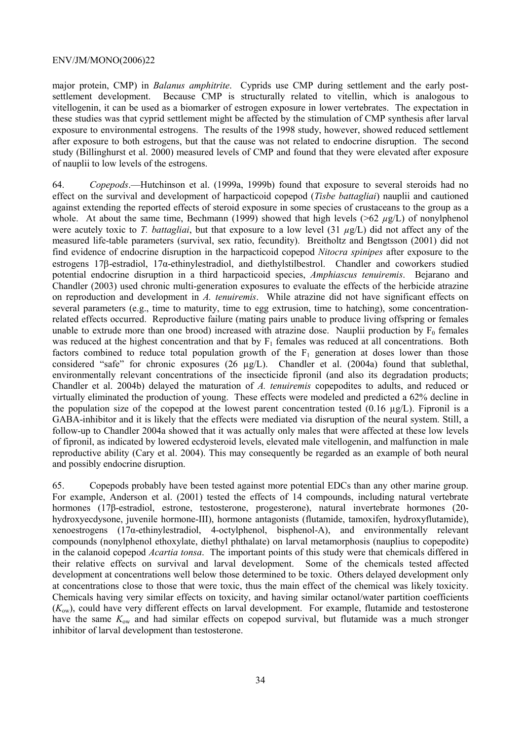major protein, CMP) in *Balanus amphitrite*. Cyprids use CMP during settlement and the early post-settlement development. Because CMP is structurally related to vitellin, which is analogous to vitellogenin, it can be used as a biomarker of estrogen exposure in lower vertebrates. The expectation in these studies was that cyprid settlement might be affected by the stimulation of CMP synthesis after larval exposure to environmental estrogens. The results of the 1998 study, however, showed reduced settlement after exposure to both estrogens, but that the cause was not related to endocrine disruption. The second study (Billinghurst et al. 2000) measured levels of CMP and found that they were elevated after exposure of nauplii to low levels of the estrogens.

64. *Copepods*.—Hutchinson et al. (1999a, 1999b) found that exposure to several steroids had no effect on the survival and development of harpacticoid copepod (*Tisbe battagliai*) nauplii and cautioned against extending the reported effects of steroid exposure in some species of crustaceans to the group as a whole. At about the same time, Bechmann (1999) showed that high levels (>62 $\mu$g/L) of nonylphenol were acutely toxic to *T. battagliai*, but that exposure to a low level (31 $\mu$g/L) did not affect any of the measured life-table parameters (survival, sex ratio, fecundity). Breitholtz and Bengtsson (2001) did not find evidence of endocrine disruption in the harpacticoid copepod *Nitocra spinipes* after exposure to the estrogens 17β-estradiol, 17α-ethinylestradiol, and diethylstilbestrol. Chandler and coworkers studied potential endocrine disruption in a third harpacticoid species, *Amphiascus tenuiremis*. Bejarano and Chandler (2003) used chronic multi-generation exposures to evaluate the effects of the herbicide atrazine on reproduction and development in *A. tenuiremis*. While atrazine did not have significant effects on several parameters (e.g., time to maturity, time to egg extrusion, time to hatching), some concentration-related effects occurred. Reproductive failure (mating pairs unable to produce living offspring or females unable to extrude more than one brood) increased with atrazine dose. Nauplii production by $F_0$ females was reduced at the highest concentration and that by $F_1$ females was reduced at all concentrations. Both factors combined to reduce total population growth of the $F_1$ generation at doses lower than those considered "safe" for chronic exposures (26 µg/L). Chandler et al. (2004a) found that sublethal, environmentally relevant concentrations of the insecticide fipronil (and also its degradation products; Chandler et al. 2004b) delayed the maturation of *A. tenuiremis* copepodites to adults, and reduced or virtually eliminated the production of young. These effects were modeled and predicted a 62% decline in the population size of the copepod at the lowest parent concentration tested (0.16 µg/L). Fipronil is a GABA-inhibitor and it is likely that the effects were mediated via disruption of the neural system. Still, a follow-up to Chandler 2004a showed that it was actually only males that were affected at these low levels of fipronil, as indicated by lowered ecdysteroid levels, elevated male vitellogenin, and malfunction in male reproductive ability (Cary et al. 2004). This may consequently be regarded as an example of both neural and possibly endocrine disruption.

65. Copepods probably have been tested against more potential EDCs than any other marine group. For example, Anderson et al. (2001) tested the effects of 14 compounds, including natural vertebrate hormones (17β-estradiol, estrone, testosterone, progesterone), natural invertebrate hormones (20-hydroxyecdysone, juvenile hormone-III), hormone antagonists (flutamide, tamoxifen, hydroxyflutamide), xenoestrogens (17α-ethinylestradiol, 4-octylphenol, bisphenol-A), and environmentally relevant compounds (nonylphenol ethoxylate, diethyl phthalate) on larval metamorphosis (nauplius to copepodite) in the calanoid copepod *Acartia tonsa*. The important points of this study were that chemicals differed in their relative effects on survival and larval development. Some of the chemicals tested affected development at concentrations well below those determined to be toxic. Others delayed development only at concentrations close to those that were toxic, thus the main effect of the chemical was likely toxicity. Chemicals having very similar effects on toxicity, and having similar octanol/water partition coefficients ($K_{ow}$), could have very different effects on larval development. For example, flutamide and testosterone have the same $K_{ow}$ and had similar effects on copepod survival, but flutamide was a much stronger inhibitor of larval development than testosterone.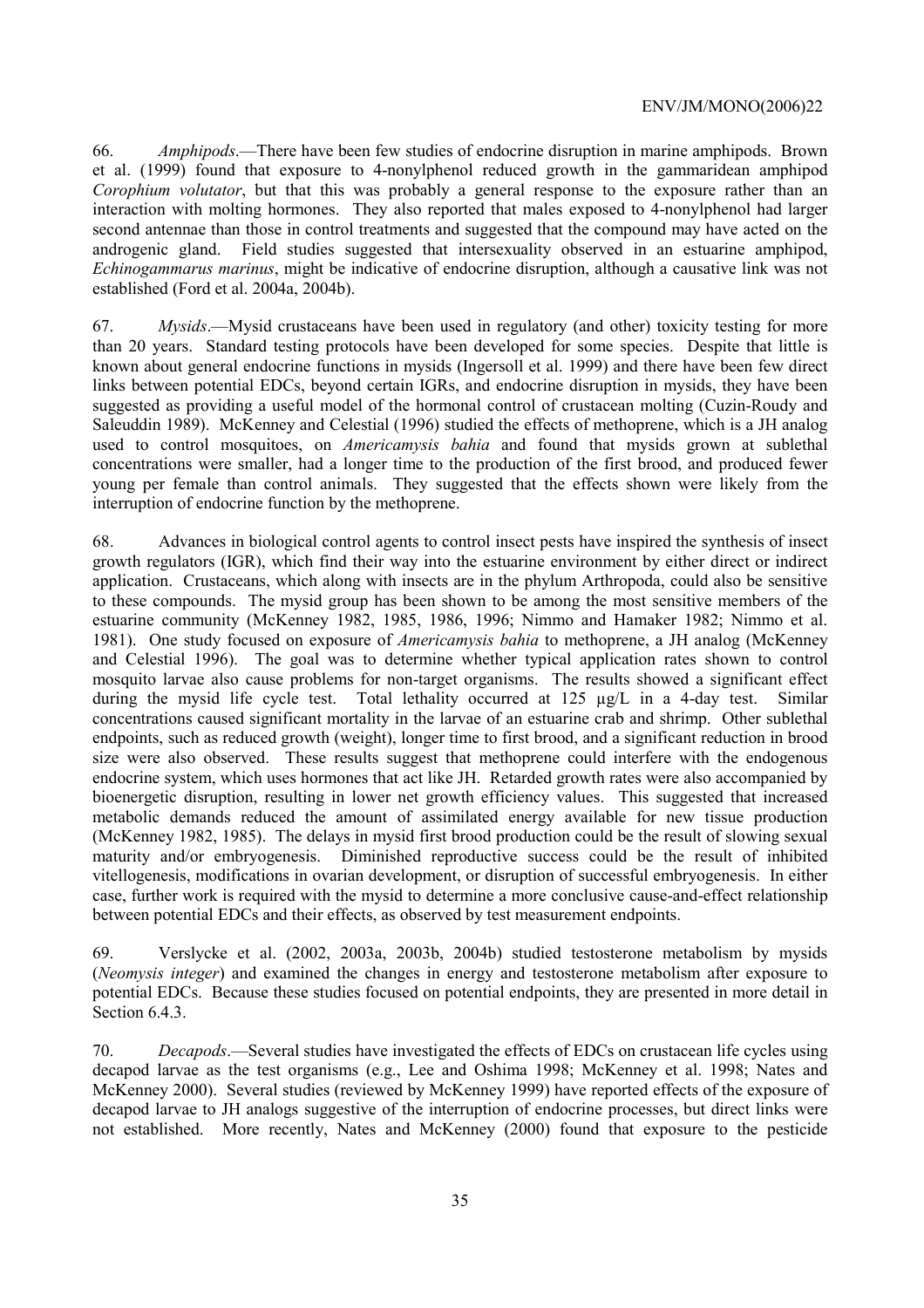66. *Amphipods*.—There have been few studies of endocrine disruption in marine amphipods. Brown et al. (1999) found that exposure to 4-nonylphenol reduced growth in the gammaridean amphipod *Corophium volutator*, but that this was probably a general response to the exposure rather than an interaction with molting hormones. They also reported that males exposed to 4-nonylphenol had larger second antennae than those in control treatments and suggested that the compound may have acted on the androgenic gland. Field studies suggested that intersexuality observed in an estuarine amphipod, *Echinogammarus marinus*, might be indicative of endocrine disruption, although a causative link was not established (Ford et al. 2004a, 2004b).

67. *Mysids*.—Mysid crustaceans have been used in regulatory (and other) toxicity testing for more than 20 years. Standard testing protocols have been developed for some species. Despite that little is known about general endocrine functions in mysids (Ingersoll et al. 1999) and there have been few direct links between potential EDCs, beyond certain IGRs, and endocrine disruption in mysids, they have been suggested as providing a useful model of the hormonal control of crustacean molting (Cuzin-Roudy and Saleuddin 1989). McKenney and Celestial (1996) studied the effects of methoprene, which is a JH analog used to control mosquitoes, on *Americamysis bahia* and found that mysids grown at sublethal concentrations were smaller, had a longer time to the production of the first brood, and produced fewer young per female than control animals. They suggested that the effects shown were likely from the interruption of endocrine function by the methoprene.

68. Advances in biological control agents to control insect pests have inspired the synthesis of insect growth regulators (IGR), which find their way into the estuarine environment by either direct or indirect application. Crustaceans, which along with insects are in the phylum Arthropoda, could also be sensitive to these compounds. The mysid group has been shown to be among the most sensitive members of the estuarine community (McKenney 1982, 1985, 1986, 1996; Nimmo and Hamaker 1982; Nimmo et al. 1981). One study focused on exposure of *Americamysis bahia* to methoprene, a JH analog (McKenney and Celestial 1996). The goal was to determine whether typical application rates shown to control mosquito larvae also cause problems for non-target organisms. The results showed a significant effect during the mysid life cycle test. Total lethality occurred at 125 µg/L in a 4-day test. Similar concentrations caused significant mortality in the larvae of an estuarine crab and shrimp. Other sublethal endpoints, such as reduced growth (weight), longer time to first brood, and a significant reduction in brood size were also observed. These results suggest that methoprene could interfere with the endogenous endocrine system, which uses hormones that act like JH. Retarded growth rates were also accompanied by bioenergetic disruption, resulting in lower net growth efficiency values. This suggested that increased metabolic demands reduced the amount of assimilated energy available for new tissue production (McKenney 1982, 1985). The delays in mysid first brood production could be the result of slowing sexual maturity and/or embryogenesis. Diminished reproductive success could be the result of inhibited vitellogenesis, modifications in ovarian development, or disruption of successful embryogenesis. In either case, further work is required with the mysid to determine a more conclusive cause-and-effect relationship between potential EDCs and their effects, as observed by test measurement endpoints.

69. Verslycke et al. (2002, 2003a, 2003b, 2004b) studied testosterone metabolism by mysids (*Neomysis integer*) and examined the changes in energy and testosterone metabolism after exposure to potential EDCs. Because these studies focused on potential endpoints, they are presented in more detail in Section 6.4.3.

70. *Decapods*.—Several studies have investigated the effects of EDCs on crustacean life cycles using decapod larvae as the test organisms (e.g., Lee and Oshima 1998; McKenney et al. 1998; Nates and McKenney 2000). Several studies (reviewed by McKenney 1999) have reported effects of the exposure of decapod larvae to JH analogs suggestive of the interruption of endocrine processes, but direct links were not established. More recently, Nates and McKenney (2000) found that exposure to the pesticide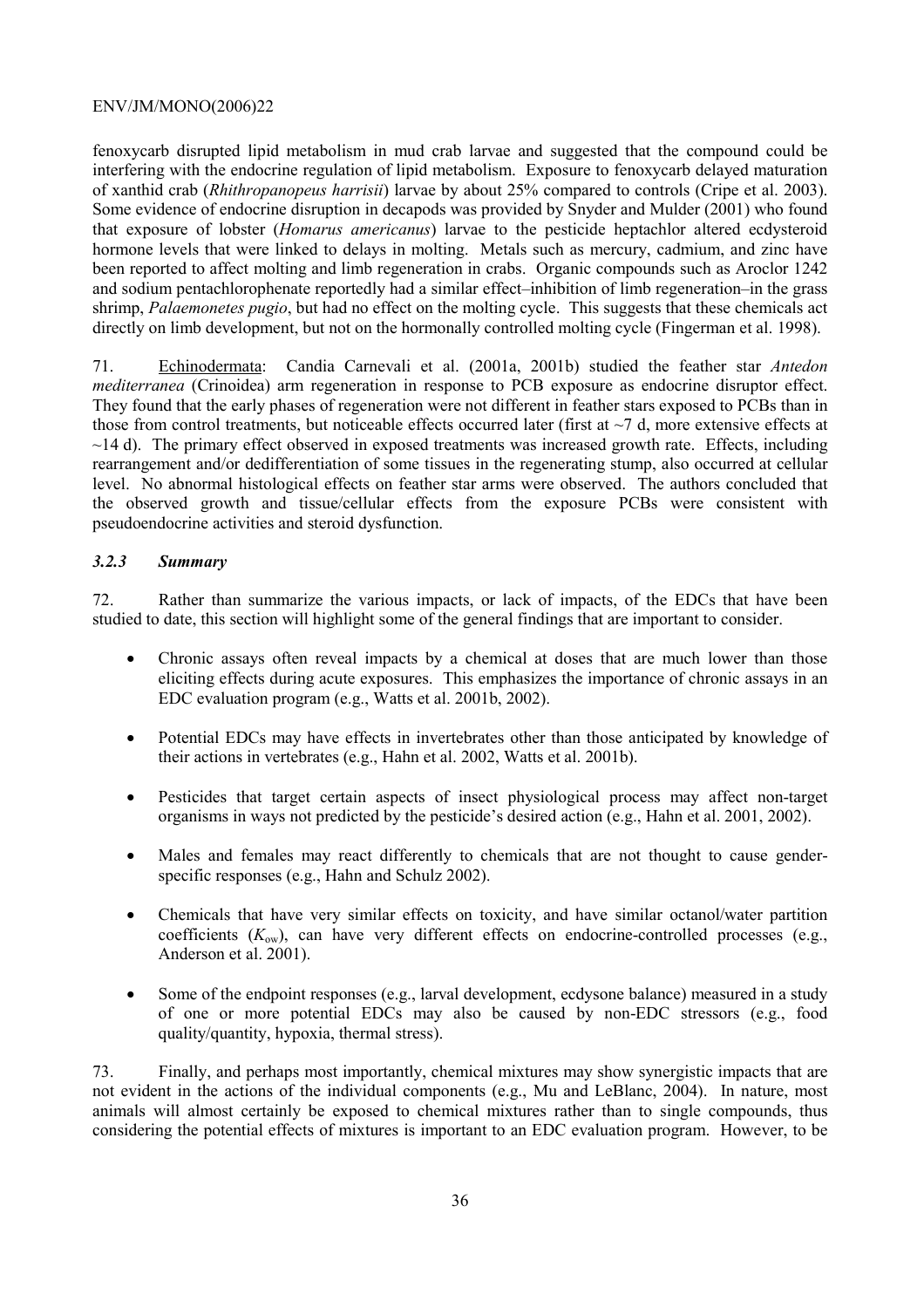fenoxycarb disrupted lipid metabolism in mud crab larvae and suggested that the compound could be interfering with the endocrine regulation of lipid metabolism. Exposure to fenoxycarb delayed maturation of xanthid crab (*Rhithropanopeus harrisii*) larvae by about 25% compared to controls (Cripe et al. 2003). Some evidence of endocrine disruption in decapods was provided by Snyder and Mulder (2001) who found that exposure of lobster (*Homarus americanus*) larvae to the pesticide heptachlor altered ecdysteroid hormone levels that were linked to delays in molting. Metals such as mercury, cadmium, and zinc have been reported to affect molting and limb regeneration in crabs. Organic compounds such as Aroclor 1242 and sodium pentachlorophenate reportedly had a similar effect–inhibition of limb regeneration–in the grass shrimp, *Palaemonetes pugio*, but had no effect on the molting cycle. This suggests that these chemicals act directly on limb development, but not on the hormonally controlled molting cycle (Fingerman et al. 1998).

71. Echinodermata: Candia Carnevali et al. (2001a, 2001b) studied the feather star *Antedon mediterranea* (Crinoidea) arm regeneration in response to PCB exposure as endocrine disruptor effect. They found that the early phases of regeneration were not different in feather stars exposed to PCBs than in those from control treatments, but noticeable effects occurred later (first at ~7 d, more extensive effects at ~14 d). The primary effect observed in exposed treatments was increased growth rate. Effects, including rearrangement and/or dedifferentiation of some tissues in the regenerating stump, also occurred at cellular level. No abnormal histological effects on feather star arms were observed. The authors concluded that the observed growth and tissue/cellular effects from the exposure PCBs were consistent with pseudoendocrine activities and steroid dysfunction.

### *3.2.3 Summary*

72. Rather than summarize the various impacts, or lack of impacts, of the EDCs that have been studied to date, this section will highlight some of the general findings that are important to consider.

- Chronic assays often reveal impacts by a chemical at doses that are much lower than those eliciting effects during acute exposures. This emphasizes the importance of chronic assays in an EDC evaluation program (e.g., Watts et al. 2001b, 2002).
- Potential EDCs may have effects in invertebrates other than those anticipated by knowledge of their actions in vertebrates (e.g., Hahn et al. 2002, Watts et al. 2001b).
- Pesticides that target certain aspects of insect physiological process may affect non-target organisms in ways not predicted by the pesticide's desired action (e.g., Hahn et al. 2001, 2002).
- Males and females may react differently to chemicals that are not thought to cause gender-specific responses (e.g., Hahn and Schulz 2002).
- Chemicals that have very similar effects on toxicity, and have similar octanol/water partition coefficients ($K_{ow}$), can have very different effects on endocrine-controlled processes (e.g., Anderson et al. 2001).
- Some of the endpoint responses (e.g., larval development, ecdysone balance) measured in a study of one or more potential EDCs may also be caused by non-EDC stressors (e.g., food quality/quantity, hypoxia, thermal stress).

73. Finally, and perhaps most importantly, chemical mixtures may show synergistic impacts that are not evident in the actions of the individual components (e.g., Mu and LeBlanc, 2004). In nature, most animals will almost certainly be exposed to chemical mixtures rather than to single compounds, thus considering the potential effects of mixtures is important to an EDC evaluation program. However, to be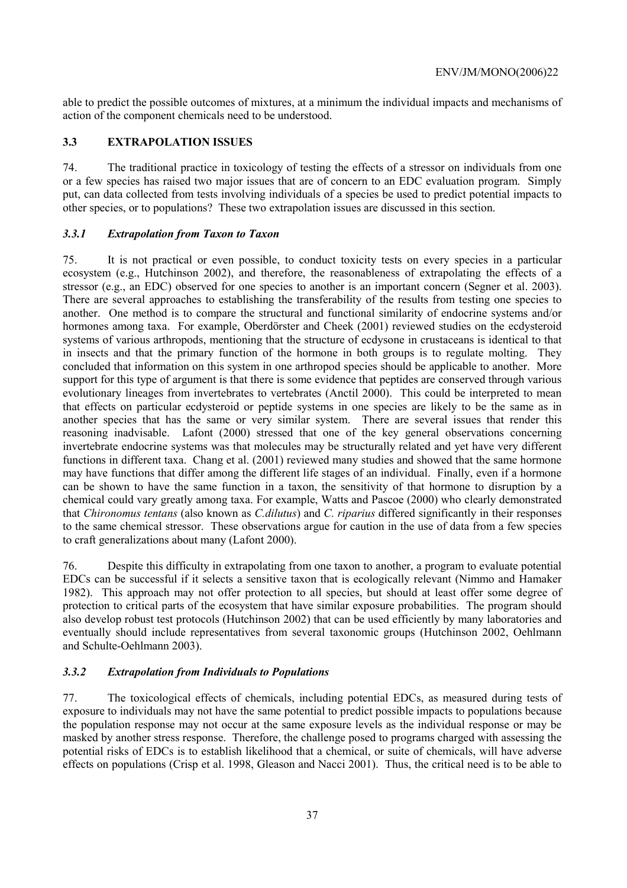able to predict the possible outcomes of mixtures, at a minimum the individual impacts and mechanisms of action of the component chemicals need to be understood.

## 3.3 EXTRAPOLATION ISSUES

74. The traditional practice in toxicology of testing the effects of a stressor on individuals from one or a few species has raised two major issues that are of concern to an EDC evaluation program. Simply put, can data collected from tests involving individuals of a species be used to predict potential impacts to other species, or to populations? These two extrapolation issues are discussed in this section.

### *3.3.1 Extrapolation from Taxon to Taxon*

75. It is not practical or even possible, to conduct toxicity tests on every species in a particular ecosystem (e.g., Hutchinson 2002), and therefore, the reasonableness of extrapolating the effects of a stressor (e.g., an EDC) observed for one species to another is an important concern (Segner et al. 2003). There are several approaches to establishing the transferability of the results from testing one species to another. One method is to compare the structural and functional similarity of endocrine systems and/or hormones among taxa. For example, Oberdörster and Cheek (2001) reviewed studies on the ecdysteroid systems of various arthropods, mentioning that the structure of ecdysone in crustaceans is identical to that in insects and that the primary function of the hormone in both groups is to regulate molting. They concluded that information on this system in one arthropod species should be applicable to another. More support for this type of argument is that there is some evidence that peptides are conserved through various evolutionary lineages from invertebrates to vertebrates (Anctil 2000). This could be interpreted to mean that effects on particular ecdysteroid or peptide systems in one species are likely to be the same as in another species that has the same or very similar system. There are several issues that render this reasoning inadvisable. Lafont (2000) stressed that one of the key general observations concerning invertebrate endocrine systems was that molecules may be structurally related and yet have very different functions in different taxa. Chang et al. (2001) reviewed many studies and showed that the same hormone may have functions that differ among the different life stages of an individual. Finally, even if a hormone can be shown to have the same function in a taxon, the sensitivity of that hormone to disruption by a chemical could vary greatly among taxa. For example, Watts and Pascoe (2000) who clearly demonstrated that *Chironomus tentans* (also known as *C.dilutus*) and *C. riparius* differed significantly in their responses to the same chemical stressor. These observations argue for caution in the use of data from a few species to craft generalizations about many (Lafont 2000).

76. Despite this difficulty in extrapolating from one taxon to another, a program to evaluate potential EDCs can be successful if it selects a sensitive taxon that is ecologically relevant (Nimmo and Hamaker 1982). This approach may not offer protection to all species, but should at least offer some degree of protection to critical parts of the ecosystem that have similar exposure probabilities. The program should also develop robust test protocols (Hutchinson 2002) that can be used efficiently by many laboratories and eventually should include representatives from several taxonomic groups (Hutchinson 2002, Oehlmann and Schulte-Oehlmann 2003).

### *3.3.2 Extrapolation from Individuals to Populations*

77. The toxicological effects of chemicals, including potential EDCs, as measured during tests of exposure to individuals may not have the same potential to predict possible impacts to populations because the population response may not occur at the same exposure levels as the individual response or may be masked by another stress response. Therefore, the challenge posed to programs charged with assessing the potential risks of EDCs is to establish likelihood that a chemical, or suite of chemicals, will have adverse effects on populations (Crisp et al. 1998, Gleason and Nacci 2001). Thus, the critical need is to be able to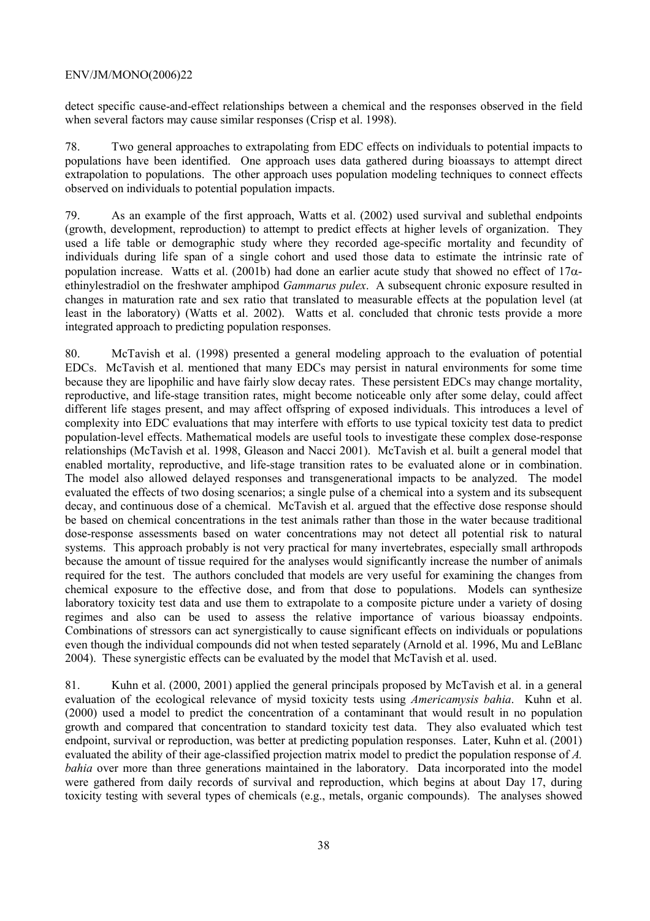detect specific cause-and-effect relationships between a chemical and the responses observed in the field when several factors may cause similar responses (Crisp et al. 1998).

78. Two general approaches to extrapolating from EDC effects on individuals to potential impacts to populations have been identified. One approach uses data gathered during bioassays to attempt direct extrapolation to populations. The other approach uses population modeling techniques to connect effects observed on individuals to potential population impacts.

79. As an example of the first approach, Watts et al. (2002) used survival and sublethal endpoints (growth, development, reproduction) to attempt to predict effects at higher levels of organization. They used a life table or demographic study where they recorded age-specific mortality and fecundity of individuals during life span of a single cohort and used those data to estimate the intrinsic rate of population increase. Watts et al. (2001b) had done an earlier acute study that showed no effect of 17α-ethinylestradiol on the freshwater amphipod *Gammarus pulex*. A subsequent chronic exposure resulted in changes in maturation rate and sex ratio that translated to measurable effects at the population level (at least in the laboratory) (Watts et al. 2002). Watts et al. concluded that chronic tests provide a more integrated approach to predicting population responses.

80. McTavish et al. (1998) presented a general modeling approach to the evaluation of potential EDCs. McTavish et al. mentioned that many EDCs may persist in natural environments for some time because they are lipophilic and have fairly slow decay rates. These persistent EDCs may change mortality, reproductive, and life-stage transition rates, might become noticeable only after some delay, could affect different life stages present, and may affect offspring of exposed individuals. This introduces a level of complexity into EDC evaluations that may interfere with efforts to use typical toxicity test data to predict population-level effects. Mathematical models are useful tools to investigate these complex dose-response relationships (McTavish et al. 1998, Gleason and Nacci 2001). McTavish et al. built a general model that enabled mortality, reproductive, and life-stage transition rates to be evaluated alone or in combination. The model also allowed delayed responses and transgenerational impacts to be analyzed. The model evaluated the effects of two dosing scenarios; a single pulse of a chemical into a system and its subsequent decay, and continuous dose of a chemical. McTavish et al. argued that the effective dose response should be based on chemical concentrations in the test animals rather than those in the water because traditional dose-response assessments based on water concentrations may not detect all potential risk to natural systems. This approach probably is not very practical for many invertebrates, especially small arthropods because the amount of tissue required for the analyses would significantly increase the number of animals required for the test. The authors concluded that models are very useful for examining the changes from chemical exposure to the effective dose, and from that dose to populations. Models can synthesize laboratory toxicity test data and use them to extrapolate to a composite picture under a variety of dosing regimes and also can be used to assess the relative importance of various bioassay endpoints. Combinations of stressors can act synergistically to cause significant effects on individuals or populations even though the individual compounds did not when tested separately (Arnold et al. 1996, Mu and LeBlanc 2004). These synergistic effects can be evaluated by the model that McTavish et al. used.

81. Kuhn et al. (2000, 2001) applied the general principals proposed by McTavish et al. in a general evaluation of the ecological relevance of mysid toxicity tests using *Americamysis bahia*. Kuhn et al. (2000) used a model to predict the concentration of a contaminant that would result in no population growth and compared that concentration to standard toxicity test data. They also evaluated which test endpoint, survival or reproduction, was better at predicting population responses. Later, Kuhn et al. (2001) evaluated the ability of their age-classified projection matrix model to predict the population response of *A. bahia* over more than three generations maintained in the laboratory. Data incorporated into the model were gathered from daily records of survival and reproduction, which begins at about Day 17, during toxicity testing with several types of chemicals (e.g., metals, organic compounds). The analyses showed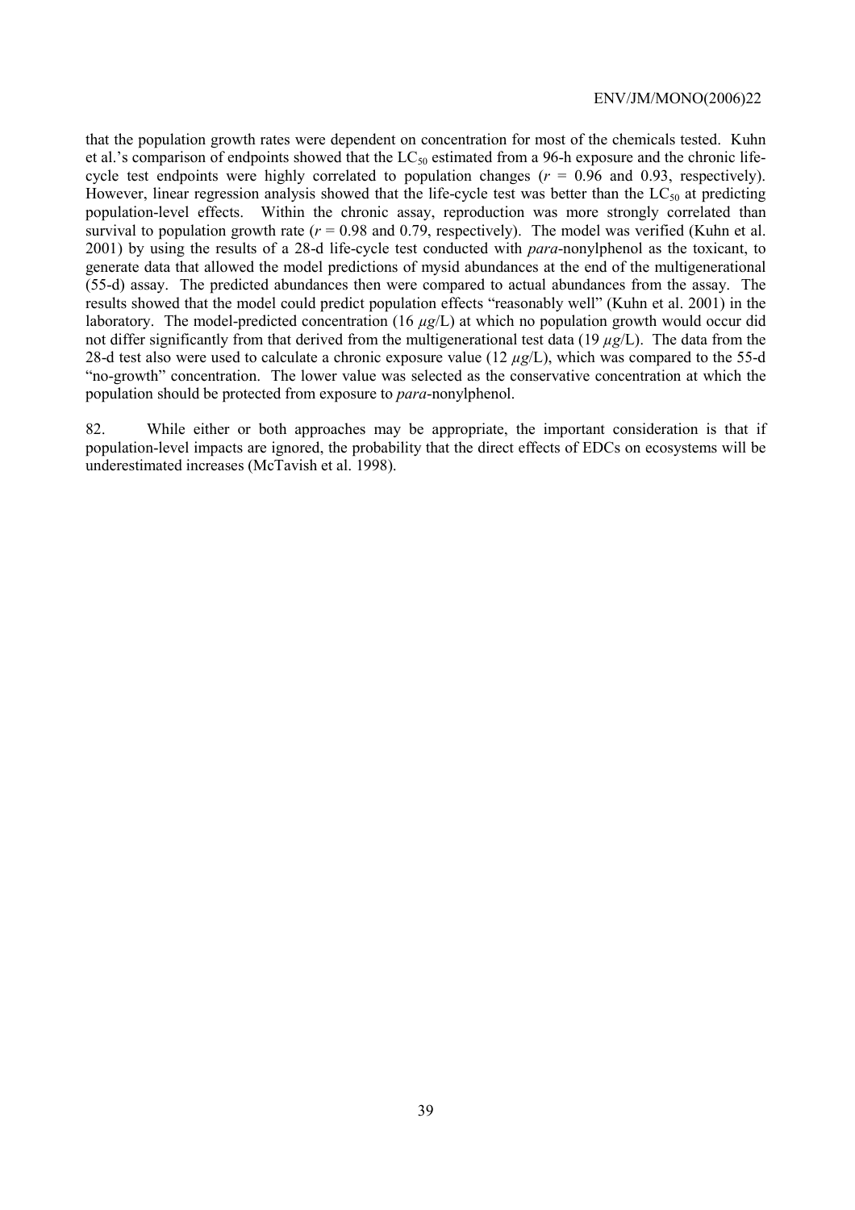that the population growth rates were dependent on concentration for most of the chemicals tested. Kuhn et al.'s comparison of endpoints showed that the $LC_{50}$ estimated from a 96-h exposure and the chronic life-cycle test endpoints were highly correlated to population changes ($r$ = 0.96 and 0.93, respectively). However, linear regression analysis showed that the life-cycle test was better than the $LC_{50}$ at predicting population-level effects. Within the chronic assay, reproduction was more strongly correlated than survival to population growth rate ($r$ = 0.98 and 0.79, respectively). The model was verified (Kuhn et al. 2001) by using the results of a 28-d life-cycle test conducted with *para*-nonylphenol as the toxicant, to generate data that allowed the model predictions of mysid abundances at the end of the multigenerational (55-d) assay. The predicted abundances then were compared to actual abundances from the assay. The results showed that the model could predict population effects "reasonably well" (Kuhn et al. 2001) in the laboratory. The model-predicted concentration (16 $\mu g$/L) at which no population growth would occur did not differ significantly from that derived from the multigenerational test data (19 $\mu g$/L). The data from the 28-d test also were used to calculate a chronic exposure value (12 $\mu g$/L), which was compared to the 55-d "no-growth" concentration. The lower value was selected as the conservative concentration at which the population should be protected from exposure to *para*-nonylphenol.

82. While either or both approaches may be appropriate, the important consideration is that if population-level impacts are ignored, the probability that the direct effects of EDCs on ecosystems will be underestimated increases (McTavish et al. 1998).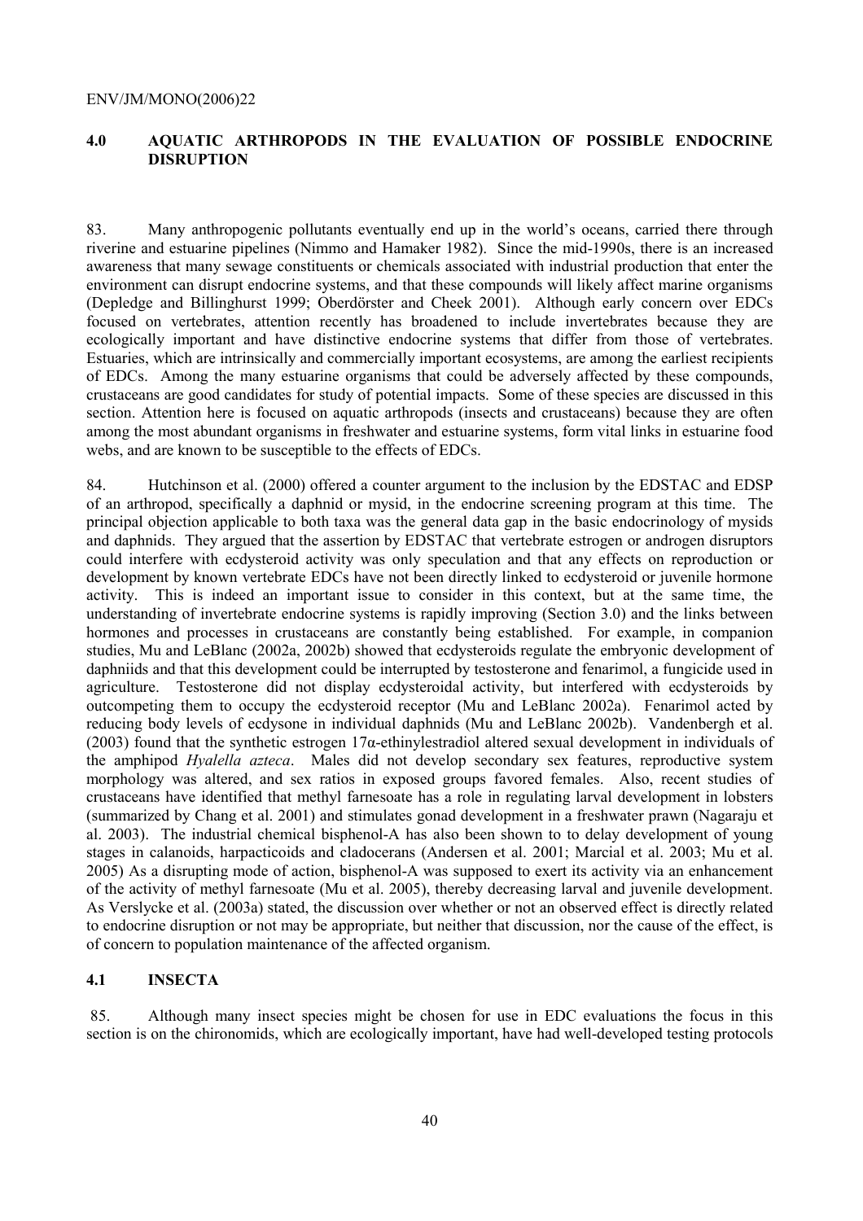## 4.0 AQUATIC ARTHROPODS IN THE EVALUATION OF POSSIBLE ENDOCRINE DISRUPTION

83. Many anthropogenic pollutants eventually end up in the world's oceans, carried there through riverine and estuarine pipelines (Nimmo and Hamaker 1982). Since the mid-1990s, there is an increased awareness that many sewage constituents or chemicals associated with industrial production that enter the environment can disrupt endocrine systems, and that these compounds will likely affect marine organisms (Depledge and Billinghurst 1999; Oberdörster and Cheek 2001). Although early concern over EDCs focused on vertebrates, attention recently has broadened to include invertebrates because they are ecologically important and have distinctive endocrine systems that differ from those of vertebrates. Estuaries, which are intrinsically and commercially important ecosystems, are among the earliest recipients of EDCs. Among the many estuarine organisms that could be adversely affected by these compounds, crustaceans are good candidates for study of potential impacts. Some of these species are discussed in this section. Attention here is focused on aquatic arthropods (insects and crustaceans) because they are often among the most abundant organisms in freshwater and estuarine systems, form vital links in estuarine food webs, and are known to be susceptible to the effects of EDCs.

84. Hutchinson et al. (2000) offered a counter argument to the inclusion by the EDSTAC and EDSP of an arthropod, specifically a daphnid or mysid, in the endocrine screening program at this time. The principal objection applicable to both taxa was the general data gap in the basic endocrinology of mysids and daphnids. They argued that the assertion by EDSTAC that vertebrate estrogen or androgen disruptors could interfere with ecdysteroid activity was only speculation and that any effects on reproduction or development by known vertebrate EDCs have not been directly linked to ecdysteroid or juvenile hormone activity. This is indeed an important issue to consider in this context, but at the same time, the understanding of invertebrate endocrine systems is rapidly improving (Section 3.0) and the links between hormones and processes in crustaceans are constantly being established. For example, in companion studies, Mu and LeBlanc (2002a, 2002b) showed that ecdysteroids regulate the embryonic development of daphniids and that this development could be interrupted by testosterone and fenarimol, a fungicide used in agriculture. Testosterone did not display ecdysteroidal activity, but interfered with ecdysteroids by outcompeting them to occupy the ecdysteroid receptor (Mu and LeBlanc 2002a). Fenarimol acted by reducing body levels of ecdysone in individual daphnids (Mu and LeBlanc 2002b). Vandenbergh et al. (2003) found that the synthetic estrogen 17α-ethinylestradiol altered sexual development in individuals of the amphipod *Hyalella azteca*. Males did not develop secondary sex features, reproductive system morphology was altered, and sex ratios in exposed groups favored females. Also, recent studies of crustaceans have identified that methyl farnesoate has a role in regulating larval development in lobsters (summarized by Chang et al. 2001) and stimulates gonad development in a freshwater prawn (Nagaraju et al. 2003). The industrial chemical bisphenol-A has also been shown to to delay development of young stages in calanoids, harpacticoids and cladocerans (Andersen et al. 2001; Marcial et al. 2003; Mu et al. 2005) As a disrupting mode of action, bisphenol-A was supposed to exert its activity via an enhancement of the activity of methyl farnesoate (Mu et al. 2005), thereby decreasing larval and juvenile development. As Verslycke et al. (2003a) stated, the discussion over whether or not an observed effect is directly related to endocrine disruption or not may be appropriate, but neither that discussion, nor the cause of the effect, is of concern to population maintenance of the affected organism.

### 4.1 INSECTA

85. Although many insect species might be chosen for use in EDC evaluations the focus in this section is on the chironomids, which are ecologically important, have had well-developed testing protocols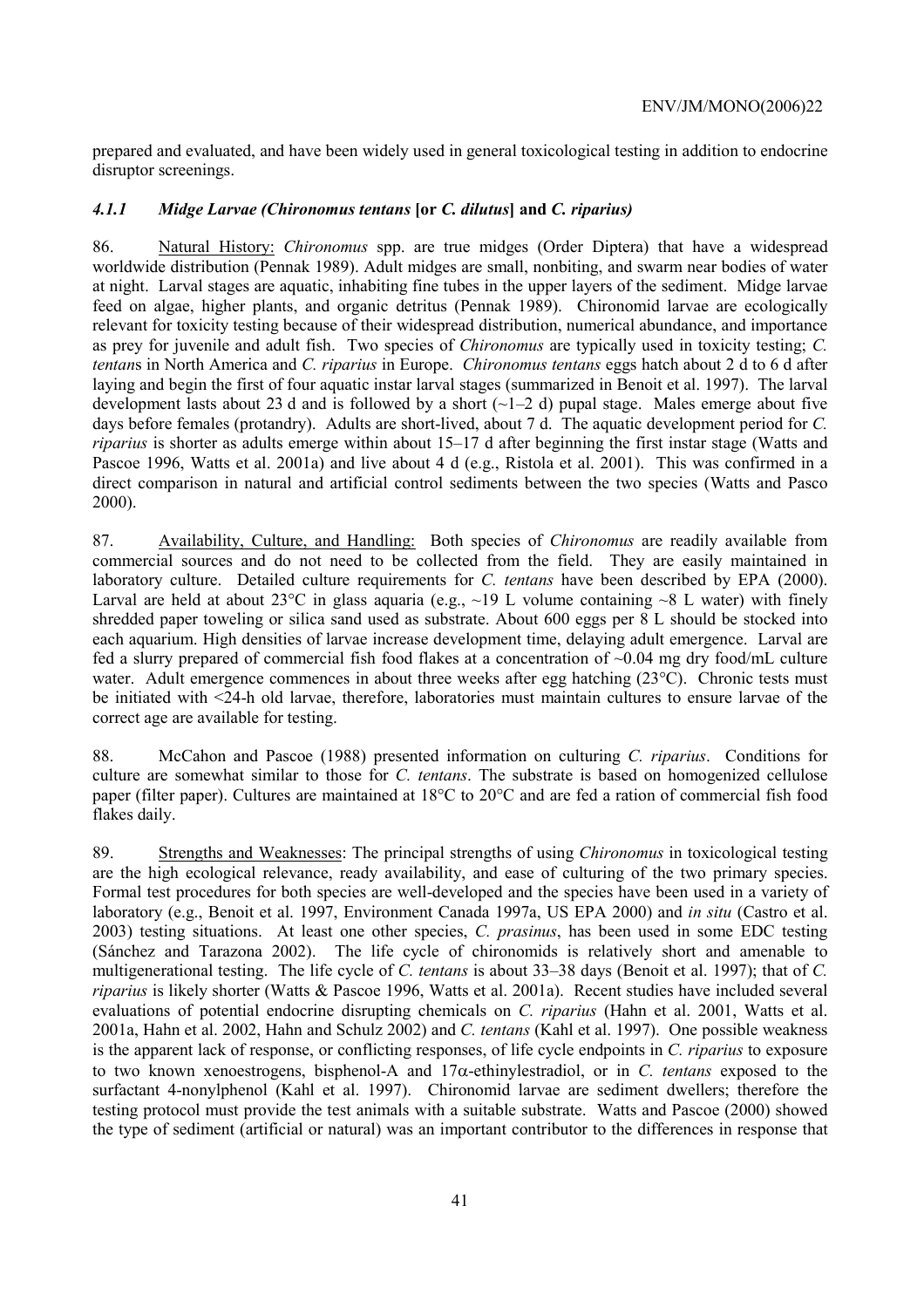prepared and evaluated, and have been widely used in general toxicological testing in addition to endocrine disruptor screenings.

#### *4.1.1 Midge Larvae (Chironomus tentans* **[or** *C. dilutus***] and** *C. riparius)*

86. Natural History: *Chironomus* spp. are true midges (Order Diptera) that have a widespread worldwide distribution (Pennak 1989). Adult midges are small, nonbiting, and swarm near bodies of water at night. Larval stages are aquatic, inhabiting fine tubes in the upper layers of the sediment. Midge larvae feed on algae, higher plants, and organic detritus (Pennak 1989). Chironomid larvae are ecologically relevant for toxicity testing because of their widespread distribution, numerical abundance, and importance as prey for juvenile and adult fish. Two species of *Chironomus* are typically used in toxicity testing; *C. tentans* in North America and *C. riparius* in Europe. *Chironomus tentans* eggs hatch about 2 d to 6 d after laying and begin the first of four aquatic instar larval stages (summarized in Benoit et al. 1997). The larval development lasts about 23 d and is followed by a short (~1–2 d) pupal stage. Males emerge about five days before females (protandry). Adults are short-lived, about 7 d. The aquatic development period for *C. riparius* is shorter as adults emerge within about 15–17 d after beginning the first instar stage (Watts and Pascoe 1996, Watts et al. 2001a) and live about 4 d (e.g., Ristola et al. 2001). This was confirmed in a direct comparison in natural and artificial control sediments between the two species (Watts and Pasco 2000).

87. Availability, Culture, and Handling: Both species of *Chironomus* are readily available from commercial sources and do not need to be collected from the field. They are easily maintained in laboratory culture. Detailed culture requirements for *C. tentans* have been described by EPA (2000). Larval are held at about 23°C in glass aquaria (e.g., ~19 L volume containing ~8 L water) with finely shredded paper toweling or silica sand used as substrate. About 600 eggs per 8 L should be stocked into each aquarium. High densities of larvae increase development time, delaying adult emergence. Larval are fed a slurry prepared of commercial fish food flakes at a concentration of ~0.04 mg dry food/mL culture water. Adult emergence commences in about three weeks after egg hatching (23°C). Chronic tests must be initiated with <24-h old larvae, therefore, laboratories must maintain cultures to ensure larvae of the correct age are available for testing.

88. McCahon and Pascoe (1988) presented information on culturing *C. riparius*. Conditions for culture are somewhat similar to those for *C. tentans*. The substrate is based on homogenized cellulose paper (filter paper). Cultures are maintained at 18°C to 20°C and are fed a ration of commercial fish food flakes daily.

89. Strengths and Weaknesses: The principal strengths of using *Chironomus* in toxicological testing are the high ecological relevance, ready availability, and ease of culturing of the two primary species. Formal test procedures for both species are well-developed and the species have been used in a variety of laboratory (e.g., Benoit et al. 1997, Environment Canada 1997a, US EPA 2000) and *in situ* (Castro et al. 2003) testing situations. At least one other species, *C. prasinus*, has been used in some EDC testing (Sánchez and Tarazona 2002). The life cycle of chironomids is relatively short and amenable to multigenerational testing. The life cycle of *C. tentans* is about 33–38 days (Benoit et al. 1997); that of *C. riparius* is likely shorter (Watts & Pascoe 1996, Watts et al. 2001a). Recent studies have included several evaluations of potential endocrine disrupting chemicals on *C. riparius* (Hahn et al. 2001, Watts et al. 2001a, Hahn et al. 2002, Hahn and Schulz 2002) and *C. tentans* (Kahl et al. 1997). One possible weakness is the apparent lack of response, or conflicting responses, of life cycle endpoints in *C. riparius* to exposure to two known xenoestrogens, bisphenol-A and 17α-ethinylestradiol, or in *C. tentans* exposed to the surfactant 4-nonylphenol (Kahl et al. 1997). Chironomid larvae are sediment dwellers; therefore the testing protocol must provide the test animals with a suitable substrate. Watts and Pascoe (2000) showed the type of sediment (artificial or natural) was an important contributor to the differences in response that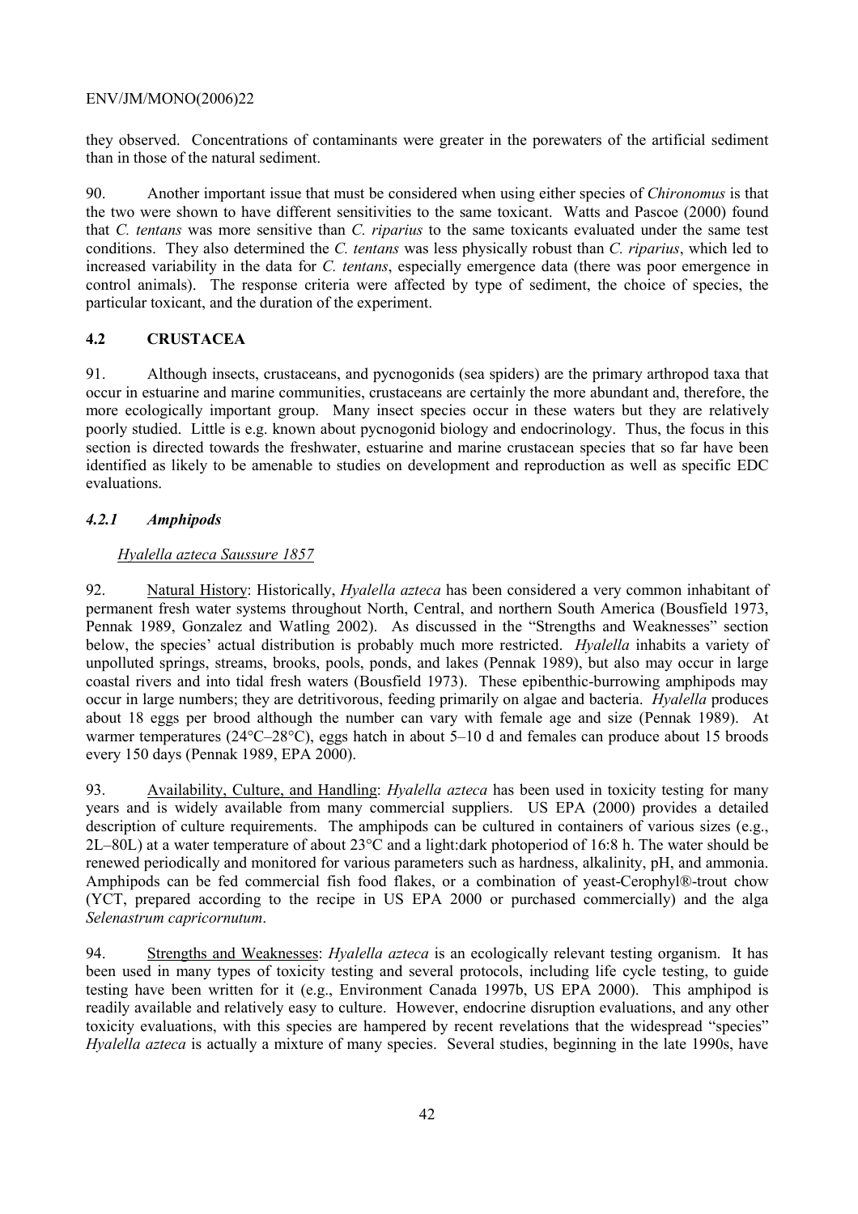they observed. Concentrations of contaminants were greater in the porewaters of the artificial sediment than in those of the natural sediment.

90. Another important issue that must be considered when using either species of *Chironomus* is that the two were shown to have different sensitivities to the same toxicant. Watts and Pascoe (2000) found that *C. tentans* was more sensitive than *C. riparius* to the same toxicants evaluated under the same test conditions. They also determined the *C. tentans* was less physically robust than *C. riparius*, which led to increased variability in the data for *C. tentans*, especially emergence data (there was poor emergence in control animals). The response criteria were affected by type of sediment, the choice of species, the particular toxicant, and the duration of the experiment.

## 4.2 CRUSTACEA

91. Although insects, crustaceans, and pycnogonids (sea spiders) are the primary arthropod taxa that occur in estuarine and marine communities, crustaceans are certainly the more abundant and, therefore, the more ecologically important group. Many insect species occur in these waters but they are relatively poorly studied. Little is e.g. known about pycnogonid biology and endocrinology. Thus, the focus in this section is directed towards the freshwater, estuarine and marine crustacean species that so far have been identified as likely to be amenable to studies on development and reproduction as well as specific EDC evaluations.

### *4.2.1 Amphipods*

*Hyalella azteca Saussure 1857*

92. Natural History: Historically, *Hyalella azteca* has been considered a very common inhabitant of permanent fresh water systems throughout North, Central, and northern South America (Bousfield 1973, Pennak 1989, Gonzalez and Watling 2002). As discussed in the "Strengths and Weaknesses" section below, the species' actual distribution is probably much more restricted. *Hyalella* inhabits a variety of unpolluted springs, streams, brooks, pools, ponds, and lakes (Pennak 1989), but also may occur in large coastal rivers and into tidal fresh waters (Bousfield 1973). These epibenthic-burrowing amphipods may occur in large numbers; they are detritivorous, feeding primarily on algae and bacteria. *Hyalella* produces about 18 eggs per brood although the number can vary with female age and size (Pennak 1989). At warmer temperatures (24°C–28°C), eggs hatch in about 5–10 d and females can produce about 15 broods every 150 days (Pennak 1989, EPA 2000).

93. Availability, Culture, and Handling: *Hyalella azteca* has been used in toxicity testing for many years and is widely available from many commercial suppliers. US EPA (2000) provides a detailed description of culture requirements. The amphipods can be cultured in containers of various sizes (e.g., 2L–80L) at a water temperature of about 23°C and a light:dark photoperiod of 16:8 h. The water should be renewed periodically and monitored for various parameters such as hardness, alkalinity, pH, and ammonia. Amphipods can be fed commercial fish food flakes, or a combination of yeast-Cerophyl®-trout chow (YCT, prepared according to the recipe in US EPA 2000 or purchased commercially) and the alga *Selenastrum capricornutum*.

94. Strengths and Weaknesses: *Hyalella azteca* is an ecologically relevant testing organism. It has been used in many types of toxicity testing and several protocols, including life cycle testing, to guide testing have been written for it (e.g., Environment Canada 1997b, US EPA 2000). This amphipod is readily available and relatively easy to culture. However, endocrine disruption evaluations, and any other toxicity evaluations, with this species are hampered by recent revelations that the widespread "species" *Hyalella azteca* is actually a mixture of many species. Several studies, beginning in the late 1990s, have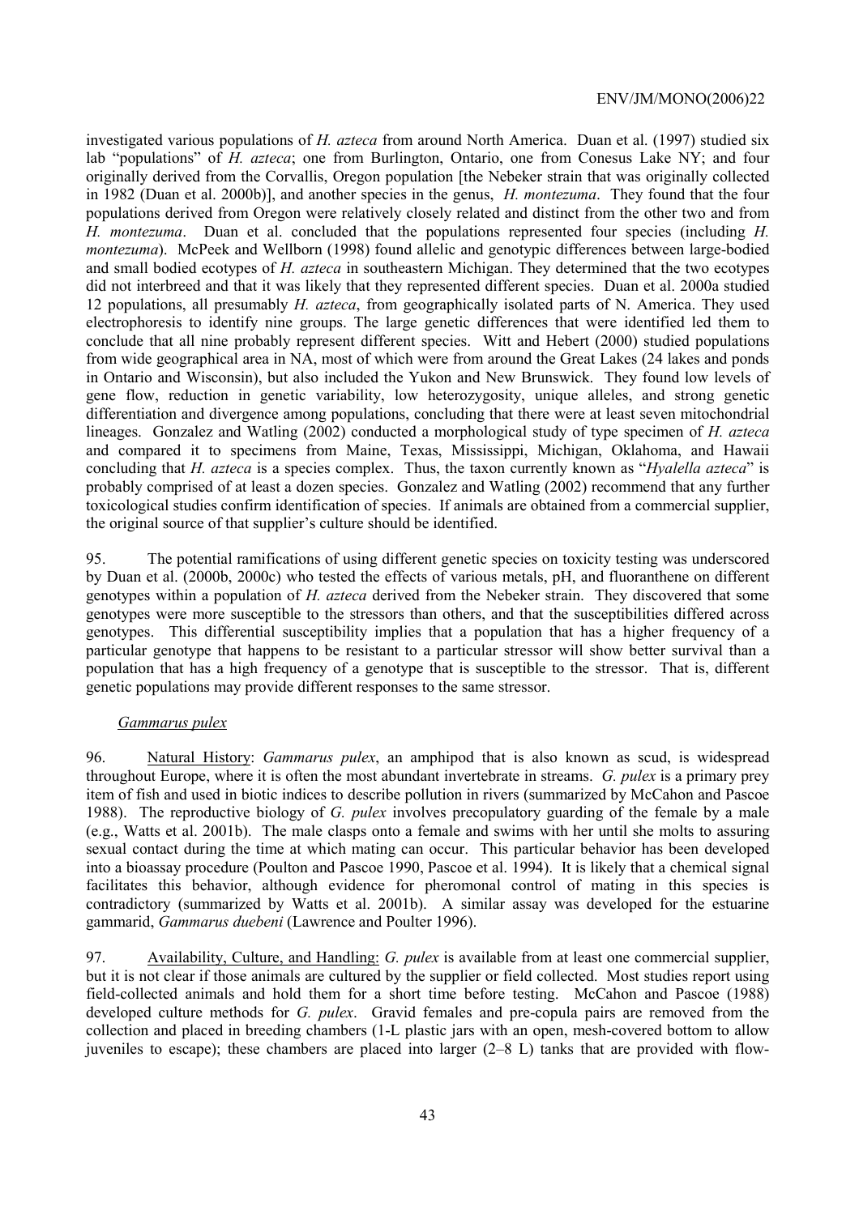investigated various populations of *H. azteca* from around North America. Duan et al. (1997) studied six lab "populations" of *H. azteca*; one from Burlington, Ontario, one from Conesus Lake NY; and four originally derived from the Corvallis, Oregon population [the Nebeker strain that was originally collected in 1982 (Duan et al. 2000b)], and another species in the genus, *H. montezuma*. They found that the four populations derived from Oregon were relatively closely related and distinct from the other two and from *H. montezuma*. Duan et al. concluded that the populations represented four species (including *H. montezuma*). McPeek and Wellborn (1998) found allelic and genotypic differences between large-bodied and small bodied ecotypes of *H. azteca* in southeastern Michigan. They determined that the two ecotypes did not interbreed and that it was likely that they represented different species. Duan et al. 2000a studied 12 populations, all presumably *H. azteca*, from geographically isolated parts of N. America. They used electrophoresis to identify nine groups. The large genetic differences that were identified led them to conclude that all nine probably represent different species. Witt and Hebert (2000) studied populations from wide geographical area in NA, most of which were from around the Great Lakes (24 lakes and ponds in Ontario and Wisconsin), but also included the Yukon and New Brunswick. They found low levels of gene flow, reduction in genetic variability, low heterozygosity, unique alleles, and strong genetic differentiation and divergence among populations, concluding that there were at least seven mitochondrial lineages. Gonzalez and Watling (2002) conducted a morphological study of type specimen of *H. azteca* and compared it to specimens from Maine, Texas, Mississippi, Michigan, Oklahoma, and Hawaii concluding that *H. azteca* is a species complex. Thus, the taxon currently known as "*Hyalella azteca*" is probably comprised of at least a dozen species. Gonzalez and Watling (2002) recommend that any further toxicological studies confirm identification of species. If animals are obtained from a commercial supplier, the original source of that supplier's culture should be identified.

95. The potential ramifications of using different genetic species on toxicity testing was underscored by Duan et al. (2000b, 2000c) who tested the effects of various metals, pH, and fluoranthene on different genotypes within a population of *H. azteca* derived from the Nebeker strain. They discovered that some genotypes were more susceptible to the stressors than others, and that the susceptibilities differed across genotypes. This differential susceptibility implies that a population that has a higher frequency of a particular genotype that happens to be resistant to a particular stressor will show better survival than a population that has a high frequency of a genotype that is susceptible to the stressor. That is, different genetic populations may provide different responses to the same stressor.

*Gammarus pulex*

96. Natural History: *Gammarus pulex*, an amphipod that is also known as scud, is widespread throughout Europe, where it is often the most abundant invertebrate in streams. *G. pulex* is a primary prey item of fish and used in biotic indices to describe pollution in rivers (summarized by McCahon and Pascoe 1988). The reproductive biology of *G. pulex* involves precopulatory guarding of the female by a male (e.g., Watts et al. 2001b). The male clasps onto a female and swims with her until she molts to assuring sexual contact during the time at which mating can occur. This particular behavior has been developed into a bioassay procedure (Poulton and Pascoe 1990, Pascoe et al. 1994). It is likely that a chemical signal facilitates this behavior, although evidence for pheromonal control of mating in this species is contradictory (summarized by Watts et al. 2001b). A similar assay was developed for the estuarine gammarid, *Gammarus duebeni* (Lawrence and Poulter 1996).

97. Availability, Culture, and Handling: *G. pulex* is available from at least one commercial supplier, but it is not clear if those animals are cultured by the supplier or field collected. Most studies report using field-collected animals and hold them for a short time before testing. McCahon and Pascoe (1988) developed culture methods for *G. pulex*. Gravid females and pre-copula pairs are removed from the collection and placed in breeding chambers (1-L plastic jars with an open, mesh-covered bottom to allow juveniles to escape); these chambers are placed into larger (2–8 L) tanks that are provided with flow-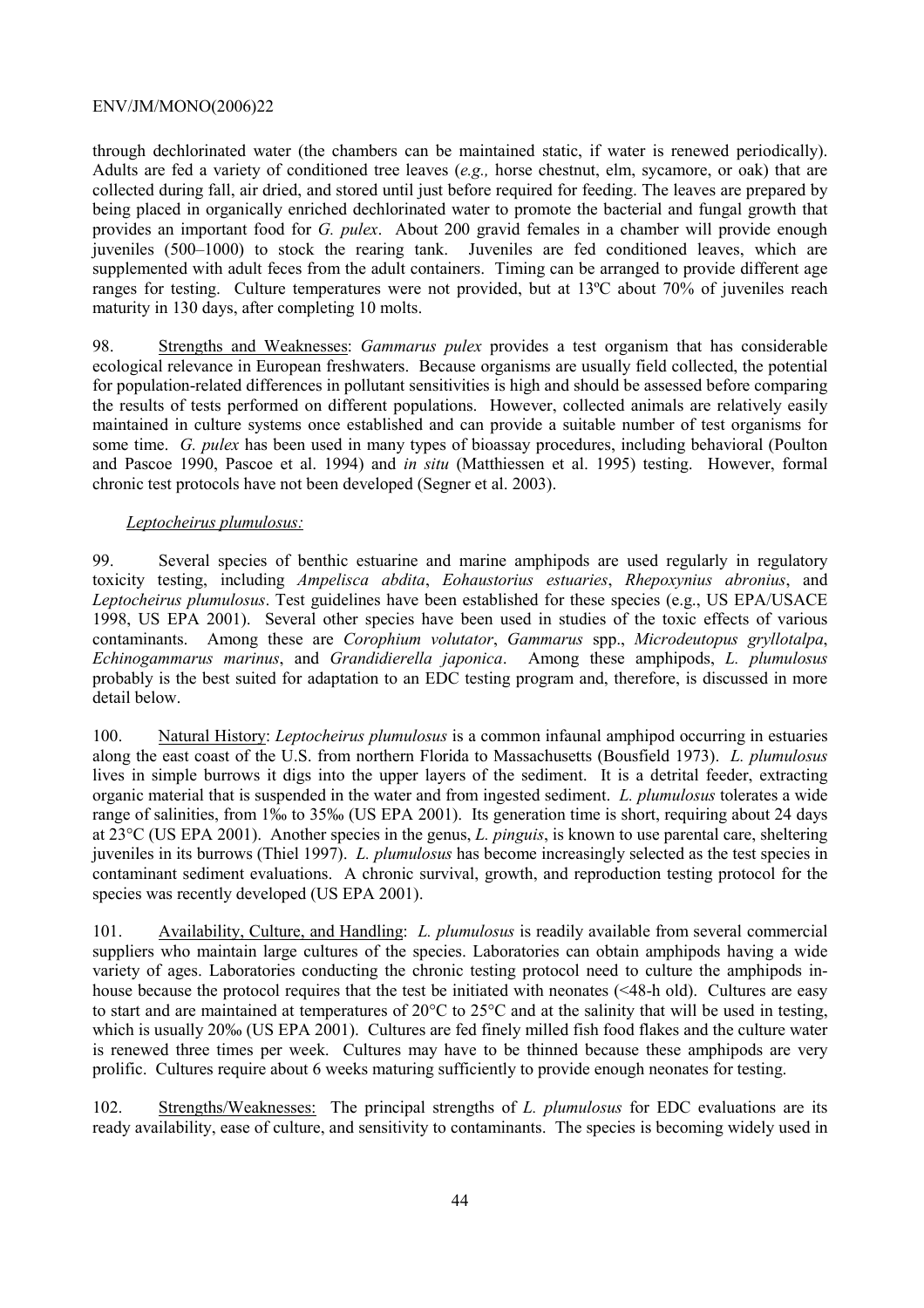through dechlorinated water (the chambers can be maintained static, if water is renewed periodically). Adults are fed a variety of conditioned tree leaves (*e.g.,* horse chestnut, elm, sycamore, or oak) that are collected during fall, air dried, and stored until just before required for feeding. The leaves are prepared by being placed in organically enriched dechlorinated water to promote the bacterial and fungal growth that provides an important food for *G. pulex*. About 200 gravid females in a chamber will provide enough juveniles (500–1000) to stock the rearing tank. Juveniles are fed conditioned leaves, which are supplemented with adult feces from the adult containers. Timing can be arranged to provide different age ranges for testing. Culture temperatures were not provided, but at 13ºC about 70% of juveniles reach maturity in 130 days, after completing 10 molts.

98. Strengths and Weaknesses: *Gammarus pulex* provides a test organism that has considerable ecological relevance in European freshwaters. Because organisms are usually field collected, the potential for population-related differences in pollutant sensitivities is high and should be assessed before comparing the results of tests performed on different populations. However, collected animals are relatively easily maintained in culture systems once established and can provide a suitable number of test organisms for some time. *G. pulex* has been used in many types of bioassay procedures, including behavioral (Poulton and Pascoe 1990, Pascoe et al. 1994) and *in situ* (Matthiessen et al. 1995) testing. However, formal chronic test protocols have not been developed (Segner et al. 2003).

*Leptocheirus plumulosus:*

99. Several species of benthic estuarine and marine amphipods are used regularly in regulatory toxicity testing, including *Ampelisca abdita*, *Eohaustorius estuaries*, *Rhepoxynius abronius*, and *Leptocheirus plumulosus*. Test guidelines have been established for these species (e.g., US EPA/USACE 1998, US EPA 2001). Several other species have been used in studies of the toxic effects of various contaminants. Among these are *Corophium volutator*, *Gammarus* spp., *Microdeutopus gryllotalpa*, *Echinogammarus marinus*, and *Grandidierella japonica*. Among these amphipods, *L. plumulosus* probably is the best suited for adaptation to an EDC testing program and, therefore, is discussed in more detail below.

100. Natural History: *Leptocheirus plumulosus* is a common infaunal amphipod occurring in estuaries along the east coast of the U.S. from northern Florida to Massachusetts (Bousfield 1973). *L. plumulosus* lives in simple burrows it digs into the upper layers of the sediment. It is a detrital feeder, extracting organic material that is suspended in the water and from ingested sediment. *L. plumulosus* tolerates a wide range of salinities, from 1‰ to 35‰ (US EPA 2001). Its generation time is short, requiring about 24 days at 23°C (US EPA 2001). Another species in the genus, *L. pinguis*, is known to use parental care, sheltering juveniles in its burrows (Thiel 1997). *L. plumulosus* has become increasingly selected as the test species in contaminant sediment evaluations. A chronic survival, growth, and reproduction testing protocol for the species was recently developed (US EPA 2001).

101. Availability, Culture, and Handling: *L. plumulosus* is readily available from several commercial suppliers who maintain large cultures of the species. Laboratories can obtain amphipods having a wide variety of ages. Laboratories conducting the chronic testing protocol need to culture the amphipods in-house because the protocol requires that the test be initiated with neonates (<48-h old). Cultures are easy to start and are maintained at temperatures of 20°C to 25°C and at the salinity that will be used in testing, which is usually 20‰ (US EPA 2001). Cultures are fed finely milled fish food flakes and the culture water is renewed three times per week. Cultures may have to be thinned because these amphipods are very prolific. Cultures require about 6 weeks maturing sufficiently to provide enough neonates for testing.

102. Strengths/Weaknesses: The principal strengths of *L. plumulosus* for EDC evaluations are its ready availability, ease of culture, and sensitivity to contaminants. The species is becoming widely used in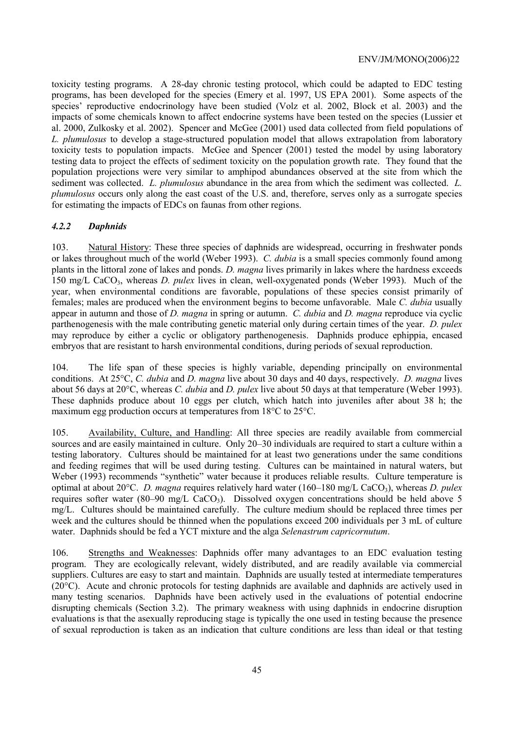toxicity testing programs. A 28-day chronic testing protocol, which could be adapted to EDC testing programs, has been developed for the species (Emery et al. 1997, US EPA 2001). Some aspects of the species' reproductive endocrinology have been studied (Volz et al. 2002, Block et al. 2003) and the impacts of some chemicals known to affect endocrine systems have been tested on the species (Lussier et al. 2000, Zulkosky et al. 2002). Spencer and McGee (2001) used data collected from field populations of *L. plumulosus* to develop a stage-structured population model that allows extrapolation from laboratory toxicity tests to population impacts. McGee and Spencer (2001) tested the model by using laboratory testing data to project the effects of sediment toxicity on the population growth rate. They found that the population projections were very similar to amphipod abundances observed at the site from which the sediment was collected. *L. plumulosus* abundance in the area from which the sediment was collected. *L. plumulosus* occurs only along the east coast of the U.S. and, therefore, serves only as a surrogate species for estimating the impacts of EDCs on faunas from other regions.

### *4.2.2 Daphnids*

103. Natural History: These three species of daphnids are widespread, occurring in freshwater ponds or lakes throughout much of the world (Weber 1993). *C. dubia* is a small species commonly found among plants in the littoral zone of lakes and ponds. *D. magna* lives primarily in lakes where the hardness exceeds 150 mg/L $CaCO_3$, whereas *D. pulex* lives in clean, well-oxygenated ponds (Weber 1993). Much of the year, when environmental conditions are favorable, populations of these species consist primarily of females; males are produced when the environment begins to become unfavorable. Male *C. dubia* usually appear in autumn and those of *D. magna* in spring or autumn. *C. dubia* and *D. magna* reproduce via cyclic parthenogenesis with the male contributing genetic material only during certain times of the year. *D. pulex* may reproduce by either a cyclic or obligatory parthenogenesis. Daphnids produce ephippia, encased embryos that are resistant to harsh environmental conditions, during periods of sexual reproduction.

104. The life span of these species is highly variable, depending principally on environmental conditions. At 25°C, *C. dubia* and *D. magna* live about 30 days and 40 days, respectively. *D. magna* lives about 56 days at 20°C, whereas *C. dubia* and *D. pulex* live about 50 days at that temperature (Weber 1993). These daphnids produce about 10 eggs per clutch, which hatch into juveniles after about 38 h; the maximum egg production occurs at temperatures from 18°C to 25°C.

105. Availability, Culture, and Handling: All three species are readily available from commercial sources and are easily maintained in culture. Only 20–30 individuals are required to start a culture within a testing laboratory. Cultures should be maintained for at least two generations under the same conditions and feeding regimes that will be used during testing. Cultures can be maintained in natural waters, but Weber (1993) recommends "synthetic" water because it produces reliable results. Culture temperature is optimal at about 20°C. *D. magna* requires relatively hard water (160–180 mg/L $CaCO_3$), whereas *D. pulex* requires softer water (80–90 mg/L $CaCO_3$). Dissolved oxygen concentrations should be held above 5 mg/L. Cultures should be maintained carefully. The culture medium should be replaced three times per week and the cultures should be thinned when the populations exceed 200 individuals per 3 mL of culture water. Daphnids should be fed a YCT mixture and the alga *Selenastrum capricornutum*.

106. Strengths and Weaknesses: Daphnids offer many advantages to an EDC evaluation testing program. They are ecologically relevant, widely distributed, and are readily available via commercial suppliers. Cultures are easy to start and maintain. Daphnids are usually tested at intermediate temperatures (20°C). Acute and chronic protocols for testing daphnids are available and daphnids are actively used in many testing scenarios. Daphnids have been actively used in the evaluations of potential endocrine disrupting chemicals (Section 3.2). The primary weakness with using daphnids in endocrine disruption evaluations is that the asexually reproducing stage is typically the one used in testing because the presence of sexual reproduction is taken as an indication that culture conditions are less than ideal or that testing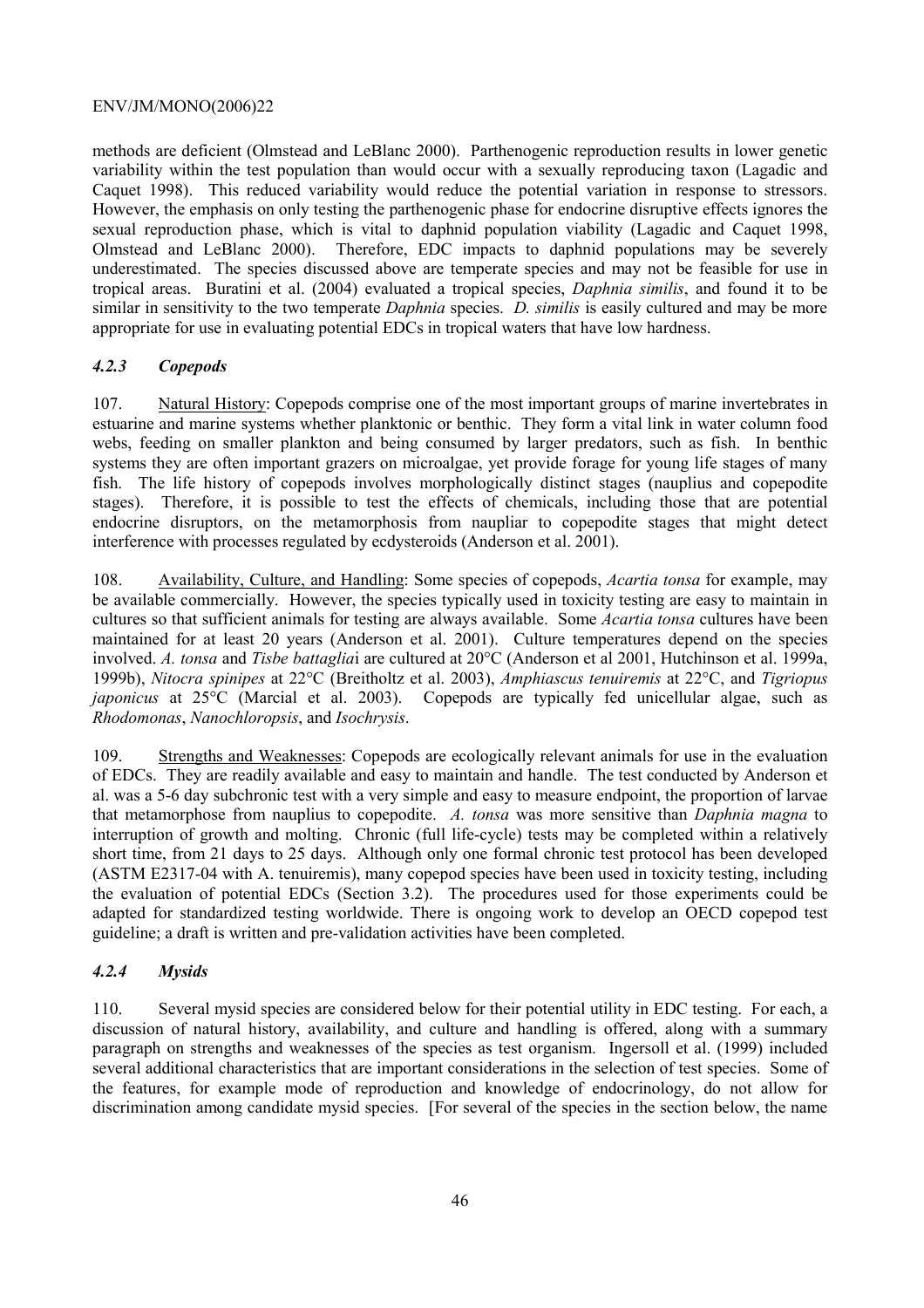methods are deficient (Olmstead and LeBlanc 2000). Parthenogenic reproduction results in lower genetic variability within the test population than would occur with a sexually reproducing taxon (Lagadic and Caquet 1998). This reduced variability would reduce the potential variation in response to stressors. However, the emphasis on only testing the parthenogenic phase for endocrine disruptive effects ignores the sexual reproduction phase, which is vital to daphnid population viability (Lagadic and Caquet 1998, Olmstead and LeBlanc 2000). Therefore, EDC impacts to daphnid populations may be severely underestimated. The species discussed above are temperate species and may not be feasible for use in tropical areas. Buratini et al. (2004) evaluated a tropical species, *Daphnia similis*, and found it to be similar in sensitivity to the two temperate *Daphnia* species. *D. similis* is easily cultured and may be more appropriate for use in evaluating potential EDCs in tropical waters that have low hardness.

### *4.2.3 Copepods*

107. Natural History: Copepods comprise one of the most important groups of marine invertebrates in estuarine and marine systems whether planktonic or benthic. They form a vital link in water column food webs, feeding on smaller plankton and being consumed by larger predators, such as fish. In benthic systems they are often important grazers on microalgae, yet provide forage for young life stages of many fish. The life history of copepods involves morphologically distinct stages (nauplius and copepodite stages). Therefore, it is possible to test the effects of chemicals, including those that are potential endocrine disruptors, on the metamorphosis from naupliar to copepodite stages that might detect interference with processes regulated by ecdysteroids (Anderson et al. 2001).

108. Availability, Culture, and Handling: Some species of copepods, *Acartia tonsa* for example, may be available commercially. However, the species typically used in toxicity testing are easy to maintain in cultures so that sufficient animals for testing are always available. Some *Acartia tonsa* cultures have been maintained for at least 20 years (Anderson et al. 2001). Culture temperatures depend on the species involved. *A. tonsa* and *Tisbe battaglia*i are cultured at 20°C (Anderson et al 2001, Hutchinson et al. 1999a, 1999b), *Nitocra spinipes* at 22°C (Breitholtz et al. 2003), *Amphiascus tenuiremis* at 22°C, and *Tigriopus japonicus* at 25°C (Marcial et al. 2003). Copepods are typically fed unicellular algae, such as *Rhodomonas*, *Nanochloropsis*, and *Isochrysis*.

109. Strengths and Weaknesses: Copepods are ecologically relevant animals for use in the evaluation of EDCs. They are readily available and easy to maintain and handle. The test conducted by Anderson et al. was a 5-6 day subchronic test with a very simple and easy to measure endpoint, the proportion of larvae that metamorphose from nauplius to copepodite. *A. tonsa* was more sensitive than *Daphnia magna* to interruption of growth and molting. Chronic (full life-cycle) tests may be completed within a relatively short time, from 21 days to 25 days. Although only one formal chronic test protocol has been developed (ASTM E2317-04 with A. tenuiremis), many copepod species have been used in toxicity testing, including the evaluation of potential EDCs (Section 3.2). The procedures used for those experiments could be adapted for standardized testing worldwide. There is ongoing work to develop an OECD copepod test guideline; a draft is written and pre-validation activities have been completed.

### *4.2.4 Mysids*

110. Several mysid species are considered below for their potential utility in EDC testing. For each, a discussion of natural history, availability, and culture and handling is offered, along with a summary paragraph on strengths and weaknesses of the species as test organism. Ingersoll et al. (1999) included several additional characteristics that are important considerations in the selection of test species. Some of the features, for example mode of reproduction and knowledge of endocrinology, do not allow for discrimination among candidate mysid species. [For several of the species in the section below, the name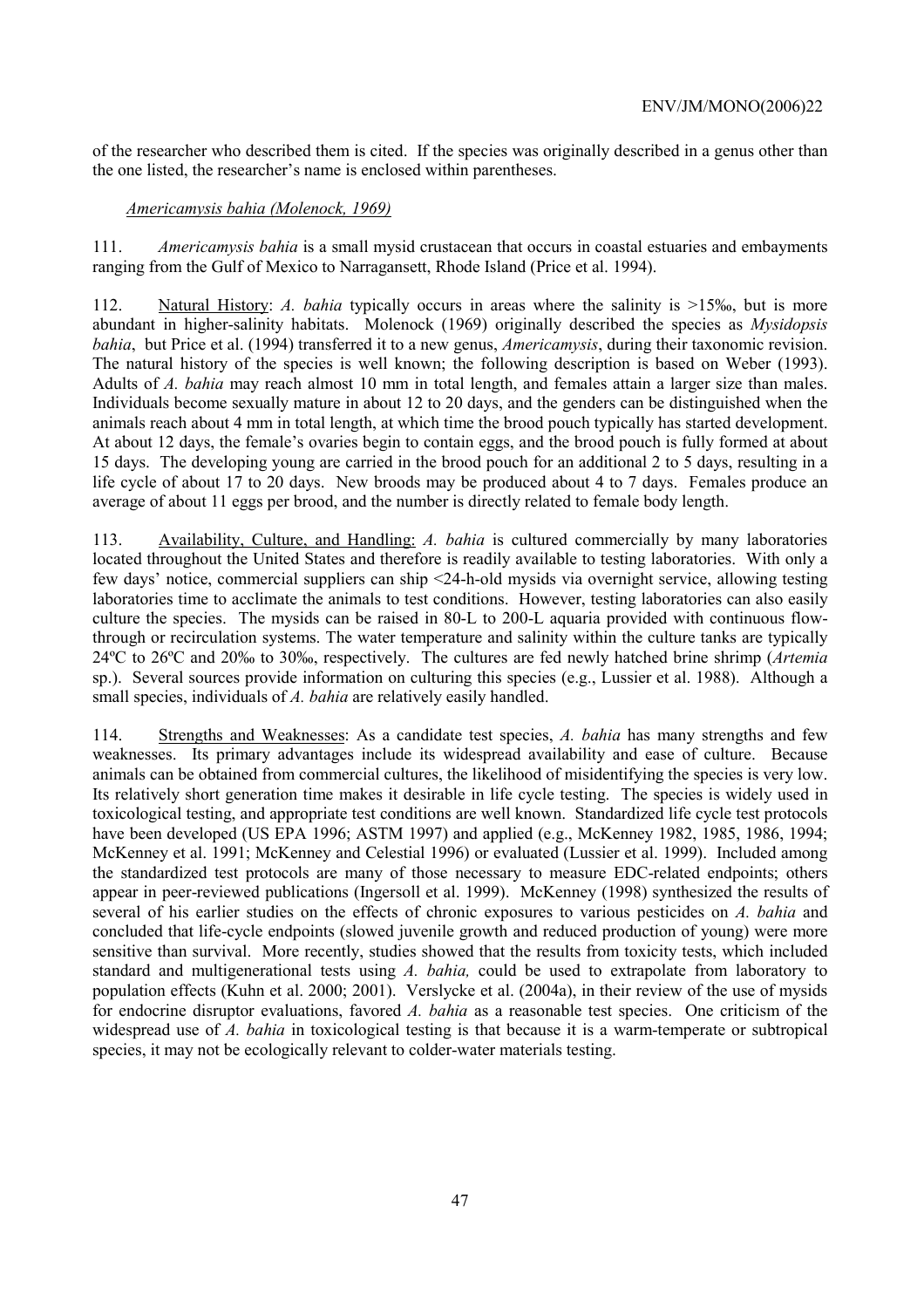of the researcher who described them is cited. If the species was originally described in a genus other than the one listed, the researcher's name is enclosed within parentheses.

*Americamysis bahia (Molenock, 1969)*

111. *Americamysis bahia* is a small mysid crustacean that occurs in coastal estuaries and embayments ranging from the Gulf of Mexico to Narragansett, Rhode Island (Price et al. 1994).

112. Natural History: *A. bahia* typically occurs in areas where the salinity is >15‰, but is more abundant in higher-salinity habitats. Molenock (1969) originally described the species as *Mysidopsis bahia*, but Price et al. (1994) transferred it to a new genus, *Americamysis*, during their taxonomic revision. The natural history of the species is well known; the following description is based on Weber (1993). Adults of *A. bahia* may reach almost 10 mm in total length, and females attain a larger size than males. Individuals become sexually mature in about 12 to 20 days, and the genders can be distinguished when the animals reach about 4 mm in total length, at which time the brood pouch typically has started development. At about 12 days, the female's ovaries begin to contain eggs, and the brood pouch is fully formed at about 15 days. The developing young are carried in the brood pouch for an additional 2 to 5 days, resulting in a life cycle of about 17 to 20 days. New broods may be produced about 4 to 7 days. Females produce an average of about 11 eggs per brood, and the number is directly related to female body length.

113. Availability, Culture, and Handling: *A. bahia* is cultured commercially by many laboratories located throughout the United States and therefore is readily available to testing laboratories. With only a few days' notice, commercial suppliers can ship <24-h-old mysids via overnight service, allowing testing laboratories time to acclimate the animals to test conditions. However, testing laboratories can also easily culture the species. The mysids can be raised in 80-L to 200-L aquaria provided with continuous flow-through or recirculation systems. The water temperature and salinity within the culture tanks are typically 24ºC to 26ºC and 20‰ to 30‰, respectively. The cultures are fed newly hatched brine shrimp (*Artemia* sp.). Several sources provide information on culturing this species (e.g., Lussier et al. 1988). Although a small species, individuals of *A. bahia* are relatively easily handled.

114. Strengths and Weaknesses: As a candidate test species, *A. bahia* has many strengths and few weaknesses. Its primary advantages include its widespread availability and ease of culture. Because animals can be obtained from commercial cultures, the likelihood of misidentifying the species is very low. Its relatively short generation time makes it desirable in life cycle testing. The species is widely used in toxicological testing, and appropriate test conditions are well known. Standardized life cycle test protocols have been developed (US EPA 1996; ASTM 1997) and applied (e.g., McKenney 1982, 1985, 1986, 1994; McKenney et al. 1991; McKenney and Celestial 1996) or evaluated (Lussier et al. 1999). Included among the standardized test protocols are many of those necessary to measure EDC-related endpoints; others appear in peer-reviewed publications (Ingersoll et al. 1999). McKenney (1998) synthesized the results of several of his earlier studies on the effects of chronic exposures to various pesticides on *A. bahia* and concluded that life-cycle endpoints (slowed juvenile growth and reduced production of young) were more sensitive than survival. More recently, studies showed that the results from toxicity tests, which included standard and multigenerational tests using *A. bahia,* could be used to extrapolate from laboratory to population effects (Kuhn et al. 2000; 2001). Verslycke et al. (2004a), in their review of the use of mysids for endocrine disruptor evaluations, favored *A. bahia* as a reasonable test species. One criticism of the widespread use of *A. bahia* in toxicological testing is that because it is a warm-temperate or subtropical species, it may not be ecologically relevant to colder-water materials testing.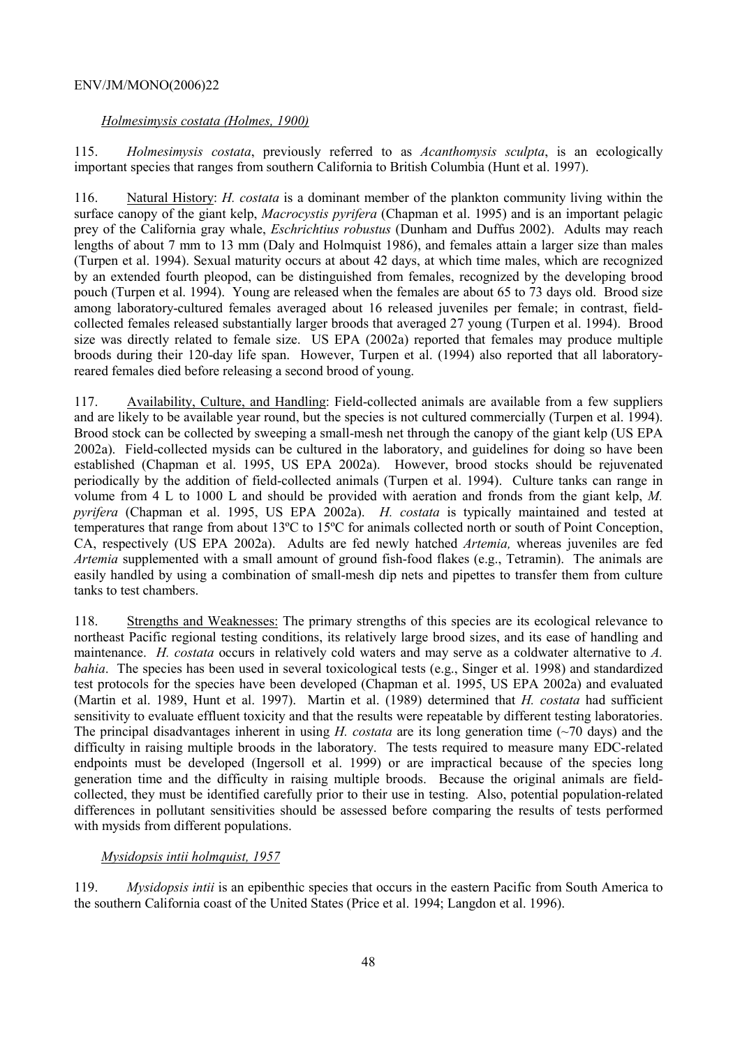*Holmesimysis costata (Holmes, 1900)*

115. *Holmesimysis costata*, previously referred to as *Acanthomysis sculpta*, is an ecologically important species that ranges from southern California to British Columbia (Hunt et al. 1997).

116. Natural History: *H. costata* is a dominant member of the plankton community living within the surface canopy of the giant kelp, *Macrocystis pyrifera* (Chapman et al. 1995) and is an important pelagic prey of the California gray whale, *Eschrichtius robustus* (Dunham and Duffus 2002). Adults may reach lengths of about 7 mm to 13 mm (Daly and Holmquist 1986), and females attain a larger size than males (Turpen et al. 1994). Sexual maturity occurs at about 42 days, at which time males, which are recognized by an extended fourth pleopod, can be distinguished from females, recognized by the developing brood pouch (Turpen et al. 1994). Young are released when the females are about 65 to 73 days old. Brood size among laboratory-cultured females averaged about 16 released juveniles per female; in contrast, field-collected females released substantially larger broods that averaged 27 young (Turpen et al. 1994). Brood size was directly related to female size. US EPA (2002a) reported that females may produce multiple broods during their 120-day life span. However, Turpen et al. (1994) also reported that all laboratory-reared females died before releasing a second brood of young.

117. Availability, Culture, and Handling: Field-collected animals are available from a few suppliers and are likely to be available year round, but the species is not cultured commercially (Turpen et al. 1994). Brood stock can be collected by sweeping a small-mesh net through the canopy of the giant kelp (US EPA 2002a). Field-collected mysids can be cultured in the laboratory, and guidelines for doing so have been established (Chapman et al. 1995, US EPA 2002a). However, brood stocks should be rejuvenated periodically by the addition of field-collected animals (Turpen et al. 1994). Culture tanks can range in volume from 4 L to 1000 L and should be provided with aeration and fronds from the giant kelp, *M. pyrifera* (Chapman et al. 1995, US EPA 2002a). *H. costata* is typically maintained and tested at temperatures that range from about 13ºC to 15ºC for animals collected north or south of Point Conception, CA, respectively (US EPA 2002a). Adults are fed newly hatched *Artemia,* whereas juveniles are fed *Artemia* supplemented with a small amount of ground fish-food flakes (e.g., Tetramin). The animals are easily handled by using a combination of small-mesh dip nets and pipettes to transfer them from culture tanks to test chambers.

118. Strengths and Weaknesses: The primary strengths of this species are its ecological relevance to northeast Pacific regional testing conditions, its relatively large brood sizes, and its ease of handling and maintenance. *H. costata* occurs in relatively cold waters and may serve as a coldwater alternative to *A. bahia*. The species has been used in several toxicological tests (e.g., Singer et al. 1998) and standardized test protocols for the species have been developed (Chapman et al. 1995, US EPA 2002a) and evaluated (Martin et al. 1989, Hunt et al. 1997). Martin et al. (1989) determined that *H. costata* had sufficient sensitivity to evaluate effluent toxicity and that the results were repeatable by different testing laboratories. The principal disadvantages inherent in using *H. costata* are its long generation time (~70 days) and the difficulty in raising multiple broods in the laboratory. The tests required to measure many EDC-related endpoints must be developed (Ingersoll et al. 1999) or are impractical because of the species long generation time and the difficulty in raising multiple broods. Because the original animals are field-collected, they must be identified carefully prior to their use in testing. Also, potential population-related differences in pollutant sensitivities should be assessed before comparing the results of tests performed with mysids from different populations.

*Mysidopsis intii holmquist, 1957*

119. *Mysidopsis intii* is an epibenthic species that occurs in the eastern Pacific from South America to the southern California coast of the United States (Price et al. 1994; Langdon et al. 1996).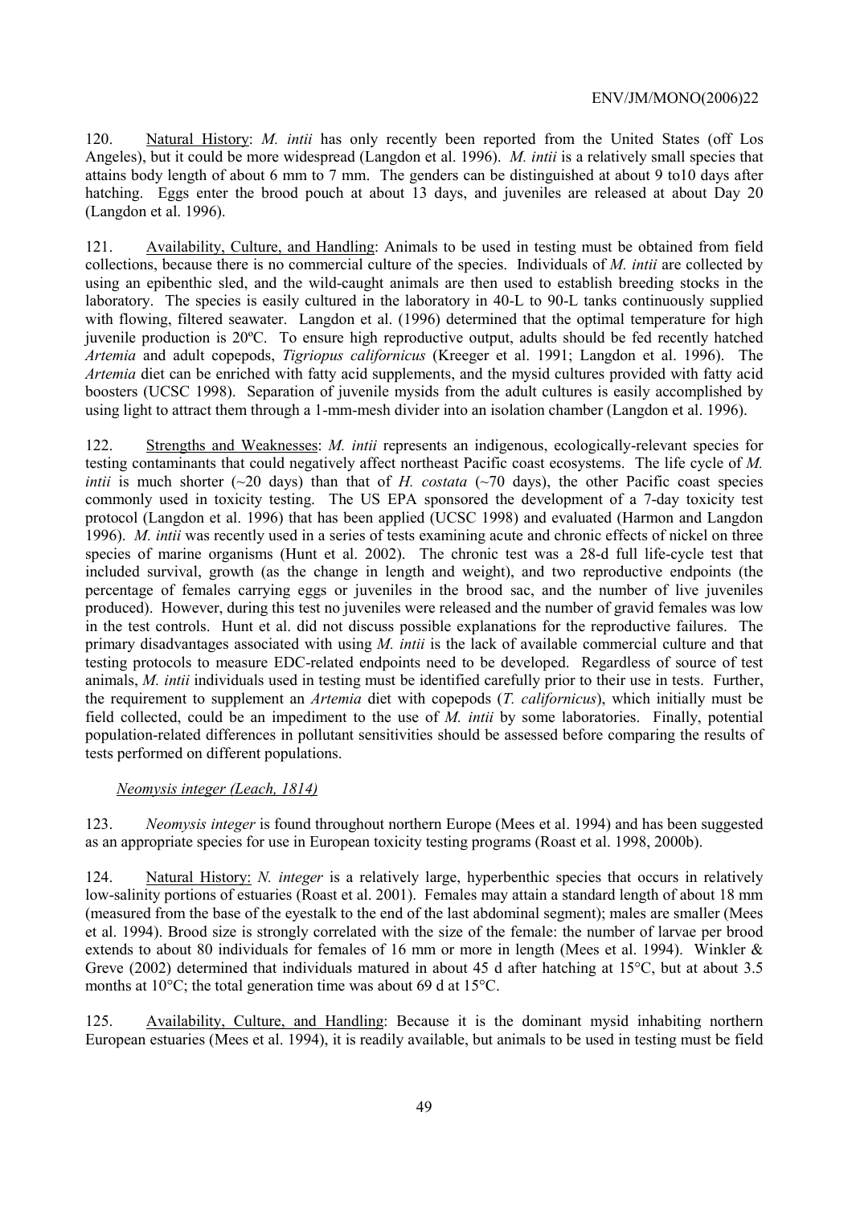120. Natural History: *M. intii* has only recently been reported from the United States (off Los Angeles), but it could be more widespread (Langdon et al. 1996). *M. intii* is a relatively small species that attains body length of about 6 mm to 7 mm. The genders can be distinguished at about 9 to10 days after hatching. Eggs enter the brood pouch at about 13 days, and juveniles are released at about Day 20 (Langdon et al. 1996).

121. Availability, Culture, and Handling: Animals to be used in testing must be obtained from field collections, because there is no commercial culture of the species. Individuals of *M. intii* are collected by using an epibenthic sled, and the wild-caught animals are then used to establish breeding stocks in the laboratory. The species is easily cultured in the laboratory in 40-L to 90-L tanks continuously supplied with flowing, filtered seawater. Langdon et al. (1996) determined that the optimal temperature for high juvenile production is 20ºC. To ensure high reproductive output, adults should be fed recently hatched *Artemia* and adult copepods, *Tigriopus californicus* (Kreeger et al. 1991; Langdon et al. 1996). The *Artemia* diet can be enriched with fatty acid supplements, and the mysid cultures provided with fatty acid boosters (UCSC 1998). Separation of juvenile mysids from the adult cultures is easily accomplished by using light to attract them through a 1-mm-mesh divider into an isolation chamber (Langdon et al. 1996).

122. Strengths and Weaknesses: *M. intii* represents an indigenous, ecologically-relevant species for testing contaminants that could negatively affect northeast Pacific coast ecosystems. The life cycle of *M. intii* is much shorter (~20 days) than that of *H. costata* (~70 days), the other Pacific coast species commonly used in toxicity testing. The US EPA sponsored the development of a 7-day toxicity test protocol (Langdon et al. 1996) that has been applied (UCSC 1998) and evaluated (Harmon and Langdon 1996). *M. intii* was recently used in a series of tests examining acute and chronic effects of nickel on three species of marine organisms (Hunt et al. 2002). The chronic test was a 28-d full life-cycle test that included survival, growth (as the change in length and weight), and two reproductive endpoints (the percentage of females carrying eggs or juveniles in the brood sac, and the number of live juveniles produced). However, during this test no juveniles were released and the number of gravid females was low in the test controls. Hunt et al. did not discuss possible explanations for the reproductive failures. The primary disadvantages associated with using *M. intii* is the lack of available commercial culture and that testing protocols to measure EDC-related endpoints need to be developed. Regardless of source of test animals, *M. intii* individuals used in testing must be identified carefully prior to their use in tests. Further, the requirement to supplement an *Artemia* diet with copepods (*T. californicus*), which initially must be field collected, could be an impediment to the use of *M. intii* by some laboratories. Finally, potential population-related differences in pollutant sensitivities should be assessed before comparing the results of tests performed on different populations.

### *Neomysis integer (Leach, 1814)*

123. *Neomysis integer* is found throughout northern Europe (Mees et al. 1994) and has been suggested as an appropriate species for use in European toxicity testing programs (Roast et al. 1998, 2000b).

124. Natural History: *N. integer* is a relatively large, hyperbenthic species that occurs in relatively low-salinity portions of estuaries (Roast et al. 2001). Females may attain a standard length of about 18 mm (measured from the base of the eyestalk to the end of the last abdominal segment); males are smaller (Mees et al. 1994). Brood size is strongly correlated with the size of the female: the number of larvae per brood extends to about 80 individuals for females of 16 mm or more in length (Mees et al. 1994). Winkler & Greve (2002) determined that individuals matured in about 45 d after hatching at 15°C, but at about 3.5 months at 10°C; the total generation time was about 69 d at 15°C.

125. Availability, Culture, and Handling: Because it is the dominant mysid inhabiting northern European estuaries (Mees et al. 1994), it is readily available, but animals to be used in testing must be field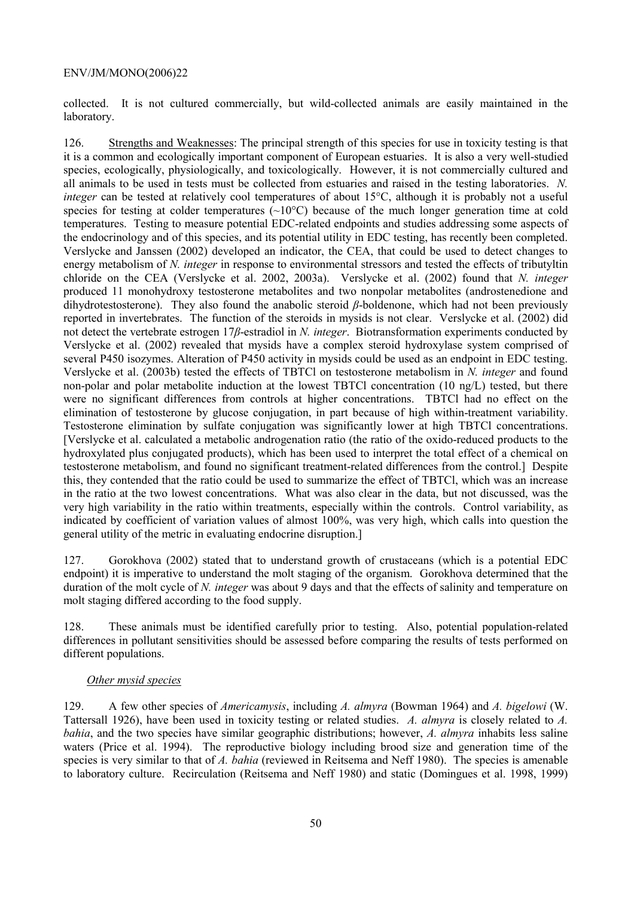collected. It is not cultured commercially, but wild-collected animals are easily maintained in the laboratory.

126. Strengths and Weaknesses: The principal strength of this species for use in toxicity testing is that it is a common and ecologically important component of European estuaries. It is also a very well-studied species, ecologically, physiologically, and toxicologically. However, it is not commercially cultured and all animals to be used in tests must be collected from estuaries and raised in the testing laboratories. *N. integer* can be tested at relatively cool temperatures of about 15°C, although it is probably not a useful species for testing at colder temperatures (~10°C) because of the much longer generation time at cold temperatures. Testing to measure potential EDC-related endpoints and studies addressing some aspects of the endocrinology and of this species, and its potential utility in EDC testing, has recently been completed. Verslycke and Janssen (2002) developed an indicator, the CEA, that could be used to detect changes to energy metabolism of *N. integer* in response to environmental stressors and tested the effects of tributyltin chloride on the CEA (Verslycke et al. 2002, 2003a). Verslycke et al. (2002) found that *N. integer* produced 11 monohydroxy testosterone metabolites and two nonpolar metabolites (androstenedione and dihydrotestosterone). They also found the anabolic steroid *β*-boldenone, which had not been previously reported in invertebrates. The function of the steroids in mysids is not clear. Verslycke et al. (2002) did not detect the vertebrate estrogen 17*β*-estradiol in *N. integer*. Biotransformation experiments conducted by Verslycke et al. (2002) revealed that mysids have a complex steroid hydroxylase system comprised of several P450 isozymes. Alteration of P450 activity in mysids could be used as an endpoint in EDC testing. Verslycke et al. (2003b) tested the effects of TBTCl on testosterone metabolism in *N. integer* and found non-polar and polar metabolite induction at the lowest TBTCl concentration (10 ng/L) tested, but there were no significant differences from controls at higher concentrations. TBTCl had no effect on the elimination of testosterone by glucose conjugation, in part because of high within-treatment variability. Testosterone elimination by sulfate conjugation was significantly lower at high TBTCl concentrations. [Verslycke et al. calculated a metabolic androgenation ratio (the ratio of the oxido-reduced products to the hydroxylated plus conjugated products), which has been used to interpret the total effect of a chemical on testosterone metabolism, and found no significant treatment-related differences from the control.] Despite this, they contended that the ratio could be used to summarize the effect of TBTCl, which was an increase in the ratio at the two lowest concentrations. What was also clear in the data, but not discussed, was the very high variability in the ratio within treatments, especially within the controls. Control variability, as indicated by coefficient of variation values of almost 100%, was very high, which calls into question the general utility of the metric in evaluating endocrine disruption.]

127. Gorokhova (2002) stated that to understand growth of crustaceans (which is a potential EDC endpoint) it is imperative to understand the molt staging of the organism. Gorokhova determined that the duration of the molt cycle of *N. integer* was about 9 days and that the effects of salinity and temperature on molt staging differed according to the food supply.

128. These animals must be identified carefully prior to testing. Also, potential population-related differences in pollutant sensitivities should be assessed before comparing the results of tests performed on different populations.

*Other mysid species*

129. A few other species of *Americamysis*, including *A. almyra* (Bowman 1964) and *A. bigelowi* (W. Tattersall 1926), have been used in toxicity testing or related studies. *A. almyra* is closely related to *A. bahia*, and the two species have similar geographic distributions; however, *A. almyra* inhabits less saline waters (Price et al. 1994). The reproductive biology including brood size and generation time of the species is very similar to that of *A. bahia* (reviewed in Reitsema and Neff 1980). The species is amenable to laboratory culture. Recirculation (Reitsema and Neff 1980) and static (Domingues et al. 1998, 1999)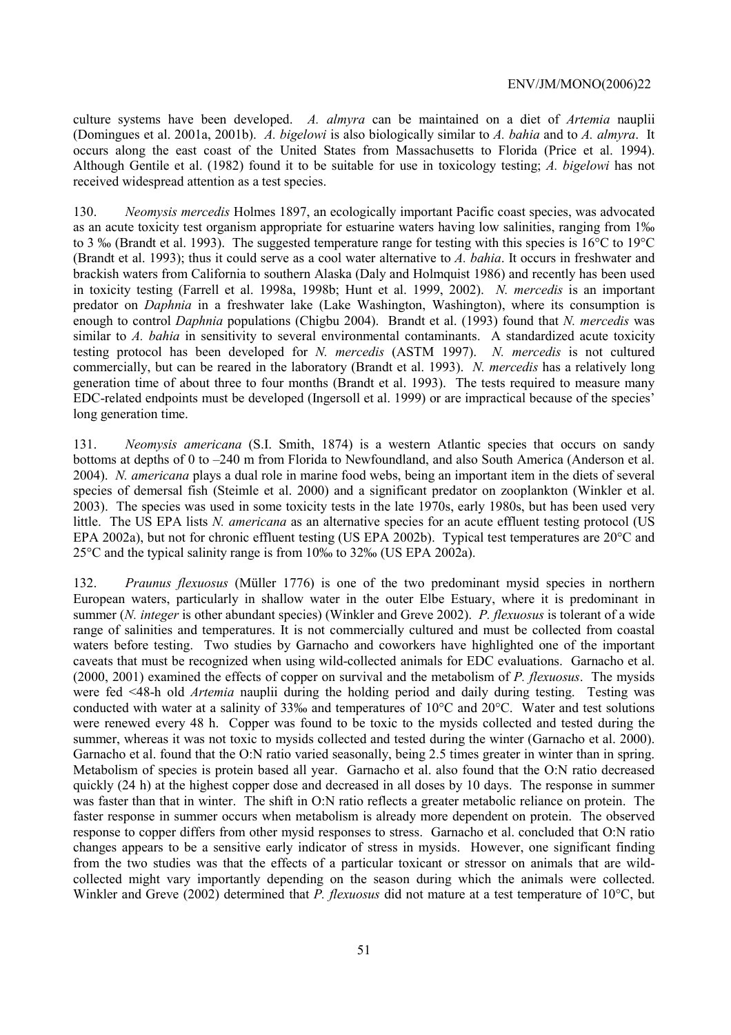culture systems have been developed. *A. almyra* can be maintained on a diet of *Artemia* nauplii (Domingues et al. 2001a, 2001b). *A. bigelowi* is also biologically similar to *A. bahia* and to *A. almyra*. It occurs along the east coast of the United States from Massachusetts to Florida (Price et al. 1994). Although Gentile et al. (1982) found it to be suitable for use in toxicology testing; *A. bigelowi* has not received widespread attention as a test species.

130. *Neomysis mercedis* Holmes 1897, an ecologically important Pacific coast species, was advocated as an acute toxicity test organism appropriate for estuarine waters having low salinities, ranging from 1‰ to 3 ‰ (Brandt et al. 1993). The suggested temperature range for testing with this species is 16°C to 19°C (Brandt et al. 1993); thus it could serve as a cool water alternative to *A. bahia*. It occurs in freshwater and brackish waters from California to southern Alaska (Daly and Holmquist 1986) and recently has been used in toxicity testing (Farrell et al. 1998a, 1998b; Hunt et al. 1999, 2002). *N. mercedis* is an important predator on *Daphnia* in a freshwater lake (Lake Washington, Washington), where its consumption is enough to control *Daphnia* populations (Chigbu 2004). Brandt et al. (1993) found that *N. mercedis* was similar to *A. bahia* in sensitivity to several environmental contaminants. A standardized acute toxicity testing protocol has been developed for *N. mercedis* (ASTM 1997). *N. mercedis* is not cultured commercially, but can be reared in the laboratory (Brandt et al. 1993). *N. mercedis* has a relatively long generation time of about three to four months (Brandt et al. 1993). The tests required to measure many EDC-related endpoints must be developed (Ingersoll et al. 1999) or are impractical because of the species' long generation time.

131. *Neomysis americana* (S.I. Smith, 1874) is a western Atlantic species that occurs on sandy bottoms at depths of 0 to –240 m from Florida to Newfoundland, and also South America (Anderson et al. 2004). *N. americana* plays a dual role in marine food webs, being an important item in the diets of several species of demersal fish (Steimle et al. 2000) and a significant predator on zooplankton (Winkler et al. 2003). The species was used in some toxicity tests in the late 1970s, early 1980s, but has been used very little. The US EPA lists *N. americana* as an alternative species for an acute effluent testing protocol (US EPA 2002a), but not for chronic effluent testing (US EPA 2002b). Typical test temperatures are 20°C and 25°C and the typical salinity range is from 10‰ to 32‰ (US EPA 2002a).

132. *Praunus flexuosus* (Müller 1776) is one of the two predominant mysid species in northern European waters, particularly in shallow water in the outer Elbe Estuary, where it is predominant in summer (*N. integer* is other abundant species) (Winkler and Greve 2002). *P. flexuosus* is tolerant of a wide range of salinities and temperatures. It is not commercially cultured and must be collected from coastal waters before testing. Two studies by Garnacho and coworkers have highlighted one of the important caveats that must be recognized when using wild-collected animals for EDC evaluations. Garnacho et al. (2000, 2001) examined the effects of copper on survival and the metabolism of *P. flexuosus*. The mysids were fed <48-h old *Artemia* nauplii during the holding period and daily during testing. Testing was conducted with water at a salinity of 33‰ and temperatures of 10°C and 20°C. Water and test solutions were renewed every 48 h. Copper was found to be toxic to the mysids collected and tested during the summer, whereas it was not toxic to mysids collected and tested during the winter (Garnacho et al. 2000). Garnacho et al. found that the O:N ratio varied seasonally, being 2.5 times greater in winter than in spring. Metabolism of species is protein based all year. Garnacho et al. also found that the O:N ratio decreased quickly (24 h) at the highest copper dose and decreased in all doses by 10 days. The response in summer was faster than that in winter. The shift in O:N ratio reflects a greater metabolic reliance on protein. The faster response in summer occurs when metabolism is already more dependent on protein. The observed response to copper differs from other mysid responses to stress. Garnacho et al. concluded that O:N ratio changes appears to be a sensitive early indicator of stress in mysids. However, one significant finding from the two studies was that the effects of a particular toxicant or stressor on animals that are wild-collected might vary importantly depending on the season during which the animals were collected. Winkler and Greve (2002) determined that *P. flexuosus* did not mature at a test temperature of 10°C, but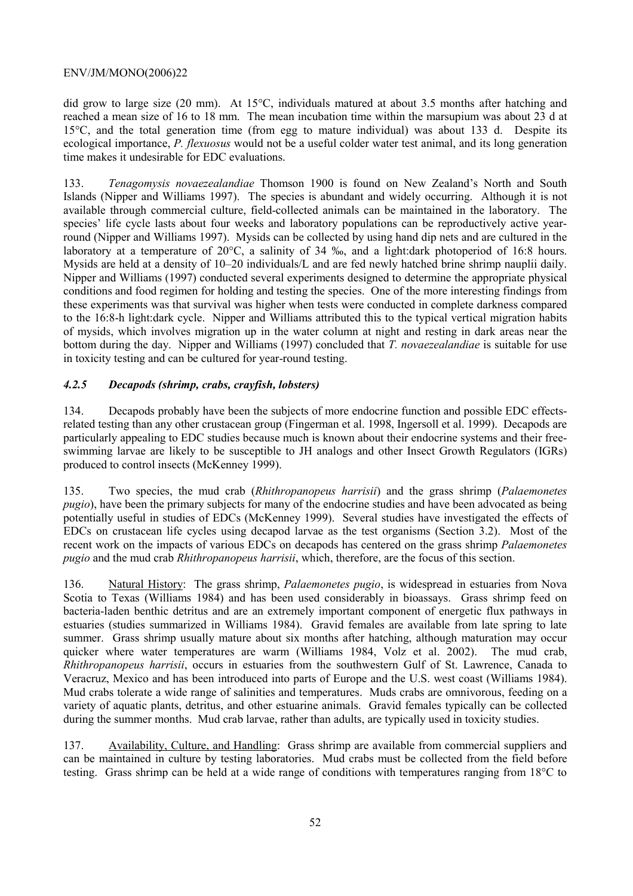did grow to large size (20 mm). At 15°C, individuals matured at about 3.5 months after hatching and reached a mean size of 16 to 18 mm. The mean incubation time within the marsupium was about 23 d at 15°C, and the total generation time (from egg to mature individual) was about 133 d. Despite its ecological importance, *P. flexuosus* would not be a useful colder water test animal, and its long generation time makes it undesirable for EDC evaluations.

133. *Tenagomysis novaezealandiae* Thomson 1900 is found on New Zealand's North and South Islands (Nipper and Williams 1997). The species is abundant and widely occurring. Although it is not available through commercial culture, field-collected animals can be maintained in the laboratory. The species' life cycle lasts about four weeks and laboratory populations can be reproductively active year-round (Nipper and Williams 1997). Mysids can be collected by using hand dip nets and are cultured in the laboratory at a temperature of 20°C, a salinity of 34 ‰, and a light:dark photoperiod of 16:8 hours. Mysids are held at a density of 10–20 individuals/L and are fed newly hatched brine shrimp nauplii daily. Nipper and Williams (1997) conducted several experiments designed to determine the appropriate physical conditions and food regimen for holding and testing the species. One of the more interesting findings from these experiments was that survival was higher when tests were conducted in complete darkness compared to the 16:8-h light:dark cycle. Nipper and Williams attributed this to the typical vertical migration habits of mysids, which involves migration up in the water column at night and resting in dark areas near the bottom during the day. Nipper and Williams (1997) concluded that *T. novaezealandiae* is suitable for use in toxicity testing and can be cultured for year-round testing.

#### *4.2.5 Decapods (shrimp, crabs, crayfish, lobsters)*

134. Decapods probably have been the subjects of more endocrine function and possible EDC effects-related testing than any other crustacean group (Fingerman et al. 1998, Ingersoll et al. 1999). Decapods are particularly appealing to EDC studies because much is known about their endocrine systems and their free-swimming larvae are likely to be susceptible to JH analogs and other Insect Growth Regulators (IGRs) produced to control insects (McKenney 1999).

135. Two species, the mud crab (*Rhithropanopeus harrisii*) and the grass shrimp (*Palaemonetes pugio*), have been the primary subjects for many of the endocrine studies and have been advocated as being potentially useful in studies of EDCs (McKenney 1999). Several studies have investigated the effects of EDCs on crustacean life cycles using decapod larvae as the test organisms (Section 3.2). Most of the recent work on the impacts of various EDCs on decapods has centered on the grass shrimp *Palaemonetes pugio* and the mud crab *Rhithropanopeus harrisii*, which, therefore, are the focus of this section.

136. Natural History: The grass shrimp, *Palaemonetes pugio*, is widespread in estuaries from Nova Scotia to Texas (Williams 1984) and has been used considerably in bioassays. Grass shrimp feed on bacteria-laden benthic detritus and are an extremely important component of energetic flux pathways in estuaries (studies summarized in Williams 1984). Gravid females are available from late spring to late summer. Grass shrimp usually mature about six months after hatching, although maturation may occur quicker where water temperatures are warm (Williams 1984, Volz et al. 2002). The mud crab, *Rhithropanopeus harrisii*, occurs in estuaries from the southwestern Gulf of St. Lawrence, Canada to Veracruz, Mexico and has been introduced into parts of Europe and the U.S. west coast (Williams 1984). Mud crabs tolerate a wide range of salinities and temperatures. Muds crabs are omnivorous, feeding on a variety of aquatic plants, detritus, and other estuarine animals. Gravid females typically can be collected during the summer months. Mud crab larvae, rather than adults, are typically used in toxicity studies.

137. Availability, Culture, and Handling: Grass shrimp are available from commercial suppliers and can be maintained in culture by testing laboratories. Mud crabs must be collected from the field before testing. Grass shrimp can be held at a wide range of conditions with temperatures ranging from 18°C to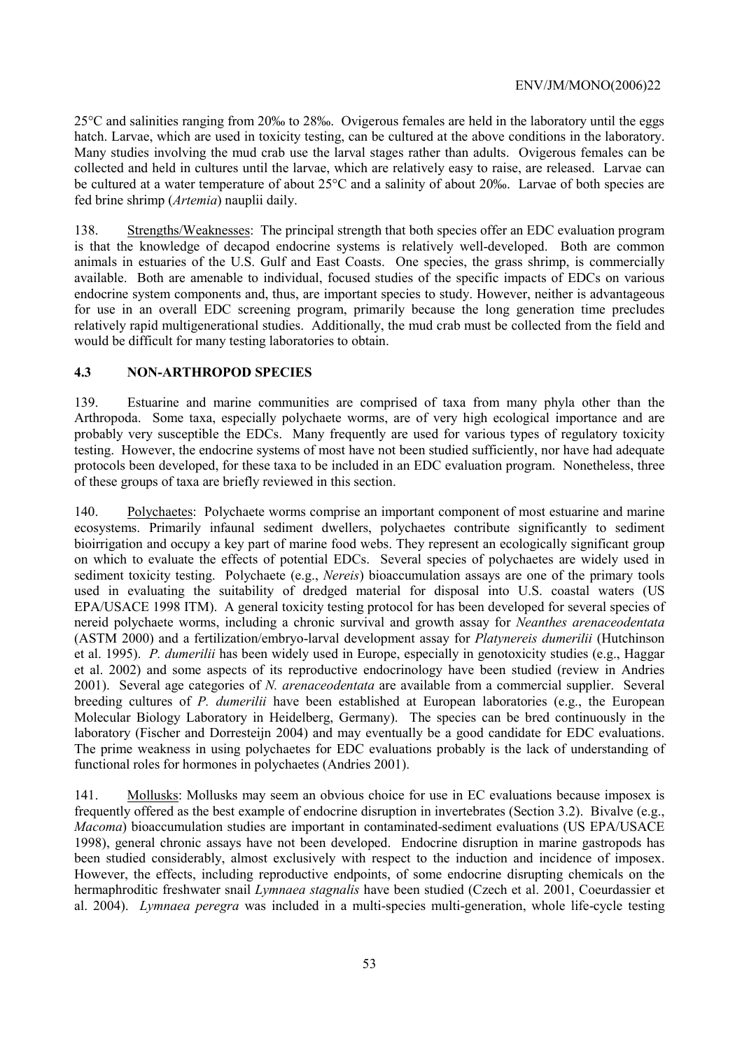25°C and salinities ranging from 20‰ to 28‰. Ovigerous females are held in the laboratory until the eggs hatch. Larvae, which are used in toxicity testing, can be cultured at the above conditions in the laboratory. Many studies involving the mud crab use the larval stages rather than adults. Ovigerous females can be collected and held in cultures until the larvae, which are relatively easy to raise, are released. Larvae can be cultured at a water temperature of about 25°C and a salinity of about 20‰. Larvae of both species are fed brine shrimp (*Artemia*) nauplii daily.

138. Strengths/Weaknesses: The principal strength that both species offer an EDC evaluation program is that the knowledge of decapod endocrine systems is relatively well-developed. Both are common animals in estuaries of the U.S. Gulf and East Coasts. One species, the grass shrimp, is commercially available. Both are amenable to individual, focused studies of the specific impacts of EDCs on various endocrine system components and, thus, are important species to study. However, neither is advantageous for use in an overall EDC screening program, primarily because the long generation time precludes relatively rapid multigenerational studies. Additionally, the mud crab must be collected from the field and would be difficult for many testing laboratories to obtain.

### 4.3 NON-ARTHROPOD SPECIES

139. Estuarine and marine communities are comprised of taxa from many phyla other than the Arthropoda. Some taxa, especially polychaete worms, are of very high ecological importance and are probably very susceptible the EDCs. Many frequently are used for various types of regulatory toxicity testing. However, the endocrine systems of most have not been studied sufficiently, nor have had adequate protocols been developed, for these taxa to be included in an EDC evaluation program. Nonetheless, three of these groups of taxa are briefly reviewed in this section.

140. Polychaetes: Polychaete worms comprise an important component of most estuarine and marine ecosystems. Primarily infaunal sediment dwellers, polychaetes contribute significantly to sediment bioirrigation and occupy a key part of marine food webs. They represent an ecologically significant group on which to evaluate the effects of potential EDCs. Several species of polychaetes are widely used in sediment toxicity testing. Polychaete (e.g., *Nereis*) bioaccumulation assays are one of the primary tools used in evaluating the suitability of dredged material for disposal into U.S. coastal waters (US EPA/USACE 1998 ITM). A general toxicity testing protocol for has been developed for several species of nereid polychaete worms, including a chronic survival and growth assay for *Neanthes arenaceodentata* (ASTM 2000) and a fertilization/embryo-larval development assay for *Platynereis dumerilii* (Hutchinson et al. 1995). *P. dumerilii* has been widely used in Europe, especially in genotoxicity studies (e.g., Haggar et al. 2002) and some aspects of its reproductive endocrinology have been studied (review in Andries 2001). Several age categories of *N. arenaceodentata* are available from a commercial supplier. Several breeding cultures of *P. dumerilii* have been established at European laboratories (e.g., the European Molecular Biology Laboratory in Heidelberg, Germany). The species can be bred continuously in the laboratory (Fischer and Dorresteijn 2004) and may eventually be a good candidate for EDC evaluations. The prime weakness in using polychaetes for EDC evaluations probably is the lack of understanding of functional roles for hormones in polychaetes (Andries 2001).

141. Mollusks: Mollusks may seem an obvious choice for use in EC evaluations because imposex is frequently offered as the best example of endocrine disruption in invertebrates (Section 3.2). Bivalve (e.g., *Macoma*) bioaccumulation studies are important in contaminated-sediment evaluations (US EPA/USACE 1998), general chronic assays have not been developed. Endocrine disruption in marine gastropods has been studied considerably, almost exclusively with respect to the induction and incidence of imposex. However, the effects, including reproductive endpoints, of some endocrine disrupting chemicals on the hermaphroditic freshwater snail *Lymnaea stagnalis* have been studied (Czech et al. 2001, Coeurdassier et al. 2004). *Lymnaea peregra* was included in a multi-species multi-generation, whole life-cycle testing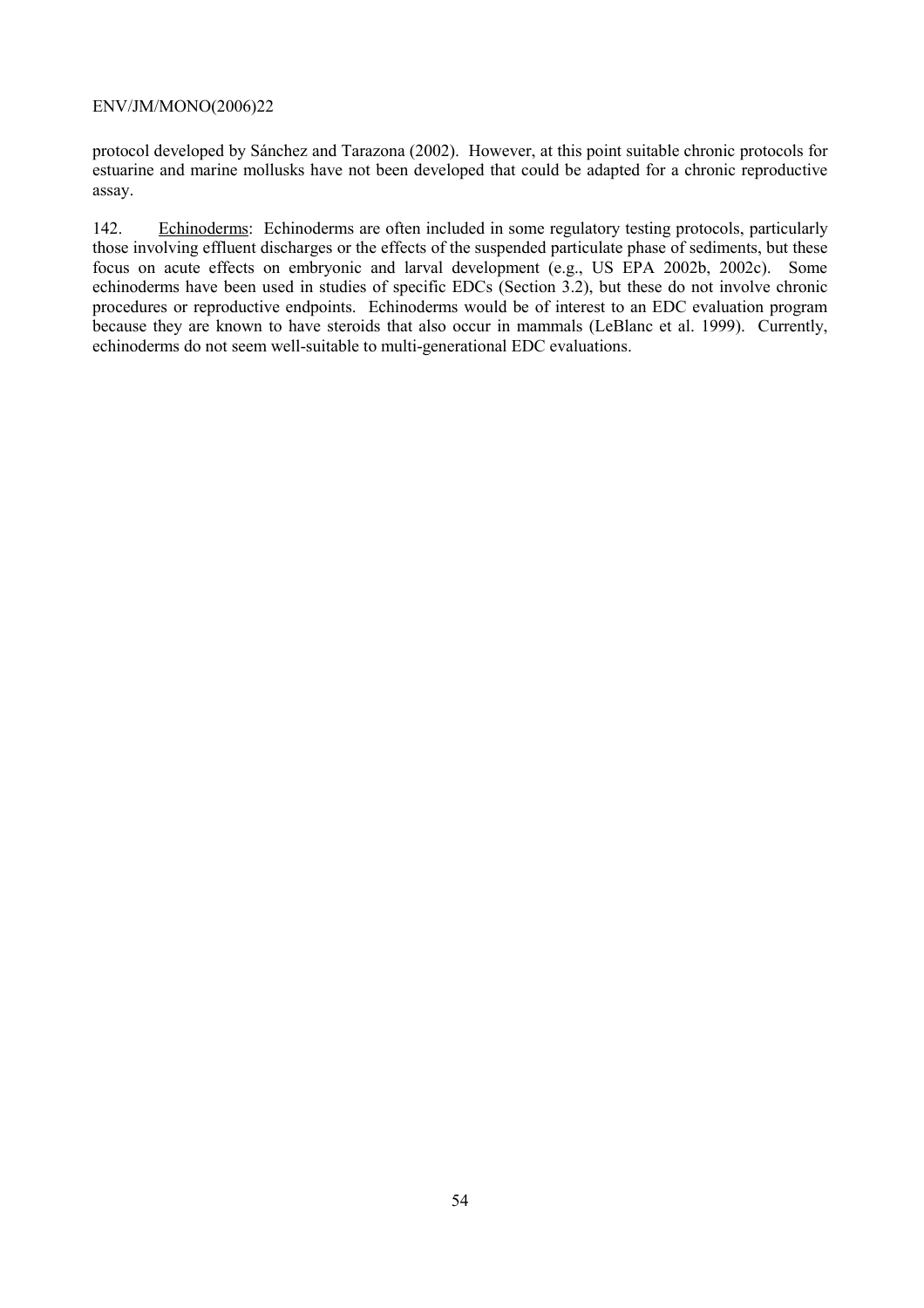protocol developed by Sánchez and Tarazona (2002). However, at this point suitable chronic protocols for estuarine and marine mollusks have not been developed that could be adapted for a chronic reproductive assay.

142. Echinoderms: Echinoderms are often included in some regulatory testing protocols, particularly those involving effluent discharges or the effects of the suspended particulate phase of sediments, but these focus on acute effects on embryonic and larval development (e.g., US EPA 2002b, 2002c). Some echinoderms have been used in studies of specific EDCs (Section 3.2), but these do not involve chronic procedures or reproductive endpoints. Echinoderms would be of interest to an EDC evaluation program because they are known to have steroids that also occur in mammals (LeBlanc et al. 1999). Currently, echinoderms do not seem well-suitable to multi-generational EDC evaluations.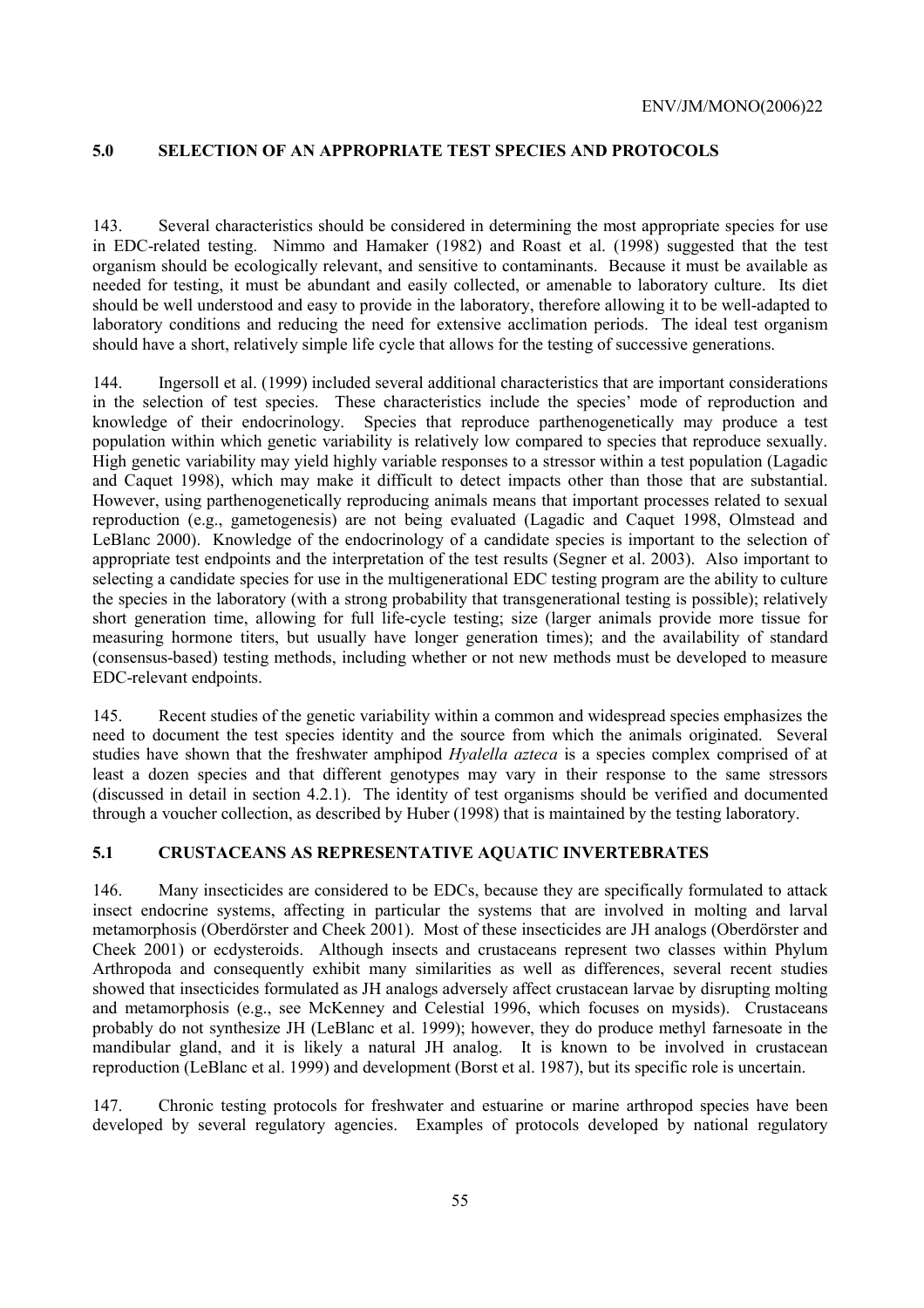## 5.0 SELECTION OF AN APPROPRIATE TEST SPECIES AND PROTOCOLS

143. Several characteristics should be considered in determining the most appropriate species for use in EDC-related testing. Nimmo and Hamaker (1982) and Roast et al. (1998) suggested that the test organism should be ecologically relevant, and sensitive to contaminants. Because it must be available as needed for testing, it must be abundant and easily collected, or amenable to laboratory culture. Its diet should be well understood and easy to provide in the laboratory, therefore allowing it to be well-adapted to laboratory conditions and reducing the need for extensive acclimation periods. The ideal test organism should have a short, relatively simple life cycle that allows for the testing of successive generations.

144. Ingersoll et al. (1999) included several additional characteristics that are important considerations in the selection of test species. These characteristics include the species' mode of reproduction and knowledge of their endocrinology. Species that reproduce parthenogenetically may produce a test population within which genetic variability is relatively low compared to species that reproduce sexually. High genetic variability may yield highly variable responses to a stressor within a test population (Lagadic and Caquet 1998), which may make it difficult to detect impacts other than those that are substantial. However, using parthenogenetically reproducing animals means that important processes related to sexual reproduction (e.g., gametogenesis) are not being evaluated (Lagadic and Caquet 1998, Olmstead and LeBlanc 2000). Knowledge of the endocrinology of a candidate species is important to the selection of appropriate test endpoints and the interpretation of the test results (Segner et al. 2003). Also important to selecting a candidate species for use in the multigenerational EDC testing program are the ability to culture the species in the laboratory (with a strong probability that transgenerational testing is possible); relatively short generation time, allowing for full life-cycle testing; size (larger animals provide more tissue for measuring hormone titers, but usually have longer generation times); and the availability of standard (consensus-based) testing methods, including whether or not new methods must be developed to measure EDC-relevant endpoints.

145. Recent studies of the genetic variability within a common and widespread species emphasizes the need to document the test species identity and the source from which the animals originated. Several studies have shown that the freshwater amphipod *Hyalella azteca* is a species complex comprised of at least a dozen species and that different genotypes may vary in their response to the same stressors (discussed in detail in section 4.2.1). The identity of test organisms should be verified and documented through a voucher collection, as described by Huber (1998) that is maintained by the testing laboratory.

### 5.1 CRUSTACEANS AS REPRESENTATIVE AQUATIC INVERTEBRATES

146. Many insecticides are considered to be EDCs, because they are specifically formulated to attack insect endocrine systems, affecting in particular the systems that are involved in molting and larval metamorphosis (Oberdörster and Cheek 2001). Most of these insecticides are JH analogs (Oberdörster and Cheek 2001) or ecdysteroids. Although insects and crustaceans represent two classes within Phylum Arthropoda and consequently exhibit many similarities as well as differences, several recent studies showed that insecticides formulated as JH analogs adversely affect crustacean larvae by disrupting molting and metamorphosis (e.g., see McKenney and Celestial 1996, which focuses on mysids). Crustaceans probably do not synthesize JH (LeBlanc et al. 1999); however, they do produce methyl farnesoate in the mandibular gland, and it is likely a natural JH analog. It is known to be involved in crustacean reproduction (LeBlanc et al. 1999) and development (Borst et al. 1987), but its specific role is uncertain.

147. Chronic testing protocols for freshwater and estuarine or marine arthropod species have been developed by several regulatory agencies. Examples of protocols developed by national regulatory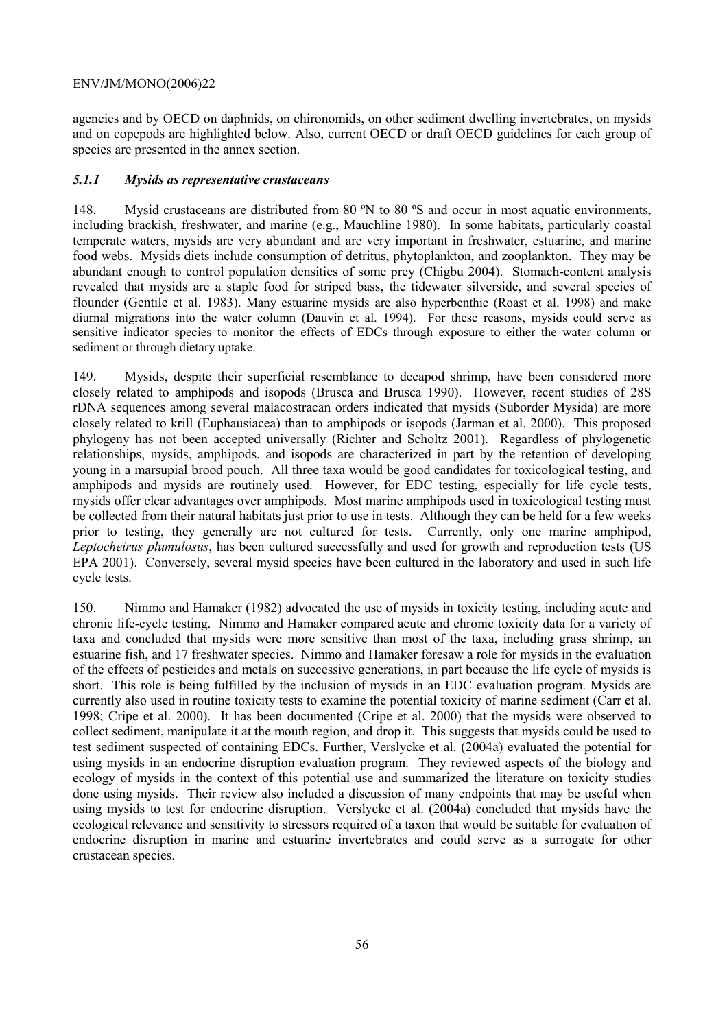agencies and by OECD on daphnids, on chironomids, on other sediment dwelling invertebrates, on mysids and on copepods are highlighted below. Also, current OECD or draft OECD guidelines for each group of species are presented in the annex section.

### *5.1.1 Mysids as representative crustaceans*

148. Mysid crustaceans are distributed from 80 ºN to 80 ºS and occur in most aquatic environments, including brackish, freshwater, and marine (e.g., Mauchline 1980). In some habitats, particularly coastal temperate waters, mysids are very abundant and are very important in freshwater, estuarine, and marine food webs. Mysids diets include consumption of detritus, phytoplankton, and zooplankton. They may be abundant enough to control population densities of some prey (Chigbu 2004). Stomach-content analysis revealed that mysids are a staple food for striped bass, the tidewater silverside, and several species of flounder (Gentile et al. 1983). Many estuarine mysids are also hyperbenthic (Roast et al. 1998) and make diurnal migrations into the water column (Dauvin et al. 1994). For these reasons, mysids could serve as sensitive indicator species to monitor the effects of EDCs through exposure to either the water column or sediment or through dietary uptake.

149. Mysids, despite their superficial resemblance to decapod shrimp, have been considered more closely related to amphipods and isopods (Brusca and Brusca 1990). However, recent studies of 28S rDNA sequences among several malacostracan orders indicated that mysids (Suborder Mysida) are more closely related to krill (Euphausiacea) than to amphipods or isopods (Jarman et al. 2000). This proposed phylogeny has not been accepted universally (Richter and Scholtz 2001). Regardless of phylogenetic relationships, mysids, amphipods, and isopods are characterized in part by the retention of developing young in a marsupial brood pouch. All three taxa would be good candidates for toxicological testing, and amphipods and mysids are routinely used. However, for EDC testing, especially for life cycle tests, mysids offer clear advantages over amphipods. Most marine amphipods used in toxicological testing must be collected from their natural habitats just prior to use in tests. Although they can be held for a few weeks prior to testing, they generally are not cultured for tests. Currently, only one marine amphipod, *Leptocheirus plumulosus*, has been cultured successfully and used for growth and reproduction tests (US EPA 2001). Conversely, several mysid species have been cultured in the laboratory and used in such life cycle tests.

150. Nimmo and Hamaker (1982) advocated the use of mysids in toxicity testing, including acute and chronic life-cycle testing. Nimmo and Hamaker compared acute and chronic toxicity data for a variety of taxa and concluded that mysids were more sensitive than most of the taxa, including grass shrimp, an estuarine fish, and 17 freshwater species. Nimmo and Hamaker foresaw a role for mysids in the evaluation of the effects of pesticides and metals on successive generations, in part because the life cycle of mysids is short. This role is being fulfilled by the inclusion of mysids in an EDC evaluation program. Mysids are currently also used in routine toxicity tests to examine the potential toxicity of marine sediment (Carr et al. 1998; Cripe et al. 2000). It has been documented (Cripe et al. 2000) that the mysids were observed to collect sediment, manipulate it at the mouth region, and drop it. This suggests that mysids could be used to test sediment suspected of containing EDCs. Further, Verslycke et al. (2004a) evaluated the potential for using mysids in an endocrine disruption evaluation program. They reviewed aspects of the biology and ecology of mysids in the context of this potential use and summarized the literature on toxicity studies done using mysids. Their review also included a discussion of many endpoints that may be useful when using mysids to test for endocrine disruption. Verslycke et al. (2004a) concluded that mysids have the ecological relevance and sensitivity to stressors required of a taxon that would be suitable for evaluation of endocrine disruption in marine and estuarine invertebrates and could serve as a surrogate for other crustacean species.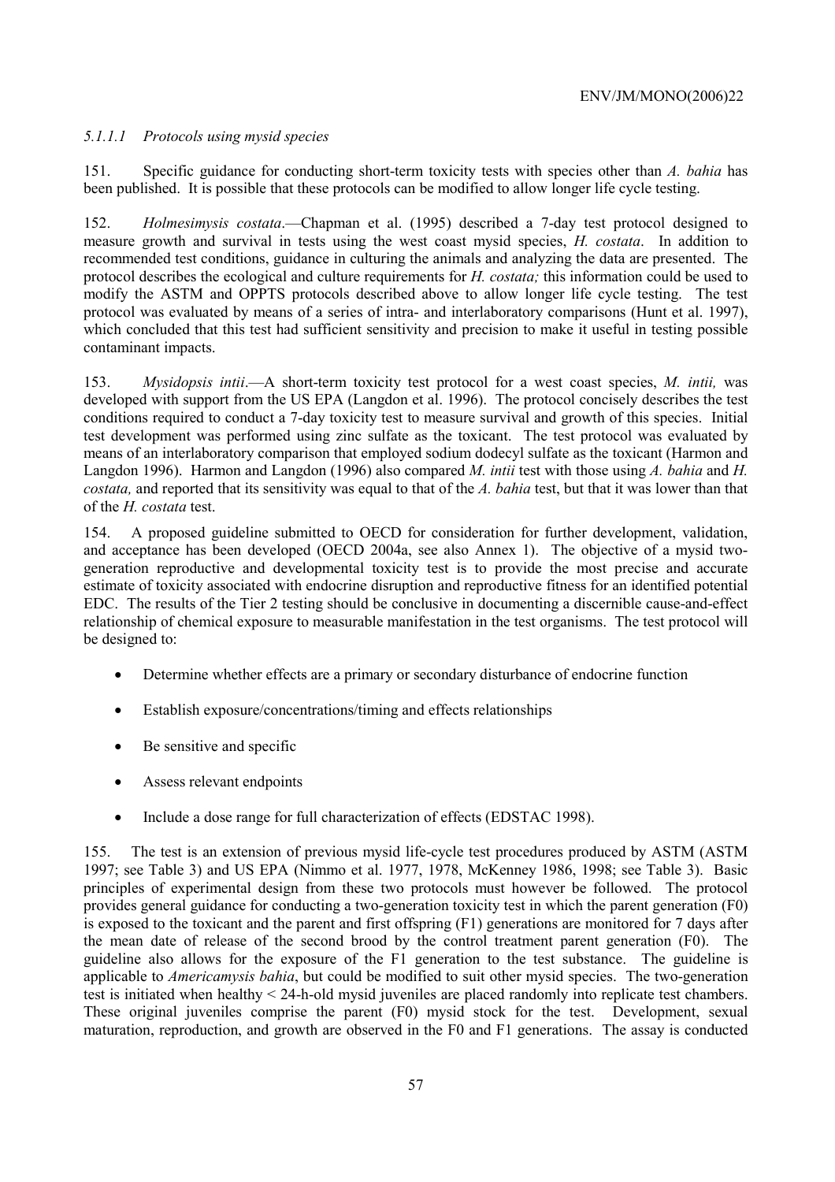#### *5.1.1.1 Protocols using mysid species*

151. Specific guidance for conducting short-term toxicity tests with species other than *A. bahia* has been published. It is possible that these protocols can be modified to allow longer life cycle testing.

152. *Holmesimysis costata*.—Chapman et al. (1995) described a 7-day test protocol designed to measure growth and survival in tests using the west coast mysid species, *H. costata*. In addition to recommended test conditions, guidance in culturing the animals and analyzing the data are presented. The protocol describes the ecological and culture requirements for *H. costata;* this information could be used to modify the ASTM and OPPTS protocols described above to allow longer life cycle testing. The test protocol was evaluated by means of a series of intra- and interlaboratory comparisons (Hunt et al. 1997), which concluded that this test had sufficient sensitivity and precision to make it useful in testing possible contaminant impacts.

153. *Mysidopsis intii*.—A short-term toxicity test protocol for a west coast species, *M. intii,* was developed with support from the US EPA (Langdon et al. 1996). The protocol concisely describes the test conditions required to conduct a 7-day toxicity test to measure survival and growth of this species. Initial test development was performed using zinc sulfate as the toxicant. The test protocol was evaluated by means of an interlaboratory comparison that employed sodium dodecyl sulfate as the toxicant (Harmon and Langdon 1996). Harmon and Langdon (1996) also compared *M. intii* test with those using *A. bahia* and *H. costata,* and reported that its sensitivity was equal to that of the *A. bahia* test, but that it was lower than that of the *H. costata* test.

154. A proposed guideline submitted to OECD for consideration for further development, validation, and acceptance has been developed (OECD 2004a, see also Annex 1). The objective of a mysid two-generation reproductive and developmental toxicity test is to provide the most precise and accurate estimate of toxicity associated with endocrine disruption and reproductive fitness for an identified potential EDC. The results of the Tier 2 testing should be conclusive in documenting a discernible cause-and-effect relationship of chemical exposure to measurable manifestation in the test organisms. The test protocol will be designed to:

- Determine whether effects are a primary or secondary disturbance of endocrine function
- Establish exposure/concentrations/timing and effects relationships
- Be sensitive and specific
- Assess relevant endpoints
- Include a dose range for full characterization of effects (EDSTAC 1998).

155. The test is an extension of previous mysid life-cycle test procedures produced by ASTM (ASTM 1997; see Table 3) and US EPA (Nimmo et al. 1977, 1978, McKenney 1986, 1998; see Table 3). Basic principles of experimental design from these two protocols must however be followed. The protocol provides general guidance for conducting a two-generation toxicity test in which the parent generation (F0) is exposed to the toxicant and the parent and first offspring (F1) generations are monitored for 7 days after the mean date of release of the second brood by the control treatment parent generation (F0). The guideline also allows for the exposure of the F1 generation to the test substance. The guideline is applicable to *Americamysis bahia*, but could be modified to suit other mysid species. The two-generation test is initiated when healthy < 24-h-old mysid juveniles are placed randomly into replicate test chambers. These original juveniles comprise the parent (F0) mysid stock for the test. Development, sexual maturation, reproduction, and growth are observed in the F0 and F1 generations. The assay is conducted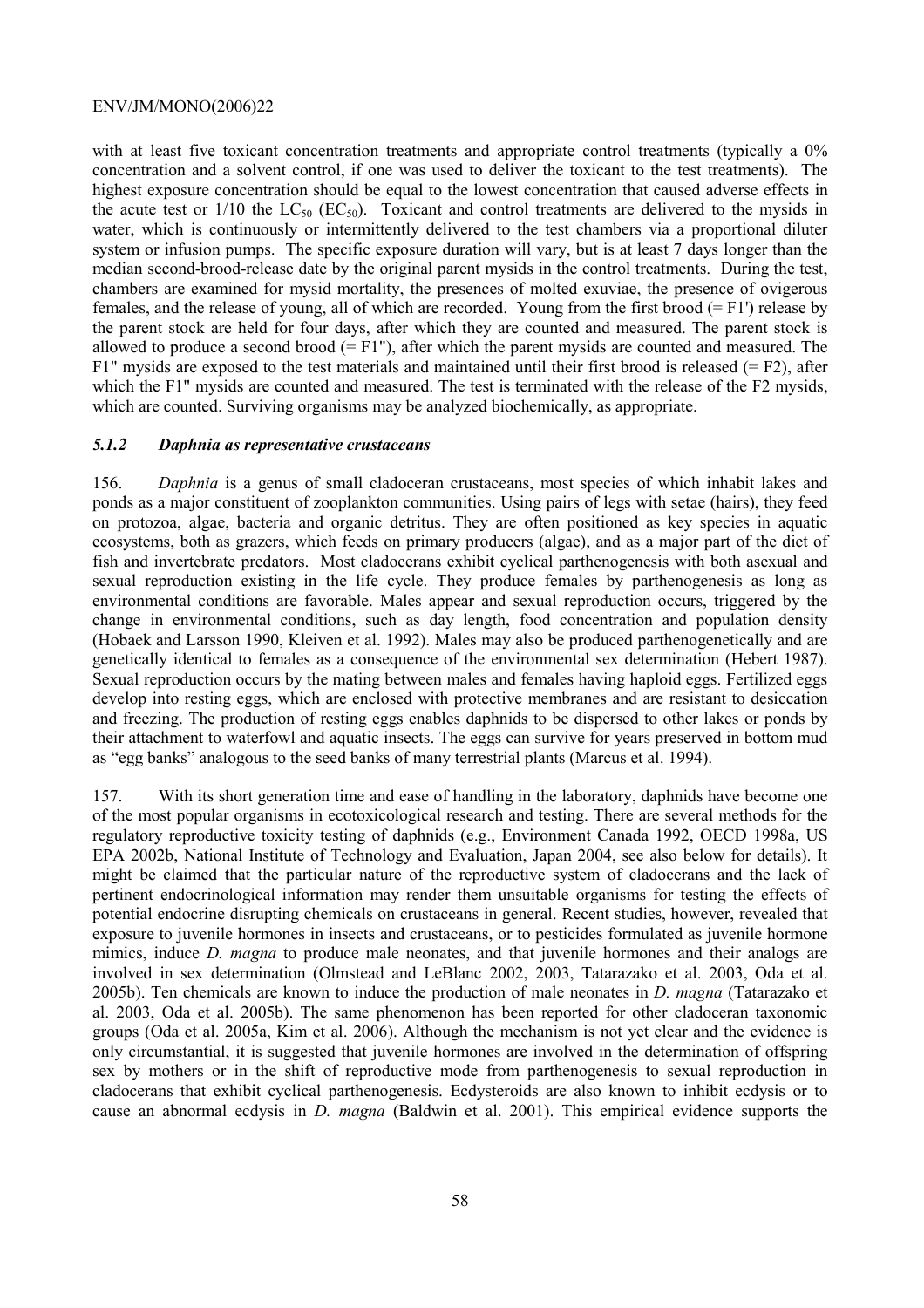with at least five toxicant concentration treatments and appropriate control treatments (typically a 0% concentration and a solvent control, if one was used to deliver the toxicant to the test treatments). The highest exposure concentration should be equal to the lowest concentration that caused adverse effects in the acute test or 1/10 the $LC_{50}$ ($EC_{50}$). Toxicant and control treatments are delivered to the mysids in water, which is continuously or intermittently delivered to the test chambers via a proportional diluter system or infusion pumps. The specific exposure duration will vary, but is at least 7 days longer than the median second-brood-release date by the original parent mysids in the control treatments. During the test, chambers are examined for mysid mortality, the presences of molted exuviae, the presence of ovigerous females, and the release of young, all of which are recorded. Young from the first brood (= F1') release by the parent stock are held for four days, after which they are counted and measured. The parent stock is allowed to produce a second brood (= F1"), after which the parent mysids are counted and measured. The F1" mysids are exposed to the test materials and maintained until their first brood is released (= F2), after which the F1" mysids are counted and measured. The test is terminated with the release of the F2 mysids, which are counted. Surviving organisms may be analyzed biochemically, as appropriate.

### *5.1.2 Daphnia as representative crustaceans*

156. *Daphnia* is a genus of small cladoceran crustaceans, most species of which inhabit lakes and ponds as a major constituent of zooplankton communities. Using pairs of legs with setae (hairs), they feed on protozoa, algae, bacteria and organic detritus. They are often positioned as key species in aquatic ecosystems, both as grazers, which feeds on primary producers (algae), and as a major part of the diet of fish and invertebrate predators. Most cladocerans exhibit cyclical parthenogenesis with both asexual and sexual reproduction existing in the life cycle. They produce females by parthenogenesis as long as environmental conditions are favorable. Males appear and sexual reproduction occurs, triggered by the change in environmental conditions, such as day length, food concentration and population density (Hobaek and Larsson 1990, Kleiven et al. 1992). Males may also be produced parthenogenetically and are genetically identical to females as a consequence of the environmental sex determination (Hebert 1987). Sexual reproduction occurs by the mating between males and females having haploid eggs. Fertilized eggs develop into resting eggs, which are enclosed with protective membranes and are resistant to desiccation and freezing. The production of resting eggs enables daphnids to be dispersed to other lakes or ponds by their attachment to waterfowl and aquatic insects. The eggs can survive for years preserved in bottom mud as "egg banks" analogous to the seed banks of many terrestrial plants (Marcus et al. 1994).

157. With its short generation time and ease of handling in the laboratory, daphnids have become one of the most popular organisms in ecotoxicological research and testing. There are several methods for the regulatory reproductive toxicity testing of daphnids (e.g., Environment Canada 1992, OECD 1998a, US EPA 2002b, National Institute of Technology and Evaluation, Japan 2004, see also below for details). It might be claimed that the particular nature of the reproductive system of cladocerans and the lack of pertinent endocrinological information may render them unsuitable organisms for testing the effects of potential endocrine disrupting chemicals on crustaceans in general. Recent studies, however, revealed that exposure to juvenile hormones in insects and crustaceans, or to pesticides formulated as juvenile hormone mimics, induce *D. magna* to produce male neonates, and that juvenile hormones and their analogs are involved in sex determination (Olmstead and LeBlanc 2002, 2003, Tatarazako et al. 2003, Oda et al. 2005b). Ten chemicals are known to induce the production of male neonates in *D. magna* (Tatarazako et al. 2003, Oda et al. 2005b). The same phenomenon has been reported for other cladoceran taxonomic groups (Oda et al. 2005a, Kim et al. 2006). Although the mechanism is not yet clear and the evidence is only circumstantial, it is suggested that juvenile hormones are involved in the determination of offspring sex by mothers or in the shift of reproductive mode from parthenogenesis to sexual reproduction in cladocerans that exhibit cyclical parthenogenesis. Ecdysteroids are also known to inhibit ecdysis or to cause an abnormal ecdysis in *D. magna* (Baldwin et al. 2001). This empirical evidence supports the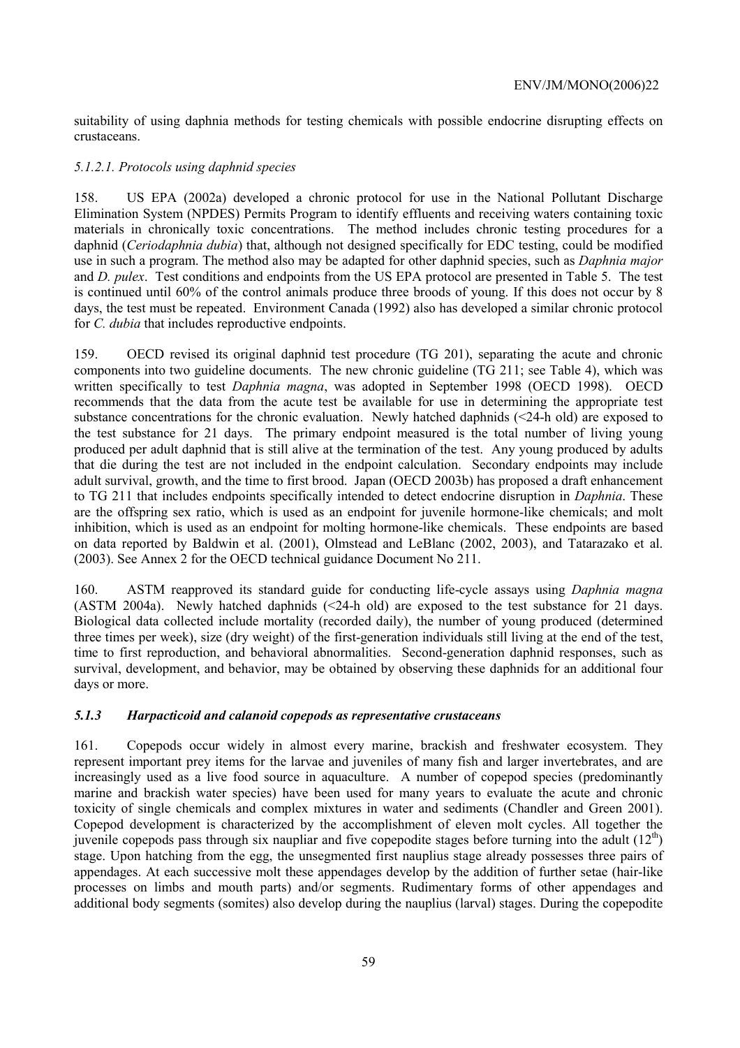suitability of using daphnia methods for testing chemicals with possible endocrine disrupting effects on crustaceans.

#### *5.1.2.1. Protocols using daphnid species*

158. US EPA (2002a) developed a chronic protocol for use in the National Pollutant Discharge Elimination System (NPDES) Permits Program to identify effluents and receiving waters containing toxic materials in chronically toxic concentrations. The method includes chronic testing procedures for a daphnid (*Ceriodaphnia dubia*) that, although not designed specifically for EDC testing, could be modified use in such a program. The method also may be adapted for other daphnid species, such as *Daphnia major* and *D. pulex*. Test conditions and endpoints from the US EPA protocol are presented in Table 5. The test is continued until 60% of the control animals produce three broods of young. If this does not occur by 8 days, the test must be repeated. Environment Canada (1992) also has developed a similar chronic protocol for *C. dubia* that includes reproductive endpoints.

159. OECD revised its original daphnid test procedure (TG 201), separating the acute and chronic components into two guideline documents. The new chronic guideline (TG 211; see Table 4), which was written specifically to test *Daphnia magna*, was adopted in September 1998 (OECD 1998). OECD recommends that the data from the acute test be available for use in determining the appropriate test substance concentrations for the chronic evaluation. Newly hatched daphnids (<24-h old) are exposed to the test substance for 21 days. The primary endpoint measured is the total number of living young produced per adult daphnid that is still alive at the termination of the test. Any young produced by adults that die during the test are not included in the endpoint calculation. Secondary endpoints may include adult survival, growth, and the time to first brood. Japan (OECD 2003b) has proposed a draft enhancement to TG 211 that includes endpoints specifically intended to detect endocrine disruption in *Daphnia*. These are the offspring sex ratio, which is used as an endpoint for juvenile hormone-like chemicals; and molt inhibition, which is used as an endpoint for molting hormone-like chemicals. These endpoints are based on data reported by Baldwin et al. (2001), Olmstead and LeBlanc (2002, 2003), and Tatarazako et al. (2003). See Annex 2 for the OECD technical guidance Document No 211.

160. ASTM reapproved its standard guide for conducting life-cycle assays using *Daphnia magna* (ASTM 2004a). Newly hatched daphnids (<24-h old) are exposed to the test substance for 21 days. Biological data collected include mortality (recorded daily), the number of young produced (determined three times per week), size (dry weight) of the first-generation individuals still living at the end of the test, time to first reproduction, and behavioral abnormalities. Second-generation daphnid responses, such as survival, development, and behavior, may be obtained by observing these daphnids for an additional four days or more.

### *5.1.3 Harpacticoid and calanoid copepods as representative crustaceans*

161. Copepods occur widely in almost every marine, brackish and freshwater ecosystem. They represent important prey items for the larvae and juveniles of many fish and larger invertebrates, and are increasingly used as a live food source in aquaculture. A number of copepod species (predominantly marine and brackish water species) have been used for many years to evaluate the acute and chronic toxicity of single chemicals and complex mixtures in water and sediments (Chandler and Green 2001). Copepod development is characterized by the accomplishment of eleven molt cycles. All together the juvenile copepods pass through six naupliar and five copepodite stages before turning into the adult ($12^{th}$) stage. Upon hatching from the egg, the unsegmented first nauplius stage already possesses three pairs of appendages. At each successive molt these appendages develop by the addition of further setae (hair-like processes on limbs and mouth parts) and/or segments. Rudimentary forms of other appendages and additional body segments (somites) also develop during the nauplius (larval) stages. During the copepodite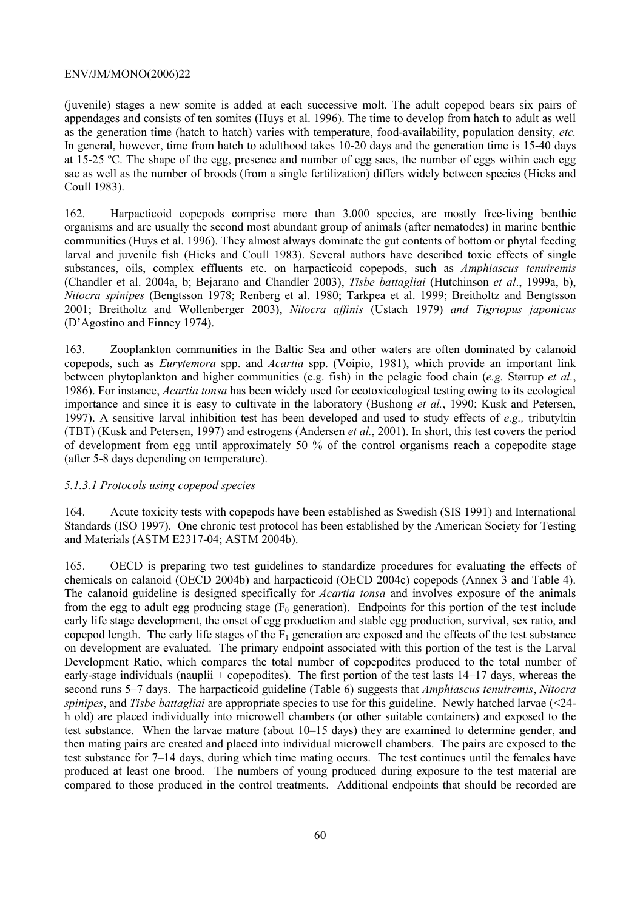(juvenile) stages a new somite is added at each successive molt. The adult copepod bears six pairs of appendages and consists of ten somites (Huys et al. 1996). The time to develop from hatch to adult as well as the generation time (hatch to hatch) varies with temperature, food-availability, population density, *etc.* In general, however, time from hatch to adulthood takes 10-20 days and the generation time is 15-40 days at 15-25 ºC. The shape of the egg, presence and number of egg sacs, the number of eggs within each egg sac as well as the number of broods (from a single fertilization) differs widely between species (Hicks and Coull 1983).

162. Harpacticoid copepods comprise more than 3.000 species, are mostly free-living benthic organisms and are usually the second most abundant group of animals (after nematodes) in marine benthic communities (Huys et al. 1996). They almost always dominate the gut contents of bottom or phytal feeding larval and juvenile fish (Hicks and Coull 1983). Several authors have described toxic effects of single substances, oils, complex effluents etc. on harpacticoid copepods, such as *Amphiascus tenuiremis* (Chandler et al. 2004a, b; Bejarano and Chandler 2003), *Tisbe battagliai* (Hutchinson *et al*., 1999a, b), *Nitocra spinipes* (Bengtsson 1978; Renberg et al. 1980; Tarkpea et al. 1999; Breitholtz and Bengtsson 2001; Breitholtz and Wollenberger 2003), *Nitocra affinis* (Ustach 1979) *and Tigriopus japonicus* (D'Agostino and Finney 1974).

163. Zooplankton communities in the Baltic Sea and other waters are often dominated by calanoid copepods, such as *Eurytemora* spp. and *Acartia* spp. (Voipio, 1981), which provide an important link between phytoplankton and higher communities (e.g. fish) in the pelagic food chain (*e.g.* Størrup *et al.*, 1986). For instance, *Acartia tonsa* has been widely used for ecotoxicological testing owing to its ecological importance and since it is easy to cultivate in the laboratory (Bushong *et al.*, 1990; Kusk and Petersen, 1997). A sensitive larval inhibition test has been developed and used to study effects of *e.g.,* tributyltin (TBT) (Kusk and Petersen, 1997) and estrogens (Andersen *et al.*, 2001). In short, this test covers the period of development from egg until approximately 50 % of the control organisms reach a copepodite stage (after 5-8 days depending on temperature).

*5.1.3.1 Protocols using copepod species*

164. Acute toxicity tests with copepods have been established as Swedish (SIS 1991) and International Standards (ISO 1997). One chronic test protocol has been established by the American Society for Testing and Materials (ASTM E2317-04; ASTM 2004b).

165. OECD is preparing two test guidelines to standardize procedures for evaluating the effects of chemicals on calanoid (OECD 2004b) and harpacticoid (OECD 2004c) copepods (Annex 3 and Table 4). The calanoid guideline is designed specifically for *Acartia tonsa* and involves exposure of the animals from the egg to adult egg producing stage ($F_0$ generation). Endpoints for this portion of the test include early life stage development, the onset of egg production and stable egg production, survival, sex ratio, and copepod length. The early life stages of the $F_1$ generation are exposed and the effects of the test substance on development are evaluated. The primary endpoint associated with this portion of the test is the Larval Development Ratio, which compares the total number of copepodites produced to the total number of early-stage individuals (nauplii + copepodites). The first portion of the test lasts 14–17 days, whereas the second runs 5–7 days. The harpacticoid guideline (Table 6) suggests that *Amphiascus tenuiremis*, *Nitocra spinipes*, and *Tisbe battagliai* are appropriate species to use for this guideline. Newly hatched larvae (<24-h old) are placed individually into microwell chambers (or other suitable containers) and exposed to the test substance. When the larvae mature (about 10–15 days) they are examined to determine gender, and then mating pairs are created and placed into individual microwell chambers. The pairs are exposed to the test substance for 7–14 days, during which time mating occurs. The test continues until the females have produced at least one brood. The numbers of young produced during exposure to the test material are compared to those produced in the control treatments. Additional endpoints that should be recorded are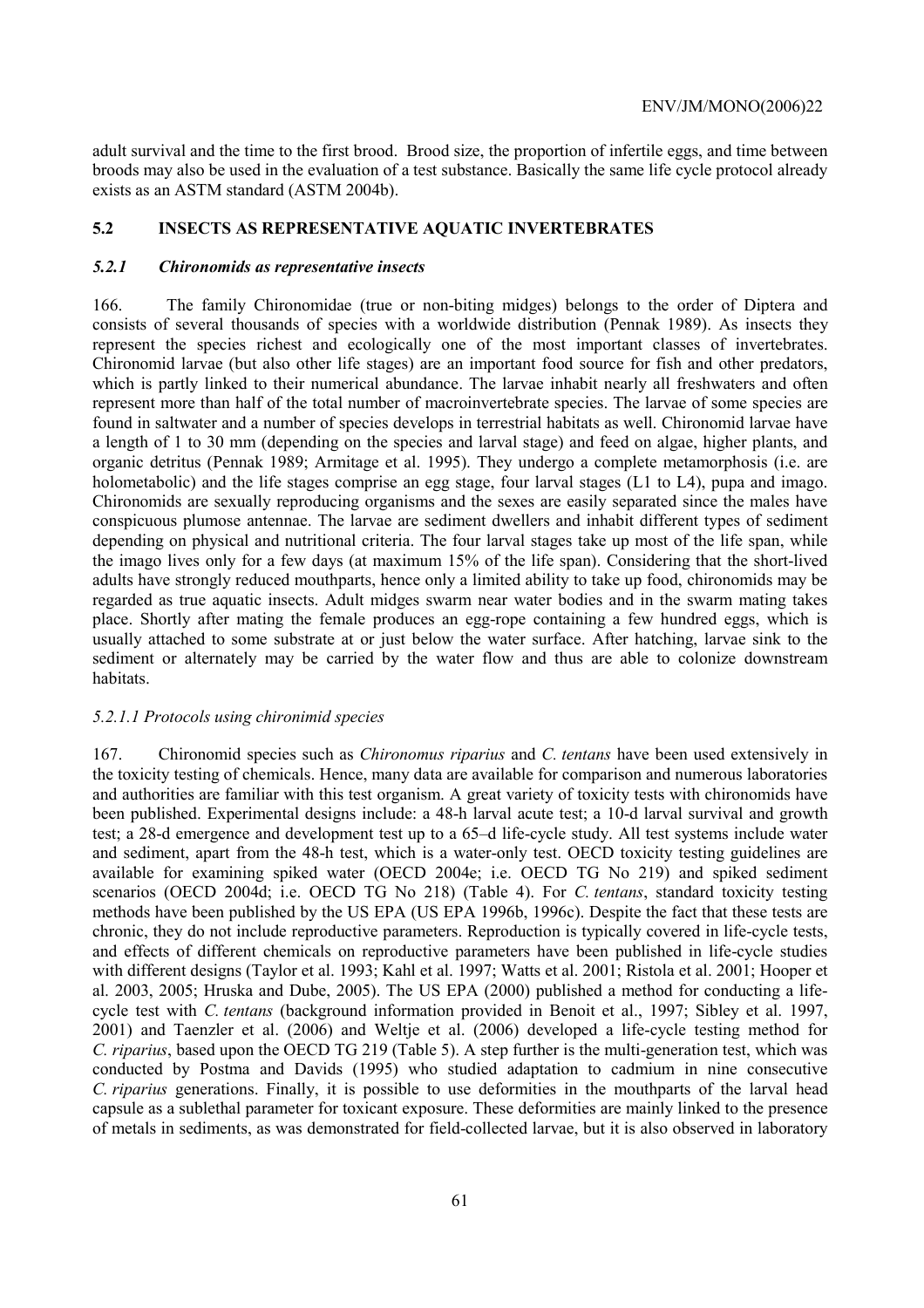adult survival and the time to the first brood. Brood size, the proportion of infertile eggs, and time between broods may also be used in the evaluation of a test substance. Basically the same life cycle protocol already exists as an ASTM standard (ASTM 2004b).

## 5.2 INSECTS AS REPRESENTATIVE AQUATIC INVERTEBRATES

### *5.2.1 Chironomids as representative insects*

166. The family Chironomidae (true or non-biting midges) belongs to the order of Diptera and consists of several thousands of species with a worldwide distribution (Pennak 1989). As insects they represent the species richest and ecologically one of the most important classes of invertebrates. Chironomid larvae (but also other life stages) are an important food source for fish and other predators, which is partly linked to their numerical abundance. The larvae inhabit nearly all freshwaters and often represent more than half of the total number of macroinvertebrate species. The larvae of some species are found in saltwater and a number of species develops in terrestrial habitats as well. Chironomid larvae have a length of 1 to 30 mm (depending on the species and larval stage) and feed on algae, higher plants, and organic detritus (Pennak 1989; Armitage et al. 1995). They undergo a complete metamorphosis (i.e. are holometabolic) and the life stages comprise an egg stage, four larval stages (L1 to L4), pupa and imago. Chironomids are sexually reproducing organisms and the sexes are easily separated since the males have conspicuous plumose antennae. The larvae are sediment dwellers and inhabit different types of sediment depending on physical and nutritional criteria. The four larval stages take up most of the life span, while the imago lives only for a few days (at maximum 15% of the life span). Considering that the short-lived adults have strongly reduced mouthparts, hence only a limited ability to take up food, chironomids may be regarded as true aquatic insects. Adult midges swarm near water bodies and in the swarm mating takes place. Shortly after mating the female produces an egg-rope containing a few hundred eggs, which is usually attached to some substrate at or just below the water surface. After hatching, larvae sink to the sediment or alternately may be carried by the water flow and thus are able to colonize downstream habitats.

#### *5.2.1.1 Protocols using chironimid species*

167. Chironomid species such as *Chironomus riparius* and *C. tentans* have been used extensively in the toxicity testing of chemicals. Hence, many data are available for comparison and numerous laboratories and authorities are familiar with this test organism. A great variety of toxicity tests with chironomids have been published. Experimental designs include: a 48-h larval acute test; a 10-d larval survival and growth test; a 28-d emergence and development test up to a 65–d life-cycle study. All test systems include water and sediment, apart from the 48-h test, which is a water-only test. OECD toxicity testing guidelines are available for examining spiked water (OECD 2004e; i.e. OECD TG No 219) and spiked sediment scenarios (OECD 2004d; i.e. OECD TG No 218) (Table 4). For *C. tentans*, standard toxicity testing methods have been published by the US EPA (US EPA 1996b, 1996c). Despite the fact that these tests are chronic, they do not include reproductive parameters. Reproduction is typically covered in life-cycle tests, and effects of different chemicals on reproductive parameters have been published in life-cycle studies with different designs (Taylor et al. 1993; Kahl et al. 1997; Watts et al. 2001; Ristola et al. 2001; Hooper et al. 2003, 2005; Hruska and Dube, 2005). The US EPA (2000) published a method for conducting a life-cycle test with *C. tentans* (background information provided in Benoit et al., 1997; Sibley et al. 1997, 2001) and Taenzler et al. (2006) and Weltje et al. (2006) developed a life-cycle testing method for *C. riparius*, based upon the OECD TG 219 (Table 5). A step further is the multi-generation test, which was conducted by Postma and Davids (1995) who studied adaptation to cadmium in nine consecutive *C. riparius* generations. Finally, it is possible to use deformities in the mouthparts of the larval head capsule as a sublethal parameter for toxicant exposure. These deformities are mainly linked to the presence of metals in sediments, as was demonstrated for field-collected larvae, but it is also observed in laboratory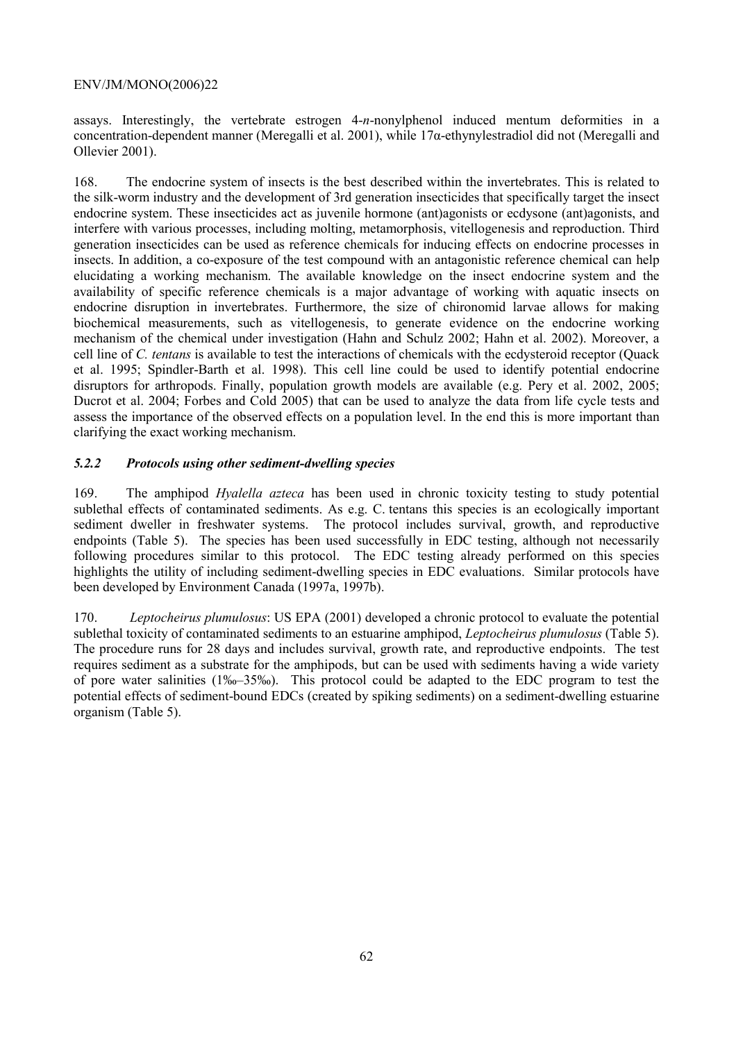assays. Interestingly, the vertebrate estrogen 4-*n*-nonylphenol induced mentum deformities in a concentration-dependent manner (Meregalli et al. 2001), while 17α-ethynylestradiol did not (Meregalli and Ollevier 2001).

168. The endocrine system of insects is the best described within the invertebrates. This is related to the silk-worm industry and the development of 3rd generation insecticides that specifically target the insect endocrine system. These insecticides act as juvenile hormone (ant)agonists or ecdysone (ant)agonists, and interfere with various processes, including molting, metamorphosis, vitellogenesis and reproduction. Third generation insecticides can be used as reference chemicals for inducing effects on endocrine processes in insects. In addition, a co-exposure of the test compound with an antagonistic reference chemical can help elucidating a working mechanism. The available knowledge on the insect endocrine system and the availability of specific reference chemicals is a major advantage of working with aquatic insects on endocrine disruption in invertebrates. Furthermore, the size of chironomid larvae allows for making biochemical measurements, such as vitellogenesis, to generate evidence on the endocrine working mechanism of the chemical under investigation (Hahn and Schulz 2002; Hahn et al. 2002). Moreover, a cell line of *C. tentans* is available to test the interactions of chemicals with the ecdysteroid receptor (Quack et al. 1995; Spindler-Barth et al. 1998). This cell line could be used to identify potential endocrine disruptors for arthropods. Finally, population growth models are available (e.g. Pery et al. 2002, 2005; Ducrot et al. 2004; Forbes and Cold 2005) that can be used to analyze the data from life cycle tests and assess the importance of the observed effects on a population level. In the end this is more important than clarifying the exact working mechanism.

### *5.2.2 Protocols using other sediment-dwelling species*

169. The amphipod *Hyalella azteca* has been used in chronic toxicity testing to study potential sublethal effects of contaminated sediments. As e.g. C. tentans this species is an ecologically important sediment dweller in freshwater systems. The protocol includes survival, growth, and reproductive endpoints (Table 5). The species has been used successfully in EDC testing, although not necessarily following procedures similar to this protocol. The EDC testing already performed on this species highlights the utility of including sediment-dwelling species in EDC evaluations. Similar protocols have been developed by Environment Canada (1997a, 1997b).

170. *Leptocheirus plumulosus*: US EPA (2001) developed a chronic protocol to evaluate the potential sublethal toxicity of contaminated sediments to an estuarine amphipod, *Leptocheirus plumulosus* (Table 5). The procedure runs for 28 days and includes survival, growth rate, and reproductive endpoints. The test requires sediment as a substrate for the amphipods, but can be used with sediments having a wide variety of pore water salinities (1‰–35‰). This protocol could be adapted to the EDC program to test the potential effects of sediment-bound EDCs (created by spiking sediments) on a sediment-dwelling estuarine organism (Table 5).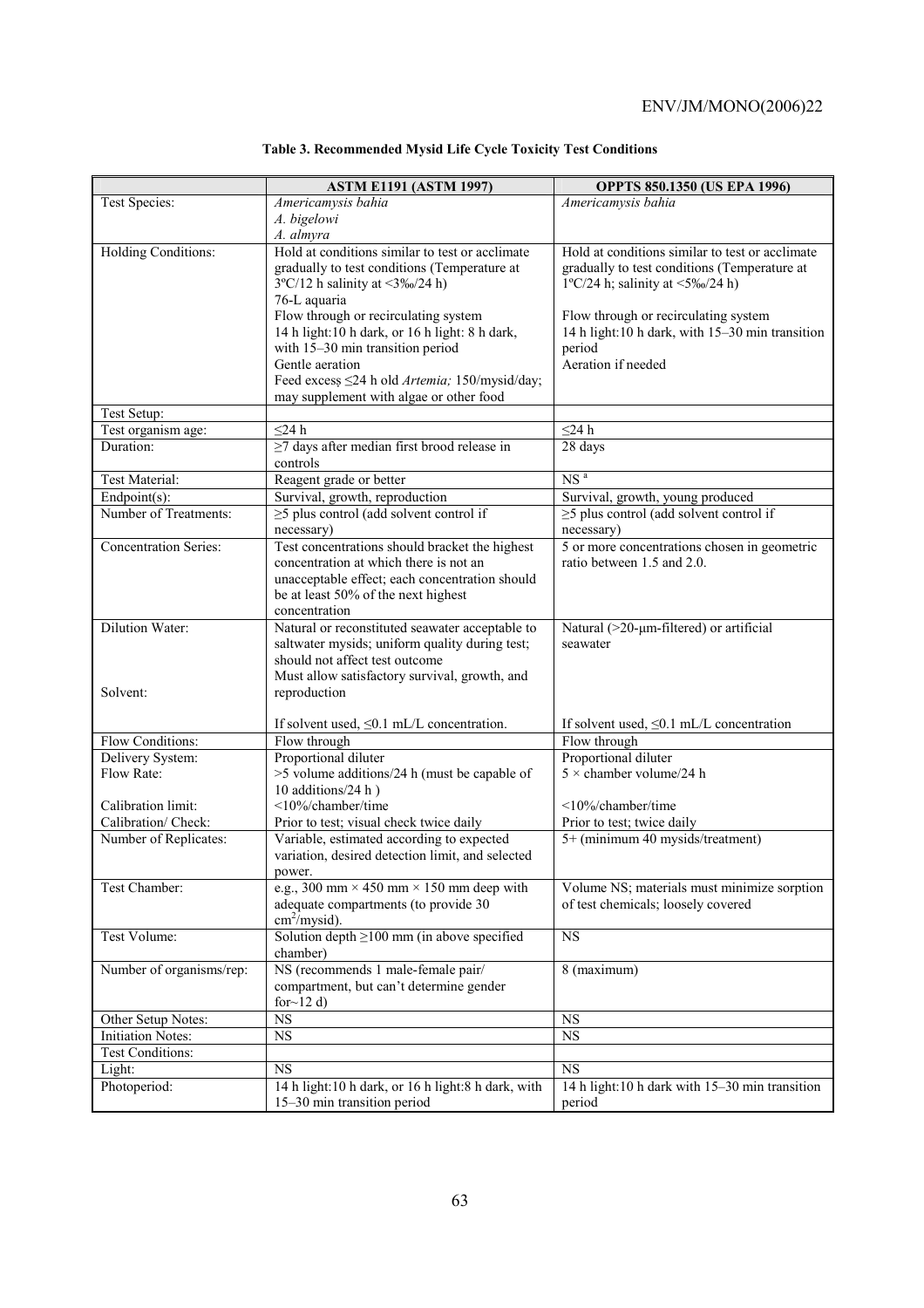**Table 3. Recommended Mysid Life Cycle Toxicity Test Conditions**

| | ASTM E1191 (ASTM 1997) | OPPTS 850.1350 (US EPA 1996) |
|---|---|---|
| Test Species: | *Americamysis bahia*<br>*A. bigelowi*<br>*A. almyra* | *Americamysis bahia* |
| Holding Conditions: | Hold at conditions similar to test or acclimate gradually to test conditions (Temperature at 3ºC/12 h salinity at <3‰/24 h)<br>76-L aquaria<br>Flow through or recirculating system<br>14 h light:10 h dark, or 16 h light: 8 h dark, with 15–30 min transition period<br>Gentle aeration<br>Feed excess ≤24 h old *Artemia;* 150/mysid/day; may supplement with algae or other food | Hold at conditions similar to test or acclimate gradually to test conditions (Temperature at 1ºC/24 h; salinity at <5‰/24 h)<br><br>Flow through or recirculating system<br>14 h light:10 h dark, with 15–30 min transition period<br>Aeration if needed |
| Test Setup: | | |
| Test organism age: | ≤24 h | ≤24 h |
| Duration: | ≥7 days after median first brood release in controls | 28 days |
| Test Material: | Reagent grade or better | NS [a] |
| Endpoint(s): | Survival, growth, reproduction | Survival, growth, young produced |
| Number of Treatments: | ≥5 plus control (add solvent control if necessary) | ≥5 plus control (add solvent control if necessary) |
| Concentration Series: | Test concentrations should bracket the highest concentration at which there is not an unacceptable effect; each concentration should be at least 50% of the next highest concentration | 5 or more concentrations chosen in geometric ratio between 1.5 and 2.0. |
| Dilution Water:<br><br><br>Solvent: | Natural or reconstituted seawater acceptable to saltwater mysids; uniform quality during test; should not affect test outcome<br>Must allow satisfactory survival, growth, and reproduction<br><br>If solvent used, ≤0.1 mL/L concentration. | Natural (>20-µm-filtered) or artificial seawater<br><br><br><br><br>If solvent used, ≤0.1 mL/L concentration |
| Flow Conditions: | Flow through | Flow through |
| Delivery System:<br>Flow Rate:<br><br>Calibration limit:<br>Calibration/ Check: | Proportional diluter<br>>5 volume additions/24 h (must be capable of 10 additions/24 h )<br><10%/chamber/time<br>Prior to test; visual check twice daily | Proportional diluter<br>5 × chamber volume/24 h<br><br><10%/chamber/time<br>Prior to test; twice daily |
| Number of Replicates: | Variable, estimated according to expected variation, desired detection limit, and selected power. | 5+ (minimum 40 mysids/treatment) |
| Test Chamber: | e.g., 300 mm × 450 mm × 150 mm deep with adequate compartments (to provide 30 cm²/mysid). | Volume NS; materials must minimize sorption of test chemicals; loosely covered |
| Test Volume: | Solution depth ≥100 mm (in above specified chamber) | NS |
| Number of organisms/rep: | NS (recommends 1 male-female pair/ compartment, but can't determine gender for~12 d) | 8 (maximum) |
| Other Setup Notes: | NS | NS |
| Initiation Notes: | NS | NS |
| Test Conditions: | | |
| Light: | NS | NS |
| Photoperiod: | 14 h light:10 h dark, or 16 h light:8 h dark, with 15–30 min transition period | 14 h light:10 h dark with 15–30 min transition period |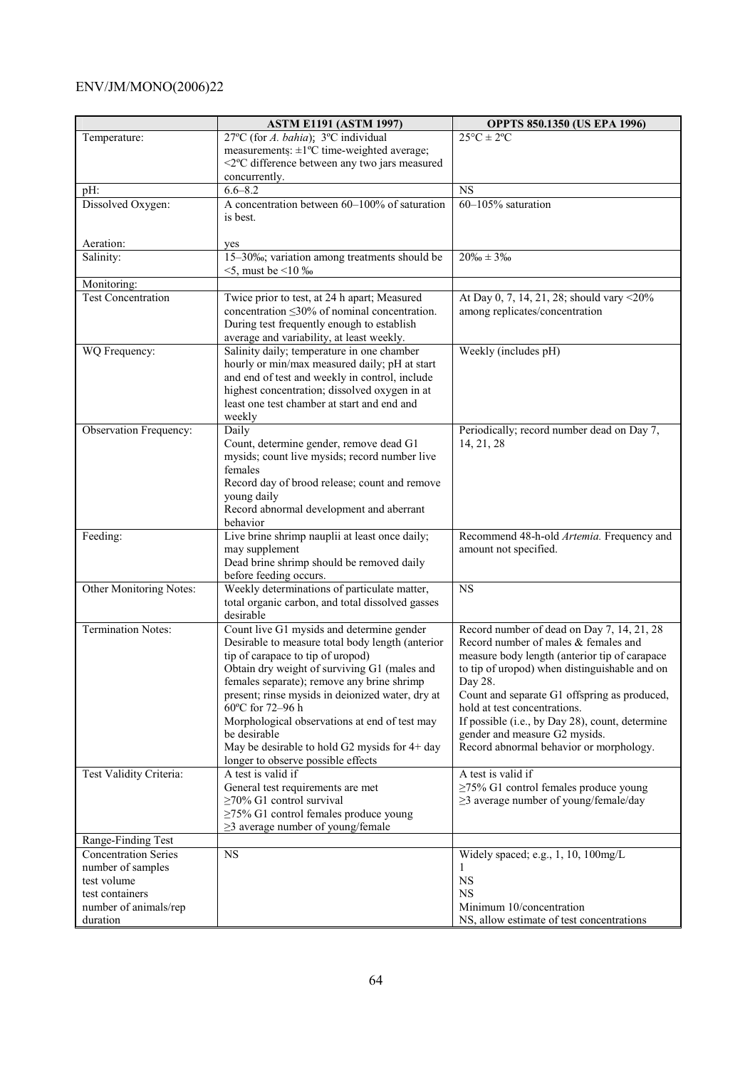| | ASTM E1191 (ASTM 1997) | OPPTS 850.1350 (US EPA 1996) |
|---|---|---|
| Temperature: | 27ºC (for *A. bahia*); 3ºC individual measurements; ±1ºC time-weighted average; <2ºC difference between any two jars measured concurrently. | 25°C ± 2ºC |
| pH: | 6.6–8.2 | NS |
| Dissolved Oxygen:<br><br>Aeration: | A concentration between 60–100% of saturation is best.<br><br>yes | 60–105% saturation |
| Salinity: | 15–30‰; variation among treatments should be <5, must be <10 ‰ | 20‰ ± 3‰ |
| Monitoring: | | |
| Test Concentration | Twice prior to test, at 24 h apart; Measured concentration ≤30% of nominal concentration. During test frequently enough to establish average and variability, at least weekly. | At Day 0, 7, 14, 21, 28; should vary <20% among replicates/concentration |
| WQ Frequency: | Salinity daily; temperature in one chamber hourly or min/max measured daily; pH at start and end of test and weekly in control, include highest concentration; dissolved oxygen in at least one test chamber at start and end and weekly | Weekly (includes pH) |
| Observation Frequency: | Daily<br>Count, determine gender, remove dead G1 mysids; count live mysids; record number live females<br>Record day of brood release; count and remove young daily<br>Record abnormal development and aberrant behavior | Periodically; record number dead on Day 7, 14, 21, 28 |
| Feeding: | Live brine shrimp nauplii at least once daily; may supplement<br>Dead brine shrimp should be removed daily before feeding occurs. | Recommend 48-h-old *Artemia.* Frequency and amount not specified. |
| Other Monitoring Notes: | Weekly determinations of particulate matter, total organic carbon, and total dissolved gasses desirable | NS |
| Termination Notes: | Count live G1 mysids and determine gender<br>Desirable to measure total body length (anterior tip of carapace to tip of uropod)<br>Obtain dry weight of surviving G1 (males and females separate); remove any brine shrimp present; rinse mysids in deionized water, dry at 60ºC for 72–96 h<br>Morphological observations at end of test may be desirable<br>May be desirable to hold G2 mysids for 4+ day longer to observe possible effects | Record number of dead on Day 7, 14, 21, 28<br>Record number of males & females and measure body length (anterior tip of carapace to tip of uropod) when distinguishable and on Day 28.<br>Count and separate G1 offspring as produced, hold at test concentrations.<br>If possible (i.e., by Day 28), count, determine gender and measure G2 mysids.<br>Record abnormal behavior or morphology. |
| Test Validity Criteria: | A test is valid if<br>General test requirements are met<br>≥70% G1 control survival<br>≥75% G1 control females produce young<br>≥3 average number of young/female | A test is valid if<br>≥75% G1 control females produce young<br>≥3 average number of young/female/day |
| Range-Finding Test | | |
| Concentration Series<br>number of samples<br>test volume<br>test containers<br>number of animals/rep<br>duration | NS | Widely spaced; e.g., 1, 10, 100mg/L<br>1<br>NS<br>NS<br>Minimum 10/concentration<br>NS, allow estimate of test concentrations |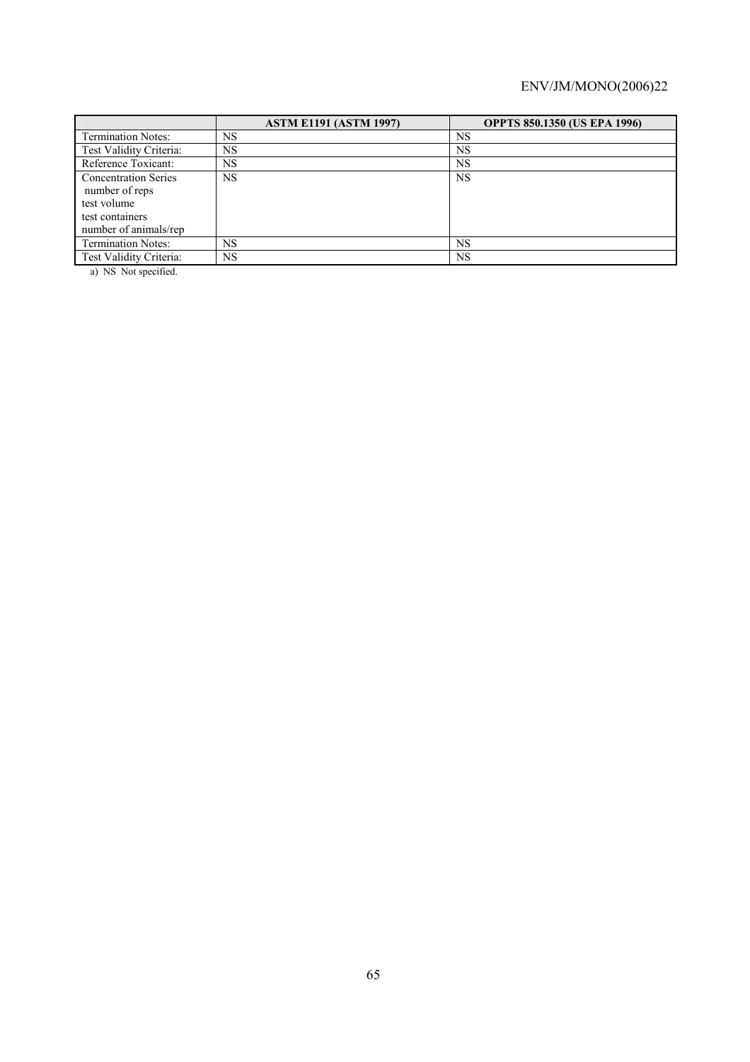| | ASTM E1191 (ASTM 1997) | OPPTS 850.1350 (US EPA 1996) |
|---|---|---|
| Termination Notes: | NS | NS |
| Test Validity Criteria: | NS | NS |
| Reference Toxicant: | NS | NS |
| Concentration Series<br>number of reps<br>test volume<br>test containers<br>number of animals/rep | NS | NS |
| Termination Notes: | NS | NS |
| Test Validity Criteria: | NS | NS |

a) NS Not specified.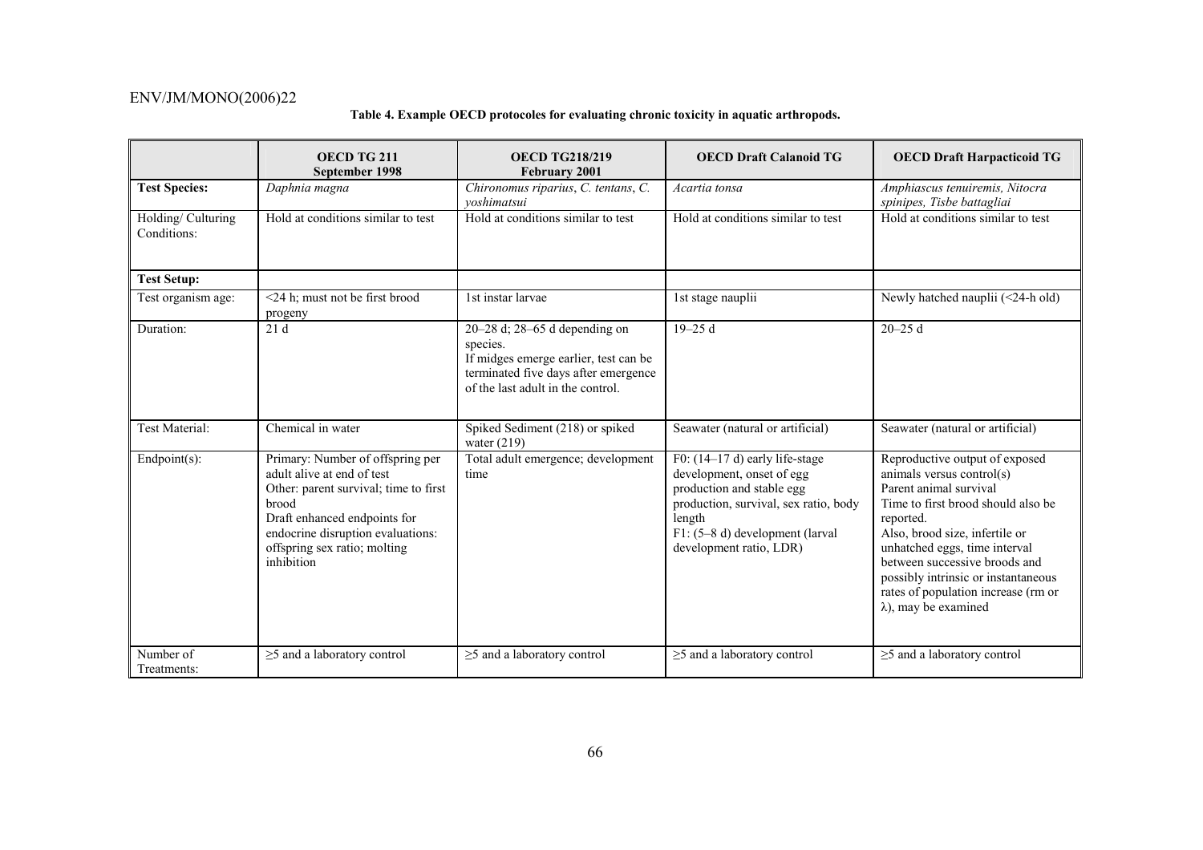**Table 4. Example OECD protocoles for evaluating chronic toxicity in aquatic arthropods.**

| | **OECD TG 211 September 1998** | **OECD TG218/219 February 2001** | **OECD Draft Calanoid TG** | **OECD Draft Harpacticoid TG** |
|---|---|---|---|---|
| **Test Species:** | *Daphnia magna* | *Chironomus riparius*, *C. tentans*, *C. yoshimatsui* | *Acartia tonsa* | *Amphiascus tenuiremis*, *Nitocra spinipes*, *Tisbe battagliai* |
| Holding/ Culturing Conditions: | Hold at conditions similar to test | Hold at conditions similar to test | Hold at conditions similar to test | Hold at conditions similar to test |
| **Test Setup:** | | | | |
| Test organism age: | <24 h; must not be first brood progeny | 1st instar larvae | 1st stage nauplii | Newly hatched nauplii (<24-h old) |
| Duration: | 21 d | 20–28 d; 28–65 d depending on species. If midges emerge earlier, test can be terminated five days after emergence of the last adult in the control. | 19–25 d | 20–25 d |
| Test Material: | Chemical in water | Spiked Sediment (218) or spiked water (219) | Seawater (natural or artificial) | Seawater (natural or artificial) |
| Endpoint(s): | Primary: Number of offspring per adult alive at end of test<br>Other: parent survival; time to first brood<br>Draft enhanced endpoints for endocrine disruption evaluations: offspring sex ratio; molting inhibition | Total adult emergence; development time | F0: (14–17 d) early life-stage development, onset of egg production and stable egg production, survival, sex ratio, body length<br>F1: (5–8 d) development (larval development ratio, LDR) | Reproductive output of exposed animals versus control(s)<br>Parent animal survival<br>Time to first brood should also be reported.<br>Also, brood size, infertile or unhatched eggs, time interval between successive broods and possibly intrinsic or instantaneous rates of population increase (rm or λ), may be examined |
| Number of Treatments: | ≥5 and a laboratory control | ≥5 and a laboratory control | ≥5 and a laboratory control | ≥5 and a laboratory control |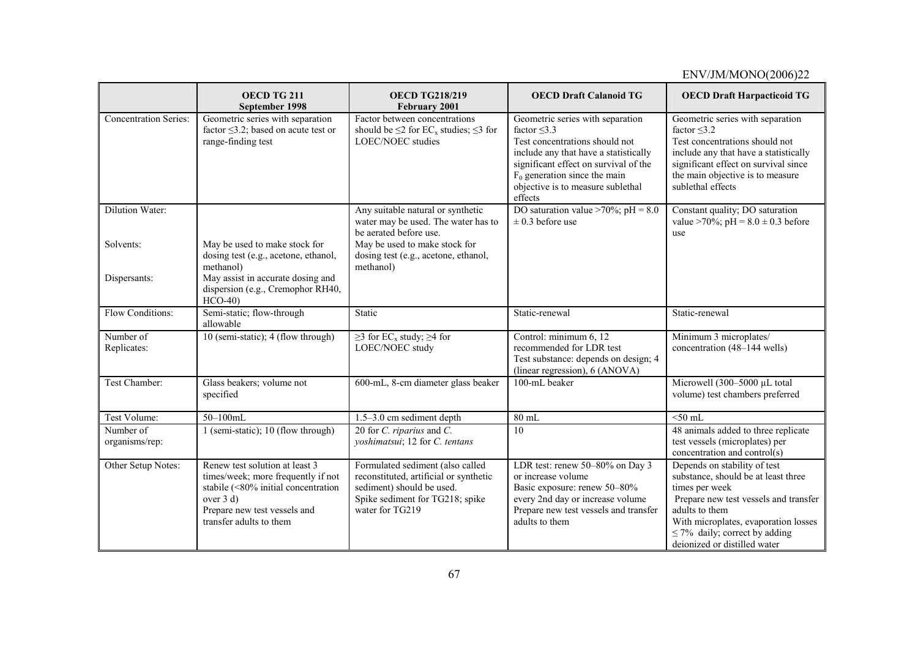| | **OECD TG 211 September 1998** | **OECD TG218/219 February 2001** | **OECD Draft Calanoid TG** | **OECD Draft Harpacticoid TG** |
|---|---|---|---|---|
| Concentration Series: | Geometric series with separation factor ≤3.2; based on acute test or range-finding test | Factor between concentrations should be ≤2 for $EC_x$ studies; ≤3 for LOEC/NOEC studies | Geometric series with separation factor ≤3.3<br>Test concentrations should not include any that have a statistically significant effect on survival of the $F_0$ generation since the main objective is to measure sublethal effects | Geometric series with separation factor ≤3.2<br>Test concentrations should not include any that have a statistically significant effect on survival since the main objective is to measure sublethal effects |
| Dilution Water: | | Any suitable natural or synthetic water may be used. The water has to be aerated before use. | DO saturation value >70%; pH = 8.0 ± 0.3 before use | Constant quality; DO saturation value >70%; pH = 8.0 ± 0.3 before use |
| Solvents: | May be used to make stock for dosing test (e.g., acetone, ethanol, methanol) | May be used to make stock for dosing test (e.g., acetone, ethanol, methanol) | | |
| Dispersants: | May assist in accurate dosing and dispersion (e.g., Cremophor RH40, HCO-40) | | | |
| Flow Conditions: | Semi-static; flow-through allowable | Static | Static-renewal | Static-renewal |
| Number of Replicates: | 10 (semi-static); 4 (flow through) | ≥3 for $EC_x$ study; ≥4 for LOEC/NOEC study | Control: minimum 6, 12 recommended for LDR test<br>Test substance: depends on design; 4 (linear regression), 6 (ANOVA) | Minimum 3 microplates/ concentration (48–144 wells) |
| Test Chamber: | Glass beakers; volume not specified | 600-mL, 8-cm diameter glass beaker | 100-mL beaker | Microwell (300–5000 µL total volume) test chambers preferred |
| Test Volume: | 50–100mL | 1.5–3.0 cm sediment depth | 80 mL | <50 mL |
| Number of organisms/rep: | 1 (semi-static); 10 (flow through) | 20 for *C. riparius* and *C. yoshimatsui*; 12 for *C. tentans* | 10 | 48 animals added to three replicate test vessels (microplates) per concentration and control(s) |
| Other Setup Notes: | Renew test solution at least 3 times/week; more frequently if not stabile (<80% initial concentration over 3 d)<br>Prepare new test vessels and transfer adults to them | Formulated sediment (also called reconstituted, artificial or synthetic sediment) should be used.<br>Spike sediment for TG218; spike water for TG219 | LDR test: renew 50–80% on Day 3 or increase volume<br>Basic exposure: renew 50–80% every 2nd day or increase volume<br>Prepare new test vessels and transfer adults to them | Depends on stability of test substance, should be at least three times per week<br>Prepare new test vessels and transfer adults to them<br>With microplates, evaporation losses ≤ 7% daily; correct by adding deionized or distilled water |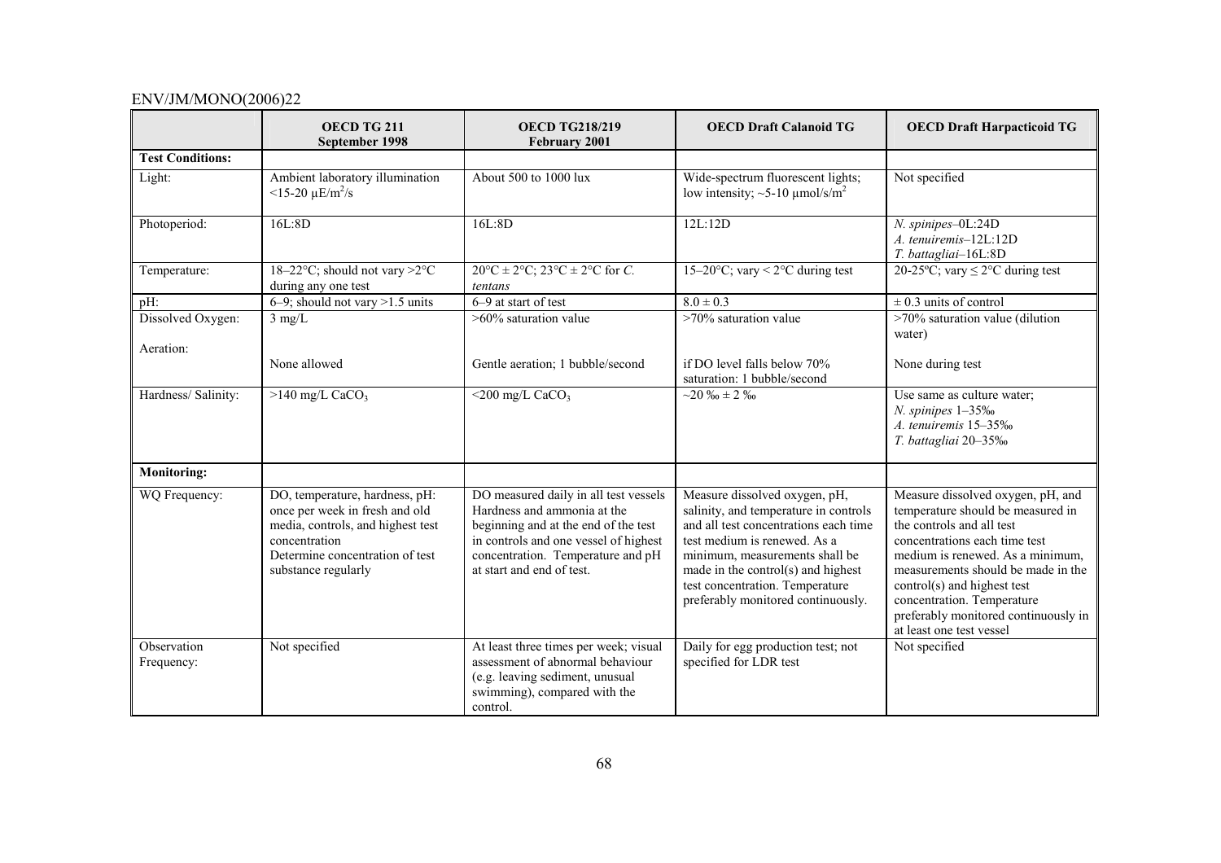| | OECD TG 211<br>September 1998 | OECD TG218/219<br>February 2001 | OECD Draft Calanoid TG | OECD Draft Harpacticoid TG |
|---|---|---|---|---|
| **Test Conditions:** | | | | |
| Light: | Ambient laboratory illumination <15-20 µE/m$^2$/s | About 500 to 1000 lux | Wide-spectrum fluorescent lights; low intensity; ~5-10 µmol/s/m$^2$ | Not specified |
| Photoperiod: | 16L:8D | 16L:8D | 12L:12D | *N. spinipes*–0L:24D<br>*A. tenuiremis*–12L:12D<br>*T. battagliai*–16L:8D |
| Temperature: | 18–22°C; should not vary >2°C during any one test | 20°C ± 2°C; 23°C ± 2°C for *C. tentans* | 15–20°C; vary < 2°C during test | 20-25ºC; vary ≤ 2°C during test |
| pH: | 6–9; should not vary >1.5 units | 6–9 at start of test | 8.0 ± 0.3 | ± 0.3 units of control |
| Dissolved Oxygen:<br><br>Aeration: | 3 mg/L<br><br>None allowed | >60% saturation value<br><br>Gentle aeration; 1 bubble/second | >70% saturation value<br><br>if DO level falls below 70% saturation: 1 bubble/second | >70% saturation value (dilution water)<br><br>None during test |
| Hardness/ Salinity: | >140 mg/L $CaCO_3$ | <200 mg/L $CaCO_3$ | ~20 ‰ ± 2 ‰ | Use same as culture water;<br>*N. spinipes* 1–35‰<br>*A. tenuiremis* 15–35‰<br>*T. battagliai* 20–35‰ |
| **Monitoring:** | | | | |
| WQ Frequency: | DO, temperature, hardness, pH: once per week in fresh and old media, controls, and highest test concentration<br>Determine concentration of test substance regularly | DO measured daily in all test vessels Hardness and ammonia at the beginning and at the end of the test in controls and one vessel of highest test concentration. Temperature and pH at start and end of test. | Measure dissolved oxygen, pH, salinity, and temperature in controls and all test concentrations each time test medium is renewed. As a minimum, measurements shall be made in the control(s) and highest test concentration. Temperature preferably monitored continuously. | Measure dissolved oxygen, pH, and temperature should be measured in the controls and all test concentrations each time test medium is renewed. As a minimum, measurements should be made in the control(s) and highest test concentration. Temperature preferably monitored continuously in at least one test vessel |
| Observation Frequency: | Not specified | At least three times per week; visual assessment of abnormal behaviour (e.g. leaving sediment, unusual swimming), compared with the control. | Daily for egg production test; not specified for LDR test | Not specified |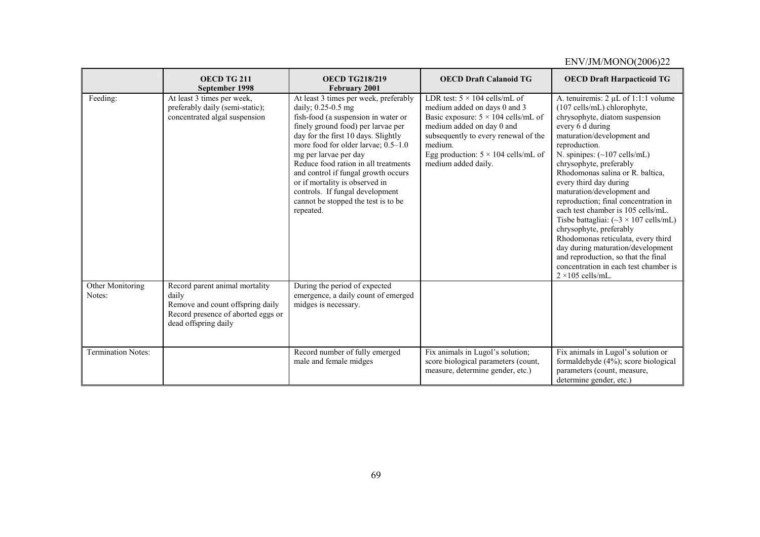| | OECD TG 211 September 1998 | OECD TG218/219 February 2001 | OECD Draft Calanoid TG | OECD Draft Harpacticoid TG |
|---|---|---|---|---|
| Feeding: | At least 3 times per week, preferably daily (semi-static); concentrated algal suspension | At least 3 times per week, preferably daily; 0.25-0.5 mg fish-food (a suspension in water or finely ground food) per larvae per day for the first 10 days. Slightly more food for older larvae; 0.5–1.0 mg per larvae per day Reduce food ration in all treatments and control if fungal growth occurs or if mortality is observed in controls. If fungal development cannot be stopped the test is to be repeated. | LDR test: 5 × 104 cells/mL of medium added on days 0 and 3 Basic exposure: 5 × 104 cells/mL of medium added on day 0 and subsequently to every renewal of the medium. Egg production: 5 × 104 cells/mL of medium added daily. | A. tenuiremis: 2 µL of 1:1:1 volume (107 cells/mL) chlorophyte, chrysophyte, diatom suspension every 6 d during maturation/development and reproduction. N. spinipes: (~107 cells/mL) chrysophyte, preferably Rhodomonas salina or R. baltica, every third day during maturation/development and reproduction; final concentration in each test chamber is 105 cells/mL. Tisbe battagliai: (~3 × 107 cells/mL) chrysophyte, preferably Rhodomonas reticulata, every third day during maturation/development and reproduction, so that the final concentration in each test chamber is 2 ×105 cells/mL. |
| Other Monitoring Notes: | Record parent animal mortality daily Remove and count offspring daily Record presence of aborted eggs or dead offspring daily | During the period of expected emergence, a daily count of emerged midges is necessary. | | |
| Termination Notes: | | Record number of fully emerged male and female midges | Fix animals in Lugol's solution; score biological parameters (count, measure, determine gender, etc.) | Fix animals in Lugol's solution or formaldehyde (4%); score biological parameters (count, measure, determine gender, etc.) |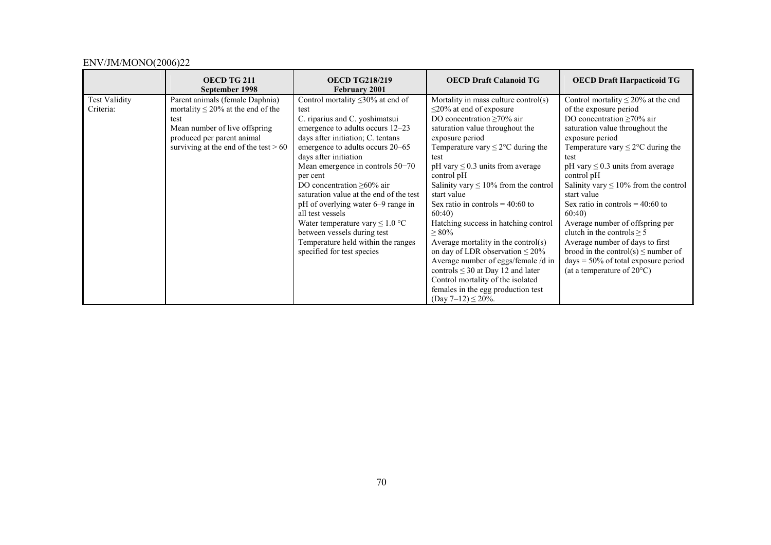| | OECD TG 211 September 1998 | OECD TG218/219 February 2001 | OECD Draft Calanoid TG | OECD Draft Harpacticoid TG |
|---|---|---|---|---|
| Test Validity Criteria: | Parent animals (female Daphnia) mortality ≤ 20% at the end of the test<br>Mean number of live offspring produced per parent animal surviving at the end of the test > 60 | Control mortality ≤30% at end of test<br>C. riparius and C. yoshimatsui emergence to adults occurs 12–23 days after initiation; C. tentans emergence to adults occurs 20–65 days after initiation<br>Mean emergence in controls 50−70 per cent<br>DO concentration ≥60% air saturation value at the end of the test<br>pH of overlying water 6–9 range in all test vessels<br>Water temperature vary ≤ 1.0 °C between vessels during test<br>Temperature held within the ranges specified for test species | Mortality in mass culture control(s) ≤20% at end of exposure<br>DO concentration ≥70% air saturation value throughout the exposure period<br>Temperature vary ≤ 2°C during the test<br>pH vary ≤ 0.3 units from average control pH<br>Salinity vary ≤ 10% from the control start value<br>Sex ratio in controls = 40:60 to 60:40)<br>Hatching success in hatching control ≥ 80%<br>Average mortality in the control(s) on day of LDR observation ≤ 20%<br>Average number of eggs/female /d in controls ≤ 30 at Day 12 and later<br>Control mortality of the isolated females in the egg production test (Day 7–12) ≤ 20%. | Control mortality ≤ 20% at the end of the exposure period<br>DO concentration ≥70% air saturation value throughout the exposure period<br>Temperature vary ≤ 2°C during the test<br>pH vary ≤ 0.3 units from average control pH<br>Salinity vary ≤ 10% from the control start value<br>Sex ratio in controls = 40:60 to 60:40)<br>Average number of offspring per clutch in the controls ≥ 5<br>Average number of days to first brood in the control(s) ≤ number of days = 50% of total exposure period (at a temperature of 20°C) |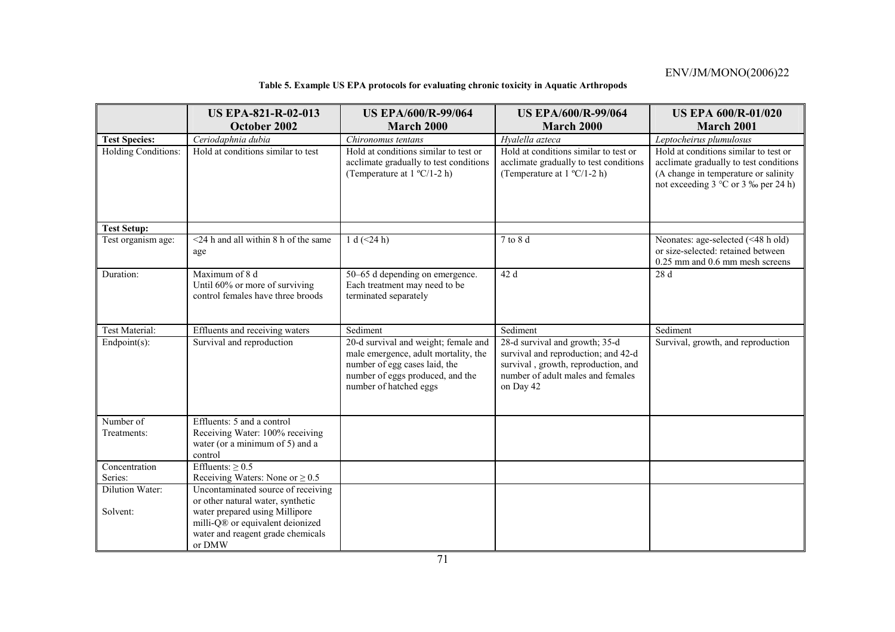**Table 5. Example US EPA protocols for evaluating chronic toxicity in Aquatic Arthropods**

| | US EPA-821-R-02-013 October 2002 | US EPA/600/R-99/064 March 2000 | US EPA/600/R-99/064 March 2000 | US EPA 600/R-01/020 March 2001 |
|---|---|---|---|---|
| **Test Species:** | *Ceriodaphnia dubia* | *Chironomus tentans* | *Hyalella azteca* | *Leptocheirus plumulosus* |
| Holding Conditions: | Hold at conditions similar to test | Hold at conditions similar to test or acclimate gradually to test conditions (Temperature at 1 ºC/1-2 h) | Hold at conditions similar to test or acclimate gradually to test conditions (Temperature at 1 ºC/1-2 h) | Hold at conditions similar to test or acclimate gradually to test conditions (A change in temperature or salinity not exceeding 3 °C or 3 ‰ per 24 h) |
| **Test Setup:** | | | | |
| Test organism age: | <24 h and all within 8 h of the same age | 1 d (<24 h) | 7 to 8 d | Neonates: age-selected (<48 h old) or size-selected: retained between 0.25 mm and 0.6 mm mesh screens |
| Duration: | Maximum of 8 d<br>Until 60% or more of surviving control females have three broods | 50–65 d depending on emergence. Each treatment may need to be terminated separately | 42 d | 28 d |
| Test Material: | Effluents and receiving waters | Sediment | Sediment | Sediment |
| Endpoint(s): | Survival and reproduction | 20-d survival and weight; female and male emergence, adult mortality, the number of egg cases laid, the number of eggs produced, and the number of hatched eggs | 28-d survival and growth; 35-d survival and reproduction; and 42-d survival , growth, reproduction, and number of adult males and females on Day 42 | Survival, growth, and reproduction |
| Number of Treatments: | Effluents: 5 and a control<br>Receiving Water: 100% receiving water (or a minimum of 5) and a control | | | |
| Concentration Series: | Effluents: ≥ 0.5<br>Receiving Waters: None or ≥ 0.5 | | | |
| Dilution Water:<br><br>Solvent: | Uncontaminated source of receiving or other natural water, synthetic water prepared using Millipore milli-Q® or equivalent deionized water and reagent grade chemicals or DMW | | | |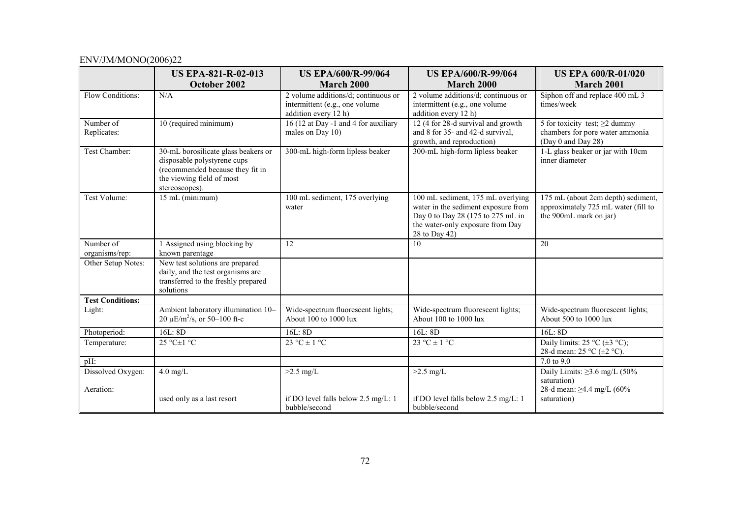|  | US EPA-821-R-02-013 October 2002 | US EPA/600/R-99/064 March 2000 | US EPA/600/R-99/064 March 2000 | US EPA 600/R-01/020 March 2001 |
|---|---|---|---|---|
| Flow Conditions: | N/A | 2 volume additions/d; continuous or intermittent (e.g., one volume addition every 12 h) | 2 volume additions/d; continuous or intermittent (e.g., one volume addition every 12 h) | Siphon off and replace 400 mL 3 times/week |
| Number of Replicates: | 10 (required minimum) | 16 (12 at Day -1 and 4 for auxiliary males on Day 10) | 12 (4 for 28-d survival and growth and 8 for 35- and 42-d survival, growth, and reproduction) | 5 for toxicity test; ≥2 dummy chambers for pore water ammonia (Day 0 and Day 28) |
| Test Chamber: | 30-mL borosilicate glass beakers or disposable polystyrene cups (recommended because they fit in the viewing field of most stereoscopes). | 300-mL high-form lipless beaker | 300-mL high-form lipless beaker | 1-L glass beaker or jar with 10cm inner diameter |
| Test Volume: | 15 mL (minimum) | 100 mL sediment, 175 overlying water | 100 mL sediment, 175 mL overlying water in the sediment exposure from Day 0 to Day 28 (175 to 275 mL in the water-only exposure from Day 28 to Day 42) | 175 mL (about 2cm depth) sediment, approximately 725 mL water (fill to the 900mL mark on jar) |
| Number of organisms/rep: | 1 Assigned using blocking by known parentage | 12 | 10 | 20 |
| Other Setup Notes: | New test solutions are prepared daily, and the test organisms are transferred to the freshly prepared solutions |  |  |  |
| **Test Conditions:** |  |  |  |  |
| Light: | Ambient laboratory illumination 10–20 $\mu E/m^2/s$, or 50–100 ft-c | Wide-spectrum fluorescent lights; About 100 to 1000 lux | Wide-spectrum fluorescent lights; About 100 to 1000 lux | Wide-spectrum fluorescent lights; About 500 to 1000 lux |
| Photoperiod: | 16L: 8D | 16L: 8D | 16L: 8D | 16L: 8D |
| Temperature: | 25 °C±1 °C | 23 °C ± 1 °C | 23 °C ± 1 °C | Daily limits: 25 °C (±3 °C); 28-d mean: 25 °C (±2 °C). |
| pH: |  |  |  | 7.0 to 9.0 |
| Dissolved Oxygen: | 4.0 mg/L | >2.5 mg/L | >2.5 mg/L | Daily Limits: ≥3.6 mg/L (50% saturation) 28-d mean: ≥4.4 mg/L (60% saturation) |
| Aeration: | used only as a last resort | if DO level falls below 2.5 mg/L: 1 bubble/second | if DO level falls below 2.5 mg/L: 1 bubble/second |  |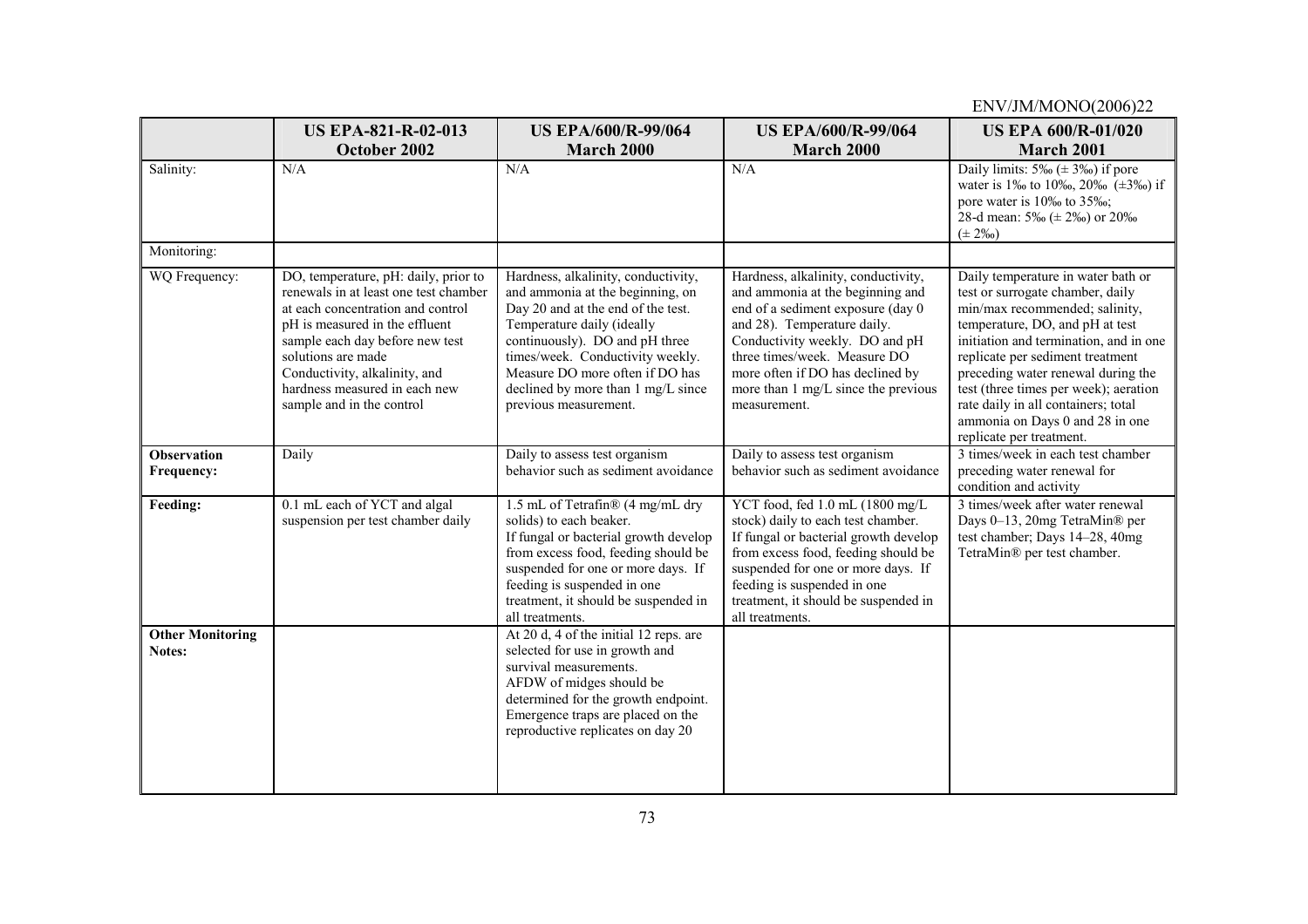| | US EPA-821-R-02-013 October 2002 | US EPA/600/R-99/064 March 2000 | US EPA/600/R-99/064 March 2000 | US EPA 600/R-01/020 March 2001 |
|---|---|---|---|---|
| Salinity: | N/A | N/A | N/A | Daily limits: 5‰ (± 3‰) if pore water is 1‰ to 10‰, 20‰ (±3‰) if pore water is 10‰ to 35‰; 28-d mean: 5‰ (± 2‰) or 20‰ (± 2‰) |
| Monitoring: | | | | |
| WQ Frequency: | DO, temperature, pH: daily, prior to renewals in at least one test chamber at each concentration and control pH is measured in the effluent sample each day before new test solutions are made Conductivity, alkalinity, and hardness measured in each new sample and in the control | Hardness, alkalinity, conductivity, and ammonia at the beginning, on Day 20 and at the end of the test. Temperature daily (ideally continuously). DO and pH three times/week. Conductivity weekly. Measure DO more often if DO has declined by more than 1 mg/L since previous measurement. | Hardness, alkalinity, conductivity, and ammonia at the beginning and end of a sediment exposure (day 0 and 28). Temperature daily. Conductivity weekly. DO and pH three times/week. Measure DO more often if DO has declined by more than 1 mg/L since the previous measurement. | Daily temperature in water bath or test or surrogate chamber, daily min/max recommended; salinity, temperature, DO, and pH at test initiation and termination, and in one replicate per sediment treatment preceding water renewal during the test (three times per week); aeration rate daily in all containers; total ammonia on Days 0 and 28 in one replicate per treatment. |
| **Observation Frequency:** | Daily | Daily to assess test organism behavior such as sediment avoidance | Daily to assess test organism behavior such as sediment avoidance | 3 times/week in each test chamber preceding water renewal for condition and activity |
| **Feeding:** | 0.1 mL each of YCT and algal suspension per test chamber daily | 1.5 mL of Tetrafin® (4 mg/mL dry solids) to each beaker. If fungal or bacterial growth develop from excess food, feeding should be suspended for one or more days. If feeding is suspended in one treatment, it should be suspended in all treatments. | YCT food, fed 1.0 mL (1800 mg/L stock) daily to each test chamber. If fungal or bacterial growth develop from excess food, feeding should be suspended for one or more days. If feeding is suspended in one treatment, it should be suspended in all treatments. | 3 times/week after water renewal Days 0–13, 20mg TetraMin® per test chamber; Days 14–28, 40mg TetraMin® per test chamber. |
| **Other Monitoring Notes:** | | At 20 d, 4 of the initial 12 reps. are selected for use in growth and survival measurements. AFDW of midges should be determined for the growth endpoint. Emergence traps are placed on the reproductive replicates on day 20 | | |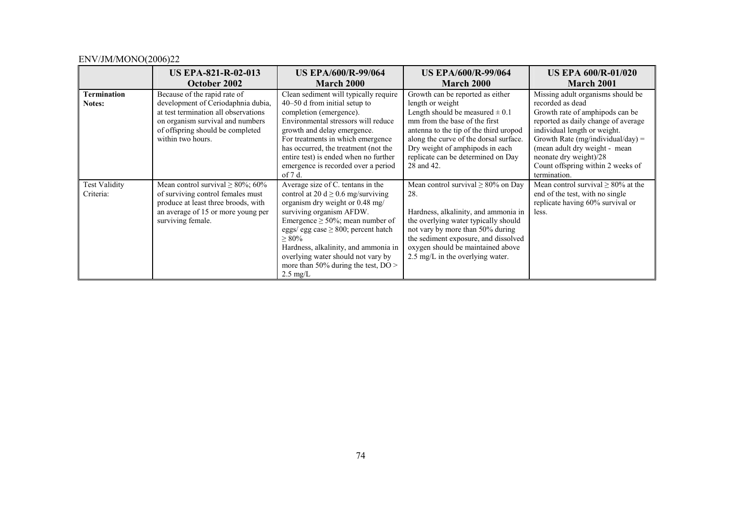| | US EPA-821-R-02-013 October 2002 | US EPA/600/R-99/064 March 2000 | US EPA/600/R-99/064 March 2000 | US EPA 600/R-01/020 March 2001 |
|---|---|---|---|---|
| **Termination Notes:** | Because of the rapid rate of development of Ceriodaphnia dubia, at test termination all observations on organism survival and numbers of offspring should be completed within two hours. | Clean sediment will typically require 40–50 d from initial setup to completion (emergence). Environmental stressors will reduce growth and delay emergence. For treatments in which emergence has occurred, the treatment (not the entire test) is ended when no further emergence is recorded over a period of 7 d. | Growth can be reported as either length or weight Length should be measured ± 0.1 mm from the base of the first antenna to the tip of the third uropod along the curve of the dorsal surface. Dry weight of amphipods in each replicate can be determined on Day 28 and 42. | Missing adult organisms should be recorded as dead Growth rate of amphipods can be reported as daily change of average individual length or weight. Growth Rate (mg/individual/day) = (mean adult dry weight - mean neonate dry weight)/28 Count offspring within 2 weeks of termination. |
| Test Validity Criteria: | Mean control survival ≥ 80%; 60% of surviving control females must produce at least three broods, with an average of 15 or more young per surviving female. | Average size of C. tentans in the control at 20 d ≥ 0.6 mg/surviving organism dry weight or 0.48 mg/ surviving organism AFDW. Emergence ≥ 50%; mean number of eggs/ egg case ≥ 800; percent hatch ≥ 80% Hardness, alkalinity, and ammonia in overlying water should not vary by more than 50% during the test, DO > 2.5 mg/L | Mean control survival ≥ 80% on Day 28. Hardness, alkalinity, and ammonia in the overlying water typically should not vary by more than 50% during the sediment exposure, and dissolved oxygen should be maintained above 2.5 mg/L in the overlying water. | Mean control survival ≥ 80% at the end of the test, with no single replicate having 60% survival or less. |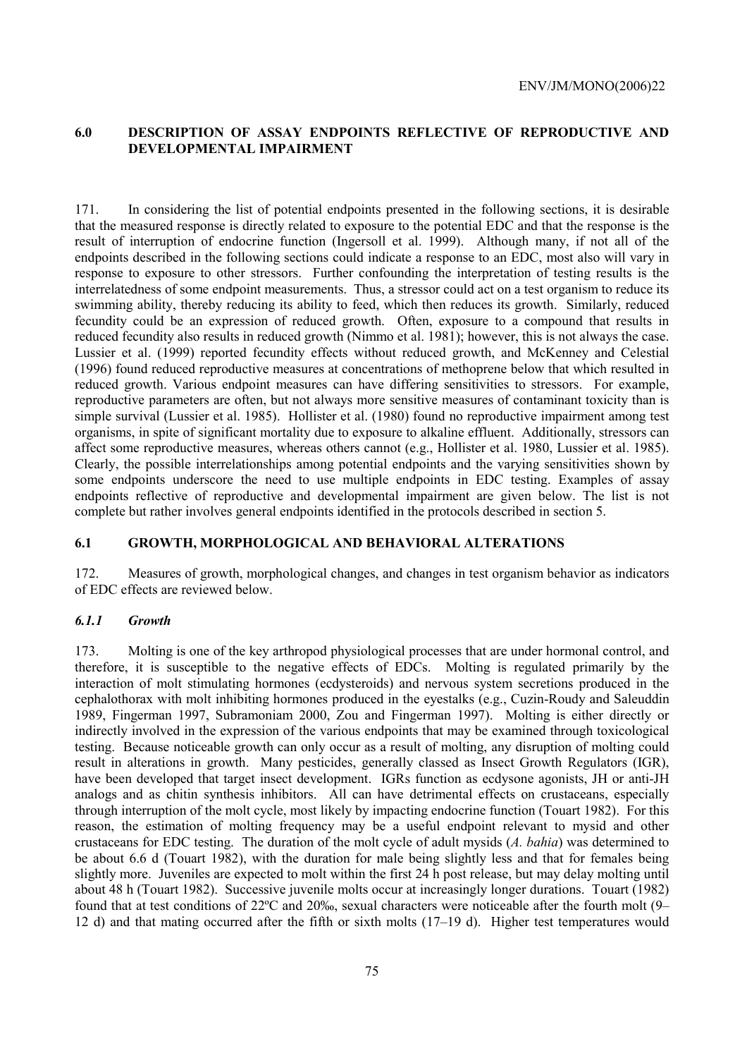## 6.0 DESCRIPTION OF ASSAY ENDPOINTS REFLECTIVE OF REPRODUCTIVE AND DEVELOPMENTAL IMPAIRMENT

171. In considering the list of potential endpoints presented in the following sections, it is desirable that the measured response is directly related to exposure to the potential EDC and that the response is the result of interruption of endocrine function (Ingersoll et al. 1999). Although many, if not all of the endpoints described in the following sections could indicate a response to an EDC, most also will vary in response to exposure to other stressors. Further confounding the interpretation of testing results is the interrelatedness of some endpoint measurements. Thus, a stressor could act on a test organism to reduce its swimming ability, thereby reducing its ability to feed, which then reduces its growth. Similarly, reduced fecundity could be an expression of reduced growth. Often, exposure to a compound that results in reduced fecundity also results in reduced growth (Nimmo et al. 1981); however, this is not always the case. Lussier et al. (1999) reported fecundity effects without reduced growth, and McKenney and Celestial (1996) found reduced reproductive measures at concentrations of methoprene below that which resulted in reduced growth. Various endpoint measures can have differing sensitivities to stressors. For example, reproductive parameters are often, but not always more sensitive measures of contaminant toxicity than is simple survival (Lussier et al. 1985). Hollister et al. (1980) found no reproductive impairment among test organisms, in spite of significant mortality due to exposure to alkaline effluent. Additionally, stressors can affect some reproductive measures, whereas others cannot (e.g., Hollister et al. 1980, Lussier et al. 1985). Clearly, the possible interrelationships among potential endpoints and the varying sensitivities shown by some endpoints underscore the need to use multiple endpoints in EDC testing. Examples of assay endpoints reflective of reproductive and developmental impairment are given below. The list is not complete but rather involves general endpoints identified in the protocols described in section 5.

### 6.1 GROWTH, MORPHOLOGICAL AND BEHAVIORAL ALTERATIONS

172. Measures of growth, morphological changes, and changes in test organism behavior as indicators of EDC effects are reviewed below.

#### *6.1.1 Growth*

173. Molting is one of the key arthropod physiological processes that are under hormonal control, and therefore, it is susceptible to the negative effects of EDCs. Molting is regulated primarily by the interaction of molt stimulating hormones (ecdysteroids) and nervous system secretions produced in the cephalothorax with molt inhibiting hormones produced in the eyestalks (e.g., Cuzin-Roudy and Saleuddin 1989, Fingerman 1997, Subramoniam 2000, Zou and Fingerman 1997). Molting is either directly or indirectly involved in the expression of the various endpoints that may be examined through toxicological testing. Because noticeable growth can only occur as a result of molting, any disruption of molting could result in alterations in growth. Many pesticides, generally classed as Insect Growth Regulators (IGR), have been developed that target insect development. IGRs function as ecdysone agonists, JH or anti-JH analogs and as chitin synthesis inhibitors. All can have detrimental effects on crustaceans, especially through interruption of the molt cycle, most likely by impacting endocrine function (Touart 1982). For this reason, the estimation of molting frequency may be a useful endpoint relevant to mysid and other crustaceans for EDC testing. The duration of the molt cycle of adult mysids (*A. bahia*) was determined to be about 6.6 d (Touart 1982), with the duration for male being slightly less and that for females being slightly more. Juveniles are expected to molt within the first 24 h post release, but may delay molting until about 48 h (Touart 1982). Successive juvenile molts occur at increasingly longer durations. Touart (1982) found that at test conditions of 22ºC and 20‰, sexual characters were noticeable after the fourth molt (9–12 d) and that mating occurred after the fifth or sixth molts (17–19 d). Higher test temperatures would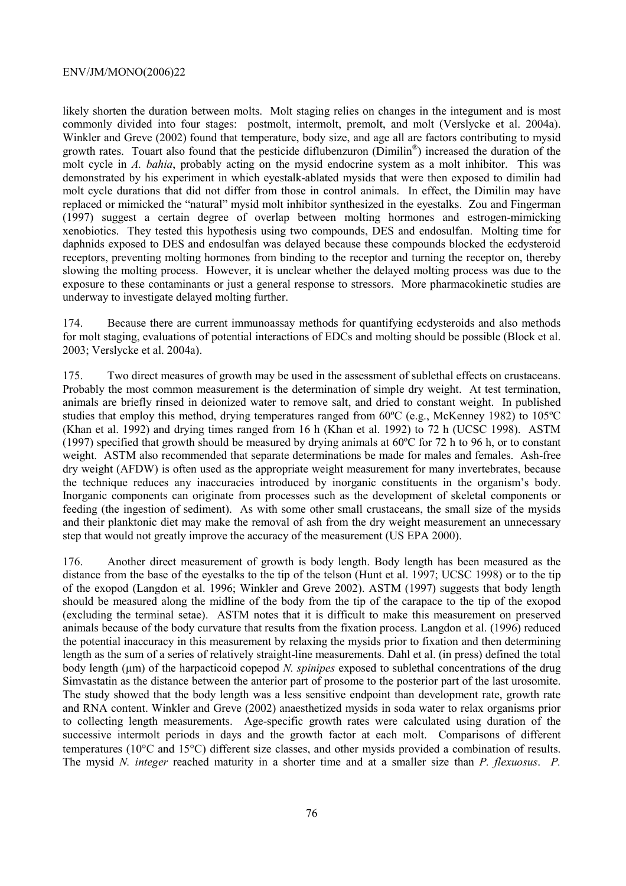likely shorten the duration between molts. Molt staging relies on changes in the integument and is most commonly divided into four stages: postmolt, intermolt, premolt, and molt (Verslycke et al. 2004a). Winkler and Greve (2002) found that temperature, body size, and age all are factors contributing to mysid growth rates. Touart also found that the pesticide diflubenzuron (Dimilin®) increased the duration of the molt cycle in *A. bahia*, probably acting on the mysid endocrine system as a molt inhibitor. This was demonstrated by his experiment in which eyestalk-ablated mysids that were then exposed to dimilin had molt cycle durations that did not differ from those in control animals. In effect, the Dimilin may have replaced or mimicked the "natural" mysid molt inhibitor synthesized in the eyestalks. Zou and Fingerman (1997) suggest a certain degree of overlap between molting hormones and estrogen-mimicking xenobiotics. They tested this hypothesis using two compounds, DES and endosulfan. Molting time for daphnids exposed to DES and endosulfan was delayed because these compounds blocked the ecdysteroid receptors, preventing molting hormones from binding to the receptor and turning the receptor on, thereby slowing the molting process. However, it is unclear whether the delayed molting process was due to the exposure to these contaminants or just a general response to stressors. More pharmacokinetic studies are underway to investigate delayed molting further.

174. Because there are current immunoassay methods for quantifying ecdysteroids and also methods for molt staging, evaluations of potential interactions of EDCs and molting should be possible (Block et al. 2003; Verslycke et al. 2004a).

175. Two direct measures of growth may be used in the assessment of sublethal effects on crustaceans. Probably the most common measurement is the determination of simple dry weight. At test termination, animals are briefly rinsed in deionized water to remove salt, and dried to constant weight. In published studies that employ this method, drying temperatures ranged from 60ºC (e.g., McKenney 1982) to 105ºC (Khan et al. 1992) and drying times ranged from 16 h (Khan et al. 1992) to 72 h (UCSC 1998). ASTM (1997) specified that growth should be measured by drying animals at 60ºC for 72 h to 96 h, or to constant weight. ASTM also recommended that separate determinations be made for males and females. Ash-free dry weight (AFDW) is often used as the appropriate weight measurement for many invertebrates, because the technique reduces any inaccuracies introduced by inorganic constituents in the organism's body. Inorganic components can originate from processes such as the development of skeletal components or feeding (the ingestion of sediment). As with some other small crustaceans, the small size of the mysids and their planktonic diet may make the removal of ash from the dry weight measurement an unnecessary step that would not greatly improve the accuracy of the measurement (US EPA 2000).

176. Another direct measurement of growth is body length. Body length has been measured as the distance from the base of the eyestalks to the tip of the telson (Hunt et al. 1997; UCSC 1998) or to the tip of the exopod (Langdon et al. 1996; Winkler and Greve 2002). ASTM (1997) suggests that body length should be measured along the midline of the body from the tip of the carapace to the tip of the exopod (excluding the terminal setae). ASTM notes that it is difficult to make this measurement on preserved animals because of the body curvature that results from the fixation process. Langdon et al. (1996) reduced the potential inaccuracy in this measurement by relaxing the mysids prior to fixation and then determining length as the sum of a series of relatively straight-line measurements. Dahl et al. (in press) defined the total body length (μm) of the harpacticoid copepod *N. spinipes* exposed to sublethal concentrations of the drug Simvastatin as the distance between the anterior part of prosome to the posterior part of the last urosomite. The study showed that the body length was a less sensitive endpoint than development rate, growth rate and RNA content. Winkler and Greve (2002) anaesthetized mysids in soda water to relax organisms prior to collecting length measurements. Age-specific growth rates were calculated using duration of the successive intermolt periods in days and the growth factor at each molt. Comparisons of different temperatures (10°C and 15°C) different size classes, and other mysids provided a combination of results. The mysid *N. integer* reached maturity in a shorter time and at a smaller size than *P. flexuosus*. *P.*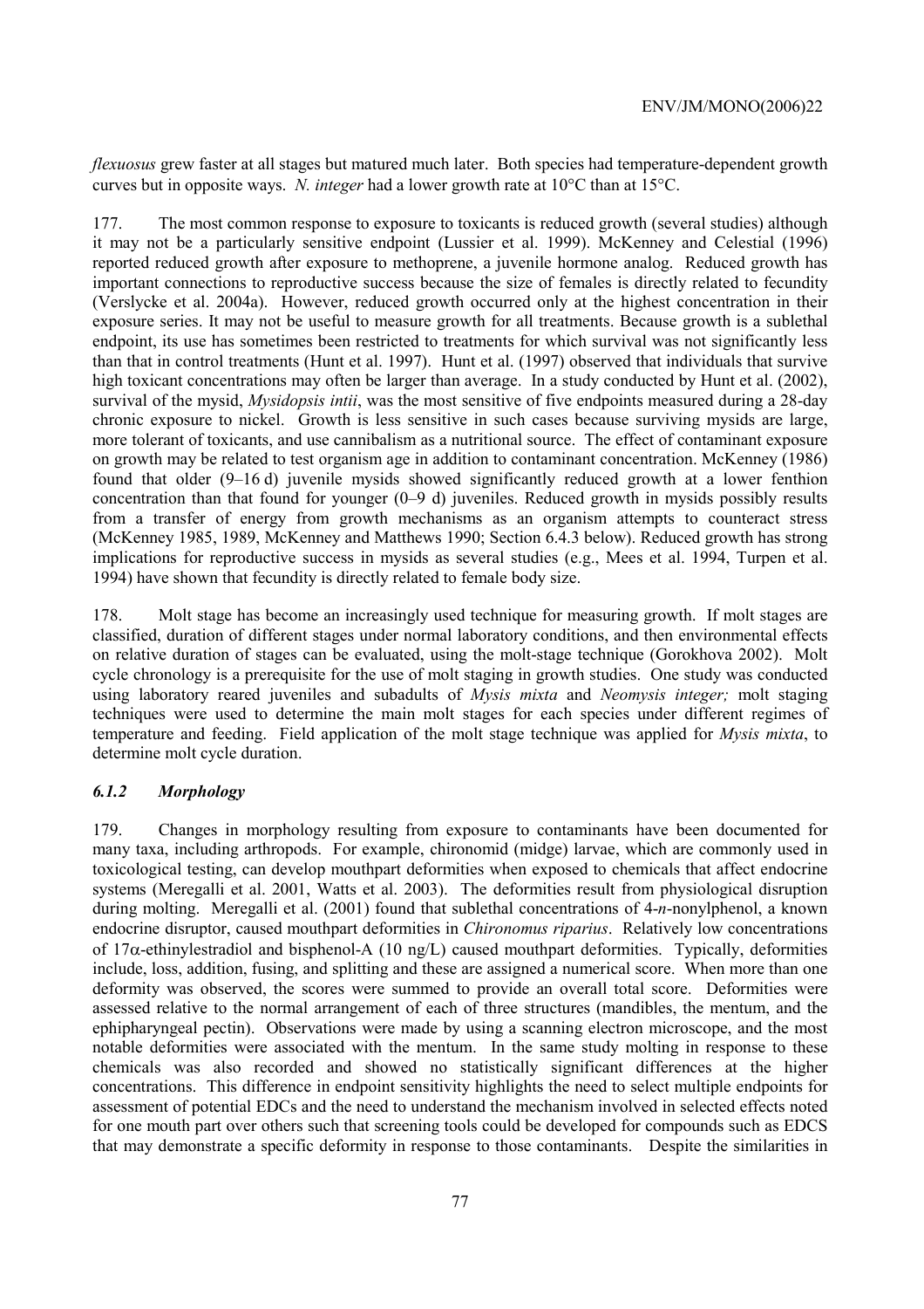*flexuosus* grew faster at all stages but matured much later. Both species had temperature-dependent growth curves but in opposite ways. *N. integer* had a lower growth rate at 10°C than at 15°C.

177. The most common response to exposure to toxicants is reduced growth (several studies) although it may not be a particularly sensitive endpoint (Lussier et al. 1999). McKenney and Celestial (1996) reported reduced growth after exposure to methoprene, a juvenile hormone analog. Reduced growth has important connections to reproductive success because the size of females is directly related to fecundity (Verslycke et al. 2004a). However, reduced growth occurred only at the highest concentration in their exposure series. It may not be useful to measure growth for all treatments. Because growth is a sublethal endpoint, its use has sometimes been restricted to treatments for which survival was not significantly less than that in control treatments (Hunt et al. 1997). Hunt et al. (1997) observed that individuals that survive high toxicant concentrations may often be larger than average. In a study conducted by Hunt et al. (2002), survival of the mysid, *Mysidopsis intii*, was the most sensitive of five endpoints measured during a 28-day chronic exposure to nickel. Growth is less sensitive in such cases because surviving mysids are large, more tolerant of toxicants, and use cannibalism as a nutritional source. The effect of contaminant exposure on growth may be related to test organism age in addition to contaminant concentration. McKenney (1986) found that older (9–16 d) juvenile mysids showed significantly reduced growth at a lower fenthion concentration than that found for younger (0–9 d) juveniles. Reduced growth in mysids possibly results from a transfer of energy from growth mechanisms as an organism attempts to counteract stress (McKenney 1985, 1989, McKenney and Matthews 1990; Section 6.4.3 below). Reduced growth has strong implications for reproductive success in mysids as several studies (e.g., Mees et al. 1994, Turpen et al. 1994) have shown that fecundity is directly related to female body size.

178. Molt stage has become an increasingly used technique for measuring growth. If molt stages are classified, duration of different stages under normal laboratory conditions, and then environmental effects on relative duration of stages can be evaluated, using the molt-stage technique (Gorokhova 2002). Molt cycle chronology is a prerequisite for the use of molt staging in growth studies. One study was conducted using laboratory reared juveniles and subadults of *Mysis mixta* and *Neomysis integer;* molt staging techniques were used to determine the main molt stages for each species under different regimes of temperature and feeding. Field application of the molt stage technique was applied for *Mysis mixta*, to determine molt cycle duration.

### *6.1.2 Morphology*

179. Changes in morphology resulting from exposure to contaminants have been documented for many taxa, including arthropods. For example, chironomid (midge) larvae, which are commonly used in toxicological testing, can develop mouthpart deformities when exposed to chemicals that affect endocrine systems (Meregalli et al. 2001, Watts et al. 2003). The deformities result from physiological disruption during molting. Meregalli et al. (2001) found that sublethal concentrations of 4-*n*-nonylphenol, a known endocrine disruptor, caused mouthpart deformities in *Chironomus riparius*. Relatively low concentrations of 17α-ethinylestradiol and bisphenol-A (10 ng/L) caused mouthpart deformities. Typically, deformities include, loss, addition, fusing, and splitting and these are assigned a numerical score. When more than one deformity was observed, the scores were summed to provide an overall total score. Deformities were assessed relative to the normal arrangement of each of three structures (mandibles, the mentum, and the ephipharyngeal pectin). Observations were made by using a scanning electron microscope, and the most notable deformities were associated with the mentum. In the same study molting in response to these chemicals was also recorded and showed no statistically significant differences at the higher concentrations. This difference in endpoint sensitivity highlights the need to select multiple endpoints for assessment of potential EDCs and the need to understand the mechanism involved in selected effects noted for one mouth part over others such that screening tools could be developed for compounds such as EDCS that may demonstrate a specific deformity in response to those contaminants. Despite the similarities in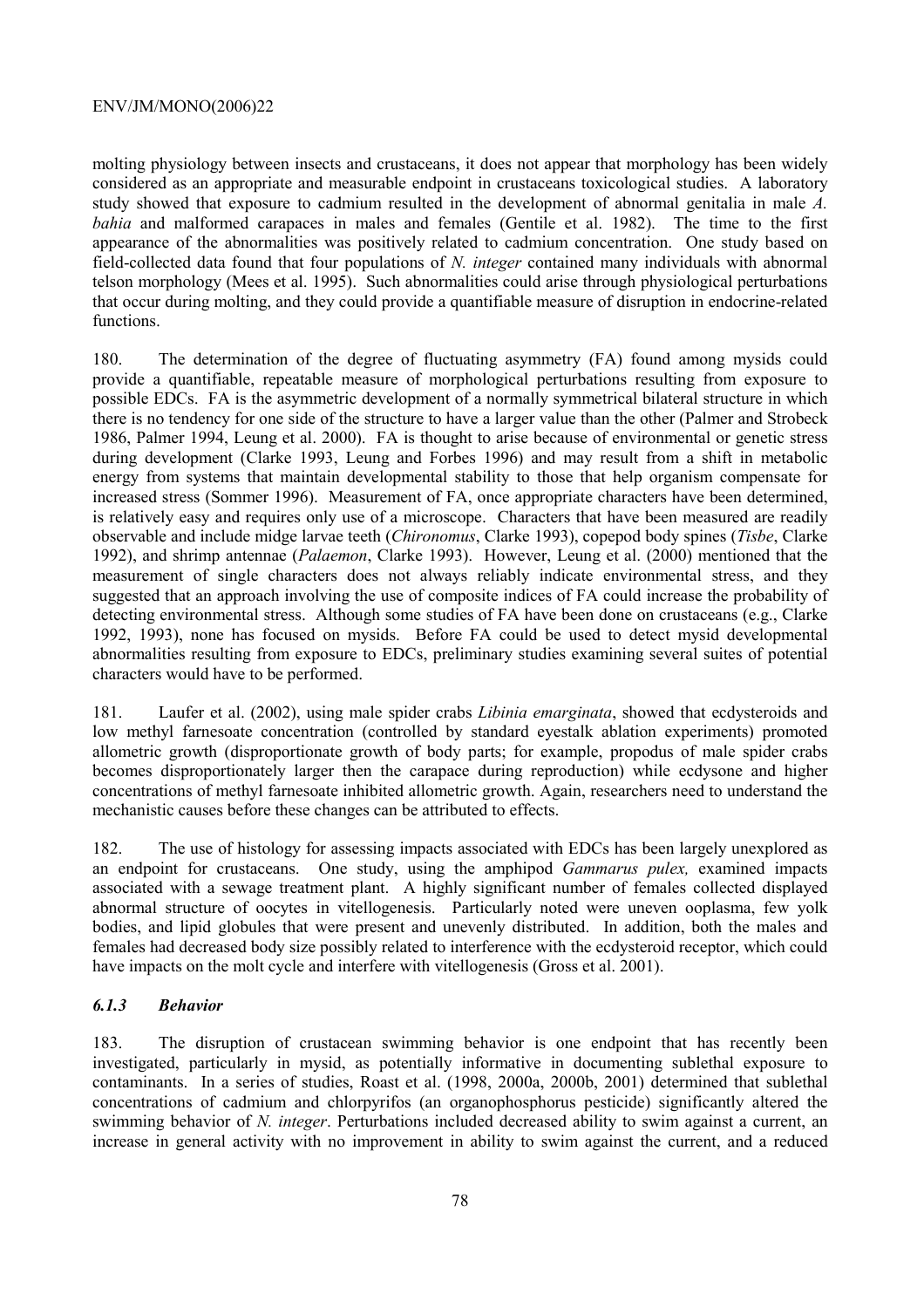molting physiology between insects and crustaceans, it does not appear that morphology has been widely considered as an appropriate and measurable endpoint in crustaceans toxicological studies. A laboratory study showed that exposure to cadmium resulted in the development of abnormal genitalia in male *A. bahia* and malformed carapaces in males and females (Gentile et al. 1982). The time to the first appearance of the abnormalities was positively related to cadmium concentration. One study based on field-collected data found that four populations of *N. integer* contained many individuals with abnormal telson morphology (Mees et al. 1995). Such abnormalities could arise through physiological perturbations that occur during molting, and they could provide a quantifiable measure of disruption in endocrine-related functions.

180. The determination of the degree of fluctuating asymmetry (FA) found among mysids could provide a quantifiable, repeatable measure of morphological perturbations resulting from exposure to possible EDCs. FA is the asymmetric development of a normally symmetrical bilateral structure in which there is no tendency for one side of the structure to have a larger value than the other (Palmer and Strobeck 1986, Palmer 1994, Leung et al. 2000). FA is thought to arise because of environmental or genetic stress during development (Clarke 1993, Leung and Forbes 1996) and may result from a shift in metabolic energy from systems that maintain developmental stability to those that help organism compensate for increased stress (Sommer 1996). Measurement of FA, once appropriate characters have been determined, is relatively easy and requires only use of a microscope. Characters that have been measured are readily observable and include midge larvae teeth (*Chironomus*, Clarke 1993), copepod body spines (*Tisbe*, Clarke 1992), and shrimp antennae (*Palaemon*, Clarke 1993). However, Leung et al. (2000) mentioned that the measurement of single characters does not always reliably indicate environmental stress, and they suggested that an approach involving the use of composite indices of FA could increase the probability of detecting environmental stress. Although some studies of FA have been done on crustaceans (e.g., Clarke 1992, 1993), none has focused on mysids. Before FA could be used to detect mysid developmental abnormalities resulting from exposure to EDCs, preliminary studies examining several suites of potential characters would have to be performed.

181. Laufer et al. (2002), using male spider crabs *Libinia emarginata*, showed that ecdysteroids and low methyl farnesoate concentration (controlled by standard eyestalk ablation experiments) promoted allometric growth (disproportionate growth of body parts; for example, propodus of male spider crabs becomes disproportionately larger then the carapace during reproduction) while ecdysone and higher concentrations of methyl farnesoate inhibited allometric growth. Again, researchers need to understand the mechanistic causes before these changes can be attributed to effects.

182. The use of histology for assessing impacts associated with EDCs has been largely unexplored as an endpoint for crustaceans. One study, using the amphipod *Gammarus pulex,* examined impacts associated with a sewage treatment plant. A highly significant number of females collected displayed abnormal structure of oocytes in vitellogenesis. Particularly noted were uneven ooplasma, few yolk bodies, and lipid globules that were present and unevenly distributed. In addition, both the males and females had decreased body size possibly related to interference with the ecdysteroid receptor, which could have impacts on the molt cycle and interfere with vitellogenesis (Gross et al. 2001).

### *6.1.3 Behavior*

183. The disruption of crustacean swimming behavior is one endpoint that has recently been investigated, particularly in mysid, as potentially informative in documenting sublethal exposure to contaminants. In a series of studies, Roast et al. (1998, 2000a, 2000b, 2001) determined that sublethal concentrations of cadmium and chlorpyrifos (an organophosphorus pesticide) significantly altered the swimming behavior of *N. integer*. Perturbations included decreased ability to swim against a current, an increase in general activity with no improvement in ability to swim against the current, and a reduced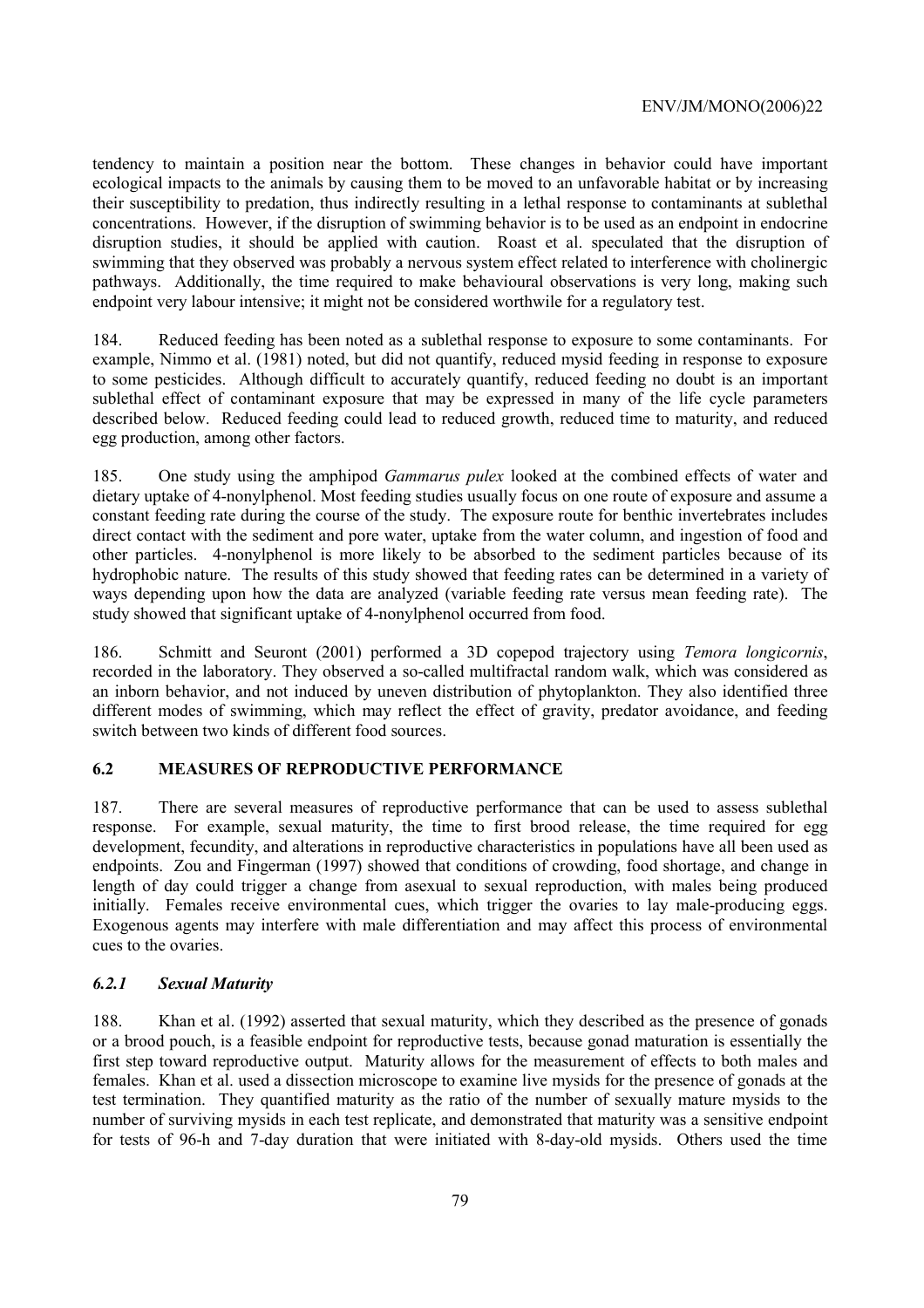tendency to maintain a position near the bottom. These changes in behavior could have important ecological impacts to the animals by causing them to be moved to an unfavorable habitat or by increasing their susceptibility to predation, thus indirectly resulting in a lethal response to contaminants at sublethal concentrations. However, if the disruption of swimming behavior is to be used as an endpoint in endocrine disruption studies, it should be applied with caution. Roast et al. speculated that the disruption of swimming that they observed was probably a nervous system effect related to interference with cholinergic pathways. Additionally, the time required to make behavioural observations is very long, making such endpoint very labour intensive; it might not be considered worthwile for a regulatory test.

184. Reduced feeding has been noted as a sublethal response to exposure to some contaminants. For example, Nimmo et al. (1981) noted, but did not quantify, reduced mysid feeding in response to exposure to some pesticides. Although difficult to accurately quantify, reduced feeding no doubt is an important sublethal effect of contaminant exposure that may be expressed in many of the life cycle parameters described below. Reduced feeding could lead to reduced growth, reduced time to maturity, and reduced egg production, among other factors.

185. One study using the amphipod *Gammarus pulex* looked at the combined effects of water and dietary uptake of 4-nonylphenol. Most feeding studies usually focus on one route of exposure and assume a constant feeding rate during the course of the study. The exposure route for benthic invertebrates includes direct contact with the sediment and pore water, uptake from the water column, and ingestion of food and other particles. 4-nonylphenol is more likely to be absorbed to the sediment particles because of its hydrophobic nature. The results of this study showed that feeding rates can be determined in a variety of ways depending upon how the data are analyzed (variable feeding rate versus mean feeding rate). The study showed that significant uptake of 4-nonylphenol occurred from food.

186. Schmitt and Seuront (2001) performed a 3D copepod trajectory using *Temora longicornis*, recorded in the laboratory. They observed a so-called multifractal random walk, which was considered as an inborn behavior, and not induced by uneven distribution of phytoplankton. They also identified three different modes of swimming, which may reflect the effect of gravity, predator avoidance, and feeding switch between two kinds of different food sources.

## 6.2 MEASURES OF REPRODUCTIVE PERFORMANCE

187. There are several measures of reproductive performance that can be used to assess sublethal response. For example, sexual maturity, the time to first brood release, the time required for egg development, fecundity, and alterations in reproductive characteristics in populations have all been used as endpoints. Zou and Fingerman (1997) showed that conditions of crowding, food shortage, and change in length of day could trigger a change from asexual to sexual reproduction, with males being produced initially. Females receive environmental cues, which trigger the ovaries to lay male-producing eggs. Exogenous agents may interfere with male differentiation and may affect this process of environmental cues to the ovaries.

### *6.2.1 Sexual Maturity*

188. Khan et al. (1992) asserted that sexual maturity, which they described as the presence of gonads or a brood pouch, is a feasible endpoint for reproductive tests, because gonad maturation is essentially the first step toward reproductive output. Maturity allows for the measurement of effects to both males and females. Khan et al. used a dissection microscope to examine live mysids for the presence of gonads at the test termination. They quantified maturity as the ratio of the number of sexually mature mysids to the number of surviving mysids in each test replicate, and demonstrated that maturity was a sensitive endpoint for tests of 96-h and 7-day duration that were initiated with 8-day-old mysids. Others used the time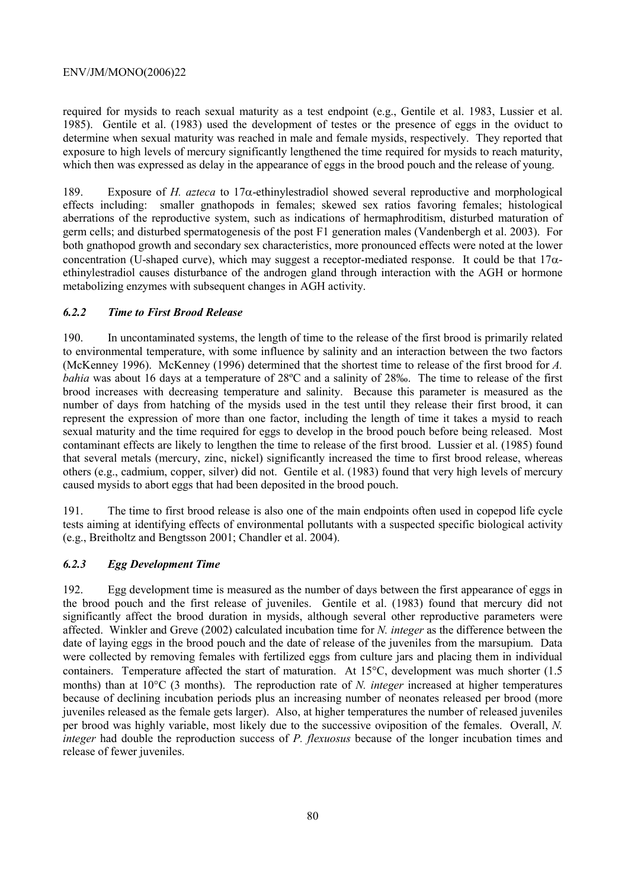required for mysids to reach sexual maturity as a test endpoint (e.g., Gentile et al. 1983, Lussier et al. 1985). Gentile et al. (1983) used the development of testes or the presence of eggs in the oviduct to determine when sexual maturity was reached in male and female mysids, respectively. They reported that exposure to high levels of mercury significantly lengthened the time required for mysids to reach maturity, which then was expressed as delay in the appearance of eggs in the brood pouch and the release of young.

189. Exposure of *H. azteca* to 17α-ethinylestradiol showed several reproductive and morphological effects including: smaller gnathopods in females; skewed sex ratios favoring females; histological aberrations of the reproductive system, such as indications of hermaphroditism, disturbed maturation of germ cells; and disturbed spermatogenesis of the post F1 generation males (Vandenbergh et al. 2003). For both gnathopod growth and secondary sex characteristics, more pronounced effects were noted at the lower concentration (U-shaped curve), which may suggest a receptor-mediated response. It could be that 17α-ethinylestradiol causes disturbance of the androgen gland through interaction with the AGH or hormone metabolizing enzymes with subsequent changes in AGH activity.

### *6.2.2 Time to First Brood Release*

190. In uncontaminated systems, the length of time to the release of the first brood is primarily related to environmental temperature, with some influence by salinity and an interaction between the two factors (McKenney 1996). McKenney (1996) determined that the shortest time to release of the first brood for *A. bahia* was about 16 days at a temperature of 28ºC and a salinity of 28‰. The time to release of the first brood increases with decreasing temperature and salinity. Because this parameter is measured as the number of days from hatching of the mysids used in the test until they release their first brood, it can represent the expression of more than one factor, including the length of time it takes a mysid to reach sexual maturity and the time required for eggs to develop in the brood pouch before being released. Most contaminant effects are likely to lengthen the time to release of the first brood. Lussier et al. (1985) found that several metals (mercury, zinc, nickel) significantly increased the time to first brood release, whereas others (e.g., cadmium, copper, silver) did not. Gentile et al. (1983) found that very high levels of mercury caused mysids to abort eggs that had been deposited in the brood pouch.

191. The time to first brood release is also one of the main endpoints often used in copepod life cycle tests aiming at identifying effects of environmental pollutants with a suspected specific biological activity (e.g., Breitholtz and Bengtsson 2001; Chandler et al. 2004).

### *6.2.3 Egg Development Time*

192. Egg development time is measured as the number of days between the first appearance of eggs in the brood pouch and the first release of juveniles. Gentile et al. (1983) found that mercury did not significantly affect the brood duration in mysids, although several other reproductive parameters were affected. Winkler and Greve (2002) calculated incubation time for *N. integer* as the difference between the date of laying eggs in the brood pouch and the date of release of the juveniles from the marsupium. Data were collected by removing females with fertilized eggs from culture jars and placing them in individual containers. Temperature affected the start of maturation. At 15°C, development was much shorter (1.5 months) than at 10°C (3 months). The reproduction rate of *N. integer* increased at higher temperatures because of declining incubation periods plus an increasing number of neonates released per brood (more juveniles released as the female gets larger). Also, at higher temperatures the number of released juveniles per brood was highly variable, most likely due to the successive oviposition of the females. Overall, *N. integer* had double the reproduction success of *P. flexuosus* because of the longer incubation times and release of fewer juveniles.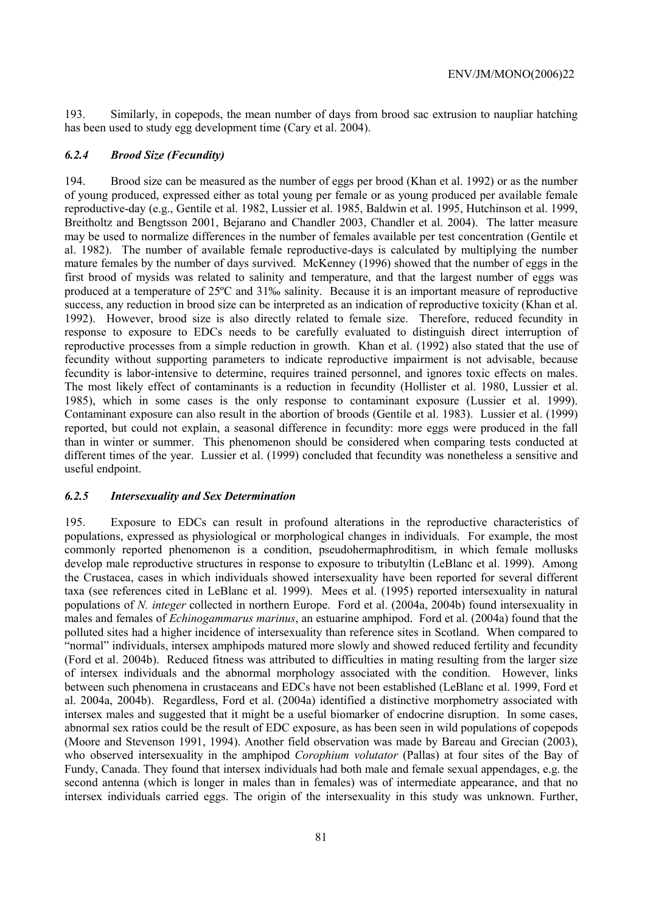193. Similarly, in copepods, the mean number of days from brood sac extrusion to naupliar hatching has been used to study egg development time (Cary et al. 2004).

### *6.2.4 Brood Size (Fecundity)*

194. Brood size can be measured as the number of eggs per brood (Khan et al. 1992) or as the number of young produced, expressed either as total young per female or as young produced per available female reproductive-day (e.g., Gentile et al. 1982, Lussier et al. 1985, Baldwin et al. 1995, Hutchinson et al. 1999, Breitholtz and Bengtsson 2001, Bejarano and Chandler 2003, Chandler et al. 2004). The latter measure may be used to normalize differences in the number of females available per test concentration (Gentile et al. 1982). The number of available female reproductive-days is calculated by multiplying the number mature females by the number of days survived. McKenney (1996) showed that the number of eggs in the first brood of mysids was related to salinity and temperature, and that the largest number of eggs was produced at a temperature of 25ºC and 31‰ salinity. Because it is an important measure of reproductive success, any reduction in brood size can be interpreted as an indication of reproductive toxicity (Khan et al. 1992). However, brood size is also directly related to female size. Therefore, reduced fecundity in response to exposure to EDCs needs to be carefully evaluated to distinguish direct interruption of reproductive processes from a simple reduction in growth. Khan et al. (1992) also stated that the use of fecundity without supporting parameters to indicate reproductive impairment is not advisable, because fecundity is labor-intensive to determine, requires trained personnel, and ignores toxic effects on males. The most likely effect of contaminants is a reduction in fecundity (Hollister et al. 1980, Lussier et al. 1985), which in some cases is the only response to contaminant exposure (Lussier et al. 1999). Contaminant exposure can also result in the abortion of broods (Gentile et al. 1983). Lussier et al. (1999) reported, but could not explain, a seasonal difference in fecundity: more eggs were produced in the fall than in winter or summer. This phenomenon should be considered when comparing tests conducted at different times of the year. Lussier et al. (1999) concluded that fecundity was nonetheless a sensitive and useful endpoint.

### *6.2.5 Intersexuality and Sex Determination*

195. Exposure to EDCs can result in profound alterations in the reproductive characteristics of populations, expressed as physiological or morphological changes in individuals. For example, the most commonly reported phenomenon is a condition, pseudohermaphroditism, in which female mollusks develop male reproductive structures in response to exposure to tributyltin (LeBlanc et al. 1999). Among the Crustacea, cases in which individuals showed intersexuality have been reported for several different taxa (see references cited in LeBlanc et al. 1999). Mees et al. (1995) reported intersexuality in natural populations of *N. integer* collected in northern Europe. Ford et al. (2004a, 2004b) found intersexuality in males and females of *Echinogammarus marinus*, an estuarine amphipod. Ford et al. (2004a) found that the polluted sites had a higher incidence of intersexuality than reference sites in Scotland. When compared to "normal" individuals, intersex amphipods matured more slowly and showed reduced fertility and fecundity (Ford et al. 2004b). Reduced fitness was attributed to difficulties in mating resulting from the larger size of intersex individuals and the abnormal morphology associated with the condition. However, links between such phenomena in crustaceans and EDCs have not been established (LeBlanc et al. 1999, Ford et al. 2004a, 2004b). Regardless, Ford et al. (2004a) identified a distinctive morphometry associated with intersex males and suggested that it might be a useful biomarker of endocrine disruption. In some cases, abnormal sex ratios could be the result of EDC exposure, as has been seen in wild populations of copepods (Moore and Stevenson 1991, 1994). Another field observation was made by Bareau and Grecian (2003), who observed intersexuality in the amphipod *Corophium volutator* (Pallas) at four sites of the Bay of Fundy, Canada. They found that intersex individuals had both male and female sexual appendages, e.g. the second antenna (which is longer in males than in females) was of intermediate appearance, and that no intersex individuals carried eggs. The origin of the intersexuality in this study was unknown. Further,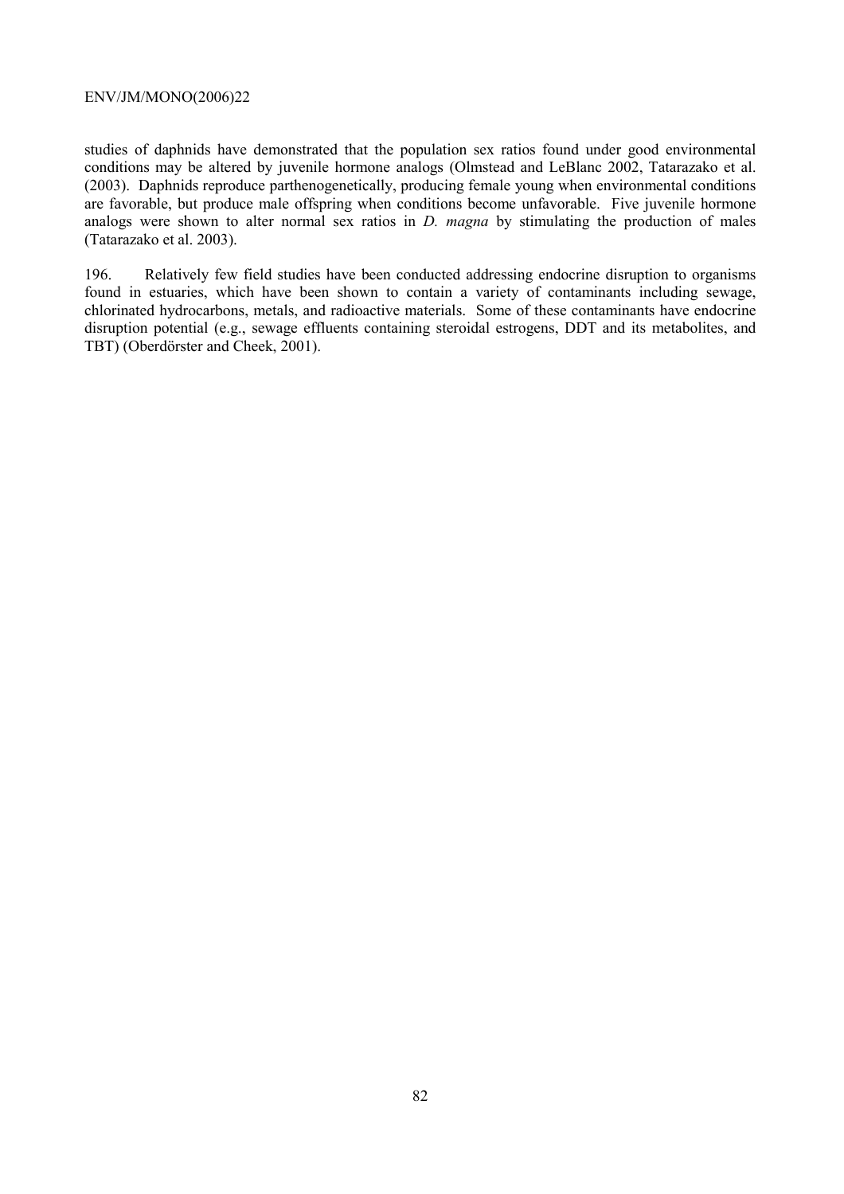studies of daphnids have demonstrated that the population sex ratios found under good environmental conditions may be altered by juvenile hormone analogs (Olmstead and LeBlanc 2002, Tatarazako et al. (2003). Daphnids reproduce parthenogenetically, producing female young when environmental conditions are favorable, but produce male offspring when conditions become unfavorable. Five juvenile hormone analogs were shown to alter normal sex ratios in *D. magna* by stimulating the production of males (Tatarazako et al. 2003).

196. Relatively few field studies have been conducted addressing endocrine disruption to organisms found in estuaries, which have been shown to contain a variety of contaminants including sewage, chlorinated hydrocarbons, metals, and radioactive materials. Some of these contaminants have endocrine disruption potential (e.g., sewage effluents containing steroidal estrogens, DDT and its metabolites, and TBT) (Oberdörster and Cheek, 2001).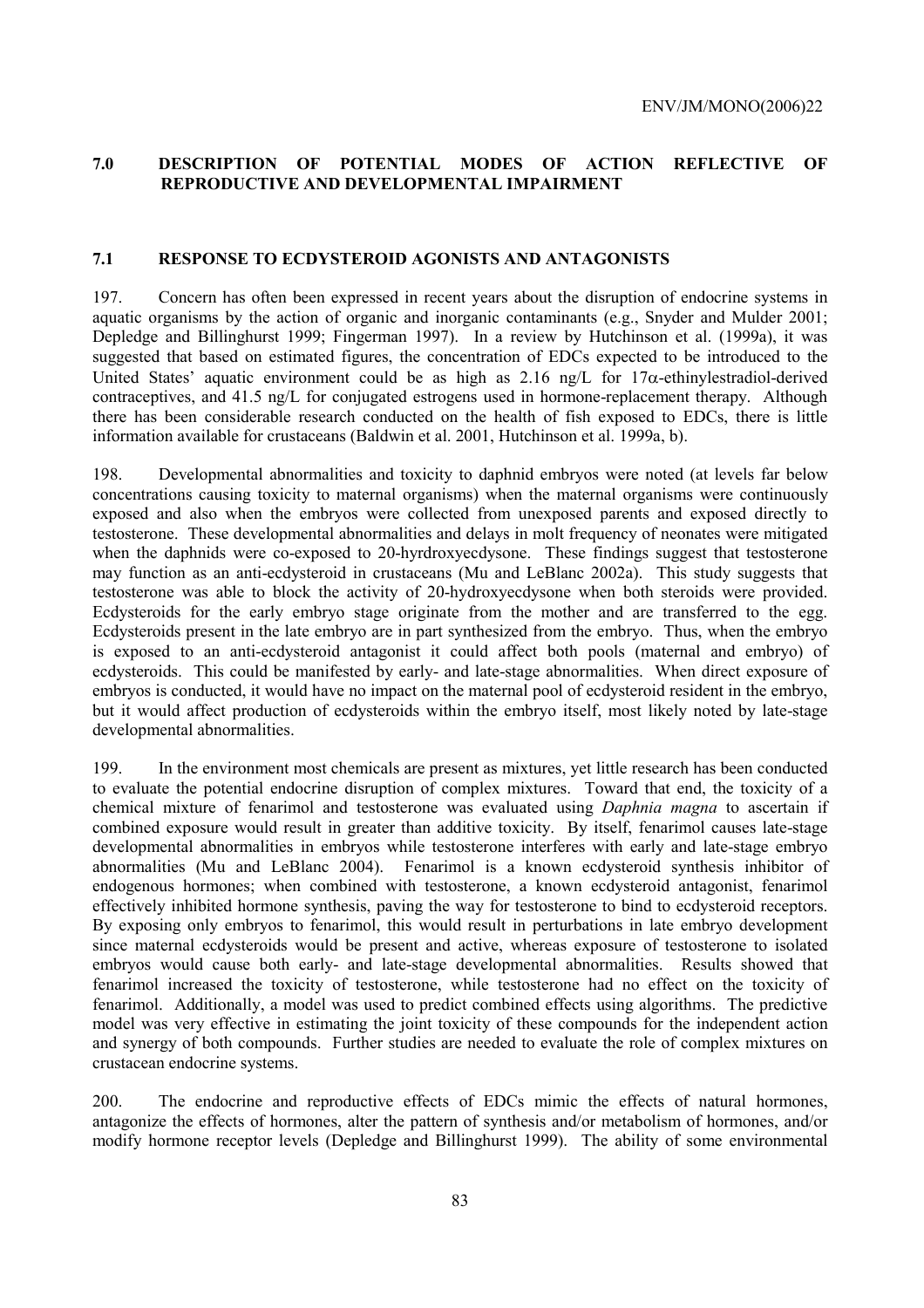## 7.0 DESCRIPTION OF POTENTIAL MODES OF ACTION REFLECTIVE OF REPRODUCTIVE AND DEVELOPMENTAL IMPAIRMENT

### 7.1 RESPONSE TO ECDYSTEROID AGONISTS AND ANTAGONISTS

197. Concern has often been expressed in recent years about the disruption of endocrine systems in aquatic organisms by the action of organic and inorganic contaminants (e.g., Snyder and Mulder 2001; Depledge and Billinghurst 1999; Fingerman 1997). In a review by Hutchinson et al. (1999a), it was suggested that based on estimated figures, the concentration of EDCs expected to be introduced to the United States' aquatic environment could be as high as 2.16 ng/L for 17$\alpha$-ethinylestradiol-derived contraceptives, and 41.5 ng/L for conjugated estrogens used in hormone-replacement therapy. Although there has been considerable research conducted on the health of fish exposed to EDCs, there is little information available for crustaceans (Baldwin et al. 2001, Hutchinson et al. 1999a, b).

198. Developmental abnormalities and toxicity to daphnid embryos were noted (at levels far below concentrations causing toxicity to maternal organisms) when the maternal organisms were continuously exposed and also when the embryos were collected from unexposed parents and exposed directly to testosterone. These developmental abnormalities and delays in molt frequency of neonates were mitigated when the daphnids were co-exposed to 20-hyrdroxyecdysone. These findings suggest that testosterone may function as an anti-ecdysteroid in crustaceans (Mu and LeBlanc 2002a). This study suggests that testosterone was able to block the activity of 20-hydroxyecdysone when both steroids were provided. Ecdysteroids for the early embryo stage originate from the mother and are transferred to the egg. Ecdysteroids present in the late embryo are in part synthesized from the embryo. Thus, when the embryo is exposed to an anti-ecdysteroid antagonist it could affect both pools (maternal and embryo) of ecdysteroids. This could be manifested by early- and late-stage abnormalities. When direct exposure of embryos is conducted, it would have no impact on the maternal pool of ecdysteroid resident in the embryo, but it would affect production of ecdysteroids within the embryo itself, most likely noted by late-stage developmental abnormalities.

199. In the environment most chemicals are present as mixtures, yet little research has been conducted to evaluate the potential endocrine disruption of complex mixtures. Toward that end, the toxicity of a chemical mixture of fenarimol and testosterone was evaluated using *Daphnia magna* to ascertain if combined exposure would result in greater than additive toxicity. By itself, fenarimol causes late-stage developmental abnormalities in embryos while testosterone interferes with early and late-stage embryo abnormalities (Mu and LeBlanc 2004). Fenarimol is a known ecdysteroid synthesis inhibitor of endogenous hormones; when combined with testosterone, a known ecdysteroid antagonist, fenarimol effectively inhibited hormone synthesis, paving the way for testosterone to bind to ecdysteroid receptors. By exposing only embryos to fenarimol, this would result in perturbations in late embryo development since maternal ecdysteroids would be present and active, whereas exposure of testosterone to isolated embryos would cause both early- and late-stage developmental abnormalities. Results showed that fenarimol increased the toxicity of testosterone, while testosterone had no effect on the toxicity of fenarimol. Additionally, a model was used to predict combined effects using algorithms. The predictive model was very effective in estimating the joint toxicity of these compounds for the independent action and synergy of both compounds. Further studies are needed to evaluate the role of complex mixtures on crustacean endocrine systems.

200. The endocrine and reproductive effects of EDCs mimic the effects of natural hormones, antagonize the effects of hormones, alter the pattern of synthesis and/or metabolism of hormones, and/or modify hormone receptor levels (Depledge and Billinghurst 1999). The ability of some environmental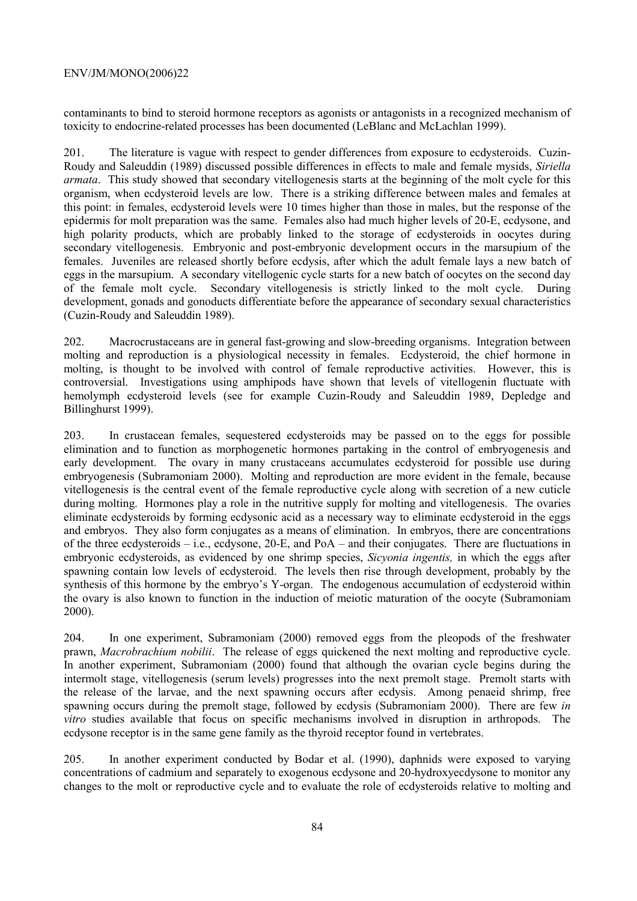contaminants to bind to steroid hormone receptors as agonists or antagonists in a recognized mechanism of toxicity to endocrine-related processes has been documented (LeBlanc and McLachlan 1999).

201. The literature is vague with respect to gender differences from exposure to ecdysteroids. Cuzin-Roudy and Saleuddin (1989) discussed possible differences in effects to male and female mysids, *Siriella armata*. This study showed that secondary vitellogenesis starts at the beginning of the molt cycle for this organism, when ecdysteroid levels are low. There is a striking difference between males and females at this point: in females, ecdysteroid levels were 10 times higher than those in males, but the response of the epidermis for molt preparation was the same. Females also had much higher levels of 20-E, ecdysone, and high polarity products, which are probably linked to the storage of ecdysteroids in oocytes during secondary vitellogenesis. Embryonic and post-embryonic development occurs in the marsupium of the females. Juveniles are released shortly before ecdysis, after which the adult female lays a new batch of eggs in the marsupium. A secondary vitellogenic cycle starts for a new batch of oocytes on the second day of the female molt cycle. Secondary vitellogenesis is strictly linked to the molt cycle. During development, gonads and gonoducts differentiate before the appearance of secondary sexual characteristics (Cuzin-Roudy and Saleuddin 1989).

202. Macrocrustaceans are in general fast-growing and slow-breeding organisms. Integration between molting and reproduction is a physiological necessity in females. Ecdysteroid, the chief hormone in molting, is thought to be involved with control of female reproductive activities. However, this is controversial. Investigations using amphipods have shown that levels of vitellogenin fluctuate with hemolymph ecdysteroid levels (see for example Cuzin-Roudy and Saleuddin 1989, Depledge and Billinghurst 1999).

203. In crustacean females, sequestered ecdysteroids may be passed on to the eggs for possible elimination and to function as morphogenetic hormones partaking in the control of embryogenesis and early development. The ovary in many crustaceans accumulates ecdysteroid for possible use during embryogenesis (Subramoniam 2000). Molting and reproduction are more evident in the female, because vitellogenesis is the central event of the female reproductive cycle along with secretion of a new cuticle during molting. Hormones play a role in the nutritive supply for molting and vitellogenesis. The ovaries eliminate ecdysteroids by forming ecdysonic acid as a necessary way to eliminate ecdysteroid in the eggs and embryos. They also form conjugates as a means of elimination. In embryos, there are concentrations of the three ecdysteroids – i.e., ecdysone, 20-E, and PoA – and their conjugates. There are fluctuations in embryonic ecdysteroids, as evidenced by one shrimp species, *Sicyonia ingentis,* in which the eggs after spawning contain low levels of ecdysteroid. The levels then rise through development, probably by the synthesis of this hormone by the embryo's Y-organ. The endogenous accumulation of ecdysteroid within the ovary is also known to function in the induction of meiotic maturation of the oocyte (Subramoniam 2000).

204. In one experiment, Subramoniam (2000) removed eggs from the pleopods of the freshwater prawn, *Macrobrachium nobilii*. The release of eggs quickened the next molting and reproductive cycle. In another experiment, Subramoniam (2000) found that although the ovarian cycle begins during the intermolt stage, vitellogenesis (serum levels) progresses into the next premolt stage. Premolt starts with the release of the larvae, and the next spawning occurs after ecdysis. Among penaeid shrimp, free spawning occurs during the premolt stage, followed by ecdysis (Subramoniam 2000). There are few *in vitro* studies available that focus on specific mechanisms involved in disruption in arthropods. The ecdysone receptor is in the same gene family as the thyroid receptor found in vertebrates.

205. In another experiment conducted by Bodar et al. (1990), daphnids were exposed to varying concentrations of cadmium and separately to exogenous ecdysone and 20-hydroxyecdysone to monitor any changes to the molt or reproductive cycle and to evaluate the role of ecdysteroids relative to molting and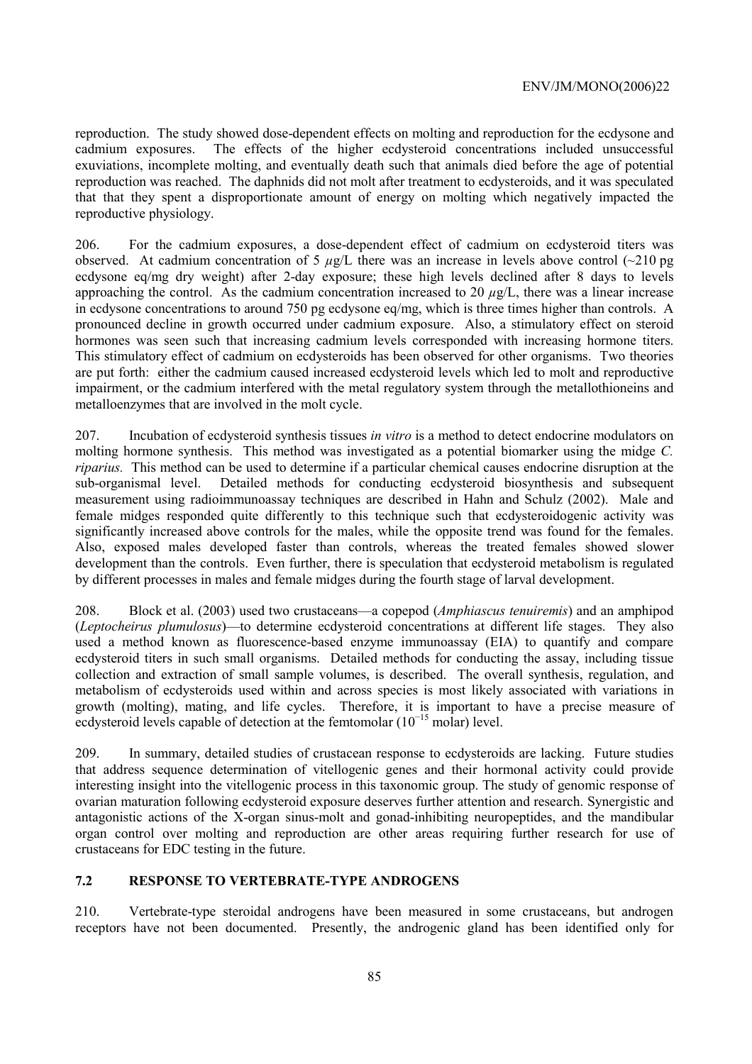reproduction. The study showed dose-dependent effects on molting and reproduction for the ecdysone and cadmium exposures. The effects of the higher ecdysteroid concentrations included unsuccessful exuviations, incomplete molting, and eventually death such that animals died before the age of potential reproduction was reached. The daphnids did not molt after treatment to ecdysteroids, and it was speculated that that they spent a disproportionate amount of energy on molting which negatively impacted the reproductive physiology.

206. For the cadmium exposures, a dose-dependent effect of cadmium on ecdysteroid titers was observed. At cadmium concentration of 5 $\mu$g/L there was an increase in levels above control (~210 pg ecdysone eq/mg dry weight) after 2-day exposure; these high levels declined after 8 days to levels approaching the control. As the cadmium concentration increased to 20 $\mu$g/L, there was a linear increase in ecdysone concentrations to around 750 pg ecdysone eq/mg, which is three times higher than controls. A pronounced decline in growth occurred under cadmium exposure. Also, a stimulatory effect on steroid hormones was seen such that increasing cadmium levels corresponded with increasing hormone titers. This stimulatory effect of cadmium on ecdysteroids has been observed for other organisms. Two theories are put forth: either the cadmium caused increased ecdysteroid levels which led to molt and reproductive impairment, or the cadmium interfered with the metal regulatory system through the metallothioneins and metalloenzymes that are involved in the molt cycle.

207. Incubation of ecdysteroid synthesis tissues *in vitro* is a method to detect endocrine modulators on molting hormone synthesis. This method was investigated as a potential biomarker using the midge *C. riparius*. This method can be used to determine if a particular chemical causes endocrine disruption at the sub-organismal level. Detailed methods for conducting ecdysteroid biosynthesis and subsequent measurement using radioimmunoassay techniques are described in Hahn and Schulz (2002). Male and female midges responded quite differently to this technique such that ecdysteroidogenic activity was significantly increased above controls for the males, while the opposite trend was found for the females. Also, exposed males developed faster than controls, whereas the treated females showed slower development than the controls. Even further, there is speculation that ecdysteroid metabolism is regulated by different processes in males and female midges during the fourth stage of larval development.

208. Block et al. (2003) used two crustaceans—a copepod (*Amphiascus tenuiremis*) and an amphipod (*Leptocheirus plumulosus*)—to determine ecdysteroid concentrations at different life stages. They also used a method known as fluorescence-based enzyme immunoassay (EIA) to quantify and compare ecdysteroid titers in such small organisms. Detailed methods for conducting the assay, including tissue collection and extraction of small sample volumes, is described. The overall synthesis, regulation, and metabolism of ecdysteroids used within and across species is most likely associated with variations in growth (molting), mating, and life cycles. Therefore, it is important to have a precise measure of ecdysteroid levels capable of detection at the femtomolar ($10^{-15}$ molar) level.

209. In summary, detailed studies of crustacean response to ecdysteroids are lacking. Future studies that address sequence determination of vitellogenic genes and their hormonal activity could provide interesting insight into the vitellogenic process in this taxonomic group. The study of genomic response of ovarian maturation following ecdysteroid exposure deserves further attention and research. Synergistic and antagonistic actions of the X-organ sinus-molt and gonad-inhibiting neuropeptides, and the mandibular organ control over molting and reproduction are other areas requiring further research for use of crustaceans for EDC testing in the future.

## 7.2 RESPONSE TO VERTEBRATE-TYPE ANDROGENS

210. Vertebrate-type steroidal androgens have been measured in some crustaceans, but androgen receptors have not been documented. Presently, the androgenic gland has been identified only for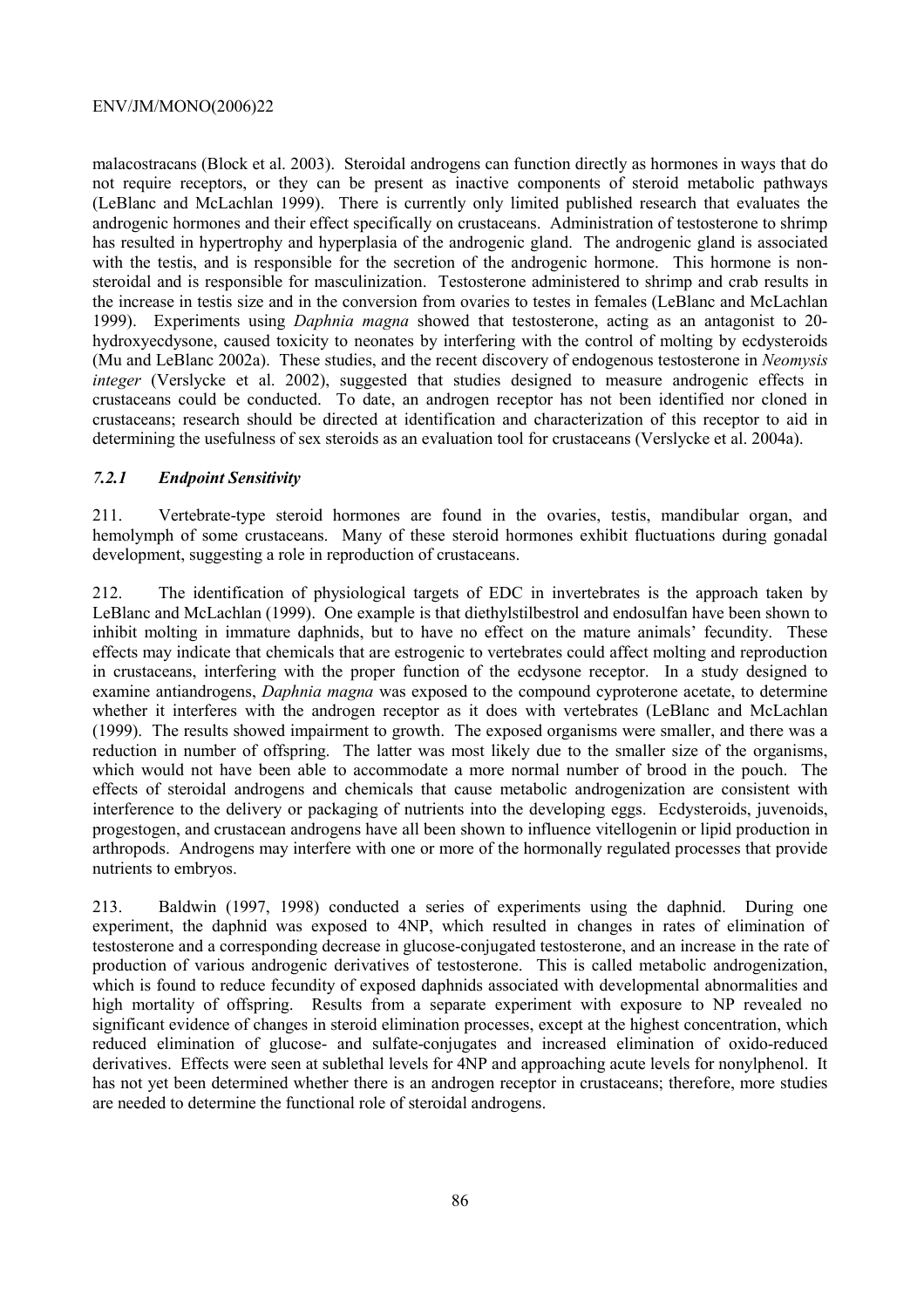malacostracans (Block et al. 2003). Steroidal androgens can function directly as hormones in ways that do not require receptors, or they can be present as inactive components of steroid metabolic pathways (LeBlanc and McLachlan 1999). There is currently only limited published research that evaluates the androgenic hormones and their effect specifically on crustaceans. Administration of testosterone to shrimp has resulted in hypertrophy and hyperplasia of the androgenic gland. The androgenic gland is associated with the testis, and is responsible for the secretion of the androgenic hormone. This hormone is non-steroidal and is responsible for masculinization. Testosterone administered to shrimp and crab results in the increase in testis size and in the conversion from ovaries to testes in females (LeBlanc and McLachlan 1999). Experiments using *Daphnia magna* showed that testosterone, acting as an antagonist to 20-hydroxyecdysone, caused toxicity to neonates by interfering with the control of molting by ecdysteroids (Mu and LeBlanc 2002a). These studies, and the recent discovery of endogenous testosterone in *Neomysis integer* (Verslycke et al. 2002), suggested that studies designed to measure androgenic effects in crustaceans could be conducted. To date, an androgen receptor has not been identified nor cloned in crustaceans; research should be directed at identification and characterization of this receptor to aid in determining the usefulness of sex steroids as an evaluation tool for crustaceans (Verslycke et al. 2004a).

### *7.2.1 Endpoint Sensitivity*

211. Vertebrate-type steroid hormones are found in the ovaries, testis, mandibular organ, and hemolymph of some crustaceans. Many of these steroid hormones exhibit fluctuations during gonadal development, suggesting a role in reproduction of crustaceans.

212. The identification of physiological targets of EDC in invertebrates is the approach taken by LeBlanc and McLachlan (1999). One example is that diethylstilbestrol and endosulfan have been shown to inhibit molting in immature daphnids, but to have no effect on the mature animals' fecundity. These effects may indicate that chemicals that are estrogenic to vertebrates could affect molting and reproduction in crustaceans, interfering with the proper function of the ecdysone receptor. In a study designed to examine antiandrogens, *Daphnia magna* was exposed to the compound cyproterone acetate, to determine whether it interferes with the androgen receptor as it does with vertebrates (LeBlanc and McLachlan (1999). The results showed impairment to growth. The exposed organisms were smaller, and there was a reduction in number of offspring. The latter was most likely due to the smaller size of the organisms, which would not have been able to accommodate a more normal number of brood in the pouch. The effects of steroidal androgens and chemicals that cause metabolic androgenization are consistent with interference to the delivery or packaging of nutrients into the developing eggs. Ecdysteroids, juvenoids, progestogen, and crustacean androgens have all been shown to influence vitellogenin or lipid production in arthropods. Androgens may interfere with one or more of the hormonally regulated processes that provide nutrients to embryos.

213. Baldwin (1997, 1998) conducted a series of experiments using the daphnid. During one experiment, the daphnid was exposed to 4NP, which resulted in changes in rates of elimination of testosterone and a corresponding decrease in glucose-conjugated testosterone, and an increase in the rate of production of various androgenic derivatives of testosterone. This is called metabolic androgenization, which is found to reduce fecundity of exposed daphnids associated with developmental abnormalities and high mortality of offspring. Results from a separate experiment with exposure to NP revealed no significant evidence of changes in steroid elimination processes, except at the highest concentration, which reduced elimination of glucose- and sulfate-conjugates and increased elimination of oxido-reduced derivatives. Effects were seen at sublethal levels for 4NP and approaching acute levels for nonylphenol. It has not yet been determined whether there is an androgen receptor in crustaceans; therefore, more studies are needed to determine the functional role of steroidal androgens.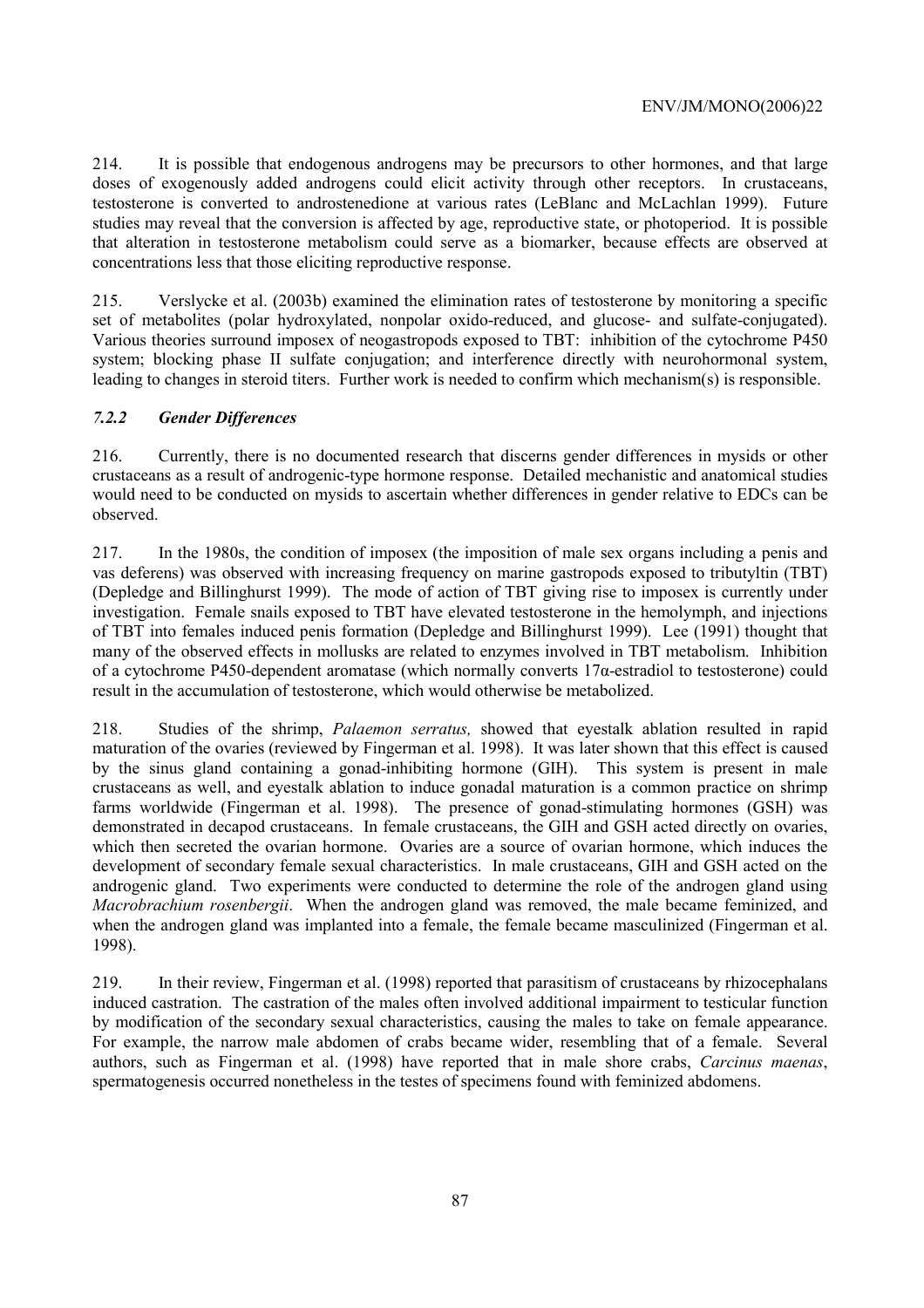214. It is possible that endogenous androgens may be precursors to other hormones, and that large doses of exogenously added androgens could elicit activity through other receptors. In crustaceans, testosterone is converted to androstenedione at various rates (LeBlanc and McLachlan 1999). Future studies may reveal that the conversion is affected by age, reproductive state, or photoperiod. It is possible that alteration in testosterone metabolism could serve as a biomarker, because effects are observed at concentrations less that those eliciting reproductive response.

215. Verslycke et al. (2003b) examined the elimination rates of testosterone by monitoring a specific set of metabolites (polar hydroxylated, nonpolar oxido-reduced, and glucose- and sulfate-conjugated). Various theories surround imposex of neogastropods exposed to TBT: inhibition of the cytochrome P450 system; blocking phase II sulfate conjugation; and interference directly with neurohormonal system, leading to changes in steroid titers. Further work is needed to confirm which mechanism(s) is responsible.

### *7.2.2 Gender Differences*

216. Currently, there is no documented research that discerns gender differences in mysids or other crustaceans as a result of androgenic-type hormone response. Detailed mechanistic and anatomical studies would need to be conducted on mysids to ascertain whether differences in gender relative to EDCs can be observed.

217. In the 1980s, the condition of imposex (the imposition of male sex organs including a penis and vas deferens) was observed with increasing frequency on marine gastropods exposed to tributyltin (TBT) (Depledge and Billinghurst 1999). The mode of action of TBT giving rise to imposex is currently under investigation. Female snails exposed to TBT have elevated testosterone in the hemolymph, and injections of TBT into females induced penis formation (Depledge and Billinghurst 1999). Lee (1991) thought that many of the observed effects in mollusks are related to enzymes involved in TBT metabolism. Inhibition of a cytochrome P450-dependent aromatase (which normally converts 17α-estradiol to testosterone) could result in the accumulation of testosterone, which would otherwise be metabolized.

218. Studies of the shrimp, *Palaemon serratus,* showed that eyestalk ablation resulted in rapid maturation of the ovaries (reviewed by Fingerman et al. 1998). It was later shown that this effect is caused by the sinus gland containing a gonad-inhibiting hormone (GIH). This system is present in male crustaceans as well, and eyestalk ablation to induce gonadal maturation is a common practice on shrimp farms worldwide (Fingerman et al. 1998). The presence of gonad-stimulating hormones (GSH) was demonstrated in decapod crustaceans. In female crustaceans, the GIH and GSH acted directly on ovaries, which then secreted the ovarian hormone. Ovaries are a source of ovarian hormone, which induces the development of secondary female sexual characteristics. In male crustaceans, GIH and GSH acted on the androgenic gland. Two experiments were conducted to determine the role of the androgen gland using *Macrobrachium rosenbergii*. When the androgen gland was removed, the male became feminized, and when the androgen gland was implanted into a female, the female became masculinized (Fingerman et al. 1998).

219. In their review, Fingerman et al. (1998) reported that parasitism of crustaceans by rhizocephalans induced castration. The castration of the males often involved additional impairment to testicular function by modification of the secondary sexual characteristics, causing the males to take on female appearance. For example, the narrow male abdomen of crabs became wider, resembling that of a female. Several authors, such as Fingerman et al. (1998) have reported that in male shore crabs, *Carcinus maenas*, spermatogenesis occurred nonetheless in the testes of specimens found with feminized abdomens.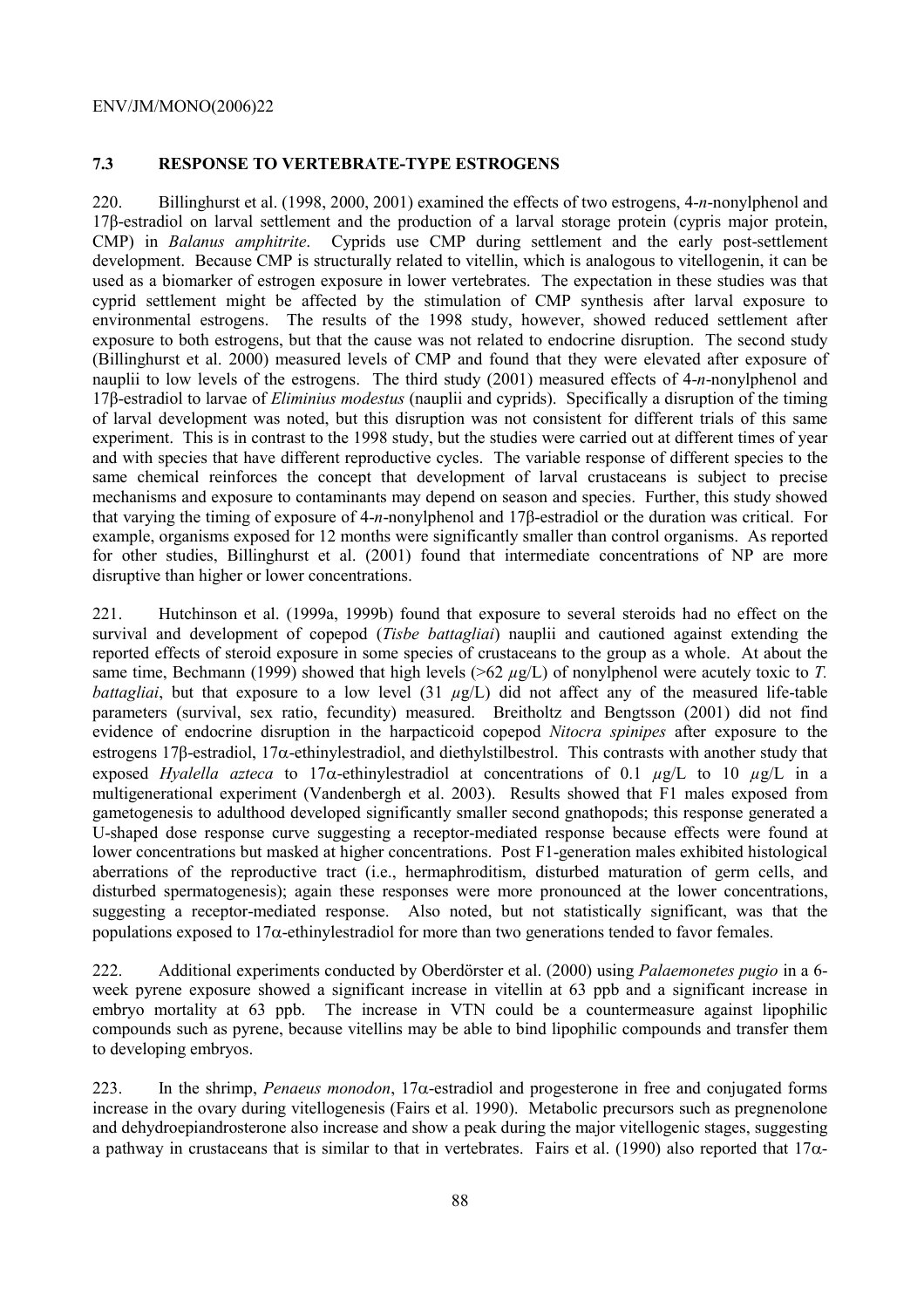### 7.3 RESPONSE TO VERTEBRATE-TYPE ESTROGENS

220. Billinghurst et al. (1998, 2000, 2001) examined the effects of two estrogens, 4-*n*-nonylphenol and 17β-estradiol on larval settlement and the production of a larval storage protein (cypris major protein, CMP) in *Balanus amphitrite*. Cyprids use CMP during settlement and the early post-settlement development. Because CMP is structurally related to vitellin, which is analogous to vitellogenin, it can be used as a biomarker of estrogen exposure in lower vertebrates. The expectation in these studies was that cyprid settlement might be affected by the stimulation of CMP synthesis after larval exposure to environmental estrogens. The results of the 1998 study, however, showed reduced settlement after exposure to both estrogens, but that the cause was not related to endocrine disruption. The second study (Billinghurst et al. 2000) measured levels of CMP and found that they were elevated after exposure of nauplii to low levels of the estrogens. The third study (2001) measured effects of 4-*n*-nonylphenol and 17β-estradiol to larvae of *Eliminius modestus* (nauplii and cyprids). Specifically a disruption of the timing of larval development was noted, but this disruption was not consistent for different trials of this same experiment. This is in contrast to the 1998 study, but the studies were carried out at different times of year and with species that have different reproductive cycles. The variable response of different species to the same chemical reinforces the concept that development of larval crustaceans is subject to precise mechanisms and exposure to contaminants may depend on season and species. Further, this study showed that varying the timing of exposure of 4-*n*-nonylphenol and 17β-estradiol or the duration was critical. For example, organisms exposed for 12 months were significantly smaller than control organisms. As reported for other studies, Billinghurst et al. (2001) found that intermediate concentrations of NP are more disruptive than higher or lower concentrations.

221. Hutchinson et al. (1999a, 1999b) found that exposure to several steroids had no effect on the survival and development of copepod (*Tisbe battagliai*) nauplii and cautioned against extending the reported effects of steroid exposure in some species of crustaceans to the group as a whole. At about the same time, Bechmann (1999) showed that high levels (>62 µg/L) of nonylphenol were acutely toxic to *T. battagliai*, but that exposure to a low level (31 µg/L) did not affect any of the measured life-table parameters (survival, sex ratio, fecundity) measured. Breitholtz and Bengtsson (2001) did not find evidence of endocrine disruption in the harpacticoid copepod *Nitocra spinipes* after exposure to the estrogens 17β-estradiol, 17α-ethinylestradiol, and diethylstilbestrol. This contrasts with another study that exposed *Hyalella azteca* to 17α-ethinylestradiol at concentrations of 0.1 µg/L to 10 µg/L in a multigenerational experiment (Vandenbergh et al. 2003). Results showed that F1 males exposed from gametogenesis to adulthood developed significantly smaller second gnathopods; this response generated a U-shaped dose response curve suggesting a receptor-mediated response because effects were found at lower concentrations but masked at higher concentrations. Post F1-generation males exhibited histological aberrations of the reproductive tract (i.e., hermaphroditism, disturbed maturation of germ cells, and disturbed spermatogenesis); again these responses were more pronounced at the lower concentrations, suggesting a receptor-mediated response. Also noted, but not statistically significant, was that the populations exposed to 17α-ethinylestradiol for more than two generations tended to favor females.

222. Additional experiments conducted by Oberdörster et al. (2000) using *Palaemonetes pugio* in a 6-week pyrene exposure showed a significant increase in vitellin at 63 ppb and a significant increase in embryo mortality at 63 ppb. The increase in VTN could be a countermeasure against lipophilic compounds such as pyrene, because vitellins may be able to bind lipophilic compounds and transfer them to developing embryos.

223. In the shrimp, *Penaeus monodon*, 17α-estradiol and progesterone in free and conjugated forms increase in the ovary during vitellogenesis (Fairs et al. 1990). Metabolic precursors such as pregnenolone and dehydroepiandrosterone also increase and show a peak during the major vitellogenic stages, suggesting a pathway in crustaceans that is similar to that in vertebrates. Fairs et al. (1990) also reported that 17α-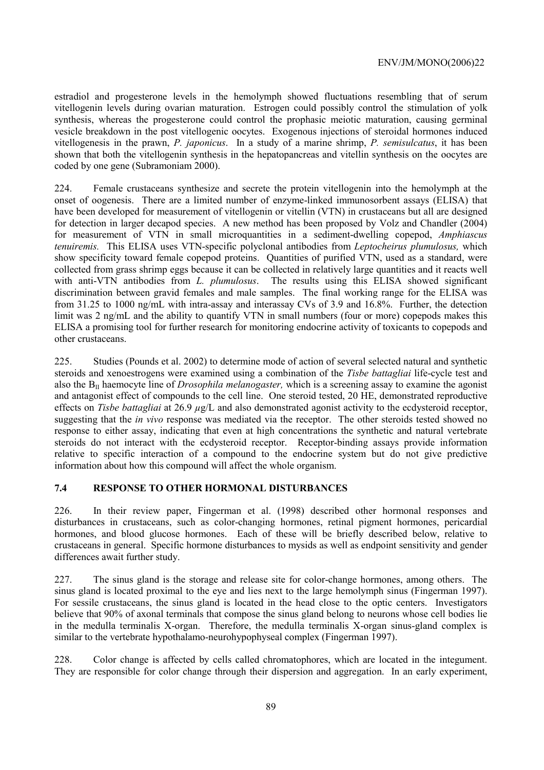estradiol and progesterone levels in the hemolymph showed fluctuations resembling that of serum vitellogenin levels during ovarian maturation. Estrogen could possibly control the stimulation of yolk synthesis, whereas the progesterone could control the prophasic meiotic maturation, causing germinal vesicle breakdown in the post vitellogenic oocytes. Exogenous injections of steroidal hormones induced vitellogenesis in the prawn, *P. japonicus*. In a study of a marine shrimp, *P. semisulcatus*, it has been shown that both the vitellogenin synthesis in the hepatopancreas and vitellin synthesis on the oocytes are coded by one gene (Subramoniam 2000).

224. Female crustaceans synthesize and secrete the protein vitellogenin into the hemolymph at the onset of oogenesis. There are a limited number of enzyme-linked immunosorbent assays (ELISA) that have been developed for measurement of vitellogenin or vitellin (VTN) in crustaceans but all are designed for detection in larger decapod species. A new method has been proposed by Volz and Chandler (2004) for measurement of VTN in small microquantities in a sediment-dwelling copepod, *Amphiascus tenuiremis.* This ELISA uses VTN-specific polyclonal antibodies from *Leptocheirus plumulosus,* which show specificity toward female copepod proteins. Quantities of purified VTN, used as a standard, were collected from grass shrimp eggs because it can be collected in relatively large quantities and it reacts well with anti-VTN antibodies from *L. plumulosus*. The results using this ELISA showed significant discrimination between gravid females and male samples. The final working range for the ELISA was from 31.25 to 1000 ng/mL with intra-assay and interassay CVs of 3.9 and 16.8%. Further, the detection limit was 2 ng/mL and the ability to quantify VTN in small numbers (four or more) copepods makes this ELISA a promising tool for further research for monitoring endocrine activity of toxicants to copepods and other crustaceans.

225. Studies (Pounds et al. 2002) to determine mode of action of several selected natural and synthetic steroids and xenoestrogens were examined using a combination of the *Tisbe battagliai* life-cycle test and also the $B_{II}$ haemocyte line of *Drosophila melanogaster,* which is a screening assay to examine the agonist and antagonist effect of compounds to the cell line. One steroid tested, 20 HE, demonstrated reproductive effects on *Tisbe battagliai* at 26.9 $\mu$g/L and also demonstrated agonist activity to the ecdysteroid receptor, suggesting that the *in vivo* response was mediated via the receptor. The other steroids tested showed no response to either assay, indicating that even at high concentrations the synthetic and natural vertebrate steroids do not interact with the ecdysteroid receptor. Receptor-binding assays provide information relative to specific interaction of a compound to the endocrine system but do not give predictive information about how this compound will affect the whole organism.

### 7.4 RESPONSE TO OTHER HORMONAL DISTURBANCES

226. In their review paper, Fingerman et al. (1998) described other hormonal responses and disturbances in crustaceans, such as color-changing hormones, retinal pigment hormones, pericardial hormones, and blood glucose hormones. Each of these will be briefly described below, relative to crustaceans in general. Specific hormone disturbances to mysids as well as endpoint sensitivity and gender differences await further study.

227. The sinus gland is the storage and release site for color-change hormones, among others. The sinus gland is located proximal to the eye and lies next to the large hemolymph sinus (Fingerman 1997). For sessile crustaceans, the sinus gland is located in the head close to the optic centers. Investigators believe that 90% of axonal terminals that compose the sinus gland belong to neurons whose cell bodies lie in the medulla terminalis X-organ. Therefore, the medulla terminalis X-organ sinus-gland complex is similar to the vertebrate hypothalamo-neurohypophyseal complex (Fingerman 1997).

228. Color change is affected by cells called chromatophores, which are located in the integument. They are responsible for color change through their dispersion and aggregation. In an early experiment,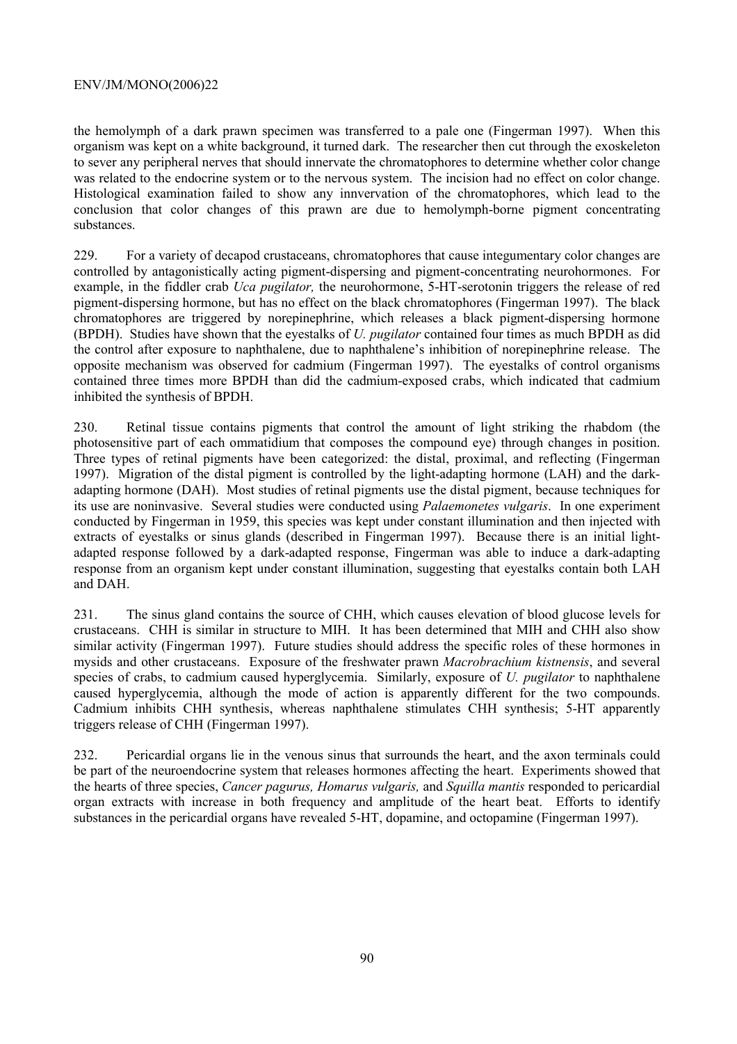the hemolymph of a dark prawn specimen was transferred to a pale one (Fingerman 1997). When this organism was kept on a white background, it turned dark. The researcher then cut through the exoskeleton to sever any peripheral nerves that should innervate the chromatophores to determine whether color change was related to the endocrine system or to the nervous system. The incision had no effect on color change. Histological examination failed to show any innvervation of the chromatophores, which lead to the conclusion that color changes of this prawn are due to hemolymph-borne pigment concentrating substances.

229. For a variety of decapod crustaceans, chromatophores that cause integumentary color changes are controlled by antagonistically acting pigment-dispersing and pigment-concentrating neurohormones. For example, in the fiddler crab *Uca pugilator,* the neurohormone, 5-HT-serotonin triggers the release of red pigment-dispersing hormone, but has no effect on the black chromatophores (Fingerman 1997). The black chromatophores are triggered by norepinephrine, which releases a black pigment-dispersing hormone (BPDH). Studies have shown that the eyestalks of *U. pugilator* contained four times as much BPDH as did the control after exposure to naphthalene, due to naphthalene's inhibition of norepinephrine release. The opposite mechanism was observed for cadmium (Fingerman 1997). The eyestalks of control organisms contained three times more BPDH than did the cadmium-exposed crabs, which indicated that cadmium inhibited the synthesis of BPDH.

230. Retinal tissue contains pigments that control the amount of light striking the rhabdom (the photosensitive part of each ommatidium that composes the compound eye) through changes in position. Three types of retinal pigments have been categorized: the distal, proximal, and reflecting (Fingerman 1997). Migration of the distal pigment is controlled by the light-adapting hormone (LAH) and the dark-adapting hormone (DAH). Most studies of retinal pigments use the distal pigment, because techniques for its use are noninvasive. Several studies were conducted using *Palaemonetes vulgaris*. In one experiment conducted by Fingerman in 1959, this species was kept under constant illumination and then injected with extracts of eyestalks or sinus glands (described in Fingerman 1997). Because there is an initial light-adapted response followed by a dark-adapted response, Fingerman was able to induce a dark-adapting response from an organism kept under constant illumination, suggesting that eyestalks contain both LAH and DAH.

231. The sinus gland contains the source of CHH, which causes elevation of blood glucose levels for crustaceans. CHH is similar in structure to MIH. It has been determined that MIH and CHH also show similar activity (Fingerman 1997). Future studies should address the specific roles of these hormones in mysids and other crustaceans. Exposure of the freshwater prawn *Macrobrachium kistnensis*, and several species of crabs, to cadmium caused hyperglycemia. Similarly, exposure of *U. pugilator* to naphthalene caused hyperglycemia, although the mode of action is apparently different for the two compounds. Cadmium inhibits CHH synthesis, whereas naphthalene stimulates CHH synthesis; 5-HT apparently triggers release of CHH (Fingerman 1997).

232. Pericardial organs lie in the venous sinus that surrounds the heart, and the axon terminals could be part of the neuroendocrine system that releases hormones affecting the heart. Experiments showed that the hearts of three species, *Cancer pagurus, Homarus vulgaris,* and *Squilla mantis* responded to pericardial organ extracts with increase in both frequency and amplitude of the heart beat. Efforts to identify substances in the pericardial organs have revealed 5-HT, dopamine, and octopamine (Fingerman 1997).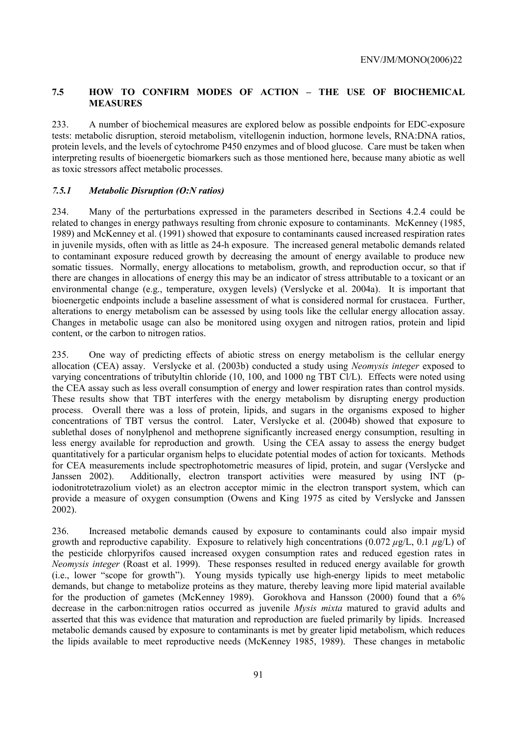## 7.5 HOW TO CONFIRM MODES OF ACTION – THE USE OF BIOCHEMICAL MEASURES

233. A number of biochemical measures are explored below as possible endpoints for EDC-exposure tests: metabolic disruption, steroid metabolism, vitellogenin induction, hormone levels, RNA:DNA ratios, protein levels, and the levels of cytochrome P450 enzymes and of blood glucose. Care must be taken when interpreting results of bioenergetic biomarkers such as those mentioned here, because many abiotic as well as toxic stressors affect metabolic processes.

### *7.5.1 Metabolic Disruption (O:N ratios)*

234. Many of the perturbations expressed in the parameters described in Sections 4.2.4 could be related to changes in energy pathways resulting from chronic exposure to contaminants. McKenney (1985, 1989) and McKenney et al. (1991) showed that exposure to contaminants caused increased respiration rates in juvenile mysids, often with as little as 24-h exposure. The increased general metabolic demands related to contaminant exposure reduced growth by decreasing the amount of energy available to produce new somatic tissues. Normally, energy allocations to metabolism, growth, and reproduction occur, so that if there are changes in allocations of energy this may be an indicator of stress attributable to a toxicant or an environmental change (e.g., temperature, oxygen levels) (Verslycke et al. 2004a). It is important that bioenergetic endpoints include a baseline assessment of what is considered normal for crustacea. Further, alterations to energy metabolism can be assessed by using tools like the cellular energy allocation assay. Changes in metabolic usage can also be monitored using oxygen and nitrogen ratios, protein and lipid content, or the carbon to nitrogen ratios.

235. One way of predicting effects of abiotic stress on energy metabolism is the cellular energy allocation (CEA) assay. Verslycke et al. (2003b) conducted a study using *Neomysis integer* exposed to varying concentrations of tributyltin chloride (10, 100, and 1000 ng TBT Cl/L). Effects were noted using the CEA assay such as less overall consumption of energy and lower respiration rates than control mysids. These results show that TBT interferes with the energy metabolism by disrupting energy production process. Overall there was a loss of protein, lipids, and sugars in the organisms exposed to higher concentrations of TBT versus the control. Later, Verslycke et al. (2004b) showed that exposure to sublethal doses of nonylphenol and methoprene significantly increased energy consumption, resulting in less energy available for reproduction and growth. Using the CEA assay to assess the energy budget quantitatively for a particular organism helps to elucidate potential modes of action for toxicants. Methods for CEA measurements include spectrophotometric measures of lipid, protein, and sugar (Verslycke and Janssen 2002). Additionally, electron transport activities were measured by using INT (p-iodonitrotetrazolium violet) as an electron acceptor mimic in the electron transport system, which can provide a measure of oxygen consumption (Owens and King 1975 as cited by Verslycke and Janssen 2002).

236. Increased metabolic demands caused by exposure to contaminants could also impair mysid growth and reproductive capability. Exposure to relatively high concentrations (0.072 $\mu$g/L, 0.1 $\mu$g/L) of the pesticide chlorpyrifos caused increased oxygen consumption rates and reduced egestion rates in *Neomysis integer* (Roast et al. 1999). These responses resulted in reduced energy available for growth (i.e., lower "scope for growth"). Young mysids typically use high-energy lipids to meet metabolic demands, but change to metabolize proteins as they mature, thereby leaving more lipid material available for the production of gametes (McKenney 1989). Gorokhova and Hansson (2000) found that a 6% decrease in the carbon:nitrogen ratios occurred as juvenile *Mysis mixta* matured to gravid adults and asserted that this was evidence that maturation and reproduction are fueled primarily by lipids. Increased metabolic demands caused by exposure to contaminants is met by greater lipid metabolism, which reduces the lipids available to meet reproductive needs (McKenney 1985, 1989). These changes in metabolic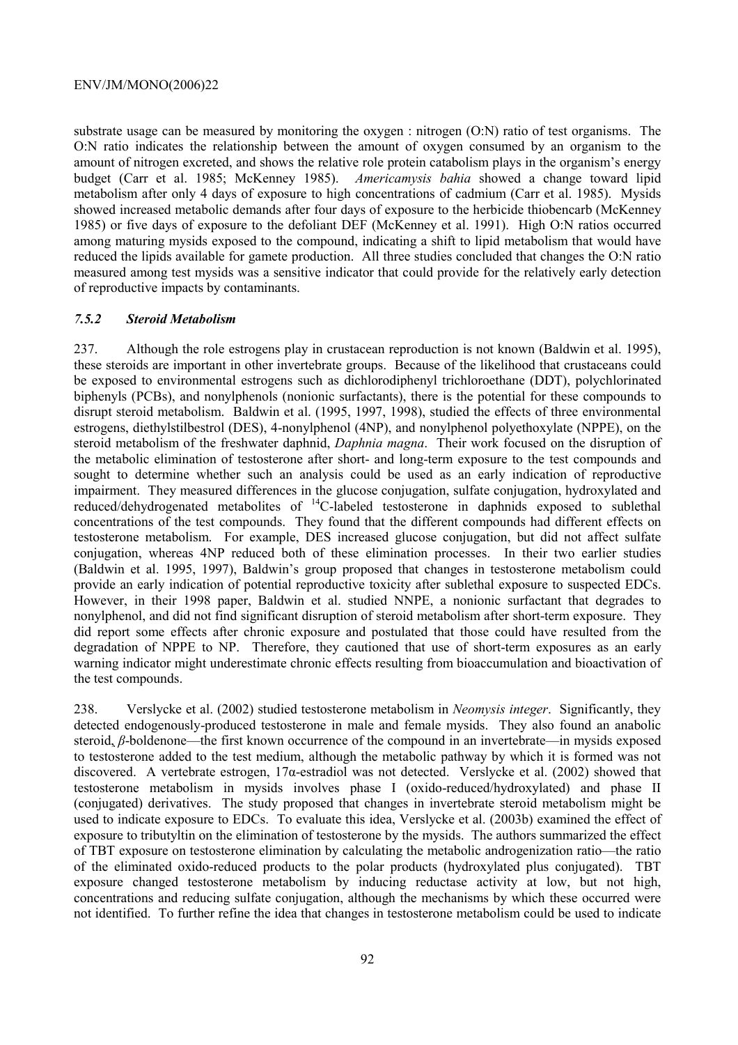substrate usage can be measured by monitoring the oxygen : nitrogen (O:N) ratio of test organisms. The O:N ratio indicates the relationship between the amount of oxygen consumed by an organism to the amount of nitrogen excreted, and shows the relative role protein catabolism plays in the organism's energy budget (Carr et al. 1985; McKenney 1985). *Americamysis bahia* showed a change toward lipid metabolism after only 4 days of exposure to high concentrations of cadmium (Carr et al. 1985). Mysids showed increased metabolic demands after four days of exposure to the herbicide thiobencarb (McKenney 1985) or five days of exposure to the defoliant DEF (McKenney et al. 1991). High O:N ratios occurred among maturing mysids exposed to the compound, indicating a shift to lipid metabolism that would have reduced the lipids available for gamete production. All three studies concluded that changes the O:N ratio measured among test mysids was a sensitive indicator that could provide for the relatively early detection of reproductive impacts by contaminants.

### *7.5.2 Steroid Metabolism*

237. Although the role estrogens play in crustacean reproduction is not known (Baldwin et al. 1995), these steroids are important in other invertebrate groups. Because of the likelihood that crustaceans could be exposed to environmental estrogens such as dichlorodiphenyl trichloroethane (DDT), polychlorinated biphenyls (PCBs), and nonylphenols (nonionic surfactants), there is the potential for these compounds to disrupt steroid metabolism. Baldwin et al. (1995, 1997, 1998), studied the effects of three environmental estrogens, diethylstilbestrol (DES), 4-nonylphenol (4NP), and nonylphenol polyethoxylate (NPPE), on the steroid metabolism of the freshwater daphnid, *Daphnia magna*. Their work focused on the disruption of the metabolic elimination of testosterone after short- and long-term exposure to the test compounds and sought to determine whether such an analysis could be used as an early indication of reproductive impairment. They measured differences in the glucose conjugation, sulfate conjugation, hydroxylated and reduced/dehydrogenated metabolites of $^{14}C$-labeled testosterone in daphnids exposed to sublethal concentrations of the test compounds. They found that the different compounds had different effects on testosterone metabolism. For example, DES increased glucose conjugation, but did not affect sulfate conjugation, whereas 4NP reduced both of these elimination processes. In their two earlier studies (Baldwin et al. 1995, 1997), Baldwin's group proposed that changes in testosterone metabolism could provide an early indication of potential reproductive toxicity after sublethal exposure to suspected EDCs. However, in their 1998 paper, Baldwin et al. studied NNPE, a nonionic surfactant that degrades to nonylphenol, and did not find significant disruption of steroid metabolism after short-term exposure. They did report some effects after chronic exposure and postulated that those could have resulted from the degradation of NPPE to NP. Therefore, they cautioned that use of short-term exposures as an early warning indicator might underestimate chronic effects resulting from bioaccumulation and bioactivation of the test compounds.

238. Verslycke et al. (2002) studied testosterone metabolism in *Neomysis integer*. Significantly, they detected endogenously-produced testosterone in male and female mysids. They also found an anabolic steroid, *β*-boldenone—the first known occurrence of the compound in an invertebrate—in mysids exposed to testosterone added to the test medium, although the metabolic pathway by which it is formed was not discovered. A vertebrate estrogen, 17α-estradiol was not detected. Verslycke et al. (2002) showed that testosterone metabolism in mysids involves phase I (oxido-reduced/hydroxylated) and phase II (conjugated) derivatives. The study proposed that changes in invertebrate steroid metabolism might be used to indicate exposure to EDCs. To evaluate this idea, Verslycke et al. (2003b) examined the effect of exposure to tributyltin on the elimination of testosterone by the mysids. The authors summarized the effect of TBT exposure on testosterone elimination by calculating the metabolic androgenization ratio—the ratio of the eliminated oxido-reduced products to the polar products (hydroxylated plus conjugated). TBT exposure changed testosterone metabolism by inducing reductase activity at low, but not high, concentrations and reducing sulfate conjugation, although the mechanisms by which these occurred were not identified. To further refine the idea that changes in testosterone metabolism could be used to indicate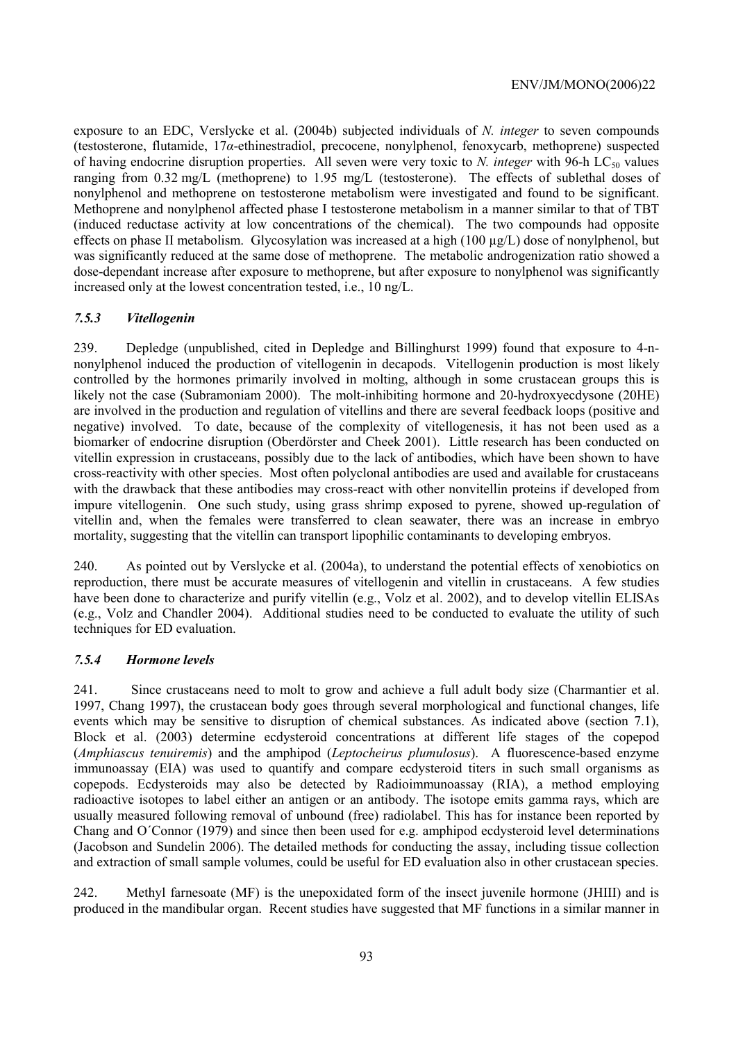exposure to an EDC, Verslycke et al. (2004b) subjected individuals of *N. integer* to seven compounds (testosterone, flutamide, 17*α*-ethinestradiol, precocene, nonylphenol, fenoxycarb, methoprene) suspected of having endocrine disruption properties. All seven were very toxic to *N. integer* with 96-h $LC_{50}$ values ranging from 0.32 mg/L (methoprene) to 1.95 mg/L (testosterone). The effects of sublethal doses of nonylphenol and methoprene on testosterone metabolism were investigated and found to be significant. Methoprene and nonylphenol affected phase I testosterone metabolism in a manner similar to that of TBT (induced reductase activity at low concentrations of the chemical). The two compounds had opposite effects on phase II metabolism. Glycosylation was increased at a high (100 µg/L) dose of nonylphenol, but was significantly reduced at the same dose of methoprene. The metabolic androgenization ratio showed a dose-dependant increase after exposure to methoprene, but after exposure to nonylphenol was significantly increased only at the lowest concentration tested, i.e., 10 ng/L.

### *7.5.3 Vitellogenin*

239. Depledge (unpublished, cited in Depledge and Billinghurst 1999) found that exposure to 4-n-nonylphenol induced the production of vitellogenin in decapods. Vitellogenin production is most likely controlled by the hormones primarily involved in molting, although in some crustacean groups this is likely not the case (Subramoniam 2000). The molt-inhibiting hormone and 20-hydroxyecdysone (20HE) are involved in the production and regulation of vitellins and there are several feedback loops (positive and negative) involved. To date, because of the complexity of vitellogenesis, it has not been used as a biomarker of endocrine disruption (Oberdörster and Cheek 2001). Little research has been conducted on vitellin expression in crustaceans, possibly due to the lack of antibodies, which have been shown to have cross-reactivity with other species. Most often polyclonal antibodies are used and available for crustaceans with the drawback that these antibodies may cross-react with other nonvitellin proteins if developed from impure vitellogenin. One such study, using grass shrimp exposed to pyrene, showed up-regulation of vitellin and, when the females were transferred to clean seawater, there was an increase in embryo mortality, suggesting that the vitellin can transport lipophilic contaminants to developing embryos.

240. As pointed out by Verslycke et al. (2004a), to understand the potential effects of xenobiotics on reproduction, there must be accurate measures of vitellogenin and vitellin in crustaceans. A few studies have been done to characterize and purify vitellin (e.g., Volz et al. 2002), and to develop vitellin ELISAs (e.g., Volz and Chandler 2004). Additional studies need to be conducted to evaluate the utility of such techniques for ED evaluation.

### *7.5.4 Hormone levels*

241. Since crustaceans need to molt to grow and achieve a full adult body size (Charmantier et al. 1997, Chang 1997), the crustacean body goes through several morphological and functional changes, life events which may be sensitive to disruption of chemical substances. As indicated above (section 7.1), Block et al. (2003) determine ecdysteroid concentrations at different life stages of the copepod (*Amphiascus tenuiremis*) and the amphipod (*Leptocheirus plumulosus*). A fluorescence-based enzyme immunoassay (EIA) was used to quantify and compare ecdysteroid titers in such small organisms as copepods. Ecdysteroids may also be detected by Radioimmunoassay (RIA), a method employing radioactive isotopes to label either an antigen or an antibody. The isotope emits gamma rays, which are usually measured following removal of unbound (free) radiolabel. This has for instance been reported by Chang and O´Connor (1979) and since then been used for e.g. amphipod ecdysteroid level determinations (Jacobson and Sundelin 2006). The detailed methods for conducting the assay, including tissue collection and extraction of small sample volumes, could be useful for ED evaluation also in other crustacean species.

242. Methyl farnesoate (MF) is the unepoxidated form of the insect juvenile hormone (JHIII) and is produced in the mandibular organ. Recent studies have suggested that MF functions in a similar manner in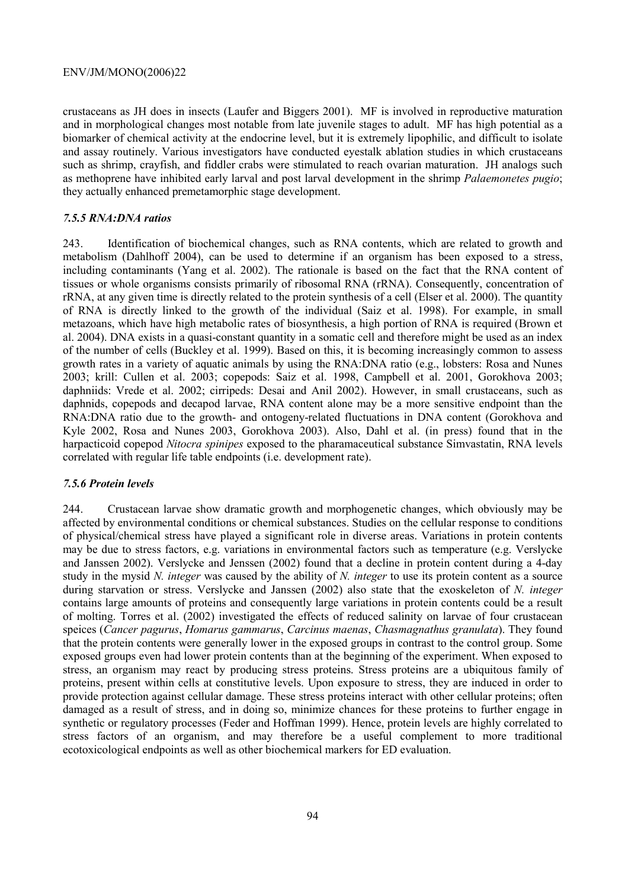crustaceans as JH does in insects (Laufer and Biggers 2001). MF is involved in reproductive maturation and in morphological changes most notable from late juvenile stages to adult. MF has high potential as a biomarker of chemical activity at the endocrine level, but it is extremely lipophilic, and difficult to isolate and assay routinely. Various investigators have conducted eyestalk ablation studies in which crustaceans such as shrimp, crayfish, and fiddler crabs were stimulated to reach ovarian maturation. JH analogs such as methoprene have inhibited early larval and post larval development in the shrimp *Palaemonetes pugio*; they actually enhanced premetamorphic stage development.

### *7.5.5 RNA:DNA ratios*

243. Identification of biochemical changes, such as RNA contents, which are related to growth and metabolism (Dahlhoff 2004), can be used to determine if an organism has been exposed to a stress, including contaminants (Yang et al. 2002). The rationale is based on the fact that the RNA content of tissues or whole organisms consists primarily of ribosomal RNA (rRNA). Consequently, concentration of rRNA, at any given time is directly related to the protein synthesis of a cell (Elser et al. 2000). The quantity of RNA is directly linked to the growth of the individual (Saiz et al. 1998). For example, in small metazoans, which have high metabolic rates of biosynthesis, a high portion of RNA is required (Brown et al. 2004). DNA exists in a quasi-constant quantity in a somatic cell and therefore might be used as an index of the number of cells (Buckley et al. 1999). Based on this, it is becoming increasingly common to assess growth rates in a variety of aquatic animals by using the RNA:DNA ratio (e.g., lobsters: Rosa and Nunes 2003; krill: Cullen et al. 2003; copepods: Saiz et al. 1998, Campbell et al. 2001, Gorokhova 2003; daphniids: Vrede et al. 2002; cirripeds: Desai and Anil 2002). However, in small crustaceans, such as daphnids, copepods and decapod larvae, RNA content alone may be a more sensitive endpoint than the RNA:DNA ratio due to the growth- and ontogeny-related fluctuations in DNA content (Gorokhova and Kyle 2002, Rosa and Nunes 2003, Gorokhova 2003). Also, Dahl et al. (in press) found that in the harpacticoid copepod *Nitocra spinipes* exposed to the pharamaceutical substance Simvastatin, RNA levels correlated with regular life table endpoints (i.e. development rate).

### *7.5.6 Protein levels*

244. Crustacean larvae show dramatic growth and morphogenetic changes, which obviously may be affected by environmental conditions or chemical substances. Studies on the cellular response to conditions of physical/chemical stress have played a significant role in diverse areas. Variations in protein contents may be due to stress factors, e.g. variations in environmental factors such as temperature (e.g. Verslycke and Janssen 2002). Verslycke and Jenssen (2002) found that a decline in protein content during a 4-day study in the mysid *N. integer* was caused by the ability of *N. integer* to use its protein content as a source during starvation or stress. Verslycke and Janssen (2002) also state that the exoskeleton of *N. integer* contains large amounts of proteins and consequently large variations in protein contents could be a result of molting. Torres et al. (2002) investigated the effects of reduced salinity on larvae of four crustacean speices (*Cancer pagurus*, *Homarus gammarus*, *Carcinus maenas*, *Chasmagnathus granulata*). They found that the protein contents were generally lower in the exposed groups in contrast to the control group. Some exposed groups even had lower protein contents than at the beginning of the experiment. When exposed to stress, an organism may react by producing stress proteins. Stress proteins are a ubiquitous family of proteins, present within cells at constitutive levels. Upon exposure to stress, they are induced in order to provide protection against cellular damage. These stress proteins interact with other cellular proteins; often damaged as a result of stress, and in doing so, minimize chances for these proteins to further engage in synthetic or regulatory processes (Feder and Hoffman 1999). Hence, protein levels are highly correlated to stress factors of an organism, and may therefore be a useful complement to more traditional ecotoxicological endpoints as well as other biochemical markers for ED evaluation.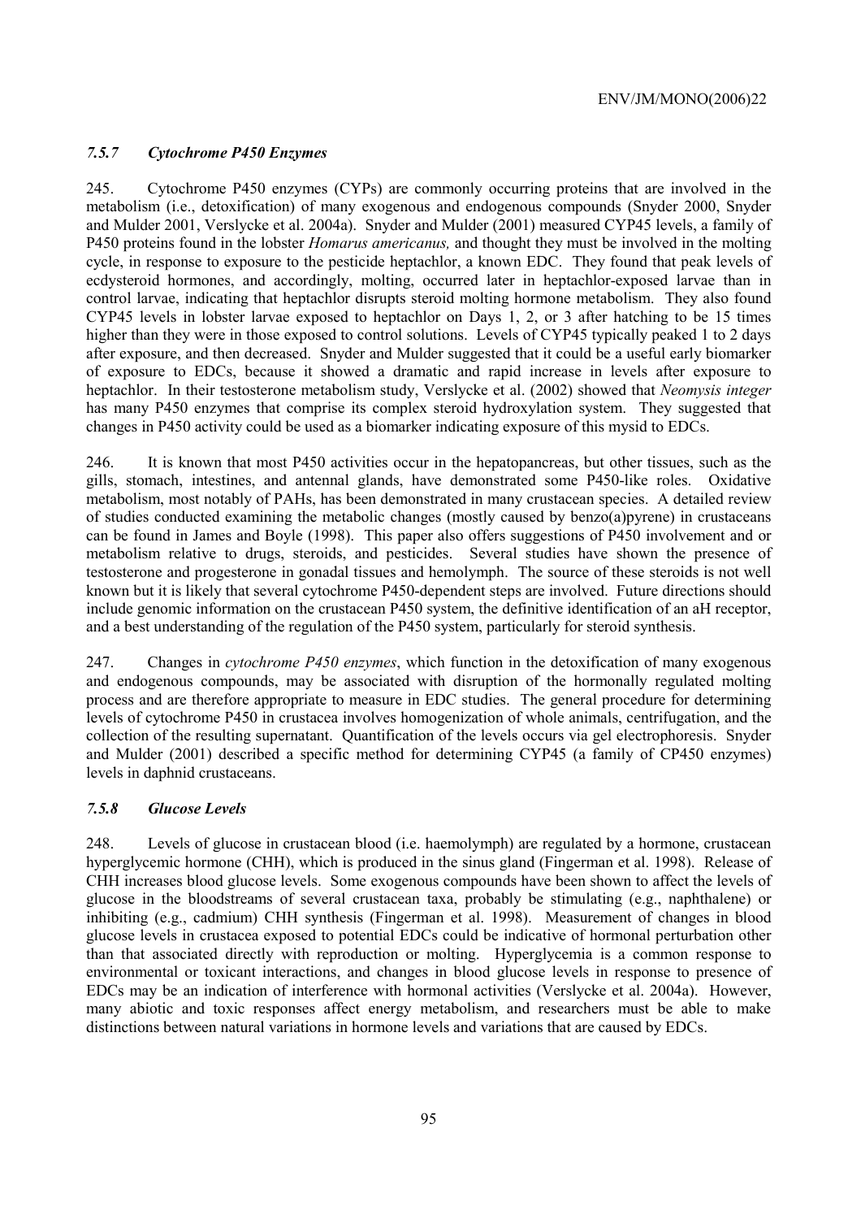### *7.5.7 Cytochrome P450 Enzymes*

245. Cytochrome P450 enzymes (CYPs) are commonly occurring proteins that are involved in the metabolism (i.e., detoxification) of many exogenous and endogenous compounds (Snyder 2000, Snyder and Mulder 2001, Verslycke et al. 2004a). Snyder and Mulder (2001) measured CYP45 levels, a family of P450 proteins found in the lobster *Homarus americanus,* and thought they must be involved in the molting cycle, in response to exposure to the pesticide heptachlor, a known EDC. They found that peak levels of ecdysteroid hormones, and accordingly, molting, occurred later in heptachlor-exposed larvae than in control larvae, indicating that heptachlor disrupts steroid molting hormone metabolism. They also found CYP45 levels in lobster larvae exposed to heptachlor on Days 1, 2, or 3 after hatching to be 15 times higher than they were in those exposed to control solutions. Levels of CYP45 typically peaked 1 to 2 days after exposure, and then decreased. Snyder and Mulder suggested that it could be a useful early biomarker of exposure to EDCs, because it showed a dramatic and rapid increase in levels after exposure to heptachlor. In their testosterone metabolism study, Verslycke et al. (2002) showed that *Neomysis integer* has many P450 enzymes that comprise its complex steroid hydroxylation system. They suggested that changes in P450 activity could be used as a biomarker indicating exposure of this mysid to EDCs.

246. It is known that most P450 activities occur in the hepatopancreas, but other tissues, such as the gills, stomach, intestines, and antennal glands, have demonstrated some P450-like roles. Oxidative metabolism, most notably of PAHs, has been demonstrated in many crustacean species. A detailed review of studies conducted examining the metabolic changes (mostly caused by benzo(a)pyrene) in crustaceans can be found in James and Boyle (1998). This paper also offers suggestions of P450 involvement and or metabolism relative to drugs, steroids, and pesticides. Several studies have shown the presence of testosterone and progesterone in gonadal tissues and hemolymph. The source of these steroids is not well known but it is likely that several cytochrome P450-dependent steps are involved. Future directions should include genomic information on the crustacean P450 system, the definitive identification of an aH receptor, and a best understanding of the regulation of the P450 system, particularly for steroid synthesis.

247. Changes in *cytochrome P450 enzymes*, which function in the detoxification of many exogenous and endogenous compounds, may be associated with disruption of the hormonally regulated molting process and are therefore appropriate to measure in EDC studies. The general procedure for determining levels of cytochrome P450 in crustacea involves homogenization of whole animals, centrifugation, and the collection of the resulting supernatant. Quantification of the levels occurs via gel electrophoresis. Snyder and Mulder (2001) described a specific method for determining CYP45 (a family of CP450 enzymes) levels in daphnid crustaceans.

### *7.5.8 Glucose Levels*

248. Levels of glucose in crustacean blood (i.e. haemolymph) are regulated by a hormone, crustacean hyperglycemic hormone (CHH), which is produced in the sinus gland (Fingerman et al. 1998). Release of CHH increases blood glucose levels. Some exogenous compounds have been shown to affect the levels of glucose in the bloodstreams of several crustacean taxa, probably be stimulating (e.g., naphthalene) or inhibiting (e.g., cadmium) CHH synthesis (Fingerman et al. 1998). Measurement of changes in blood glucose levels in crustacea exposed to potential EDCs could be indicative of hormonal perturbation other than that associated directly with reproduction or molting. Hyperglycemia is a common response to environmental or toxicant interactions, and changes in blood glucose levels in response to presence of EDCs may be an indication of interference with hormonal activities (Verslycke et al. 2004a). However, many abiotic and toxic responses affect energy metabolism, and researchers must be able to make distinctions between natural variations in hormone levels and variations that are caused by EDCs.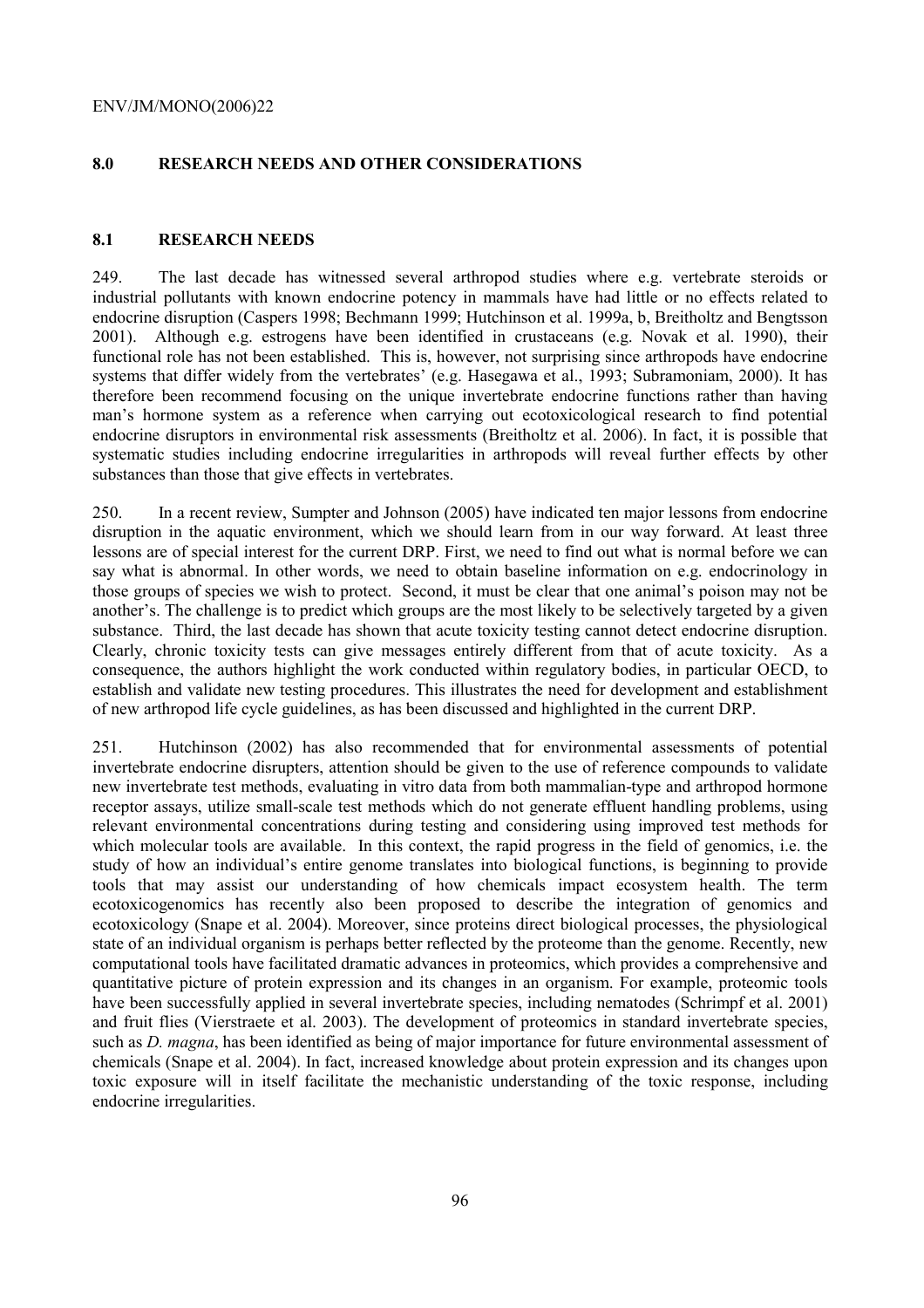## 8.0 RESEARCH NEEDS AND OTHER CONSIDERATIONS

### 8.1 RESEARCH NEEDS

249. The last decade has witnessed several arthropod studies where e.g. vertebrate steroids or industrial pollutants with known endocrine potency in mammals have had little or no effects related to endocrine disruption (Caspers 1998; Bechmann 1999; Hutchinson et al. 1999a, b, Breitholtz and Bengtsson 2001). Although e.g. estrogens have been identified in crustaceans (e.g. Novak et al. 1990), their functional role has not been established. This is, however, not surprising since arthropods have endocrine systems that differ widely from the vertebrates' (e.g. Hasegawa et al., 1993; Subramoniam, 2000). It has therefore been recommend focusing on the unique invertebrate endocrine functions rather than having man's hormone system as a reference when carrying out ecotoxicological research to find potential endocrine disruptors in environmental risk assessments (Breitholtz et al. 2006). In fact, it is possible that systematic studies including endocrine irregularities in arthropods will reveal further effects by other substances than those that give effects in vertebrates.

250. In a recent review, Sumpter and Johnson (2005) have indicated ten major lessons from endocrine disruption in the aquatic environment, which we should learn from in our way forward. At least three lessons are of special interest for the current DRP. First, we need to find out what is normal before we can say what is abnormal. In other words, we need to obtain baseline information on e.g. endocrinology in those groups of species we wish to protect. Second, it must be clear that one animal's poison may not be another's. The challenge is to predict which groups are the most likely to be selectively targeted by a given substance. Third, the last decade has shown that acute toxicity testing cannot detect endocrine disruption. Clearly, chronic toxicity tests can give messages entirely different from that of acute toxicity. As a consequence, the authors highlight the work conducted within regulatory bodies, in particular OECD, to establish and validate new testing procedures. This illustrates the need for development and establishment of new arthropod life cycle guidelines, as has been discussed and highlighted in the current DRP.

251. Hutchinson (2002) has also recommended that for environmental assessments of potential invertebrate endocrine disrupters, attention should be given to the use of reference compounds to validate new invertebrate test methods, evaluating in vitro data from both mammalian-type and arthropod hormone receptor assays, utilize small-scale test methods which do not generate effluent handling problems, using relevant environmental concentrations during testing and considering using improved test methods for which molecular tools are available. In this context, the rapid progress in the field of genomics, i.e. the study of how an individual's entire genome translates into biological functions, is beginning to provide tools that may assist our understanding of how chemicals impact ecosystem health. The term ecotoxicogenomics has recently also been proposed to describe the integration of genomics and ecotoxicology (Snape et al. 2004). Moreover, since proteins direct biological processes, the physiological state of an individual organism is perhaps better reflected by the proteome than the genome. Recently, new computational tools have facilitated dramatic advances in proteomics, which provides a comprehensive and quantitative picture of protein expression and its changes in an organism. For example, proteomic tools have been successfully applied in several invertebrate species, including nematodes (Schrimpf et al. 2001) and fruit flies (Vierstraete et al. 2003). The development of proteomics in standard invertebrate species, such as *D. magna*, has been identified as being of major importance for future environmental assessment of chemicals (Snape et al. 2004). In fact, increased knowledge about protein expression and its changes upon toxic exposure will in itself facilitate the mechanistic understanding of the toxic response, including endocrine irregularities.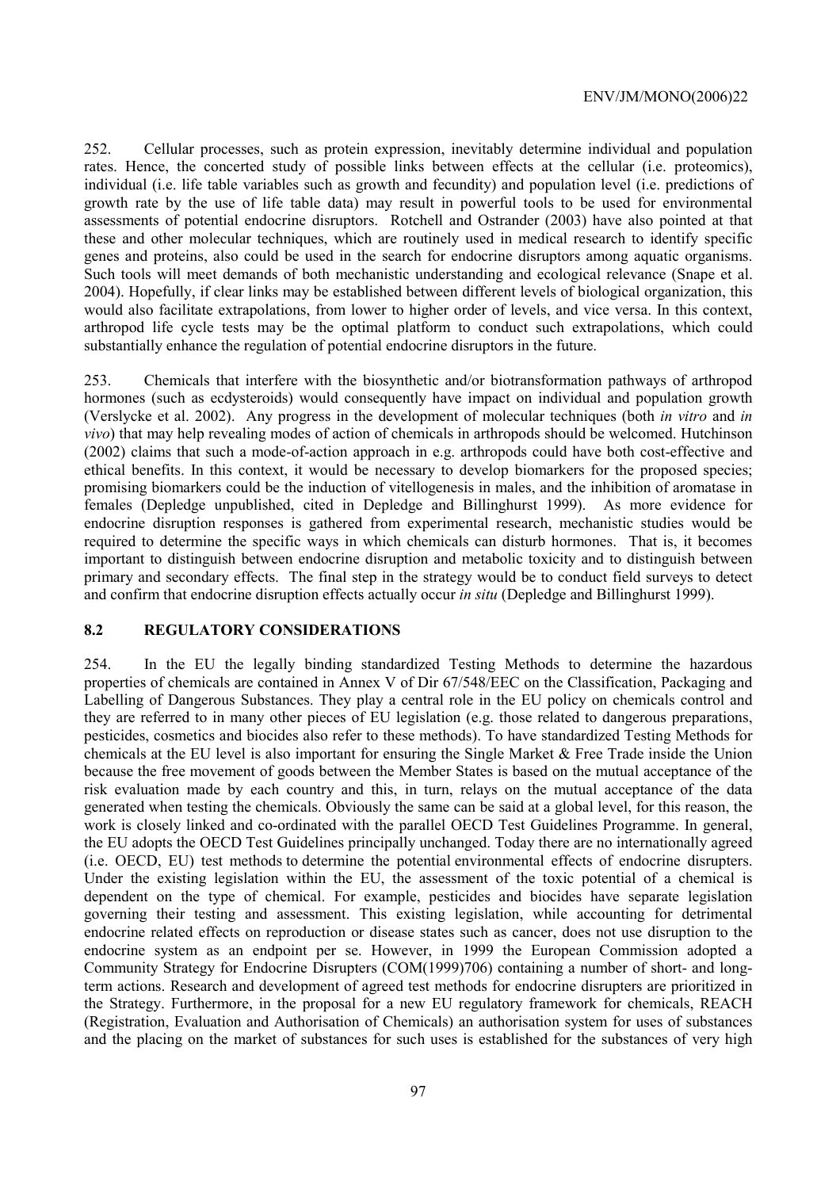252. Cellular processes, such as protein expression, inevitably determine individual and population rates. Hence, the concerted study of possible links between effects at the cellular (i.e. proteomics), individual (i.e. life table variables such as growth and fecundity) and population level (i.e. predictions of growth rate by the use of life table data) may result in powerful tools to be used for environmental assessments of potential endocrine disruptors. Rotchell and Ostrander (2003) have also pointed at that these and other molecular techniques, which are routinely used in medical research to identify specific genes and proteins, also could be used in the search for endocrine disruptors among aquatic organisms. Such tools will meet demands of both mechanistic understanding and ecological relevance (Snape et al. 2004). Hopefully, if clear links may be established between different levels of biological organization, this would also facilitate extrapolations, from lower to higher order of levels, and vice versa. In this context, arthropod life cycle tests may be the optimal platform to conduct such extrapolations, which could substantially enhance the regulation of potential endocrine disruptors in the future.

253. Chemicals that interfere with the biosynthetic and/or biotransformation pathways of arthropod hormones (such as ecdysteroids) would consequently have impact on individual and population growth (Verslycke et al. 2002). Any progress in the development of molecular techniques (both *in vitro* and *in vivo*) that may help revealing modes of action of chemicals in arthropods should be welcomed. Hutchinson (2002) claims that such a mode-of-action approach in e.g. arthropods could have both cost-effective and ethical benefits. In this context, it would be necessary to develop biomarkers for the proposed species; promising biomarkers could be the induction of vitellogenesis in males, and the inhibition of aromatase in females (Depledge unpublished, cited in Depledge and Billinghurst 1999). As more evidence for endocrine disruption responses is gathered from experimental research, mechanistic studies would be required to determine the specific ways in which chemicals can disturb hormones. That is, it becomes important to distinguish between endocrine disruption and metabolic toxicity and to distinguish between primary and secondary effects. The final step in the strategy would be to conduct field surveys to detect and confirm that endocrine disruption effects actually occur *in situ* (Depledge and Billinghurst 1999).

## 8.2 REGULATORY CONSIDERATIONS

254. In the EU the legally binding standardized Testing Methods to determine the hazardous properties of chemicals are contained in Annex V of Dir 67/548/EEC on the Classification, Packaging and Labelling of Dangerous Substances. They play a central role in the EU policy on chemicals control and they are referred to in many other pieces of EU legislation (e.g. those related to dangerous preparations, pesticides, cosmetics and biocides also refer to these methods). To have standardized Testing Methods for chemicals at the EU level is also important for ensuring the Single Market & Free Trade inside the Union because the free movement of goods between the Member States is based on the mutual acceptance of the risk evaluation made by each country and this, in turn, relays on the mutual acceptance of the data generated when testing the chemicals. Obviously the same can be said at a global level, for this reason, the work is closely linked and co-ordinated with the parallel OECD Test Guidelines Programme. In general, the EU adopts the OECD Test Guidelines principally unchanged. Today there are no internationally agreed (i.e. OECD, EU) test methods to determine the potential environmental effects of endocrine disrupters. Under the existing legislation within the EU, the assessment of the toxic potential of a chemical is dependent on the type of chemical. For example, pesticides and biocides have separate legislation governing their testing and assessment. This existing legislation, while accounting for detrimental endocrine related effects on reproduction or disease states such as cancer, does not use disruption to the endocrine system as an endpoint per se. However, in 1999 the European Commission adopted a Community Strategy for Endocrine Disrupters (COM(1999)706) containing a number of short- and long-term actions. Research and development of agreed test methods for endocrine disrupters are prioritized in the Strategy. Furthermore, in the proposal for a new EU regulatory framework for chemicals, REACH (Registration, Evaluation and Authorisation of Chemicals) an authorisation system for uses of substances and the placing on the market of substances for such uses is established for the substances of very high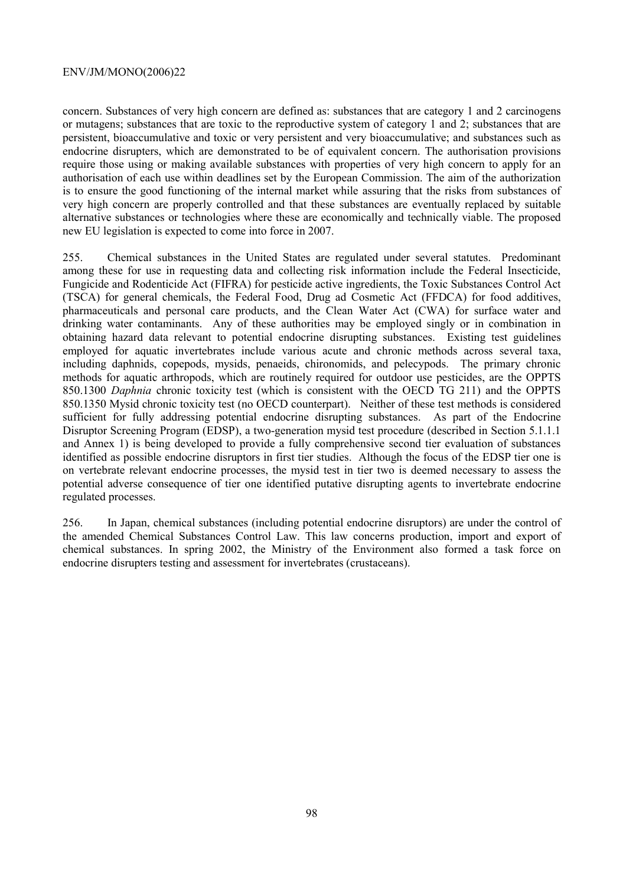concern. Substances of very high concern are defined as: substances that are category 1 and 2 carcinogens or mutagens; substances that are toxic to the reproductive system of category 1 and 2; substances that are persistent, bioaccumulative and toxic or very persistent and very bioaccumulative; and substances such as endocrine disrupters, which are demonstrated to be of equivalent concern. The authorisation provisions require those using or making available substances with properties of very high concern to apply for an authorisation of each use within deadlines set by the European Commission. The aim of the authorization is to ensure the good functioning of the internal market while assuring that the risks from substances of very high concern are properly controlled and that these substances are eventually replaced by suitable alternative substances or technologies where these are economically and technically viable. The proposed new EU legislation is expected to come into force in 2007.

255. Chemical substances in the United States are regulated under several statutes. Predominant among these for use in requesting data and collecting risk information include the Federal Insecticide, Fungicide and Rodenticide Act (FIFRA) for pesticide active ingredients, the Toxic Substances Control Act (TSCA) for general chemicals, the Federal Food, Drug ad Cosmetic Act (FFDCA) for food additives, pharmaceuticals and personal care products, and the Clean Water Act (CWA) for surface water and drinking water contaminants. Any of these authorities may be employed singly or in combination in obtaining hazard data relevant to potential endocrine disrupting substances. Existing test guidelines employed for aquatic invertebrates include various acute and chronic methods across several taxa, including daphnids, copepods, mysids, penaeids, chironomids, and pelecypods. The primary chronic methods for aquatic arthropods, which are routinely required for outdoor use pesticides, are the OPPTS 850.1300 *Daphnia* chronic toxicity test (which is consistent with the OECD TG 211) and the OPPTS 850.1350 Mysid chronic toxicity test (no OECD counterpart). Neither of these test methods is considered sufficient for fully addressing potential endocrine disrupting substances. As part of the Endocrine Disruptor Screening Program (EDSP), a two-generation mysid test procedure (described in Section 5.1.1.1 and Annex 1) is being developed to provide a fully comprehensive second tier evaluation of substances identified as possible endocrine disruptors in first tier studies. Although the focus of the EDSP tier one is on vertebrate relevant endocrine processes, the mysid test in tier two is deemed necessary to assess the potential adverse consequence of tier one identified putative disrupting agents to invertebrate endocrine regulated processes.

256. In Japan, chemical substances (including potential endocrine disruptors) are under the control of the amended Chemical Substances Control Law. This law concerns production, import and export of chemical substances. In spring 2002, the Ministry of the Environment also formed a task force on endocrine disrupters testing and assessment for invertebrates (crustaceans).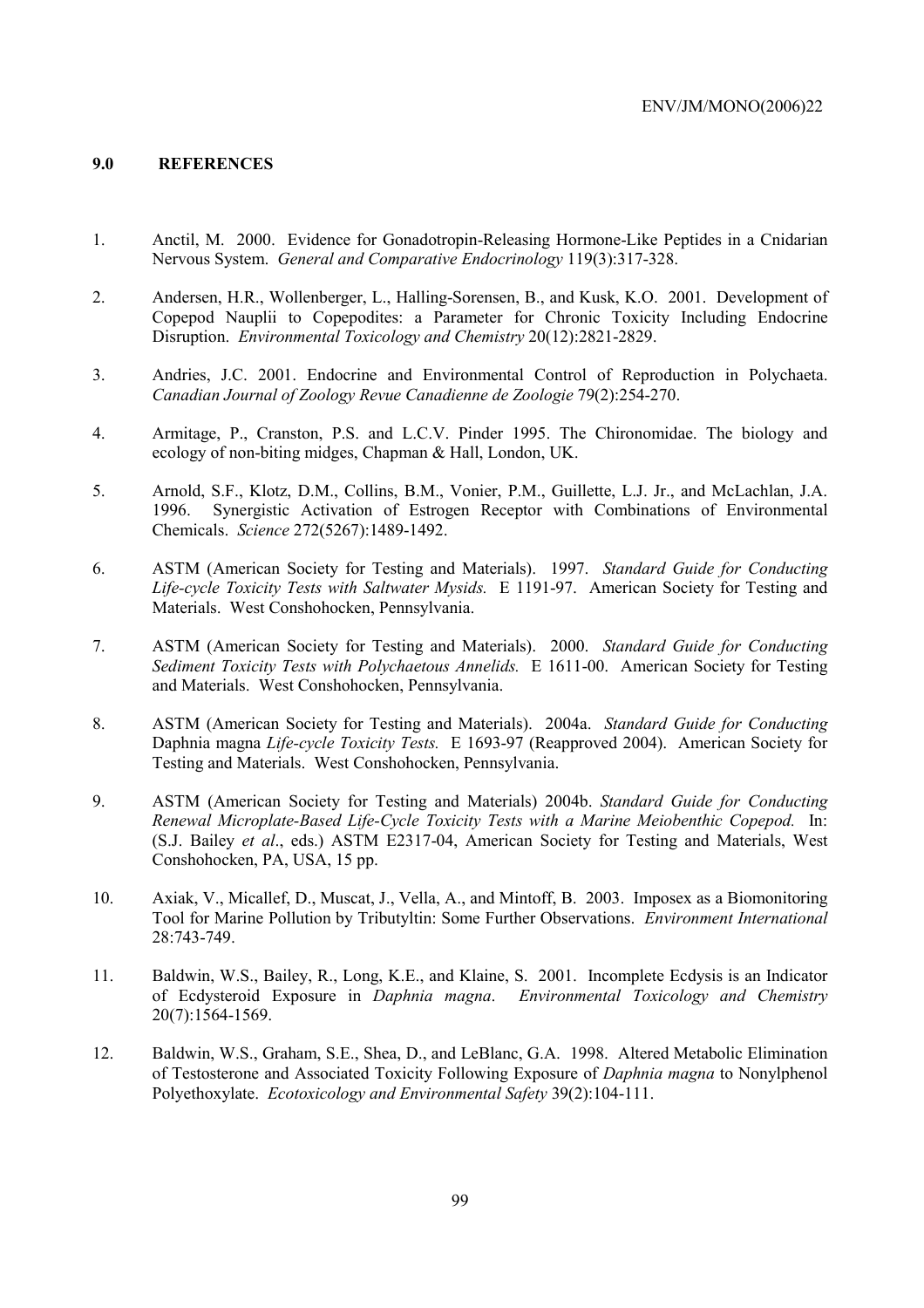## 9.0 REFERENCES

1. Anctil, M. 2000. Evidence for Gonadotropin-Releasing Hormone-Like Peptides in a Cnidarian Nervous System. *General and Comparative Endocrinology* 119(3):317-328.

2. Andersen, H.R., Wollenberger, L., Halling-Sorensen, B., and Kusk, K.O. 2001. Development of Copepod Nauplii to Copepodites: a Parameter for Chronic Toxicity Including Endocrine Disruption. *Environmental Toxicology and Chemistry* 20(12):2821-2829.

3. Andries, J.C. 2001. Endocrine and Environmental Control of Reproduction in Polychaeta. *Canadian Journal of Zoology Revue Canadienne de Zoologie* 79(2):254-270.

4. Armitage, P., Cranston, P.S. and L.C.V. Pinder 1995. The Chironomidae. The biology and ecology of non-biting midges, Chapman & Hall, London, UK.

5. Arnold, S.F., Klotz, D.M., Collins, B.M., Vonier, P.M., Guillette, L.J. Jr., and McLachlan, J.A. 1996. Synergistic Activation of Estrogen Receptor with Combinations of Environmental Chemicals. *Science* 272(5267):1489-1492.

6. ASTM (American Society for Testing and Materials). 1997. *Standard Guide for Conducting Life-cycle Toxicity Tests with Saltwater Mysids.* E 1191-97. American Society for Testing and Materials. West Conshohocken, Pennsylvania.

7. ASTM (American Society for Testing and Materials). 2000. *Standard Guide for Conducting Sediment Toxicity Tests with Polychaetous Annelids.* E 1611-00. American Society for Testing and Materials. West Conshohocken, Pennsylvania.

8. ASTM (American Society for Testing and Materials). 2004a. *Standard Guide for Conducting* Daphnia magna *Life-cycle Toxicity Tests.* E 1693-97 (Reapproved 2004). American Society for Testing and Materials. West Conshohocken, Pennsylvania.

9. ASTM (American Society for Testing and Materials) 2004b. *Standard Guide for Conducting Renewal Microplate-Based Life-Cycle Toxicity Tests with a Marine Meiobenthic Copepod.* In: (S.J. Bailey *et al*., eds.) ASTM E2317-04, American Society for Testing and Materials, West Conshohocken, PA, USA, 15 pp.

10. Axiak, V., Micallef, D., Muscat, J., Vella, A., and Mintoff, B. 2003. Imposex as a Biomonitoring Tool for Marine Pollution by Tributyltin: Some Further Observations. *Environment International* 28:743-749.

11. Baldwin, W.S., Bailey, R., Long, K.E., and Klaine, S. 2001. Incomplete Ecdysis is an Indicator of Ecdysteroid Exposure in *Daphnia magna*. *Environmental Toxicology and Chemistry* 20(7):1564-1569.

12. Baldwin, W.S., Graham, S.E., Shea, D., and LeBlanc, G.A. 1998. Altered Metabolic Elimination of Testosterone and Associated Toxicity Following Exposure of *Daphnia magna* to Nonylphenol Polyethoxylate. *Ecotoxicology and Environmental Safety* 39(2):104-111.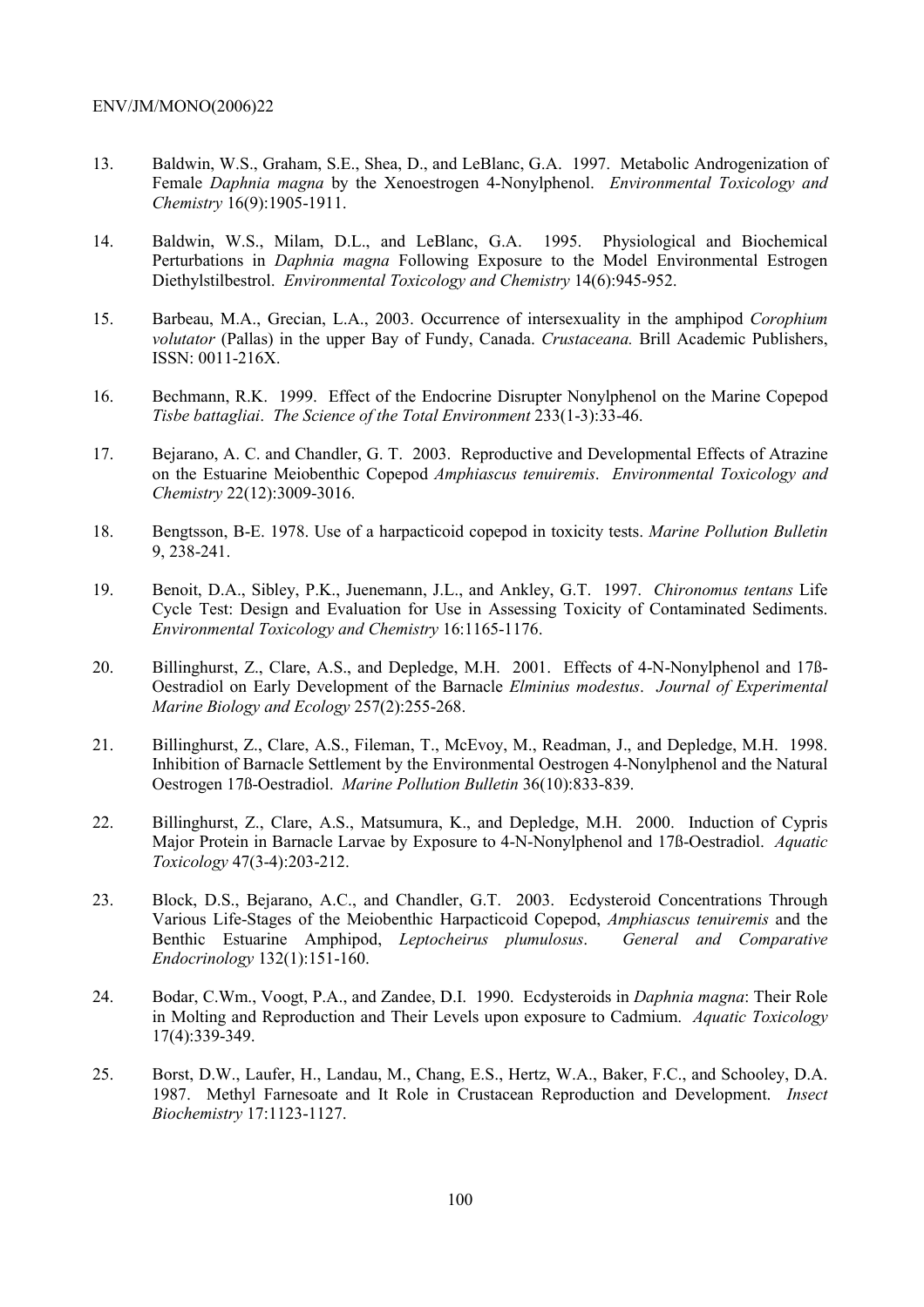13. Baldwin, W.S., Graham, S.E., Shea, D., and LeBlanc, G.A. 1997. Metabolic Androgenization of Female *Daphnia magna* by the Xenoestrogen 4-Nonylphenol. *Environmental Toxicology and Chemistry* 16(9):1905-1911.

14. Baldwin, W.S., Milam, D.L., and LeBlanc, G.A. 1995. Physiological and Biochemical Perturbations in *Daphnia magna* Following Exposure to the Model Environmental Estrogen Diethylstilbestrol. *Environmental Toxicology and Chemistry* 14(6):945-952.

15. Barbeau, M.A., Grecian, L.A., 2003. Occurrence of intersexuality in the amphipod *Corophium volutator* (Pallas) in the upper Bay of Fundy, Canada. *Crustaceana.* Brill Academic Publishers, ISSN: 0011-216X.

16. Bechmann, R.K. 1999. Effect of the Endocrine Disrupter Nonylphenol on the Marine Copepod *Tisbe battagliai*. *The Science of the Total Environment* 233(1-3):33-46.

17. Bejarano, A. C. and Chandler, G. T. 2003. Reproductive and Developmental Effects of Atrazine on the Estuarine Meiobenthic Copepod *Amphiascus tenuiremis*. *Environmental Toxicology and Chemistry* 22(12):3009-3016.

18. Bengtsson, B-E. 1978. Use of a harpacticoid copepod in toxicity tests. *Marine Pollution Bulletin* 9, 238-241.

19. Benoit, D.A., Sibley, P.K., Juenemann, J.L., and Ankley, G.T. 1997. *Chironomus tentans* Life Cycle Test: Design and Evaluation for Use in Assessing Toxicity of Contaminated Sediments. *Environmental Toxicology and Chemistry* 16:1165-1176.

20. Billinghurst, Z., Clare, A.S., and Depledge, M.H. 2001. Effects of 4-N-Nonylphenol and 17ß-Oestradiol on Early Development of the Barnacle *Elminius modestus*. *Journal of Experimental Marine Biology and Ecology* 257(2):255-268.

21. Billinghurst, Z., Clare, A.S., Fileman, T., McEvoy, M., Readman, J., and Depledge, M.H. 1998. Inhibition of Barnacle Settlement by the Environmental Oestrogen 4-Nonylphenol and the Natural Oestrogen 17ß-Oestradiol. *Marine Pollution Bulletin* 36(10):833-839.

22. Billinghurst, Z., Clare, A.S., Matsumura, K., and Depledge, M.H. 2000. Induction of Cypris Major Protein in Barnacle Larvae by Exposure to 4-N-Nonylphenol and 17ß-Oestradiol. *Aquatic Toxicology* 47(3-4):203-212.

23. Block, D.S., Bejarano, A.C., and Chandler, G.T. 2003. Ecdysteroid Concentrations Through Various Life-Stages of the Meiobenthic Harpacticoid Copepod, *Amphiascus tenuiremis* and the Benthic Estuarine Amphipod, *Leptocheirus plumulosus*. *General and Comparative Endocrinology* 132(1):151-160.

24. Bodar, C.Wm., Voogt, P.A., and Zandee, D.I. 1990. Ecdysteroids in *Daphnia magna*: Their Role in Molting and Reproduction and Their Levels upon exposure to Cadmium. *Aquatic Toxicology* 17(4):339-349.

25. Borst, D.W., Laufer, H., Landau, M., Chang, E.S., Hertz, W.A., Baker, F.C., and Schooley, D.A. 1987. Methyl Farnesoate and It Role in Crustacean Reproduction and Development. *Insect Biochemistry* 17:1123-1127.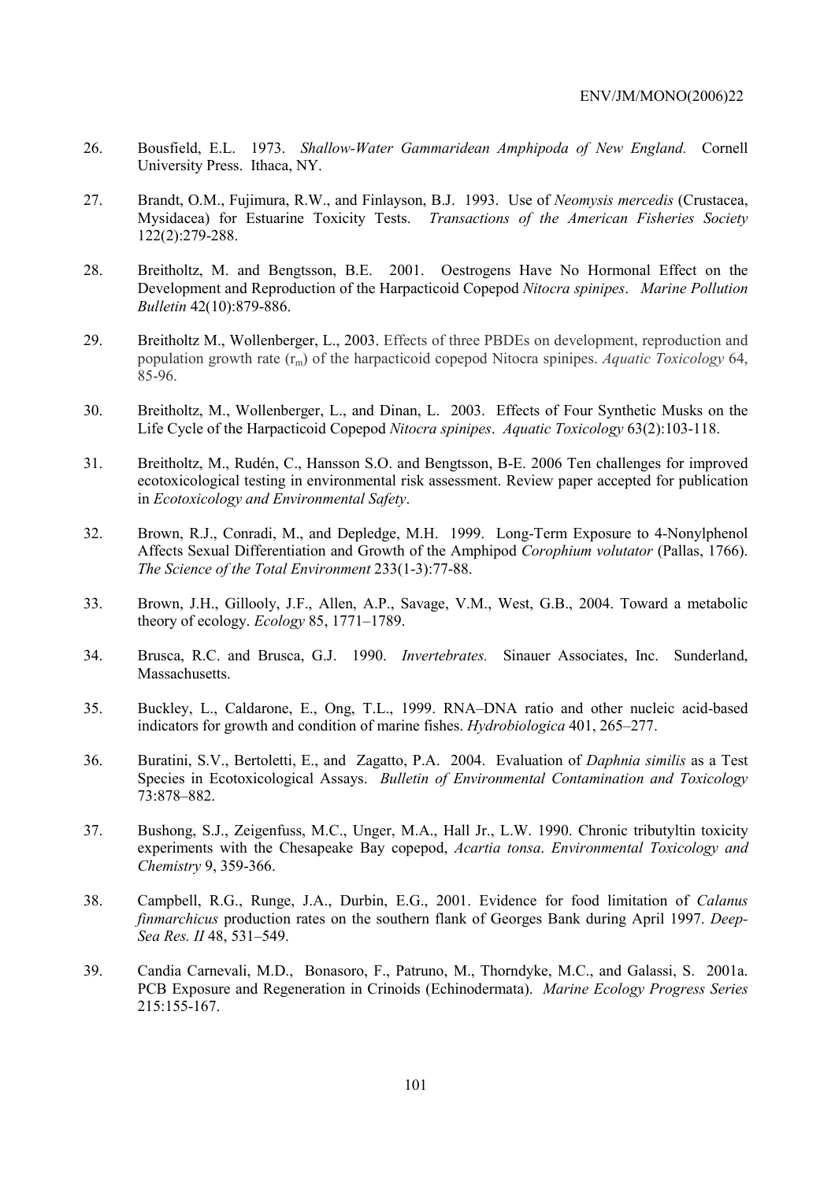26. Bousfield, E.L. 1973. *Shallow-Water Gammaridean Amphipoda of New England.* Cornell University Press. Ithaca, NY.

27. Brandt, O.M., Fujimura, R.W., and Finlayson, B.J. 1993. Use of *Neomysis mercedis* (Crustacea, Mysidacea) for Estuarine Toxicity Tests. *Transactions of the American Fisheries Society* 122(2):279-288.

28. Breitholtz, M. and Bengtsson, B.E. 2001. Oestrogens Have No Hormonal Effect on the Development and Reproduction of the Harpacticoid Copepod *Nitocra spinipes*. *Marine Pollution Bulletin* 42(10):879-886.

29. Breitholtz M., Wollenberger, L., 2003. Effects of three PBDEs on development, reproduction and population growth rate ($r_m$) of the harpacticoid copepod Nitocra spinipes. *Aquatic Toxicology* 64, 85-96.

30. Breitholtz, M., Wollenberger, L., and Dinan, L. 2003. Effects of Four Synthetic Musks on the Life Cycle of the Harpacticoid Copepod *Nitocra spinipes*. *Aquatic Toxicology* 63(2):103-118.

31. Breitholtz, M., Rudén, C., Hansson S.O. and Bengtsson, B-E. 2006 Ten challenges for improved ecotoxicological testing in environmental risk assessment. Review paper accepted for publication in *Ecotoxicology and Environmental Safety*.

32. Brown, R.J., Conradi, M., and Depledge, M.H. 1999. Long-Term Exposure to 4-Nonylphenol Affects Sexual Differentiation and Growth of the Amphipod *Corophium volutator* (Pallas, 1766). *The Science of the Total Environment* 233(1-3):77-88.

33. Brown, J.H., Gillooly, J.F., Allen, A.P., Savage, V.M., West, G.B., 2004. Toward a metabolic theory of ecology. *Ecology* 85, 1771–1789.

34. Brusca, R.C. and Brusca, G.J. 1990. *Invertebrates.* Sinauer Associates, Inc. Sunderland, Massachusetts.

35. Buckley, L., Caldarone, E., Ong, T.L., 1999. RNA–DNA ratio and other nucleic acid-based indicators for growth and condition of marine fishes. *Hydrobiologica* 401, 265–277.

36. Buratini, S.V., Bertoletti, E., and Zagatto, P.A. 2004. Evaluation of *Daphnia similis* as a Test Species in Ecotoxicological Assays. *Bulletin of Environmental Contamination and Toxicology* 73:878–882.

37. Bushong, S.J., Zeigenfuss, M.C., Unger, M.A., Hall Jr., L.W. 1990. Chronic tributyltin toxicity experiments with the Chesapeake Bay copepod, *Acartia tonsa*. *Environmental Toxicology and Chemistry* 9, 359-366.

38. Campbell, R.G., Runge, J.A., Durbin, E.G., 2001. Evidence for food limitation of *Calanus finmarchicus* production rates on the southern flank of Georges Bank during April 1997. *Deep-Sea Res. II* 48, 531–549.

39. Candia Carnevali, M.D., Bonasoro, F., Patruno, M., Thorndyke, M.C., and Galassi, S. 2001a. PCB Exposure and Regeneration in Crinoids (Echinodermata). *Marine Ecology Progress Series* 215:155-167.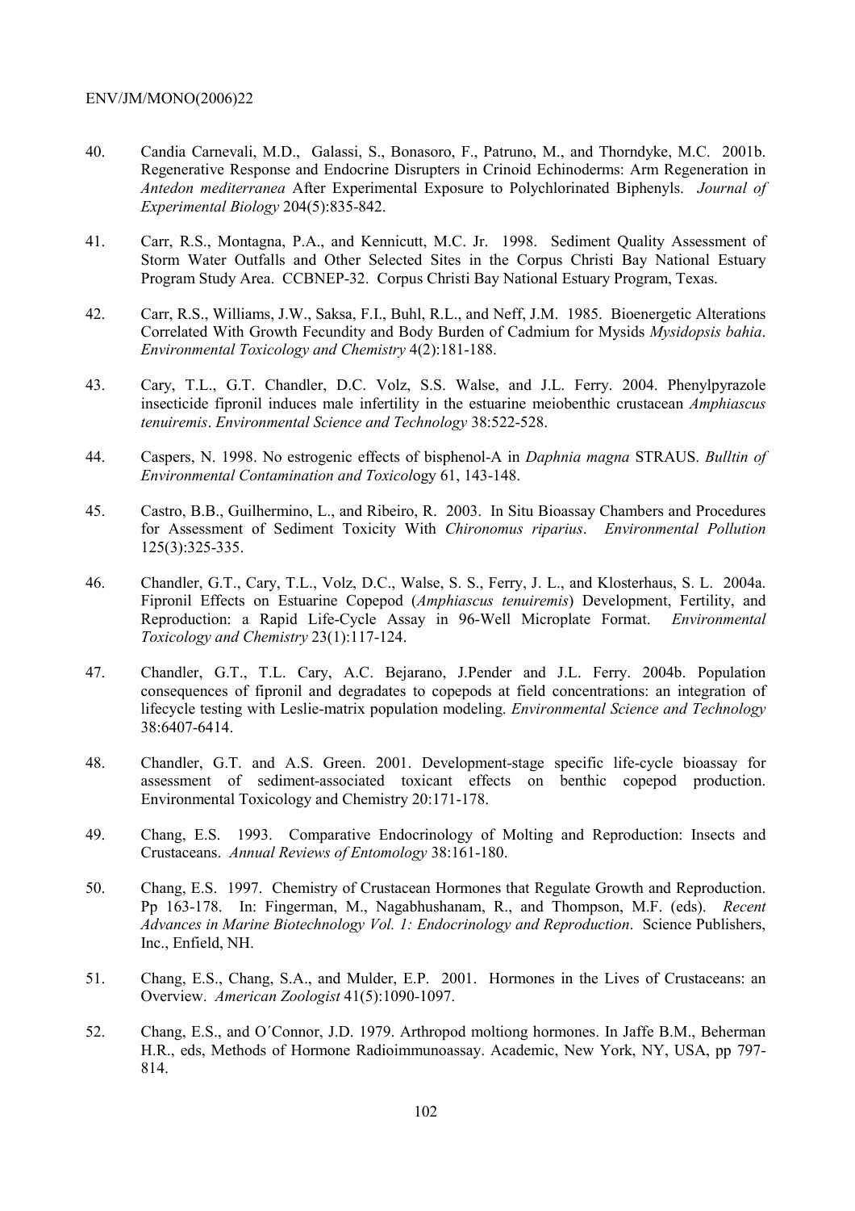40. Candia Carnevali, M.D., Galassi, S., Bonasoro, F., Patruno, M., and Thorndyke, M.C. 2001b. Regenerative Response and Endocrine Disrupters in Crinoid Echinoderms: Arm Regeneration in *Antedon mediterranea* After Experimental Exposure to Polychlorinated Biphenyls. *Journal of Experimental Biology* 204(5):835-842.

41. Carr, R.S., Montagna, P.A., and Kennicutt, M.C. Jr. 1998. Sediment Quality Assessment of Storm Water Outfalls and Other Selected Sites in the Corpus Christi Bay National Estuary Program Study Area. CCBNEP-32. Corpus Christi Bay National Estuary Program, Texas.

42. Carr, R.S., Williams, J.W., Saksa, F.I., Buhl, R.L., and Neff, J.M. 1985. Bioenergetic Alterations Correlated With Growth Fecundity and Body Burden of Cadmium for Mysids *Mysidopsis bahia*. *Environmental Toxicology and Chemistry* 4(2):181-188.

43. Cary, T.L., G.T. Chandler, D.C. Volz, S.S. Walse, and J.L. Ferry. 2004. Phenylpyrazole insecticide fipronil induces male infertility in the estuarine meiobenthic crustacean *Amphiascus tenuiremis*. *Environmental Science and Technology* 38:522-528.

44. Caspers, N. 1998. No estrogenic effects of bisphenol-A in *Daphnia magna* STRAUS. *Bulltin of Environmental Contamination and Toxicol*ogy 61, 143-148.

45. Castro, B.B., Guilhermino, L., and Ribeiro, R. 2003. In Situ Bioassay Chambers and Procedures for Assessment of Sediment Toxicity With *Chironomus riparius*. *Environmental Pollution* 125(3):325-335.

46. Chandler, G.T., Cary, T.L., Volz, D.C., Walse, S. S., Ferry, J. L., and Klosterhaus, S. L. 2004a. Fipronil Effects on Estuarine Copepod (*Amphiascus tenuiremis*) Development, Fertility, and Reproduction: a Rapid Life-Cycle Assay in 96-Well Microplate Format. *Environmental Toxicology and Chemistry* 23(1):117-124.

47. Chandler, G.T., T.L. Cary, A.C. Bejarano, J.Pender and J.L. Ferry. 2004b. Population consequences of fipronil and degradates to copepods at field concentrations: an integration of lifecycle testing with Leslie-matrix population modeling. *Environmental Science and Technology* 38:6407-6414.

48. Chandler, G.T. and A.S. Green. 2001. Development-stage specific life-cycle bioassay for assessment of sediment-associated toxicant effects on benthic copepod production. Environmental Toxicology and Chemistry 20:171-178.

49. Chang, E.S. 1993. Comparative Endocrinology of Molting and Reproduction: Insects and Crustaceans. *Annual Reviews of Entomology* 38:161-180.

50. Chang, E.S. 1997. Chemistry of Crustacean Hormones that Regulate Growth and Reproduction. Pp 163-178. In: Fingerman, M., Nagabhushanam, R., and Thompson, M.F. (eds). *Recent Advances in Marine Biotechnology Vol. 1: Endocrinology and Reproduction*. Science Publishers, Inc., Enfield, NH.

51. Chang, E.S., Chang, S.A., and Mulder, E.P. 2001. Hormones in the Lives of Crustaceans: an Overview. *American Zoologist* 41(5):1090-1097.

52. Chang, E.S., and O´Connor, J.D. 1979. Arthropod moltiong hormones. In Jaffe B.M., Beherman H.R., eds, Methods of Hormone Radioimmunoassay. Academic, New York, NY, USA, pp 797-814.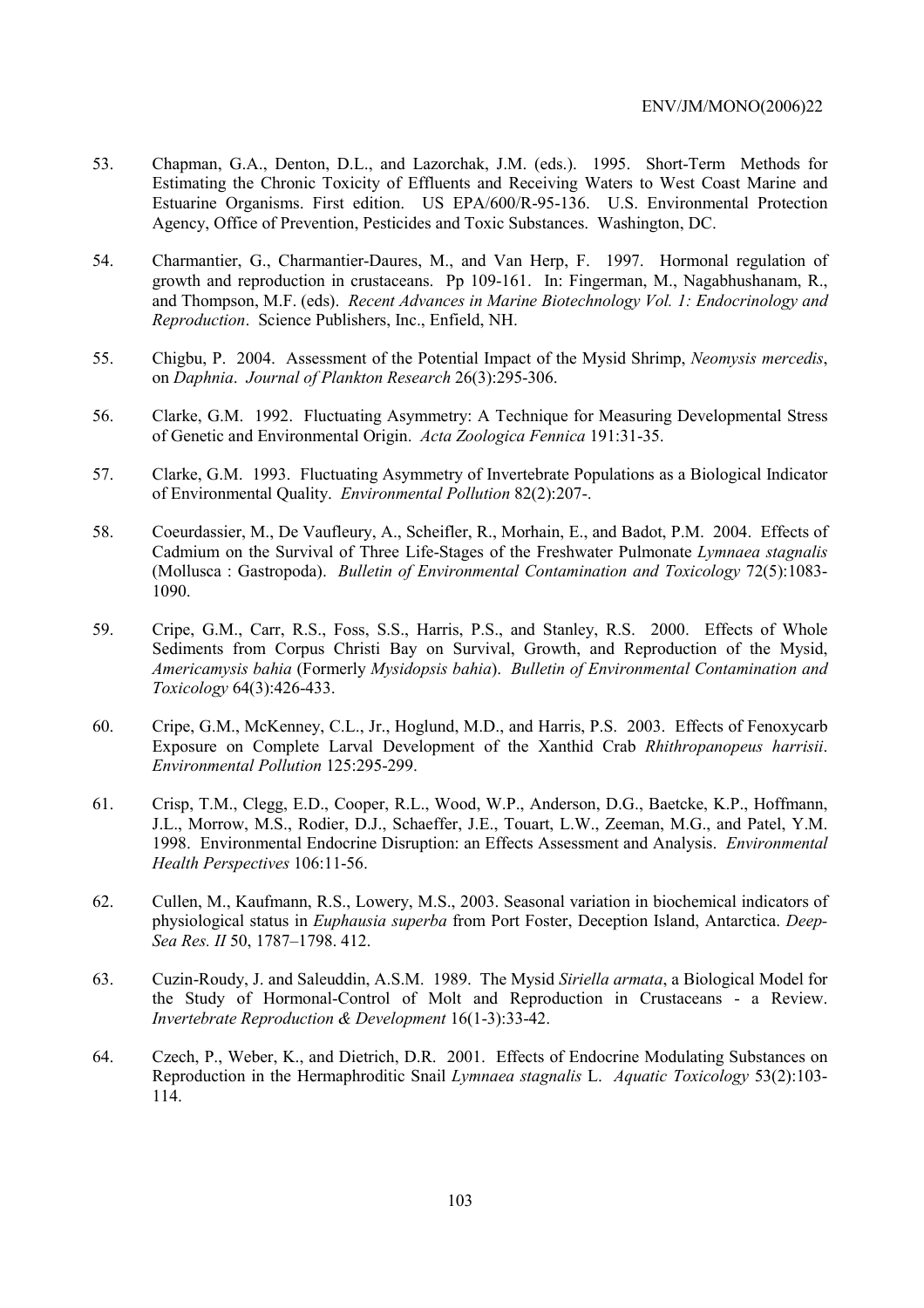53. Chapman, G.A., Denton, D.L., and Lazorchak, J.M. (eds.). 1995. Short-Term Methods for Estimating the Chronic Toxicity of Effluents and Receiving Waters to West Coast Marine and Estuarine Organisms. First edition. US EPA/600/R-95-136. U.S. Environmental Protection Agency, Office of Prevention, Pesticides and Toxic Substances. Washington, DC.

54. Charmantier, G., Charmantier-Daures, M., and Van Herp, F. 1997. Hormonal regulation of growth and reproduction in crustaceans. Pp 109-161. In: Fingerman, M., Nagabhushanam, R., and Thompson, M.F. (eds). *Recent Advances in Marine Biotechnology Vol. 1: Endocrinology and Reproduction*. Science Publishers, Inc., Enfield, NH.

55. Chigbu, P. 2004. Assessment of the Potential Impact of the Mysid Shrimp, *Neomysis mercedis*, on *Daphnia*. *Journal of Plankton Research* 26(3):295-306.

56. Clarke, G.M. 1992. Fluctuating Asymmetry: A Technique for Measuring Developmental Stress of Genetic and Environmental Origin. *Acta Zoologica Fennica* 191:31-35.

57. Clarke, G.M. 1993. Fluctuating Asymmetry of Invertebrate Populations as a Biological Indicator of Environmental Quality. *Environmental Pollution* 82(2):207-.

58. Coeurdassier, M., De Vaufleury, A., Scheifler, R., Morhain, E., and Badot, P.M. 2004. Effects of Cadmium on the Survival of Three Life-Stages of the Freshwater Pulmonate *Lymnaea stagnalis* (Mollusca : Gastropoda). *Bulletin of Environmental Contamination and Toxicology* 72(5):1083-1090.

59. Cripe, G.M., Carr, R.S., Foss, S.S., Harris, P.S., and Stanley, R.S. 2000. Effects of Whole Sediments from Corpus Christi Bay on Survival, Growth, and Reproduction of the Mysid, *Americamysis bahia* (Formerly *Mysidopsis bahia*). *Bulletin of Environmental Contamination and Toxicology* 64(3):426-433.

60. Cripe, G.M., McKenney, C.L., Jr., Hoglund, M.D., and Harris, P.S. 2003. Effects of Fenoxycarb Exposure on Complete Larval Development of the Xanthid Crab *Rhithropanopeus harrisii*. *Environmental Pollution* 125:295-299.

61. Crisp, T.M., Clegg, E.D., Cooper, R.L., Wood, W.P., Anderson, D.G., Baetcke, K.P., Hoffmann, J.L., Morrow, M.S., Rodier, D.J., Schaeffer, J.E., Touart, L.W., Zeeman, M.G., and Patel, Y.M. 1998. Environmental Endocrine Disruption: an Effects Assessment and Analysis. *Environmental Health Perspectives* 106:11-56.

62. Cullen, M., Kaufmann, R.S., Lowery, M.S., 2003. Seasonal variation in biochemical indicators of physiological status in *Euphausia superba* from Port Foster, Deception Island, Antarctica. *Deep-Sea Res. II* 50, 1787–1798. 412.

63. Cuzin-Roudy, J. and Saleuddin, A.S.M. 1989. The Mysid *Siriella armata*, a Biological Model for the Study of Hormonal-Control of Molt and Reproduction in Crustaceans - a Review. *Invertebrate Reproduction & Development* 16(1-3):33-42.

64. Czech, P., Weber, K., and Dietrich, D.R. 2001. Effects of Endocrine Modulating Substances on Reproduction in the Hermaphroditic Snail *Lymnaea stagnalis* L. *Aquatic Toxicology* 53(2):103-114.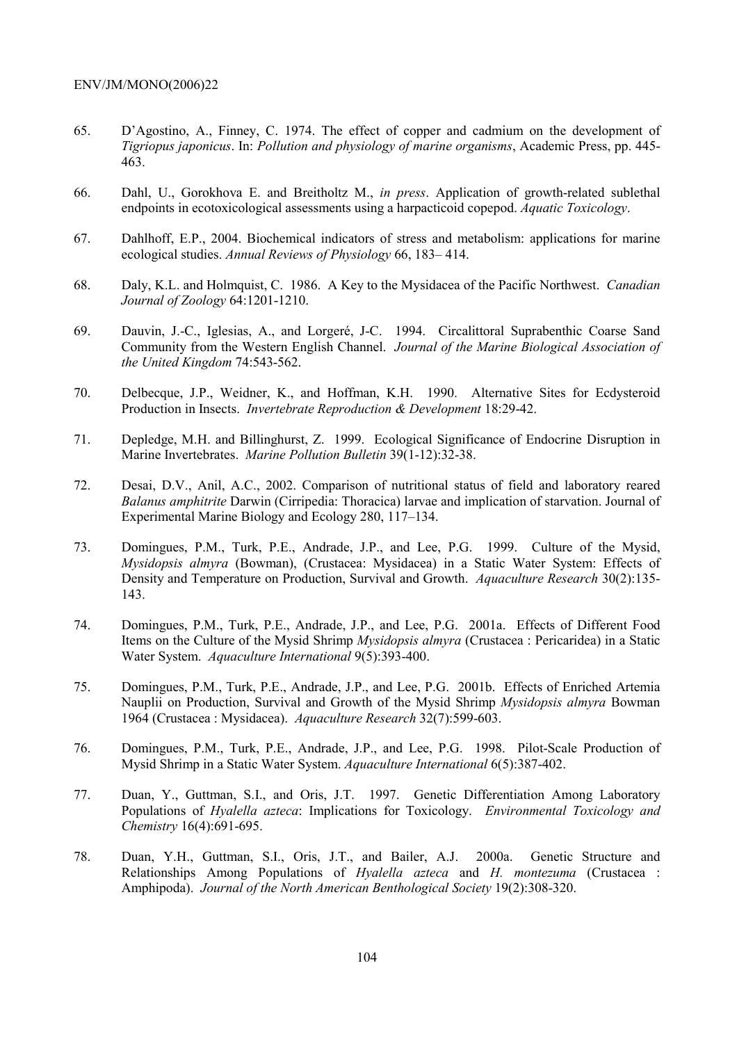65. D'Agostino, A., Finney, C. 1974. The effect of copper and cadmium on the development of *Tigriopus japonicus*. In: *Pollution and physiology of marine organisms*, Academic Press, pp. 445-463.

66. Dahl, U., Gorokhova E. and Breitholtz M., *in press*. Application of growth-related sublethal endpoints in ecotoxicological assessments using a harpacticoid copepod. *Aquatic Toxicology*.

67. Dahlhoff, E.P., 2004. Biochemical indicators of stress and metabolism: applications for marine ecological studies. *Annual Reviews of Physiology* 66, 183– 414.

68. Daly, K.L. and Holmquist, C. 1986. A Key to the Mysidacea of the Pacific Northwest. *Canadian Journal of Zoology* 64:1201-1210.

69. Dauvin, J.-C., Iglesias, A., and Lorgeré, J-C. 1994. Circalittoral Suprabenthic Coarse Sand Community from the Western English Channel. *Journal of the Marine Biological Association of the United Kingdom* 74:543-562.

70. Delbecque, J.P., Weidner, K., and Hoffman, K.H. 1990. Alternative Sites for Ecdysteroid Production in Insects. *Invertebrate Reproduction & Development* 18:29-42.

71. Depledge, M.H. and Billinghurst, Z. 1999. Ecological Significance of Endocrine Disruption in Marine Invertebrates. *Marine Pollution Bulletin* 39(1-12):32-38.

72. Desai, D.V., Anil, A.C., 2002. Comparison of nutritional status of field and laboratory reared *Balanus amphitrite* Darwin (Cirripedia: Thoracica) larvae and implication of starvation. Journal of Experimental Marine Biology and Ecology 280, 117–134.

73. Domingues, P.M., Turk, P.E., Andrade, J.P., and Lee, P.G. 1999. Culture of the Mysid, *Mysidopsis almyra* (Bowman), (Crustacea: Mysidacea) in a Static Water System: Effects of Density and Temperature on Production, Survival and Growth. *Aquaculture Research* 30(2):135-143.

74. Domingues, P.M., Turk, P.E., Andrade, J.P., and Lee, P.G. 2001a. Effects of Different Food Items on the Culture of the Mysid Shrimp *Mysidopsis almyra* (Crustacea : Pericaridea) in a Static Water System. *Aquaculture International* 9(5):393-400.

75. Domingues, P.M., Turk, P.E., Andrade, J.P., and Lee, P.G. 2001b. Effects of Enriched Artemia Nauplii on Production, Survival and Growth of the Mysid Shrimp *Mysidopsis almyra* Bowman 1964 (Crustacea : Mysidacea). *Aquaculture Research* 32(7):599-603.

76. Domingues, P.M., Turk, P.E., Andrade, J.P., and Lee, P.G. 1998. Pilot-Scale Production of Mysid Shrimp in a Static Water System. *Aquaculture International* 6(5):387-402.

77. Duan, Y., Guttman, S.I., and Oris, J.T. 1997. Genetic Differentiation Among Laboratory Populations of *Hyalella azteca*: Implications for Toxicology. *Environmental Toxicology and Chemistry* 16(4):691-695.

78. Duan, Y.H., Guttman, S.I., Oris, J.T., and Bailer, A.J. 2000a. Genetic Structure and Relationships Among Populations of *Hyalella azteca* and *H. montezuma* (Crustacea : Amphipoda). *Journal of the North American Benthological Society* 19(2):308-320.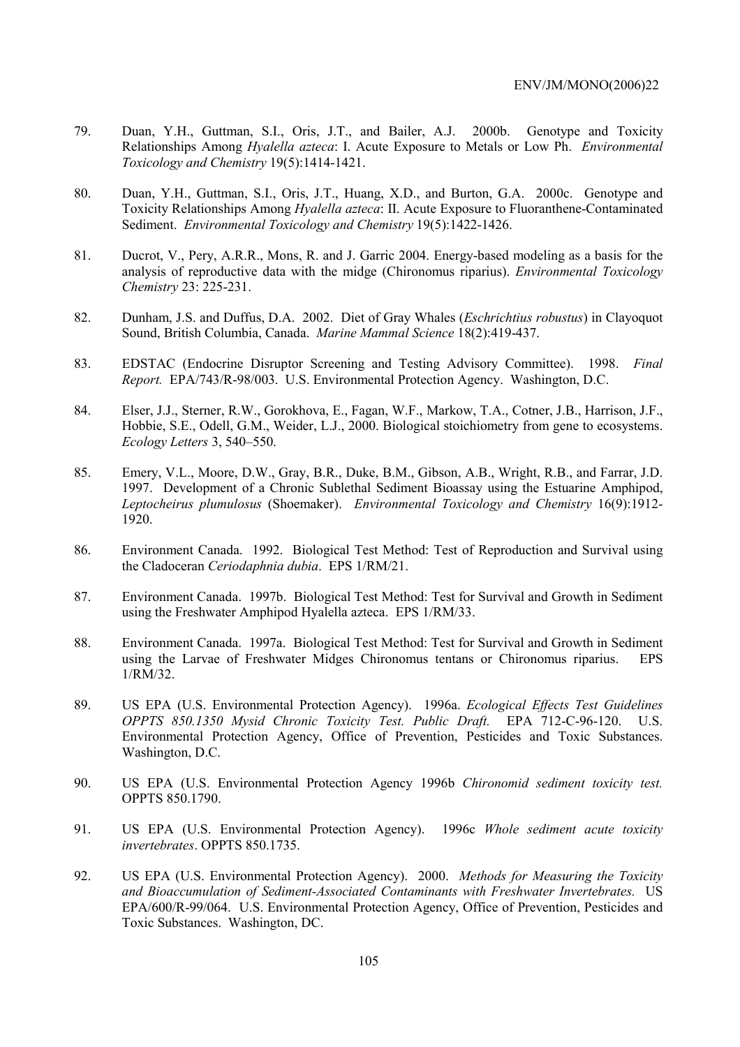79. Duan, Y.H., Guttman, S.I., Oris, J.T., and Bailer, A.J. 2000b. Genotype and Toxicity Relationships Among *Hyalella azteca*: I. Acute Exposure to Metals or Low Ph. *Environmental Toxicology and Chemistry* 19(5):1414-1421.

80. Duan, Y.H., Guttman, S.I., Oris, J.T., Huang, X.D., and Burton, G.A. 2000c. Genotype and Toxicity Relationships Among *Hyalella azteca*: II. Acute Exposure to Fluoranthene-Contaminated Sediment. *Environmental Toxicology and Chemistry* 19(5):1422-1426.

81. Ducrot, V., Pery, A.R.R., Mons, R. and J. Garric 2004. Energy-based modeling as a basis for the analysis of reproductive data with the midge (Chironomus riparius). *Environmental Toxicology Chemistry* 23: 225-231.

82. Dunham, J.S. and Duffus, D.A. 2002. Diet of Gray Whales (*Eschrichtius robustus*) in Clayoquot Sound, British Columbia, Canada. *Marine Mammal Science* 18(2):419-437.

83. EDSTAC (Endocrine Disruptor Screening and Testing Advisory Committee). 1998. *Final Report.* EPA/743/R-98/003. U.S. Environmental Protection Agency. Washington, D.C.

84. Elser, J.J., Sterner, R.W., Gorokhova, E., Fagan, W.F., Markow, T.A., Cotner, J.B., Harrison, J.F., Hobbie, S.E., Odell, G.M., Weider, L.J., 2000. Biological stoichiometry from gene to ecosystems. *Ecology Letters* 3, 540–550.

85. Emery, V.L., Moore, D.W., Gray, B.R., Duke, B.M., Gibson, A.B., Wright, R.B., and Farrar, J.D. 1997. Development of a Chronic Sublethal Sediment Bioassay using the Estuarine Amphipod, *Leptocheirus plumulosus* (Shoemaker). *Environmental Toxicology and Chemistry* 16(9):1912-1920.

86. Environment Canada. 1992. Biological Test Method: Test of Reproduction and Survival using the Cladoceran *Ceriodaphnia dubia*. EPS 1/RM/21.

87. Environment Canada. 1997b. Biological Test Method: Test for Survival and Growth in Sediment using the Freshwater Amphipod Hyalella azteca. EPS 1/RM/33.

88. Environment Canada. 1997a. Biological Test Method: Test for Survival and Growth in Sediment using the Larvae of Freshwater Midges Chironomus tentans or Chironomus riparius. EPS 1/RM/32.

89. US EPA (U.S. Environmental Protection Agency). 1996a. *Ecological Effects Test Guidelines OPPTS 850.1350 Mysid Chronic Toxicity Test. Public Draft.* EPA 712-C-96-120. U.S. Environmental Protection Agency, Office of Prevention, Pesticides and Toxic Substances. Washington, D.C.

90. US EPA (U.S. Environmental Protection Agency 1996b *Chironomid sediment toxicity test.* OPPTS 850.1790.

91. US EPA (U.S. Environmental Protection Agency). 1996c *Whole sediment acute toxicity invertebrates*. OPPTS 850.1735.

92. US EPA (U.S. Environmental Protection Agency). 2000. *Methods for Measuring the Toxicity and Bioaccumulation of Sediment-Associated Contaminants with Freshwater Invertebrates.* US EPA/600/R-99/064. U.S. Environmental Protection Agency, Office of Prevention, Pesticides and Toxic Substances. Washington, DC.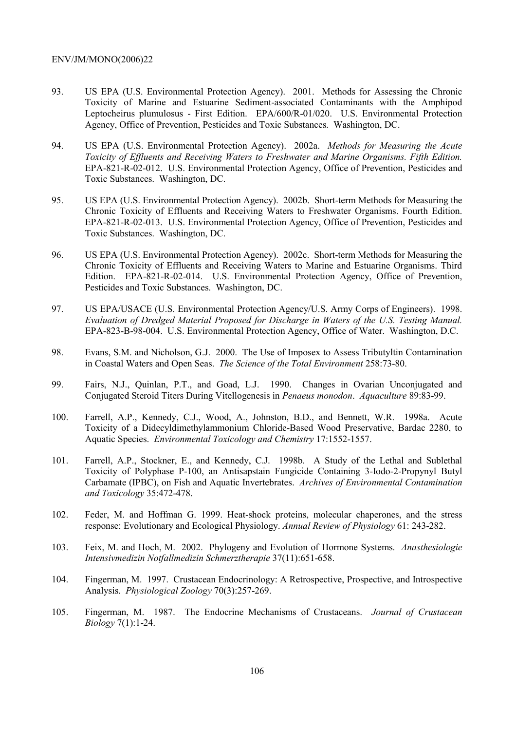93. US EPA (U.S. Environmental Protection Agency). 2001. Methods for Assessing the Chronic Toxicity of Marine and Estuarine Sediment-associated Contaminants with the Amphipod Leptocheirus plumulosus - First Edition. EPA/600/R-01/020. U.S. Environmental Protection Agency, Office of Prevention, Pesticides and Toxic Substances. Washington, DC.

94. US EPA (U.S. Environmental Protection Agency). 2002a. *Methods for Measuring the Acute Toxicity of Effluents and Receiving Waters to Freshwater and Marine Organisms. Fifth Edition.* EPA-821-R-02-012. U.S. Environmental Protection Agency, Office of Prevention, Pesticides and Toxic Substances. Washington, DC.

95. US EPA (U.S. Environmental Protection Agency). 2002b. Short-term Methods for Measuring the Chronic Toxicity of Effluents and Receiving Waters to Freshwater Organisms. Fourth Edition. EPA-821-R-02-013. U.S. Environmental Protection Agency, Office of Prevention, Pesticides and Toxic Substances. Washington, DC.

96. US EPA (U.S. Environmental Protection Agency). 2002c. Short-term Methods for Measuring the Chronic Toxicity of Effluents and Receiving Waters to Marine and Estuarine Organisms. Third Edition. EPA-821-R-02-014. U.S. Environmental Protection Agency, Office of Prevention, Pesticides and Toxic Substances. Washington, DC.

97. US EPA/USACE (U.S. Environmental Protection Agency/U.S. Army Corps of Engineers). 1998. *Evaluation of Dredged Material Proposed for Discharge in Waters of the U.S. Testing Manual.* EPA-823-B-98-004. U.S. Environmental Protection Agency, Office of Water. Washington, D.C.

98. Evans, S.M. and Nicholson, G.J. 2000. The Use of Imposex to Assess Tributyltin Contamination in Coastal Waters and Open Seas. *The Science of the Total Environment* 258:73-80.

99. Fairs, N.J., Quinlan, P.T., and Goad, L.J. 1990. Changes in Ovarian Unconjugated and Conjugated Steroid Titers During Vitellogenesis in *Penaeus monodon*. *Aquaculture* 89:83-99.

100. Farrell, A.P., Kennedy, C.J., Wood, A., Johnston, B.D., and Bennett, W.R. 1998a. Acute Toxicity of a Didecyldimethylammonium Chloride-Based Wood Preservative, Bardac 2280, to Aquatic Species. *Environmental Toxicology and Chemistry* 17:1552-1557.

101. Farrell, A.P., Stockner, E., and Kennedy, C.J. 1998b. A Study of the Lethal and Sublethal Toxicity of Polyphase P-100, an Antisapstain Fungicide Containing 3-Iodo-2-Propynyl Butyl Carbamate (IPBC), on Fish and Aquatic Invertebrates. *Archives of Environmental Contamination and Toxicology* 35:472-478.

102. Feder, M. and Hoffman G. 1999. Heat-shock proteins, molecular chaperones, and the stress response: Evolutionary and Ecological Physiology. *Annual Review of Physiology* 61: 243-282.

103. Feix, M. and Hoch, M. 2002. Phylogeny and Evolution of Hormone Systems. *Anasthesiologie Intensivmedizin Notfallmedizin Schmerztherapie* 37(11):651-658.

104. Fingerman, M. 1997. Crustacean Endocrinology: A Retrospective, Prospective, and Introspective Analysis. *Physiological Zoology* 70(3):257-269.

105. Fingerman, M. 1987. The Endocrine Mechanisms of Crustaceans. *Journal of Crustacean Biology* 7(1):1-24.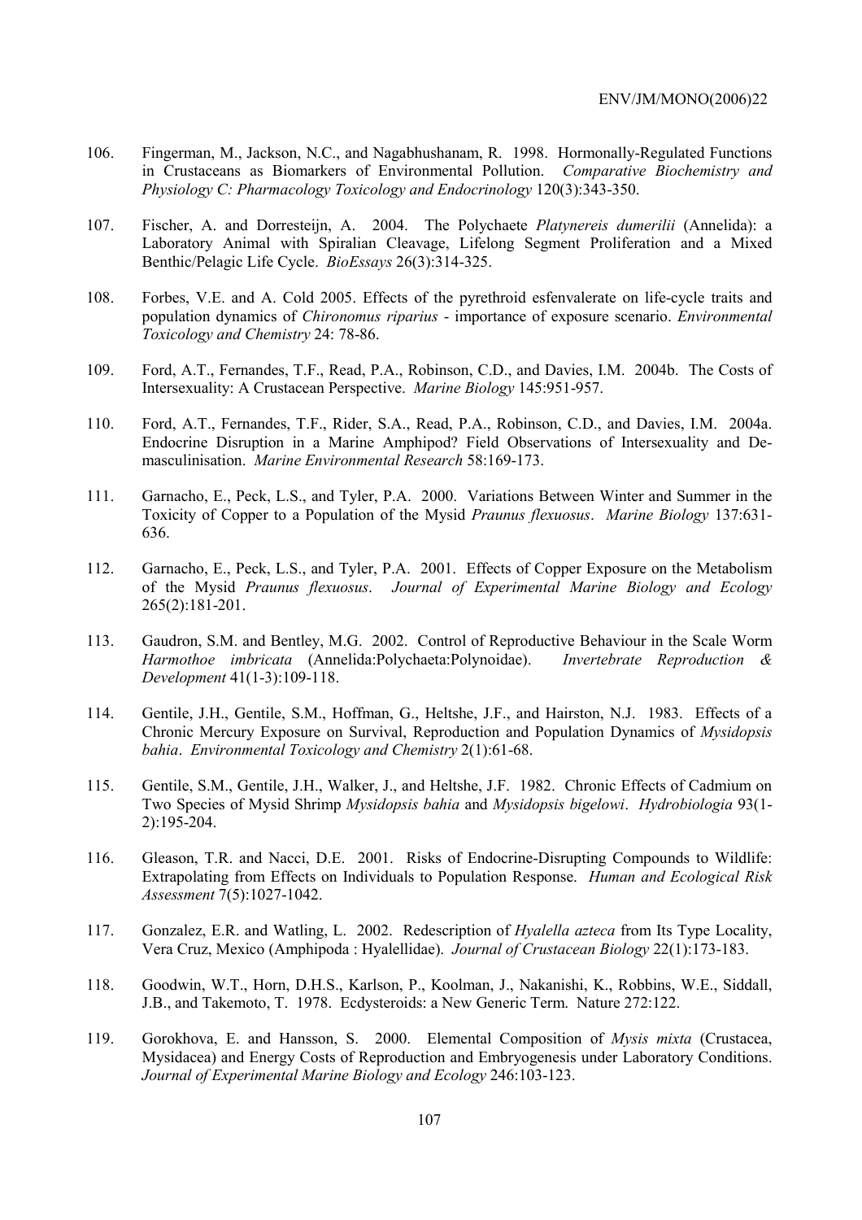106. Fingerman, M., Jackson, N.C., and Nagabhushanam, R. 1998. Hormonally-Regulated Functions in Crustaceans as Biomarkers of Environmental Pollution. *Comparative Biochemistry and Physiology C: Pharmacology Toxicology and Endocrinology* 120(3):343-350.

107. Fischer, A. and Dorresteijn, A. 2004. The Polychaete *Platynereis dumerilii* (Annelida): a Laboratory Animal with Spiralian Cleavage, Lifelong Segment Proliferation and a Mixed Benthic/Pelagic Life Cycle. *BioEssays* 26(3):314-325.

108. Forbes, V.E. and A. Cold 2005. Effects of the pyrethroid esfenvalerate on life-cycle traits and population dynamics of *Chironomus riparius* - importance of exposure scenario. *Environmental Toxicology and Chemistry* 24: 78-86.

109. Ford, A.T., Fernandes, T.F., Read, P.A., Robinson, C.D., and Davies, I.M. 2004b. The Costs of Intersexuality: A Crustacean Perspective. *Marine Biology* 145:951-957.

110. Ford, A.T., Fernandes, T.F., Rider, S.A., Read, P.A., Robinson, C.D., and Davies, I.M. 2004a. Endocrine Disruption in a Marine Amphipod? Field Observations of Intersexuality and De-masculinisation. *Marine Environmental Research* 58:169-173.

111. Garnacho, E., Peck, L.S., and Tyler, P.A. 2000. Variations Between Winter and Summer in the Toxicity of Copper to a Population of the Mysid *Praunus flexuosus*. *Marine Biology* 137:631-636.

112. Garnacho, E., Peck, L.S., and Tyler, P.A. 2001. Effects of Copper Exposure on the Metabolism of the Mysid *Praunus flexuosus*. *Journal of Experimental Marine Biology and Ecology* 265(2):181-201.

113. Gaudron, S.M. and Bentley, M.G. 2002. Control of Reproductive Behaviour in the Scale Worm *Harmothoe imbricata* (Annelida:Polychaeta:Polynoidae). *Invertebrate Reproduction & Development* 41(1-3):109-118.

114. Gentile, J.H., Gentile, S.M., Hoffman, G., Heltshe, J.F., and Hairston, N.J. 1983. Effects of a Chronic Mercury Exposure on Survival, Reproduction and Population Dynamics of *Mysidopsis bahia*. *Environmental Toxicology and Chemistry* 2(1):61-68.

115. Gentile, S.M., Gentile, J.H., Walker, J., and Heltshe, J.F. 1982. Chronic Effects of Cadmium on Two Species of Mysid Shrimp *Mysidopsis bahia* and *Mysidopsis bigelowi*. *Hydrobiologia* 93(1-2):195-204.

116. Gleason, T.R. and Nacci, D.E. 2001. Risks of Endocrine-Disrupting Compounds to Wildlife: Extrapolating from Effects on Individuals to Population Response. *Human and Ecological Risk Assessment* 7(5):1027-1042.

117. Gonzalez, E.R. and Watling, L. 2002. Redescription of *Hyalella azteca* from Its Type Locality, Vera Cruz, Mexico (Amphipoda : Hyalellidae). *Journal of Crustacean Biology* 22(1):173-183.

118. Goodwin, W.T., Horn, D.H.S., Karlson, P., Koolman, J., Nakanishi, K., Robbins, W.E., Siddall, J.B., and Takemoto, T. 1978. Ecdysteroids: a New Generic Term. Nature 272:122.

119. Gorokhova, E. and Hansson, S. 2000. Elemental Composition of *Mysis mixta* (Crustacea, Mysidacea) and Energy Costs of Reproduction and Embryogenesis under Laboratory Conditions. *Journal of Experimental Marine Biology and Ecology* 246:103-123.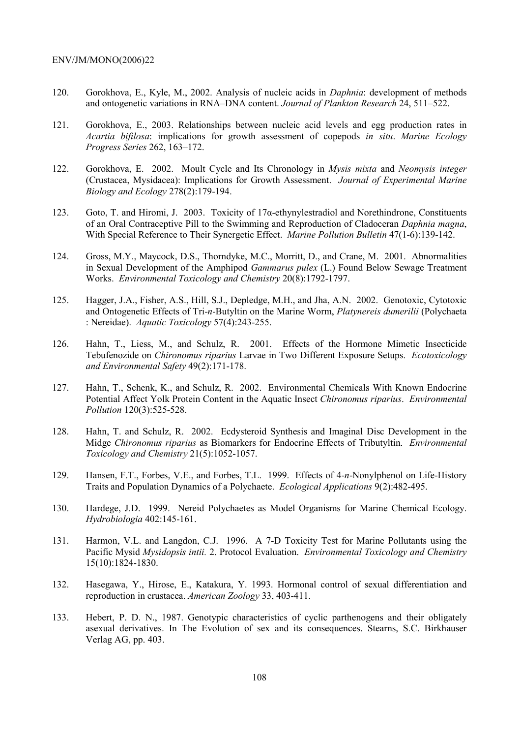120. Gorokhova, E., Kyle, M., 2002. Analysis of nucleic acids in *Daphnia*: development of methods and ontogenetic variations in RNA–DNA content. *Journal of Plankton Research* 24, 511–522.

121. Gorokhova, E., 2003. Relationships between nucleic acid levels and egg production rates in *Acartia bifilosa*: implications for growth assessment of copepods *in situ*. *Marine Ecology Progress Series* 262, 163–172.

122. Gorokhova, E. 2002. Moult Cycle and Its Chronology in *Mysis mixta* and *Neomysis integer* (Crustacea, Mysidacea): Implications for Growth Assessment. *Journal of Experimental Marine Biology and Ecology* 278(2):179-194.

123. Goto, T. and Hiromi, J. 2003. Toxicity of 17α-ethynylestradiol and Norethindrone, Constituents of an Oral Contraceptive Pill to the Swimming and Reproduction of Cladoceran *Daphnia magna*, With Special Reference to Their Synergetic Effect. *Marine Pollution Bulletin* 47(1-6):139-142.

124. Gross, M.Y., Maycock, D.S., Thorndyke, M.C., Morritt, D., and Crane, M. 2001. Abnormalities in Sexual Development of the Amphipod *Gammarus pulex* (L.) Found Below Sewage Treatment Works. *Environmental Toxicology and Chemistry* 20(8):1792-1797.

125. Hagger, J.A., Fisher, A.S., Hill, S.J., Depledge, M.H., and Jha, A.N. 2002. Genotoxic, Cytotoxic and Ontogenetic Effects of Tri-*n*-Butyltin on the Marine Worm, *Platynereis dumerilii* (Polychaeta : Nereidae). *Aquatic Toxicology* 57(4):243-255.

126. Hahn, T., Liess, M., and Schulz, R. 2001. Effects of the Hormone Mimetic Insecticide Tebufenozide on *Chironomus riparius* Larvae in Two Different Exposure Setups. *Ecotoxicology and Environmental Safety* 49(2):171-178.

127. Hahn, T., Schenk, K., and Schulz, R. 2002. Environmental Chemicals With Known Endocrine Potential Affect Yolk Protein Content in the Aquatic Insect *Chironomus riparius*. *Environmental Pollution* 120(3):525-528.

128. Hahn, T. and Schulz, R. 2002. Ecdysteroid Synthesis and Imaginal Disc Development in the Midge *Chironomus riparius* as Biomarkers for Endocrine Effects of Tributyltin. *Environmental Toxicology and Chemistry* 21(5):1052-1057.

129. Hansen, F.T., Forbes, V.E., and Forbes, T.L. 1999. Effects of 4-*n*-Nonylphenol on Life-History Traits and Population Dynamics of a Polychaete. *Ecological Applications* 9(2):482-495.

130. Hardege, J.D. 1999. Nereid Polychaetes as Model Organisms for Marine Chemical Ecology. *Hydrobiologia* 402:145-161.

131. Harmon, V.L. and Langdon, C.J. 1996. A 7-D Toxicity Test for Marine Pollutants using the Pacific Mysid *Mysidopsis intii.* 2. Protocol Evaluation. *Environmental Toxicology and Chemistry* 15(10):1824-1830.

132. Hasegawa, Y., Hirose, E., Katakura, Y. 1993. Hormonal control of sexual differentiation and reproduction in crustacea. *American Zoology* 33, 403-411.

133. Hebert, P. D. N., 1987. Genotypic characteristics of cyclic parthenogens and their obligately asexual derivatives. In The Evolution of sex and its consequences. Stearns, S.C. Birkhauser Verlag AG, pp. 403.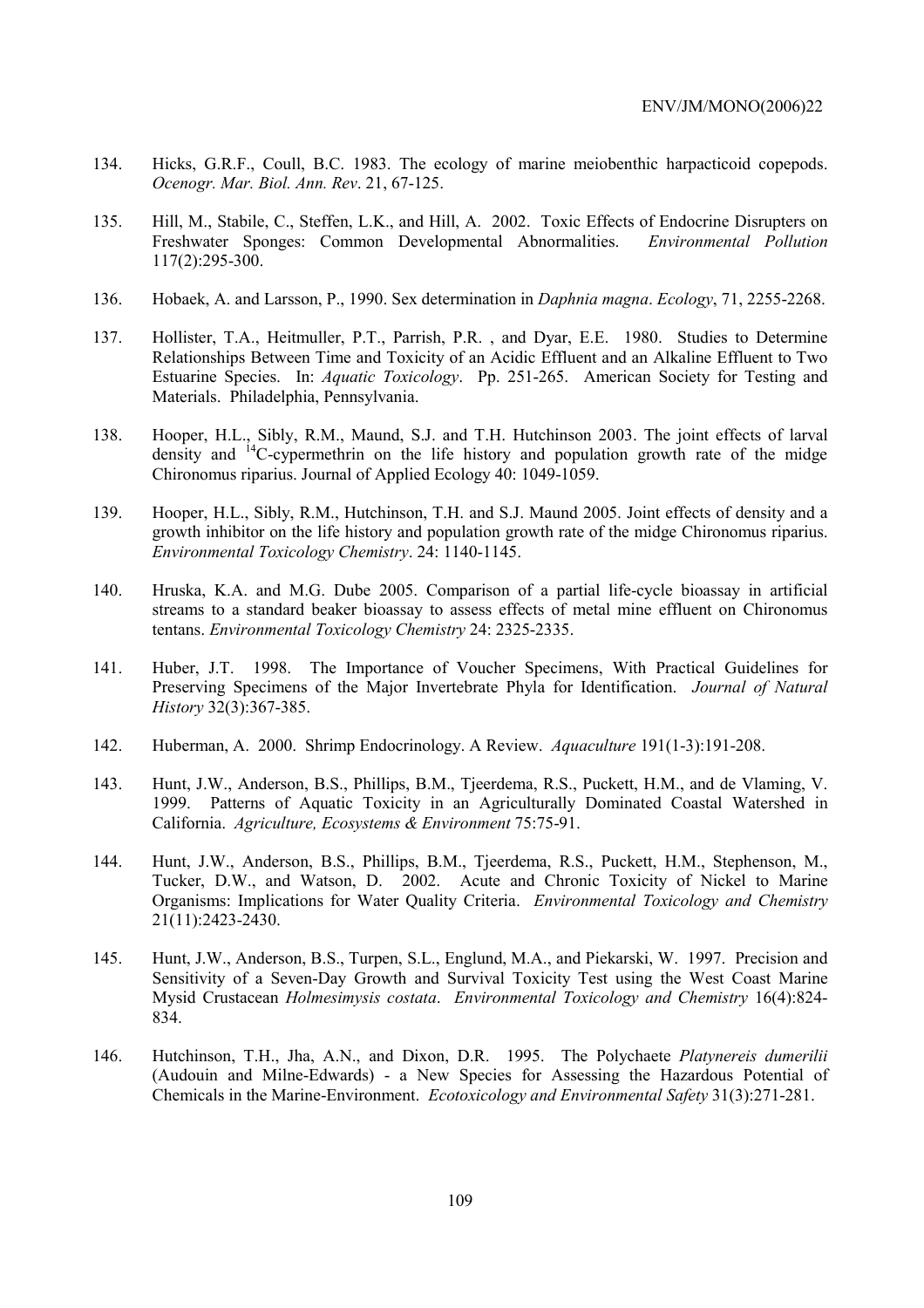134. Hicks, G.R.F., Coull, B.C. 1983. The ecology of marine meiobenthic harpacticoid copepods. *Ocenogr. Mar. Biol. Ann. Rev*. 21, 67-125.

135. Hill, M., Stabile, C., Steffen, L.K., and Hill, A. 2002. Toxic Effects of Endocrine Disrupters on Freshwater Sponges: Common Developmental Abnormalities. *Environmental Pollution* 117(2):295-300.

136. Hobaek, A. and Larsson, P., 1990. Sex determination in *Daphnia magna*. *Ecology*, 71, 2255-2268.

137. Hollister, T.A., Heitmuller, P.T., Parrish, P.R. , and Dyar, E.E. 1980. Studies to Determine Relationships Between Time and Toxicity of an Acidic Effluent and an Alkaline Effluent to Two Estuarine Species. In: *Aquatic Toxicology*. Pp. 251-265. American Society for Testing and Materials. Philadelphia, Pennsylvania.

138. Hooper, H.L., Sibly, R.M., Maund, S.J. and T.H. Hutchinson 2003. The joint effects of larval density and $^{14}$C-cypermethrin on the life history and population growth rate of the midge Chironomus riparius. Journal of Applied Ecology 40: 1049-1059.

139. Hooper, H.L., Sibly, R.M., Hutchinson, T.H. and S.J. Maund 2005. Joint effects of density and a growth inhibitor on the life history and population growth rate of the midge Chironomus riparius. *Environmental Toxicology Chemistry*. 24: 1140-1145.

140. Hruska, K.A. and M.G. Dube 2005. Comparison of a partial life-cycle bioassay in artificial streams to a standard beaker bioassay to assess effects of metal mine effluent on Chironomus tentans. *Environmental Toxicology Chemistry* 24: 2325-2335.

141. Huber, J.T. 1998. The Importance of Voucher Specimens, With Practical Guidelines for Preserving Specimens of the Major Invertebrate Phyla for Identification. *Journal of Natural History* 32(3):367-385.

142. Huberman, A. 2000. Shrimp Endocrinology. A Review. *Aquaculture* 191(1-3):191-208.

143. Hunt, J.W., Anderson, B.S., Phillips, B.M., Tjeerdema, R.S., Puckett, H.M., and de Vlaming, V. 1999. Patterns of Aquatic Toxicity in an Agriculturally Dominated Coastal Watershed in California. *Agriculture, Ecosystems & Environment* 75:75-91.

144. Hunt, J.W., Anderson, B.S., Phillips, B.M., Tjeerdema, R.S., Puckett, H.M., Stephenson, M., Tucker, D.W., and Watson, D. 2002. Acute and Chronic Toxicity of Nickel to Marine Organisms: Implications for Water Quality Criteria. *Environmental Toxicology and Chemistry* 21(11):2423-2430.

145. Hunt, J.W., Anderson, B.S., Turpen, S.L., Englund, M.A., and Piekarski, W. 1997. Precision and Sensitivity of a Seven-Day Growth and Survival Toxicity Test using the West Coast Marine Mysid Crustacean *Holmesimysis costata*. *Environmental Toxicology and Chemistry* 16(4):824-834.

146. Hutchinson, T.H., Jha, A.N., and Dixon, D.R. 1995. The Polychaete *Platynereis dumerilii* (Audouin and Milne-Edwards) - a New Species for Assessing the Hazardous Potential of Chemicals in the Marine-Environment. *Ecotoxicology and Environmental Safety* 31(3):271-281.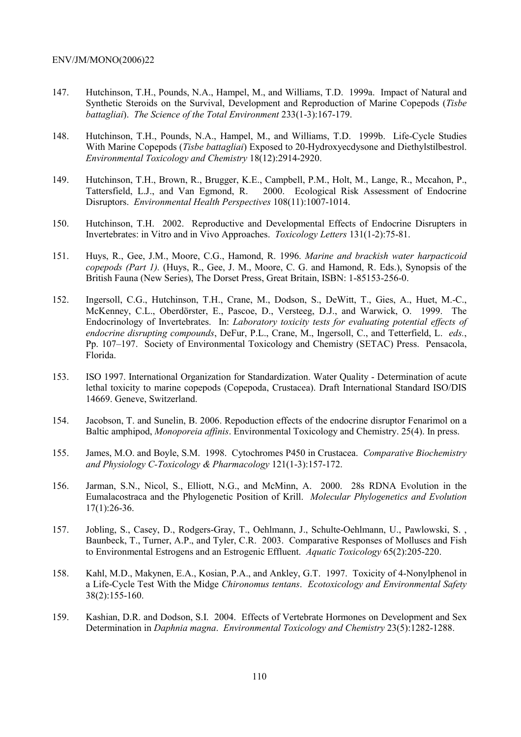147. Hutchinson, T.H., Pounds, N.A., Hampel, M., and Williams, T.D. 1999a. Impact of Natural and Synthetic Steroids on the Survival, Development and Reproduction of Marine Copepods (*Tisbe battagliai*). *The Science of the Total Environment* 233(1-3):167-179.

148. Hutchinson, T.H., Pounds, N.A., Hampel, M., and Williams, T.D. 1999b. Life-Cycle Studies With Marine Copepods (*Tisbe battagliai*) Exposed to 20-Hydroxyecdysone and Diethylstilbestrol. *Environmental Toxicology and Chemistry* 18(12):2914-2920.

149. Hutchinson, T.H., Brown, R., Brugger, K.E., Campbell, P.M., Holt, M., Lange, R., Mccahon, P., Tattersfield, L.J., and Van Egmond, R. 2000. Ecological Risk Assessment of Endocrine Disruptors. *Environmental Health Perspectives* 108(11):1007-1014.

150. Hutchinson, T.H. 2002. Reproductive and Developmental Effects of Endocrine Disrupters in Invertebrates: in Vitro and in Vivo Approaches. *Toxicology Letters* 131(1-2):75-81.

151. Huys, R., Gee, J.M., Moore, C.G., Hamond, R. 1996. *Marine and brackish water harpacticoid copepods (Part 1).* (Huys, R., Gee, J. M., Moore, C. G. and Hamond, R. Eds.), Synopsis of the British Fauna (New Series), The Dorset Press, Great Britain, ISBN: 1-85153-256-0.

152. Ingersoll, C.G., Hutchinson, T.H., Crane, M., Dodson, S., DeWitt, T., Gies, A., Huet, M.-C., McKenney, C.L., Oberdörster, E., Pascoe, D., Versteeg, D.J., and Warwick, O. 1999. The Endocrinology of Invertebrates. In: *Laboratory toxicity tests for evaluating potential effects of endocrine disrupting compounds*, DeFur, P.L., Crane, M., Ingersoll, C., and Tetterfield, L. *eds.*, Pp. 107–197. Society of Environmental Toxicology and Chemistry (SETAC) Press. Pensacola, Florida.

153. ISO 1997. International Organization for Standardization. Water Quality - Determination of acute lethal toxicity to marine copepods (Copepoda, Crustacea). Draft International Standard ISO/DIS 14669. Geneve, Switzerland.

154. Jacobson, T. and Sunelin, B. 2006. Repoduction effects of the endocrine disruptor Fenarimol on a Baltic amphipod, *Monoporeia affinis*. Environmental Toxicology and Chemistry. 25(4). In press.

155. James, M.O. and Boyle, S.M. 1998. Cytochromes P450 in Crustacea. *Comparative Biochemistry and Physiology C-Toxicology & Pharmacology* 121(1-3):157-172.

156. Jarman, S.N., Nicol, S., Elliott, N.G., and McMinn, A. 2000. 28s RDNA Evolution in the Eumalacostraca and the Phylogenetic Position of Krill. *Molecular Phylogenetics and Evolution* 17(1):26-36.

157. Jobling, S., Casey, D., Rodgers-Gray, T., Oehlmann, J., Schulte-Oehlmann, U., Pawlowski, S. , Baunbeck, T., Turner, A.P., and Tyler, C.R. 2003. Comparative Responses of Molluscs and Fish to Environmental Estrogens and an Estrogenic Effluent. *Aquatic Toxicology* 65(2):205-220.

158. Kahl, M.D., Makynen, E.A., Kosian, P.A., and Ankley, G.T. 1997. Toxicity of 4-Nonylphenol in a Life-Cycle Test With the Midge *Chironomus tentans*. *Ecotoxicology and Environmental Safety* 38(2):155-160.

159. Kashian, D.R. and Dodson, S.I. 2004. Effects of Vertebrate Hormones on Development and Sex Determination in *Daphnia magna*. *Environmental Toxicology and Chemistry* 23(5):1282-1288.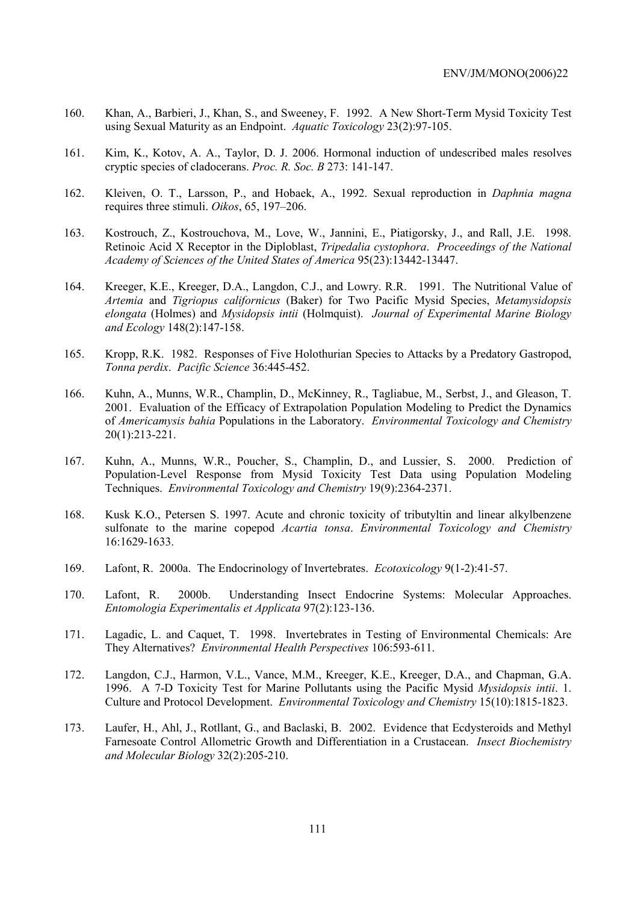160. Khan, A., Barbieri, J., Khan, S., and Sweeney, F. 1992. A New Short-Term Mysid Toxicity Test using Sexual Maturity as an Endpoint. *Aquatic Toxicology* 23(2):97-105.

161. Kim, K., Kotov, A. A., Taylor, D. J. 2006. Hormonal induction of undescribed males resolves cryptic species of cladocerans. *Proc. R. Soc. B* 273: 141-147.

162. Kleiven, O. T., Larsson, P., and Hobaek, A., 1992. Sexual reproduction in *Daphnia magna* requires three stimuli. *Oikos*, 65, 197–206.

163. Kostrouch, Z., Kostrouchova, M., Love, W., Jannini, E., Piatigorsky, J., and Rall, J.E. 1998. Retinoic Acid X Receptor in the Diploblast, *Tripedalia cystophora*. *Proceedings of the National Academy of Sciences of the United States of America* 95(23):13442-13447.

164. Kreeger, K.E., Kreeger, D.A., Langdon, C.J., and Lowry. R.R. 1991. The Nutritional Value of *Artemia* and *Tigriopus californicus* (Baker) for Two Pacific Mysid Species, *Metamysidopsis elongata* (Holmes) and *Mysidopsis intii* (Holmquist). *Journal of Experimental Marine Biology and Ecology* 148(2):147-158.

165. Kropp, R.K. 1982. Responses of Five Holothurian Species to Attacks by a Predatory Gastropod, *Tonna perdix*. *Pacific Science* 36:445-452.

166. Kuhn, A., Munns, W.R., Champlin, D., McKinney, R., Tagliabue, M., Serbst, J., and Gleason, T. 2001. Evaluation of the Efficacy of Extrapolation Population Modeling to Predict the Dynamics of *Americamysis bahia* Populations in the Laboratory. *Environmental Toxicology and Chemistry* 20(1):213-221.

167. Kuhn, A., Munns, W.R., Poucher, S., Champlin, D., and Lussier, S. 2000. Prediction of Population-Level Response from Mysid Toxicity Test Data using Population Modeling Techniques. *Environmental Toxicology and Chemistry* 19(9):2364-2371.

168. Kusk K.O., Petersen S. 1997. Acute and chronic toxicity of tributyltin and linear alkylbenzene sulfonate to the marine copepod *Acartia tonsa*. *Environmental Toxicology and Chemistry* 16:1629-1633.

169. Lafont, R. 2000a. The Endocrinology of Invertebrates. *Ecotoxicology* 9(1-2):41-57.

170. Lafont, R. 2000b. Understanding Insect Endocrine Systems: Molecular Approaches. *Entomologia Experimentalis et Applicata* 97(2):123-136.

171. Lagadic, L. and Caquet, T. 1998. Invertebrates in Testing of Environmental Chemicals: Are They Alternatives? *Environmental Health Perspectives* 106:593-611.

172. Langdon, C.J., Harmon, V.L., Vance, M.M., Kreeger, K.E., Kreeger, D.A., and Chapman, G.A. 1996. A 7-D Toxicity Test for Marine Pollutants using the Pacific Mysid *Mysidopsis intii*. 1. Culture and Protocol Development. *Environmental Toxicology and Chemistry* 15(10):1815-1823.

173. Laufer, H., Ahl, J., Rotllant, G., and Baclaski, B. 2002. Evidence that Ecdysteroids and Methyl Farnesoate Control Allometric Growth and Differentiation in a Crustacean. *Insect Biochemistry and Molecular Biology* 32(2):205-210.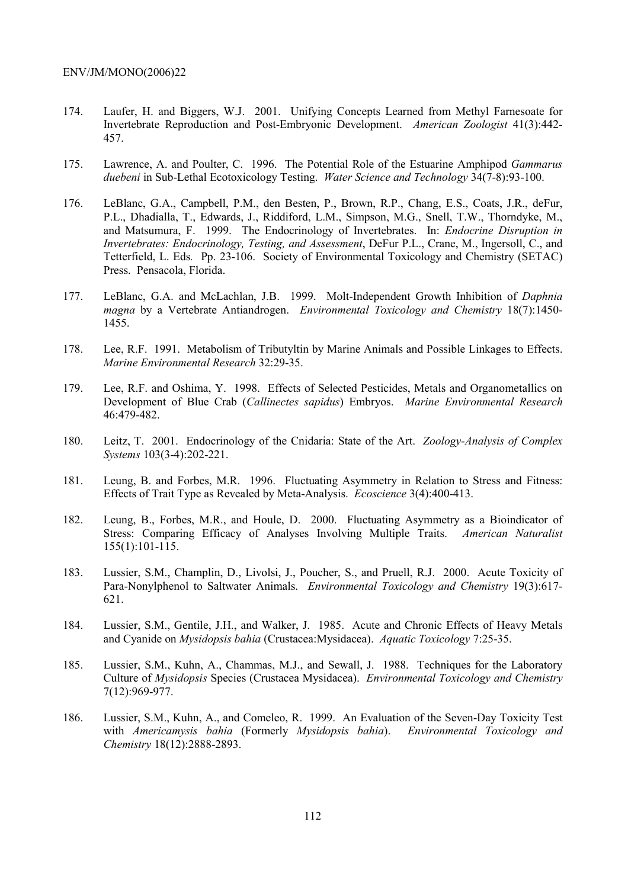174. Laufer, H. and Biggers, W.J. 2001. Unifying Concepts Learned from Methyl Farnesoate for Invertebrate Reproduction and Post-Embryonic Development. *American Zoologist* 41(3):442-457.

175. Lawrence, A. and Poulter, C. 1996. The Potential Role of the Estuarine Amphipod *Gammarus duebeni* in Sub-Lethal Ecotoxicology Testing. *Water Science and Technology* 34(7-8):93-100.

176. LeBlanc, G.A., Campbell, P.M., den Besten, P., Brown, R.P., Chang, E.S., Coats, J.R., deFur, P.L., Dhadialla, T., Edwards, J., Riddiford, L.M., Simpson, M.G., Snell, T.W., Thorndyke, M., and Matsumura, F. 1999. The Endocrinology of Invertebrates. In: *Endocrine Disruption in Invertebrates: Endocrinology, Testing, and Assessment*, DeFur P.L., Crane, M., Ingersoll, C., and Tetterfield, L. Eds*.* Pp. 23-106. Society of Environmental Toxicology and Chemistry (SETAC) Press. Pensacola, Florida.

177. LeBlanc, G.A. and McLachlan, J.B. 1999. Molt-Independent Growth Inhibition of *Daphnia magna* by a Vertebrate Antiandrogen. *Environmental Toxicology and Chemistry* 18(7):1450-1455.

178. Lee, R.F. 1991. Metabolism of Tributyltin by Marine Animals and Possible Linkages to Effects. *Marine Environmental Research* 32:29-35.

179. Lee, R.F. and Oshima, Y. 1998. Effects of Selected Pesticides, Metals and Organometallics on Development of Blue Crab (*Callinectes sapidus*) Embryos. *Marine Environmental Research* 46:479-482.

180. Leitz, T. 2001. Endocrinology of the Cnidaria: State of the Art. *Zoology-Analysis of Complex Systems* 103(3-4):202-221.

181. Leung, B. and Forbes, M.R. 1996. Fluctuating Asymmetry in Relation to Stress and Fitness: Effects of Trait Type as Revealed by Meta-Analysis. *Ecoscience* 3(4):400-413.

182. Leung, B., Forbes, M.R., and Houle, D. 2000. Fluctuating Asymmetry as a Bioindicator of Stress: Comparing Efficacy of Analyses Involving Multiple Traits. *American Naturalist* 155(1):101-115.

183. Lussier, S.M., Champlin, D., Livolsi, J., Poucher, S., and Pruell, R.J. 2000. Acute Toxicity of Para-Nonylphenol to Saltwater Animals. *Environmental Toxicology and Chemistry* 19(3):617-621.

184. Lussier, S.M., Gentile, J.H., and Walker, J. 1985. Acute and Chronic Effects of Heavy Metals and Cyanide on *Mysidopsis bahia* (Crustacea:Mysidacea). *Aquatic Toxicology* 7:25-35.

185. Lussier, S.M., Kuhn, A., Chammas, M.J., and Sewall, J. 1988. Techniques for the Laboratory Culture of *Mysidopsis* Species (Crustacea Mysidacea). *Environmental Toxicology and Chemistry* 7(12):969-977.

186. Lussier, S.M., Kuhn, A., and Comeleo, R. 1999. An Evaluation of the Seven-Day Toxicity Test with *Americamysis bahia* (Formerly *Mysidopsis bahia*). *Environmental Toxicology and Chemistry* 18(12):2888-2893.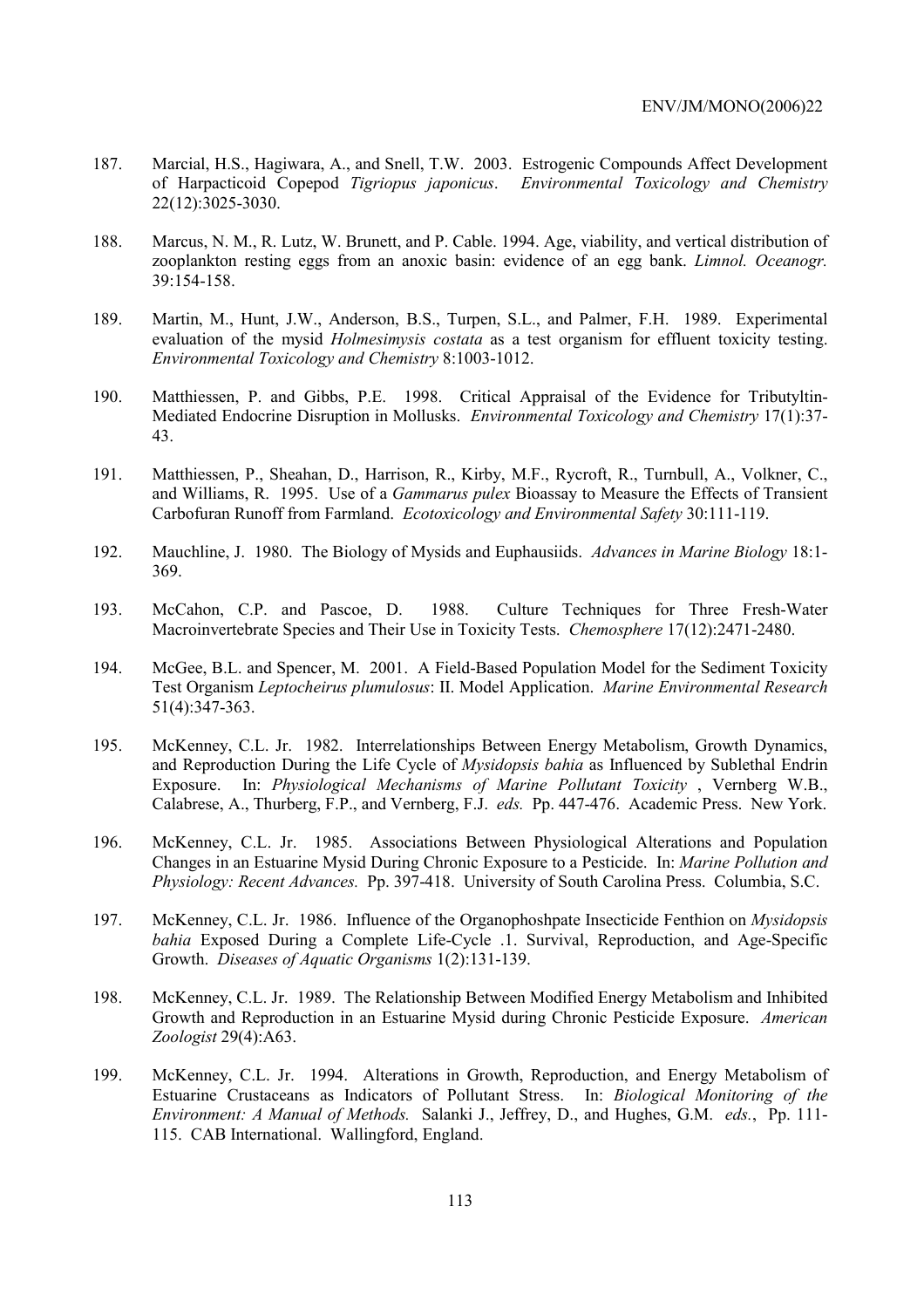187. Marcial, H.S., Hagiwara, A., and Snell, T.W. 2003. Estrogenic Compounds Affect Development of Harpacticoid Copepod *Tigriopus japonicus*. *Environmental Toxicology and Chemistry* 22(12):3025-3030.

188. Marcus, N. M., R. Lutz, W. Brunett, and P. Cable. 1994. Age, viability, and vertical distribution of zooplankton resting eggs from an anoxic basin: evidence of an egg bank. *Limnol. Oceanogr.* 39:154-158.

189. Martin, M., Hunt, J.W., Anderson, B.S., Turpen, S.L., and Palmer, F.H. 1989. Experimental evaluation of the mysid *Holmesimysis costata* as a test organism for effluent toxicity testing. *Environmental Toxicology and Chemistry* 8:1003-1012.

190. Matthiessen, P. and Gibbs, P.E. 1998. Critical Appraisal of the Evidence for Tributyltin-Mediated Endocrine Disruption in Mollusks. *Environmental Toxicology and Chemistry* 17(1):37-43.

191. Matthiessen, P., Sheahan, D., Harrison, R., Kirby, M.F., Rycroft, R., Turnbull, A., Volkner, C., and Williams, R. 1995. Use of a *Gammarus pulex* Bioassay to Measure the Effects of Transient Carbofuran Runoff from Farmland. *Ecotoxicology and Environmental Safety* 30:111-119.

192. Mauchline, J. 1980. The Biology of Mysids and Euphausiids. *Advances in Marine Biology* 18:1-369.

193. McCahon, C.P. and Pascoe, D. 1988. Culture Techniques for Three Fresh-Water Macroinvertebrate Species and Their Use in Toxicity Tests. *Chemosphere* 17(12):2471-2480.

194. McGee, B.L. and Spencer, M. 2001. A Field-Based Population Model for the Sediment Toxicity Test Organism *Leptocheirus plumulosus*: II. Model Application. *Marine Environmental Research* 51(4):347-363.

195. McKenney, C.L. Jr. 1982. Interrelationships Between Energy Metabolism, Growth Dynamics, and Reproduction During the Life Cycle of *Mysidopsis bahia* as Influenced by Sublethal Endrin Exposure. In: *Physiological Mechanisms of Marine Pollutant Toxicity* , Vernberg W.B., Calabrese, A., Thurberg, F.P., and Vernberg, F.J. *eds.* Pp. 447-476. Academic Press. New York.

196. McKenney, C.L. Jr. 1985. Associations Between Physiological Alterations and Population Changes in an Estuarine Mysid During Chronic Exposure to a Pesticide. In: *Marine Pollution and Physiology: Recent Advances.* Pp. 397-418. University of South Carolina Press. Columbia, S.C.

197. McKenney, C.L. Jr. 1986. Influence of the Organophoshpate Insecticide Fenthion on *Mysidopsis bahia* Exposed During a Complete Life-Cycle .1. Survival, Reproduction, and Age-Specific Growth. *Diseases of Aquatic Organisms* 1(2):131-139.

198. McKenney, C.L. Jr. 1989. The Relationship Between Modified Energy Metabolism and Inhibited Growth and Reproduction in an Estuarine Mysid during Chronic Pesticide Exposure. *American Zoologist* 29(4):A63.

199. McKenney, C.L. Jr. 1994. Alterations in Growth, Reproduction, and Energy Metabolism of Estuarine Crustaceans as Indicators of Pollutant Stress. In: *Biological Monitoring of the Environment: A Manual of Methods.* Salanki J., Jeffrey, D., and Hughes, G.M. *eds.*, Pp. 111-115. CAB International. Wallingford, England.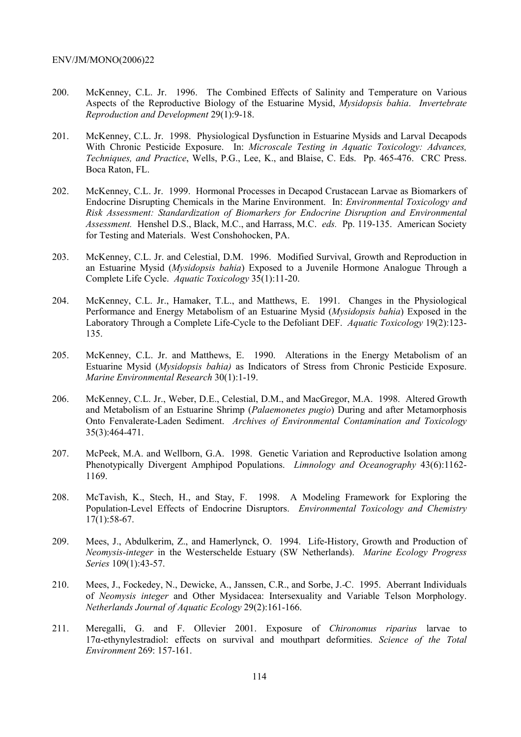200. McKenney, C.L. Jr. 1996. The Combined Effects of Salinity and Temperature on Various Aspects of the Reproductive Biology of the Estuarine Mysid, *Mysidopsis bahia*. *Invertebrate Reproduction and Development* 29(1):9-18.

201. McKenney, C.L. Jr. 1998. Physiological Dysfunction in Estuarine Mysids and Larval Decapods With Chronic Pesticide Exposure. In: *Microscale Testing in Aquatic Toxicology: Advances, Techniques, and Practice*, Wells, P.G., Lee, K., and Blaise, C. Eds. Pp. 465-476. CRC Press. Boca Raton, FL.

202. McKenney, C.L. Jr. 1999. Hormonal Processes in Decapod Crustacean Larvae as Biomarkers of Endocrine Disrupting Chemicals in the Marine Environment. In: *Environmental Toxicology and Risk Assessment: Standardization of Biomarkers for Endocrine Disruption and Environmental Assessment.* Henshel D.S., Black, M.C., and Harrass, M.C. *eds.* Pp. 119-135. American Society for Testing and Materials. West Conshohocken, PA.

203. McKenney, C.L. Jr. and Celestial, D.M. 1996. Modified Survival, Growth and Reproduction in an Estuarine Mysid (*Mysidopsis bahia*) Exposed to a Juvenile Hormone Analogue Through a Complete Life Cycle. *Aquatic Toxicology* 35(1):11-20.

204. McKenney, C.L. Jr., Hamaker, T.L., and Matthews, E. 1991. Changes in the Physiological Performance and Energy Metabolism of an Estuarine Mysid (*Mysidopsis bahia*) Exposed in the Laboratory Through a Complete Life-Cycle to the Defoliant DEF. *Aquatic Toxicology* 19(2):123-135.

205. McKenney, C.L. Jr. and Matthews, E. 1990. Alterations in the Energy Metabolism of an Estuarine Mysid (*Mysidopsis bahia)* as Indicators of Stress from Chronic Pesticide Exposure. *Marine Environmental Research* 30(1):1-19.

206. McKenney, C.L. Jr., Weber, D.E., Celestial, D.M., and MacGregor, M.A. 1998. Altered Growth and Metabolism of an Estuarine Shrimp (*Palaemonetes pugio*) During and after Metamorphosis Onto Fenvalerate-Laden Sediment. *Archives of Environmental Contamination and Toxicology* 35(3):464-471.

207. McPeek, M.A. and Wellborn, G.A. 1998. Genetic Variation and Reproductive Isolation among Phenotypically Divergent Amphipod Populations. *Limnology and Oceanography* 43(6):1162-1169.

208. McTavish, K., Stech, H., and Stay, F. 1998. A Modeling Framework for Exploring the Population-Level Effects of Endocrine Disruptors. *Environmental Toxicology and Chemistry* 17(1):58-67.

209. Mees, J., Abdulkerim, Z., and Hamerlynck, O. 1994. Life-History, Growth and Production of *Neomysis-integer* in the Westerschelde Estuary (SW Netherlands). *Marine Ecology Progress Series* 109(1):43-57.

210. Mees, J., Fockedey, N., Dewicke, A., Janssen, C.R., and Sorbe, J.-C. 1995. Aberrant Individuals of *Neomysis integer* and Other Mysidacea: Intersexuality and Variable Telson Morphology. *Netherlands Journal of Aquatic Ecology* 29(2):161-166.

211. Meregalli, G. and F. Ollevier 2001. Exposure of *Chironomus riparius* larvae to 17α-ethynylestradiol: effects on survival and mouthpart deformities. *Science of the Total Environment* 269: 157-161.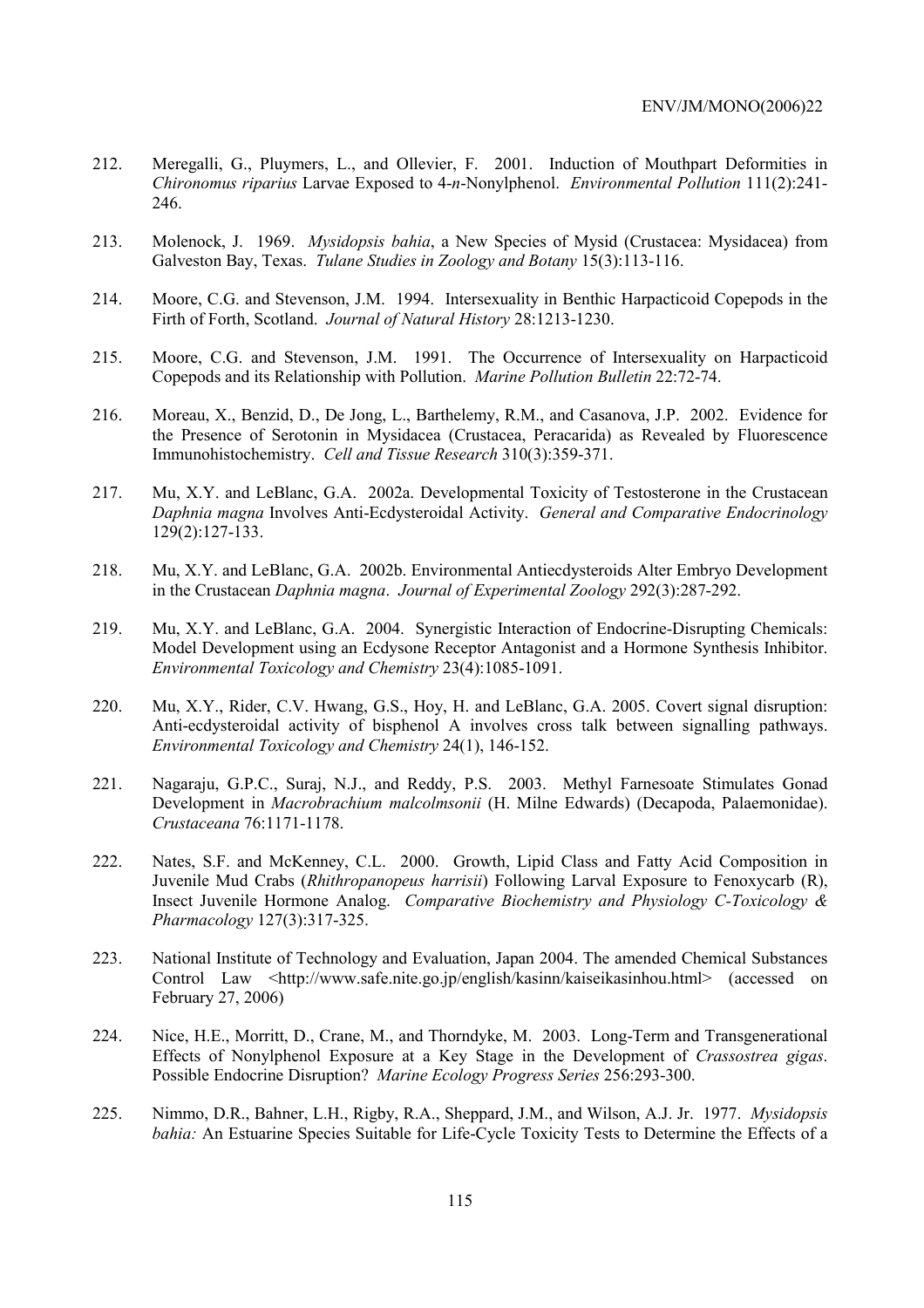212. Meregalli, G., Pluymers, L., and Ollevier, F. 2001. Induction of Mouthpart Deformities in *Chironomus riparius* Larvae Exposed to 4-*n*-Nonylphenol. *Environmental Pollution* 111(2):241-246.

213. Molenock, J. 1969. *Mysidopsis bahia*, a New Species of Mysid (Crustacea: Mysidacea) from Galveston Bay, Texas. *Tulane Studies in Zoology and Botany* 15(3):113-116.

214. Moore, C.G. and Stevenson, J.M. 1994. Intersexuality in Benthic Harpacticoid Copepods in the Firth of Forth, Scotland. *Journal of Natural History* 28:1213-1230.

215. Moore, C.G. and Stevenson, J.M. 1991. The Occurrence of Intersexuality on Harpacticoid Copepods and its Relationship with Pollution. *Marine Pollution Bulletin* 22:72-74.

216. Moreau, X., Benzid, D., De Jong, L., Barthelemy, R.M., and Casanova, J.P. 2002. Evidence for the Presence of Serotonin in Mysidacea (Crustacea, Peracarida) as Revealed by Fluorescence Immunohistochemistry. *Cell and Tissue Research* 310(3):359-371.

217. Mu, X.Y. and LeBlanc, G.A. 2002a. Developmental Toxicity of Testosterone in the Crustacean *Daphnia magna* Involves Anti-Ecdysteroidal Activity. *General and Comparative Endocrinology* 129(2):127-133.

218. Mu, X.Y. and LeBlanc, G.A. 2002b. Environmental Antiecdysteroids Alter Embryo Development in the Crustacean *Daphnia magna*. *Journal of Experimental Zoology* 292(3):287-292.

219. Mu, X.Y. and LeBlanc, G.A. 2004. Synergistic Interaction of Endocrine-Disrupting Chemicals: Model Development using an Ecdysone Receptor Antagonist and a Hormone Synthesis Inhibitor. *Environmental Toxicology and Chemistry* 23(4):1085-1091.

220. Mu, X.Y., Rider, C.V. Hwang, G.S., Hoy, H. and LeBlanc, G.A. 2005. Covert signal disruption: Anti-ecdysteroidal activity of bisphenol A involves cross talk between signalling pathways. *Environmental Toxicology and Chemistry* 24(1), 146-152.

221. Nagaraju, G.P.C., Suraj, N.J., and Reddy, P.S. 2003. Methyl Farnesoate Stimulates Gonad Development in *Macrobrachium malcolmsonii* (H. Milne Edwards) (Decapoda, Palaemonidae). *Crustaceana* 76:1171-1178.

222. Nates, S.F. and McKenney, C.L. 2000. Growth, Lipid Class and Fatty Acid Composition in Juvenile Mud Crabs (*Rhithropanopeus harrisii*) Following Larval Exposure to Fenoxycarb (R), Insect Juvenile Hormone Analog. *Comparative Biochemistry and Physiology C-Toxicology & Pharmacology* 127(3):317-325.

223. National Institute of Technology and Evaluation, Japan 2004. The amended Chemical Substances Control Law <http://www.safe.nite.go.jp/english/kasinn/kaiseikasinhou.html> (accessed on February 27, 2006)

224. Nice, H.E., Morritt, D., Crane, M., and Thorndyke, M. 2003. Long-Term and Transgenerational Effects of Nonylphenol Exposure at a Key Stage in the Development of *Crassostrea gigas*. Possible Endocrine Disruption? *Marine Ecology Progress Series* 256:293-300.

225. Nimmo, D.R., Bahner, L.H., Rigby, R.A., Sheppard, J.M., and Wilson, A.J. Jr. 1977. *Mysidopsis bahia:* An Estuarine Species Suitable for Life-Cycle Toxicity Tests to Determine the Effects of a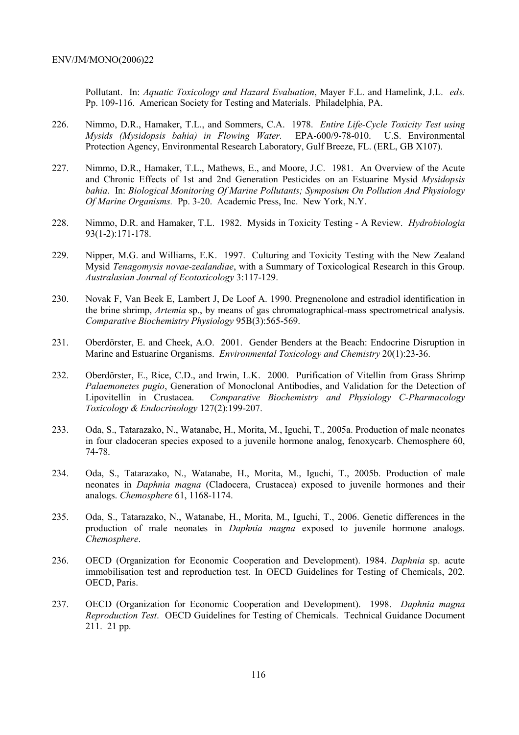Pollutant. In: *Aquatic Toxicology and Hazard Evaluation*, Mayer F.L. and Hamelink, J.L. *eds.* Pp. 109-116. American Society for Testing and Materials. Philadelphia, PA.

226. Nimmo, D.R., Hamaker, T.L., and Sommers, C.A. 1978. *Entire Life-Cycle Toxicity Test using Mysids (Mysidopsis bahia) in Flowing Water.* EPA-600/9-78-010. U.S. Environmental Protection Agency, Environmental Research Laboratory, Gulf Breeze, FL. (ERL, GB X107).

227. Nimmo, D.R., Hamaker, T.L., Mathews, E., and Moore, J.C. 1981. An Overview of the Acute and Chronic Effects of 1st and 2nd Generation Pesticides on an Estuarine Mysid *Mysidopsis bahia*. In: *Biological Monitoring Of Marine Pollutants; Symposium On Pollution And Physiology Of Marine Organisms.* Pp. 3-20. Academic Press, Inc. New York, N.Y.

228. Nimmo, D.R. and Hamaker, T.L. 1982. Mysids in Toxicity Testing - A Review. *Hydrobiologia* 93(1-2):171-178.

229. Nipper, M.G. and Williams, E.K. 1997. Culturing and Toxicity Testing with the New Zealand Mysid *Tenagomysis novae-zealandiae*, with a Summary of Toxicological Research in this Group. *Australasian Journal of Ecotoxicology* 3:117-129.

230. Novak F, Van Beek E, Lambert J, De Loof A. 1990. Pregnenolone and estradiol identification in the brine shrimp, *Artemia* sp., by means of gas chromatographical-mass spectrometrical analysis. *Comparative Biochemistry Physiology* 95B(3):565-569.

231. Oberdörster, E. and Cheek, A.O. 2001. Gender Benders at the Beach: Endocrine Disruption in Marine and Estuarine Organisms. *Environmental Toxicology and Chemistry* 20(1):23-36.

232. Oberdörster, E., Rice, C.D., and Irwin, L.K. 2000. Purification of Vitellin from Grass Shrimp *Palaemonetes pugio*, Generation of Monoclonal Antibodies, and Validation for the Detection of Lipovitellin in Crustacea. *Comparative Biochemistry and Physiology C-Pharmacology Toxicology & Endocrinology* 127(2):199-207.

233. Oda, S., Tatarazako, N., Watanabe, H., Morita, M., Iguchi, T., 2005a. Production of male neonates in four cladoceran species exposed to a juvenile hormone analog, fenoxycarb. Chemosphere 60, 74-78.

234. Oda, S., Tatarazako, N., Watanabe, H., Morita, M., Iguchi, T., 2005b. Production of male neonates in *Daphnia magna* (Cladocera, Crustacea) exposed to juvenile hormones and their analogs. *Chemosphere* 61, 1168-1174.

235. Oda, S., Tatarazako, N., Watanabe, H., Morita, M., Iguchi, T., 2006. Genetic differences in the production of male neonates in *Daphnia magna* exposed to juvenile hormone analogs. *Chemosphere*.

236. OECD (Organization for Economic Cooperation and Development). 1984. *Daphnia* sp. acute immobilisation test and reproduction test. In OECD Guidelines for Testing of Chemicals, 202. OECD, Paris.

237. OECD (Organization for Economic Cooperation and Development). 1998. *Daphnia magna Reproduction Test*. OECD Guidelines for Testing of Chemicals. Technical Guidance Document 211. 21 pp.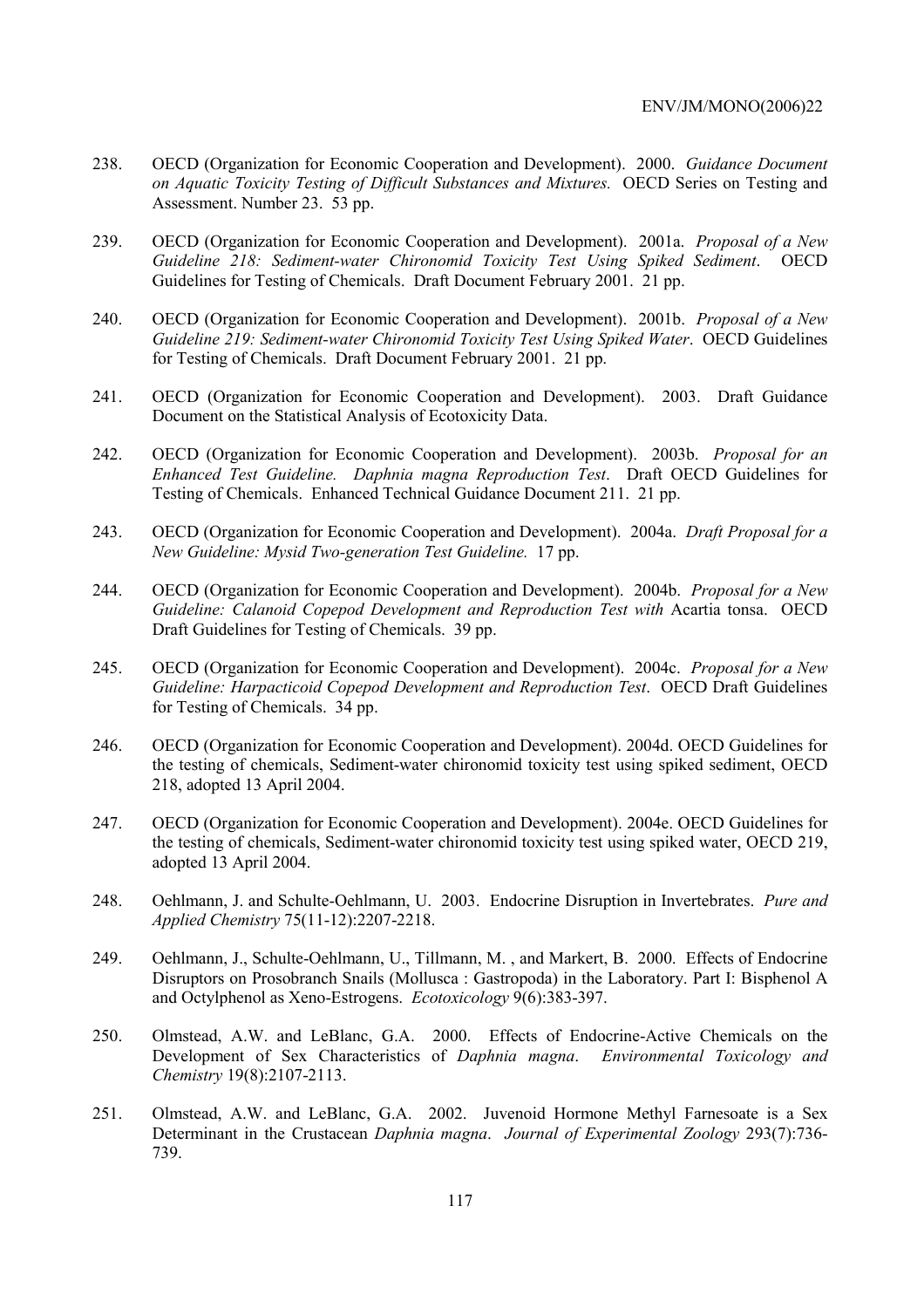238. OECD (Organization for Economic Cooperation and Development). 2000. *Guidance Document on Aquatic Toxicity Testing of Difficult Substances and Mixtures.* OECD Series on Testing and Assessment. Number 23. 53 pp.

239. OECD (Organization for Economic Cooperation and Development). 2001a. *Proposal of a New Guideline 218: Sediment-water Chironomid Toxicity Test Using Spiked Sediment*. OECD Guidelines for Testing of Chemicals. Draft Document February 2001. 21 pp.

240. OECD (Organization for Economic Cooperation and Development). 2001b. *Proposal of a New Guideline 219: Sediment-water Chironomid Toxicity Test Using Spiked Water*. OECD Guidelines for Testing of Chemicals. Draft Document February 2001. 21 pp.

241. OECD (Organization for Economic Cooperation and Development). 2003. Draft Guidance Document on the Statistical Analysis of Ecotoxicity Data.

242. OECD (Organization for Economic Cooperation and Development). 2003b. *Proposal for an Enhanced Test Guideline. Daphnia magna Reproduction Test*. Draft OECD Guidelines for Testing of Chemicals. Enhanced Technical Guidance Document 211. 21 pp.

243. OECD (Organization for Economic Cooperation and Development). 2004a. *Draft Proposal for a New Guideline: Mysid Two-generation Test Guideline.* 17 pp.

244. OECD (Organization for Economic Cooperation and Development). 2004b. *Proposal for a New Guideline: Calanoid Copepod Development and Reproduction Test with* Acartia tonsa. OECD Draft Guidelines for Testing of Chemicals. 39 pp.

245. OECD (Organization for Economic Cooperation and Development). 2004c. *Proposal for a New Guideline: Harpacticoid Copepod Development and Reproduction Test*. OECD Draft Guidelines for Testing of Chemicals. 34 pp.

246. OECD (Organization for Economic Cooperation and Development). 2004d. OECD Guidelines for the testing of chemicals, Sediment-water chironomid toxicity test using spiked sediment, OECD 218, adopted 13 April 2004.

247. OECD (Organization for Economic Cooperation and Development). 2004e. OECD Guidelines for the testing of chemicals, Sediment-water chironomid toxicity test using spiked water, OECD 219, adopted 13 April 2004.

248. Oehlmann, J. and Schulte-Oehlmann, U. 2003. Endocrine Disruption in Invertebrates. *Pure and Applied Chemistry* 75(11-12):2207-2218.

249. Oehlmann, J., Schulte-Oehlmann, U., Tillmann, M. , and Markert, B. 2000. Effects of Endocrine Disruptors on Prosobranch Snails (Mollusca : Gastropoda) in the Laboratory. Part I: Bisphenol A and Octylphenol as Xeno-Estrogens. *Ecotoxicology* 9(6):383-397.

250. Olmstead, A.W. and LeBlanc, G.A. 2000. Effects of Endocrine-Active Chemicals on the Development of Sex Characteristics of *Daphnia magna*. *Environmental Toxicology and Chemistry* 19(8):2107-2113.

251. Olmstead, A.W. and LeBlanc, G.A. 2002. Juvenoid Hormone Methyl Farnesoate is a Sex Determinant in the Crustacean *Daphnia magna*. *Journal of Experimental Zoology* 293(7):736-739.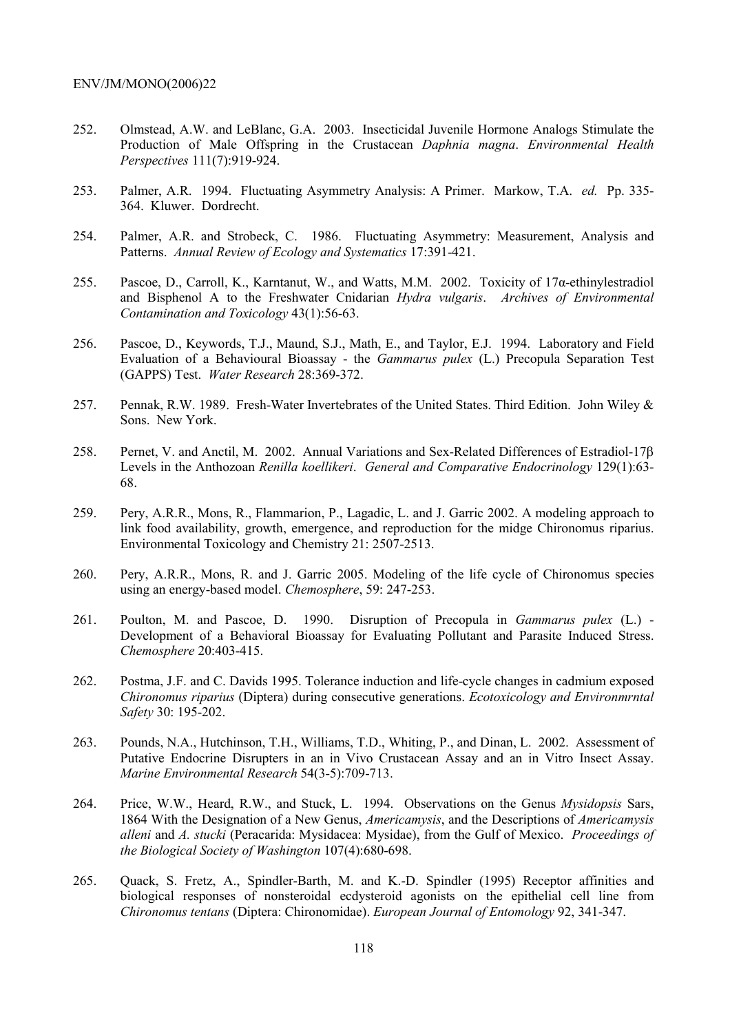252. Olmstead, A.W. and LeBlanc, G.A. 2003. Insecticidal Juvenile Hormone Analogs Stimulate the Production of Male Offspring in the Crustacean *Daphnia magna*. *Environmental Health Perspectives* 111(7):919-924.

253. Palmer, A.R. 1994. Fluctuating Asymmetry Analysis: A Primer. Markow, T.A. *ed.* Pp. 335-364. Kluwer. Dordrecht.

254. Palmer, A.R. and Strobeck, C. 1986. Fluctuating Asymmetry: Measurement, Analysis and Patterns. *Annual Review of Ecology and Systematics* 17:391-421.

255. Pascoe, D., Carroll, K., Karntanut, W., and Watts, M.M. 2002. Toxicity of 17α-ethinylestradiol and Bisphenol A to the Freshwater Cnidarian *Hydra vulgaris*. *Archives of Environmental Contamination and Toxicology* 43(1):56-63.

256. Pascoe, D., Keywords, T.J., Maund, S.J., Math, E., and Taylor, E.J. 1994. Laboratory and Field Evaluation of a Behavioural Bioassay - the *Gammarus pulex* (L.) Precopula Separation Test (GAPPS) Test. *Water Research* 28:369-372.

257. Pennak, R.W. 1989. Fresh-Water Invertebrates of the United States. Third Edition. John Wiley & Sons. New York.

258. Pernet, V. and Anctil, M. 2002. Annual Variations and Sex-Related Differences of Estradiol-17β Levels in the Anthozoan *Renilla koellikeri*. *General and Comparative Endocrinology* 129(1):63-68.

259. Pery, A.R.R., Mons, R., Flammarion, P., Lagadic, L. and J. Garric 2002. A modeling approach to link food availability, growth, emergence, and reproduction for the midge Chironomus riparius. Environmental Toxicology and Chemistry 21: 2507-2513.

260. Pery, A.R.R., Mons, R. and J. Garric 2005. Modeling of the life cycle of Chironomus species using an energy-based model. *Chemosphere*, 59: 247-253.

261. Poulton, M. and Pascoe, D. 1990. Disruption of Precopula in *Gammarus pulex* (L.) - Development of a Behavioral Bioassay for Evaluating Pollutant and Parasite Induced Stress. *Chemosphere* 20:403-415.

262. Postma, J.F. and C. Davids 1995. Tolerance induction and life-cycle changes in cadmium exposed *Chironomus riparius* (Diptera) during consecutive generations. *Ecotoxicology and Environmrntal Safety* 30: 195-202.

263. Pounds, N.A., Hutchinson, T.H., Williams, T.D., Whiting, P., and Dinan, L. 2002. Assessment of Putative Endocrine Disrupters in an in Vivo Crustacean Assay and an in Vitro Insect Assay. *Marine Environmental Research* 54(3-5):709-713.

264. Price, W.W., Heard, R.W., and Stuck, L. 1994. Observations on the Genus *Mysidopsis* Sars, 1864 With the Designation of a New Genus, *Americamysis*, and the Descriptions of *Americamysis alleni* and *A. stucki* (Peracarida: Mysidacea: Mysidae), from the Gulf of Mexico. *Proceedings of the Biological Society of Washington* 107(4):680-698.

265. Quack, S. Fretz, A., Spindler-Barth, M. and K.-D. Spindler (1995) Receptor affinities and biological responses of nonsteroidal ecdysteroid agonists on the epithelial cell line from *Chironomus tentans* (Diptera: Chironomidae). *European Journal of Entomology* 92, 341-347.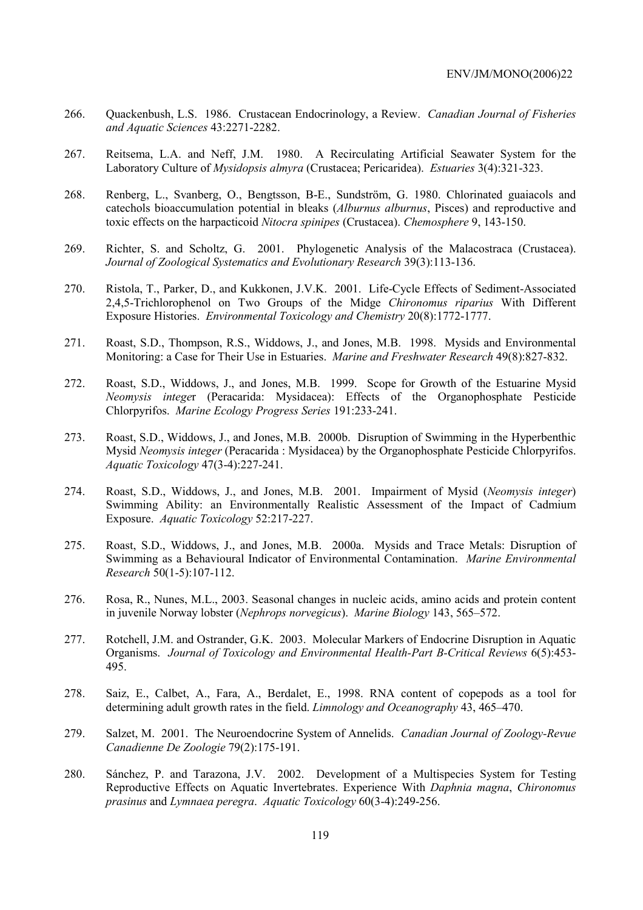266. Quackenbush, L.S. 1986. Crustacean Endocrinology, a Review. *Canadian Journal of Fisheries and Aquatic Sciences* 43:2271-2282.

267. Reitsema, L.A. and Neff, J.M. 1980. A Recirculating Artificial Seawater System for the Laboratory Culture of *Mysidopsis almyra* (Crustacea; Pericaridea). *Estuaries* 3(4):321-323.

268. Renberg, L., Svanberg, O., Bengtsson, B-E., Sundström, G. 1980. Chlorinated guaiacols and catechols bioaccumulation potential in bleaks (*Alburnus alburnus*, Pisces) and reproductive and toxic effects on the harpacticoid *Nitocra spinipes* (Crustacea). *Chemosphere* 9, 143-150.

269. Richter, S. and Scholtz, G. 2001. Phylogenetic Analysis of the Malacostraca (Crustacea). *Journal of Zoological Systematics and Evolutionary Research* 39(3):113-136.

270. Ristola, T., Parker, D., and Kukkonen, J.V.K. 2001. Life-Cycle Effects of Sediment-Associated 2,4,5-Trichlorophenol on Two Groups of the Midge *Chironomus riparius* With Different Exposure Histories. *Environmental Toxicology and Chemistry* 20(8):1772-1777.

271. Roast, S.D., Thompson, R.S., Widdows, J., and Jones, M.B. 1998. Mysids and Environmental Monitoring: a Case for Their Use in Estuaries. *Marine and Freshwater Research* 49(8):827-832.

272. Roast, S.D., Widdows, J., and Jones, M.B. 1999. Scope for Growth of the Estuarine Mysid *Neomysis intege*r (Peracarida: Mysidacea): Effects of the Organophosphate Pesticide Chlorpyrifos. *Marine Ecology Progress Series* 191:233-241.

273. Roast, S.D., Widdows, J., and Jones, M.B. 2000b. Disruption of Swimming in the Hyperbenthic Mysid *Neomysis integer* (Peracarida : Mysidacea) by the Organophosphate Pesticide Chlorpyrifos. *Aquatic Toxicology* 47(3-4):227-241.

274. Roast, S.D., Widdows, J., and Jones, M.B. 2001. Impairment of Mysid (*Neomysis integer*) Swimming Ability: an Environmentally Realistic Assessment of the Impact of Cadmium Exposure. *Aquatic Toxicology* 52:217-227.

275. Roast, S.D., Widdows, J., and Jones, M.B. 2000a. Mysids and Trace Metals: Disruption of Swimming as a Behavioural Indicator of Environmental Contamination. *Marine Environmental Research* 50(1-5):107-112.

276. Rosa, R., Nunes, M.L., 2003. Seasonal changes in nucleic acids, amino acids and protein content in juvenile Norway lobster (*Nephrops norvegicus*). *Marine Biology* 143, 565–572.

277. Rotchell, J.M. and Ostrander, G.K. 2003. Molecular Markers of Endocrine Disruption in Aquatic Organisms. *Journal of Toxicology and Environmental Health-Part B-Critical Reviews* 6(5):453-495.

278. Saiz, E., Calbet, A., Fara, A., Berdalet, E., 1998. RNA content of copepods as a tool for determining adult growth rates in the field. *Limnology and Oceanography* 43, 465–470.

279. Salzet, M. 2001. The Neuroendocrine System of Annelids. *Canadian Journal of Zoology-Revue Canadienne De Zoologie* 79(2):175-191.

280. Sánchez, P. and Tarazona, J.V. 2002. Development of a Multispecies System for Testing Reproductive Effects on Aquatic Invertebrates. Experience With *Daphnia magna*, *Chironomus prasinus* and *Lymnaea peregra*. *Aquatic Toxicology* 60(3-4):249-256.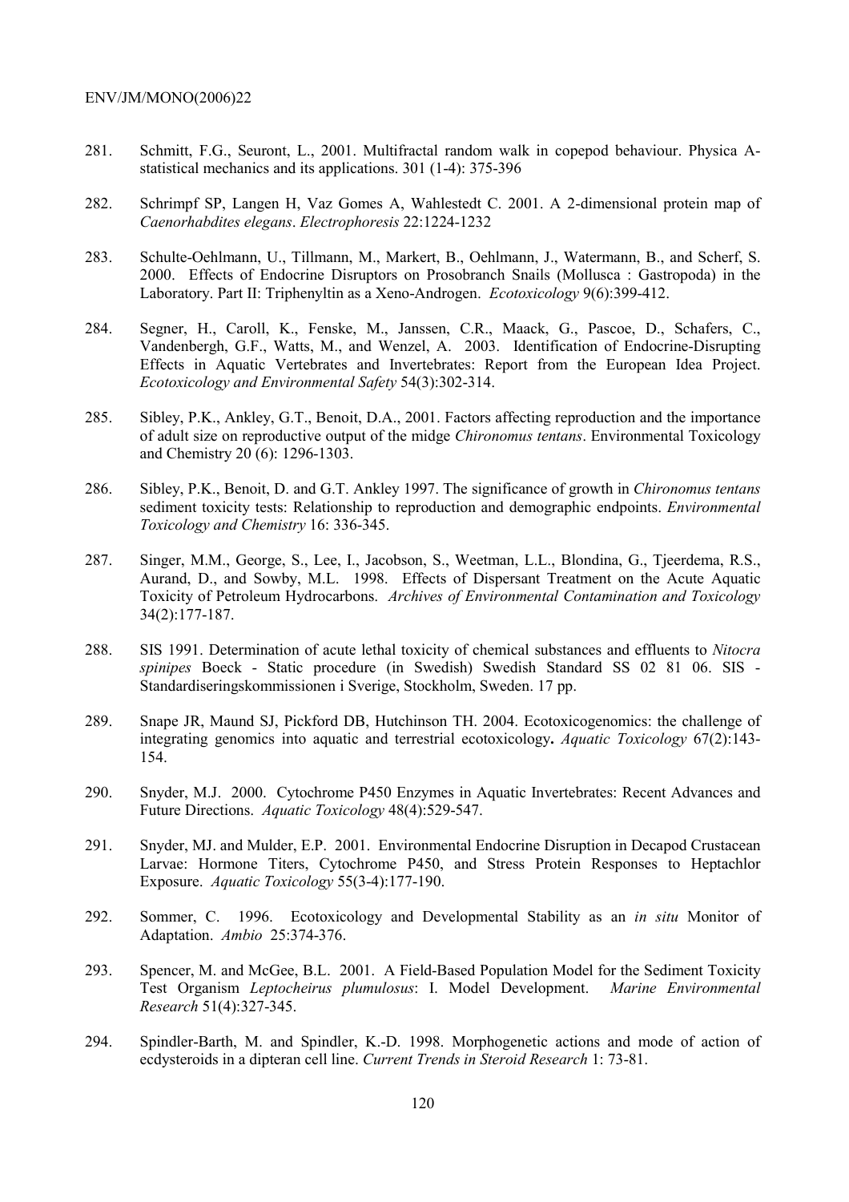281. Schmitt, F.G., Seuront, L., 2001. Multifractal random walk in copepod behaviour. Physica A-statistical mechanics and its applications. 301 (1-4): 375-396

282. Schrimpf SP, Langen H, Vaz Gomes A, Wahlestedt C. 2001. A 2-dimensional protein map of *Caenorhabdites elegans*. *Electrophoresis* 22:1224-1232

283. Schulte-Oehlmann, U., Tillmann, M., Markert, B., Oehlmann, J., Watermann, B., and Scherf, S. 2000. Effects of Endocrine Disruptors on Prosobranch Snails (Mollusca : Gastropoda) in the Laboratory. Part II: Triphenyltin as a Xeno-Androgen. *Ecotoxicology* 9(6):399-412.

284. Segner, H., Caroll, K., Fenske, M., Janssen, C.R., Maack, G., Pascoe, D., Schafers, C., Vandenbergh, G.F., Watts, M., and Wenzel, A. 2003. Identification of Endocrine-Disrupting Effects in Aquatic Vertebrates and Invertebrates: Report from the European Idea Project. *Ecotoxicology and Environmental Safety* 54(3):302-314.

285. Sibley, P.K., Ankley, G.T., Benoit, D.A., 2001. Factors affecting reproduction and the importance of adult size on reproductive output of the midge *Chironomus tentans*. Environmental Toxicology and Chemistry 20 (6): 1296-1303.

286. Sibley, P.K., Benoit, D. and G.T. Ankley 1997. The significance of growth in *Chironomus tentans* sediment toxicity tests: Relationship to reproduction and demographic endpoints. *Environmental Toxicology and Chemistry* 16: 336-345.

287. Singer, M.M., George, S., Lee, I., Jacobson, S., Weetman, L.L., Blondina, G., Tjeerdema, R.S., Aurand, D., and Sowby, M.L. 1998. Effects of Dispersant Treatment on the Acute Aquatic Toxicity of Petroleum Hydrocarbons. *Archives of Environmental Contamination and Toxicology* 34(2):177-187.

288. SIS 1991. Determination of acute lethal toxicity of chemical substances and effluents to *Nitocra spinipes* Boeck - Static procedure (in Swedish) Swedish Standard SS 02 81 06. SIS - Standardiseringskommissionen i Sverige, Stockholm, Sweden. 17 pp.

289. Snape JR, Maund SJ, Pickford DB, Hutchinson TH. 2004. Ecotoxicogenomics: the challenge of integrating genomics into aquatic and terrestrial ecotoxicology**.** *Aquatic Toxicology* 67(2):143-154.

290. Snyder, M.J. 2000. Cytochrome P450 Enzymes in Aquatic Invertebrates: Recent Advances and Future Directions. *Aquatic Toxicology* 48(4):529-547.

291. Snyder, MJ. and Mulder, E.P. 2001. Environmental Endocrine Disruption in Decapod Crustacean Larvae: Hormone Titers, Cytochrome P450, and Stress Protein Responses to Heptachlor Exposure. *Aquatic Toxicology* 55(3-4):177-190.

292. Sommer, C. 1996. Ecotoxicology and Developmental Stability as an *in situ* Monitor of Adaptation. *Ambio* 25:374-376.

293. Spencer, M. and McGee, B.L. 2001. A Field-Based Population Model for the Sediment Toxicity Test Organism *Leptocheirus plumulosus*: I. Model Development. *Marine Environmental Research* 51(4):327-345.

294. Spindler-Barth, M. and Spindler, K.-D. 1998. Morphogenetic actions and mode of action of ecdysteroids in a dipteran cell line. *Current Trends in Steroid Research* 1: 73-81.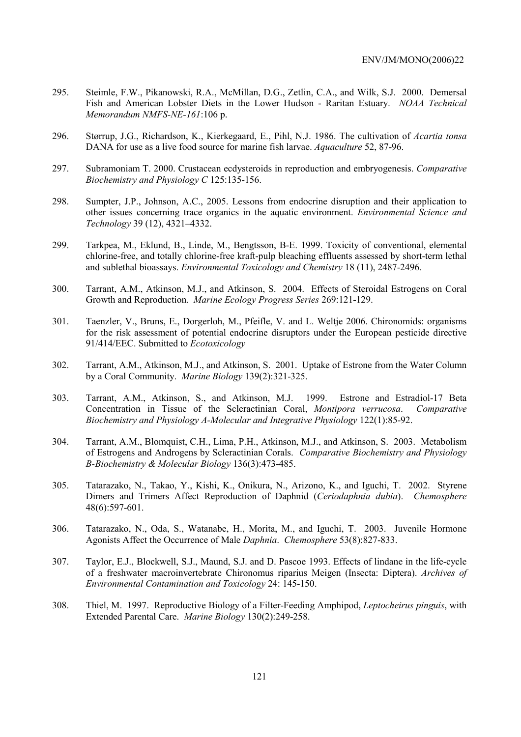295. Steimle, F.W., Pikanowski, R.A., McMillan, D.G., Zetlin, C.A., and Wilk, S.J. 2000. Demersal Fish and American Lobster Diets in the Lower Hudson - Raritan Estuary. *NOAA Technical Memorandum NMFS-NE-161*:106 p.

296. Størrup, J.G., Richardson, K., Kierkegaard, E., Pihl, N.J. 1986. The cultivation of *Acartia tonsa* DANA for use as a live food source for marine fish larvae. *Aquaculture* 52, 87-96.

297. Subramoniam T. 2000. Crustacean ecdysteroids in reproduction and embryogenesis. *Comparative Biochemistry and Physiology C* 125:135-156.

298. Sumpter, J.P., Johnson, A.C., 2005. Lessons from endocrine disruption and their application to other issues concerning trace organics in the aquatic environment. *Environmental Science and Technology* 39 (12), 4321–4332.

299. Tarkpea, M., Eklund, B., Linde, M., Bengtsson, B-E. 1999. Toxicity of conventional, elemental chlorine-free, and totally chlorine-free kraft-pulp bleaching effluents assessed by short-term lethal and sublethal bioassays. *Environmental Toxicology and Chemistry* 18 (11), 2487-2496.

300. Tarrant, A.M., Atkinson, M.J., and Atkinson, S. 2004. Effects of Steroidal Estrogens on Coral Growth and Reproduction. *Marine Ecology Progress Series* 269:121-129.

301. Taenzler, V., Bruns, E., Dorgerloh, M., Pfeifle, V. and L. Weltje 2006. Chironomids: organisms for the risk assessment of potential endocrine disruptors under the European pesticide directive 91/414/EEC. Submitted to *Ecotoxicology*

302. Tarrant, A.M., Atkinson, M.J., and Atkinson, S. 2001. Uptake of Estrone from the Water Column by a Coral Community. *Marine Biology* 139(2):321-325.

303. Tarrant, A.M., Atkinson, S., and Atkinson, M.J. 1999. Estrone and Estradiol-17 Beta Concentration in Tissue of the Scleractinian Coral, *Montipora verrucosa*. *Comparative Biochemistry and Physiology A-Molecular and Integrative Physiology* 122(1):85-92.

304. Tarrant, A.M., Blomquist, C.H., Lima, P.H., Atkinson, M.J., and Atkinson, S. 2003. Metabolism of Estrogens and Androgens by Scleractinian Corals. *Comparative Biochemistry and Physiology B-Biochemistry & Molecular Biology* 136(3):473-485.

305. Tatarazako, N., Takao, Y., Kishi, K., Onikura, N., Arizono, K., and Iguchi, T. 2002. Styrene Dimers and Trimers Affect Reproduction of Daphnid (*Ceriodaphnia dubia*). *Chemosphere* 48(6):597-601.

306. Tatarazako, N., Oda, S., Watanabe, H., Morita, M., and Iguchi, T. 2003. Juvenile Hormone Agonists Affect the Occurrence of Male *Daphnia*. *Chemosphere* 53(8):827-833.

307. Taylor, E.J., Blockwell, S.J., Maund, S.J. and D. Pascoe 1993. Effects of lindane in the life-cycle of a freshwater macroinvertebrate Chironomus riparius Meigen (Insecta: Diptera). *Archives of Environmental Contamination and Toxicology* 24: 145-150.

308. Thiel, M. 1997. Reproductive Biology of a Filter-Feeding Amphipod, *Leptocheirus pinguis*, with Extended Parental Care. *Marine Biology* 130(2):249-258.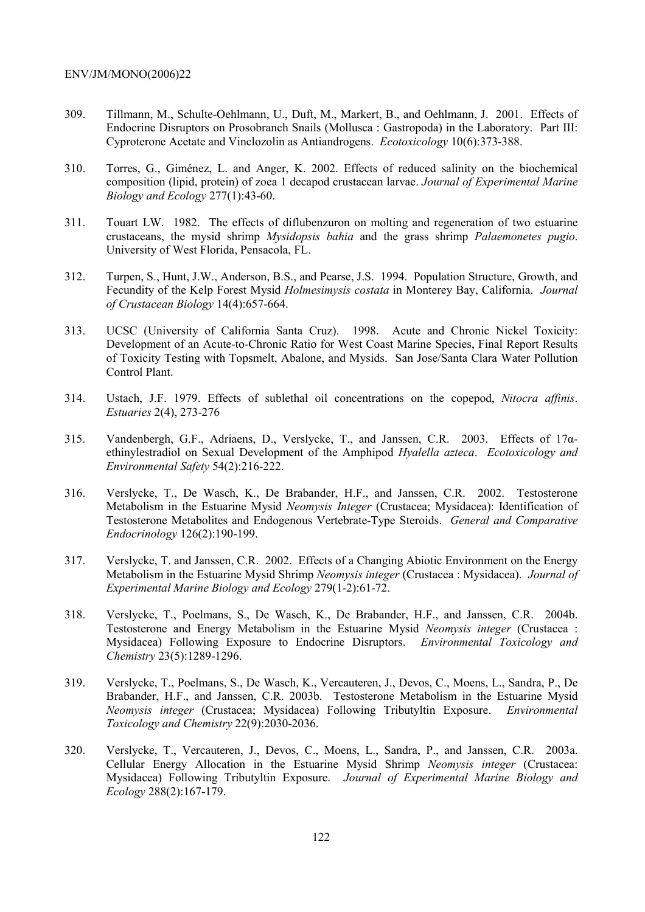309. Tillmann, M., Schulte-Oehlmann, U., Duft, M., Markert, B., and Oehlmann, J. 2001. Effects of Endocrine Disruptors on Prosobranch Snails (Mollusca : Gastropoda) in the Laboratory. Part III: Cyproterone Acetate and Vinclozolin as Antiandrogens. *Ecotoxicology* 10(6):373-388.

310. Torres, G., Giménez, L. and Anger, K. 2002. Effects of reduced salinity on the biochemical composition (lipid, protein) of zoea 1 decapod crustacean larvae. *Journal of Experimental Marine Biology and Ecology* 277(1):43-60.

311. Touart LW. 1982. The effects of diflubenzuron on molting and regeneration of two estuarine crustaceans, the mysid shrimp *Mysidopsis bahia* and the grass shrimp *Palaemonetes pugio*. University of West Florida, Pensacola, FL.

312. Turpen, S., Hunt, J.W., Anderson, B.S., and Pearse, J.S. 1994. Population Structure, Growth, and Fecundity of the Kelp Forest Mysid *Holmesimysis costata* in Monterey Bay, California. *Journal of Crustacean Biology* 14(4):657-664.

313. UCSC (University of California Santa Cruz). 1998. Acute and Chronic Nickel Toxicity: Development of an Acute-to-Chronic Ratio for West Coast Marine Species, Final Report Results of Toxicity Testing with Topsmelt, Abalone, and Mysids. San Jose/Santa Clara Water Pollution Control Plant.

314. Ustach, J.F. 1979. Effects of sublethal oil concentrations on the copepod, *Nitocra affinis*. *Estuaries* 2(4), 273-276

315. Vandenbergh, G.F., Adriaens, D., Verslycke, T., and Janssen, C.R. 2003. Effects of 17α-ethinylestradiol on Sexual Development of the Amphipod *Hyalella azteca*. *Ecotoxicology and Environmental Safety* 54(2):216-222.

316. Verslycke, T., De Wasch, K., De Brabander, H.F., and Janssen, C.R. 2002. Testosterone Metabolism in the Estuarine Mysid *Neomysis Integer* (Crustacea; Mysidacea): Identification of Testosterone Metabolites and Endogenous Vertebrate-Type Steroids. *General and Comparative Endocrinology* 126(2):190-199.

317. Verslycke, T. and Janssen, C.R. 2002. Effects of a Changing Abiotic Environment on the Energy Metabolism in the Estuarine Mysid Shrimp *Neomysis integer* (Crustacea : Mysidacea). *Journal of Experimental Marine Biology and Ecology* 279(1-2):61-72.

318. Verslycke, T., Poelmans, S., De Wasch, K., De Brabander, H.F., and Janssen, C.R. 2004b. Testosterone and Energy Metabolism in the Estuarine Mysid *Neomysis integer* (Crustacea : Mysidacea) Following Exposure to Endocrine Disruptors. *Environmental Toxicology and Chemistry* 23(5):1289-1296.

319. Verslycke, T., Poelmans, S., De Wasch, K., Vercauteren, J., Devos, C., Moens, L., Sandra, P., De Brabander, H.F., and Janssen, C.R. 2003b. Testosterone Metabolism in the Estuarine Mysid *Neomysis integer* (Crustacea; Mysidacea) Following Tributyltin Exposure. *Environmental Toxicology and Chemistry* 22(9):2030-2036.

320. Verslycke, T., Vercauteren, J., Devos, C., Moens, L., Sandra, P., and Janssen, C.R. 2003a. Cellular Energy Allocation in the Estuarine Mysid Shrimp *Neomysis integer* (Crustacea: Mysidacea) Following Tributyltin Exposure. *Journal of Experimental Marine Biology and Ecology* 288(2):167-179.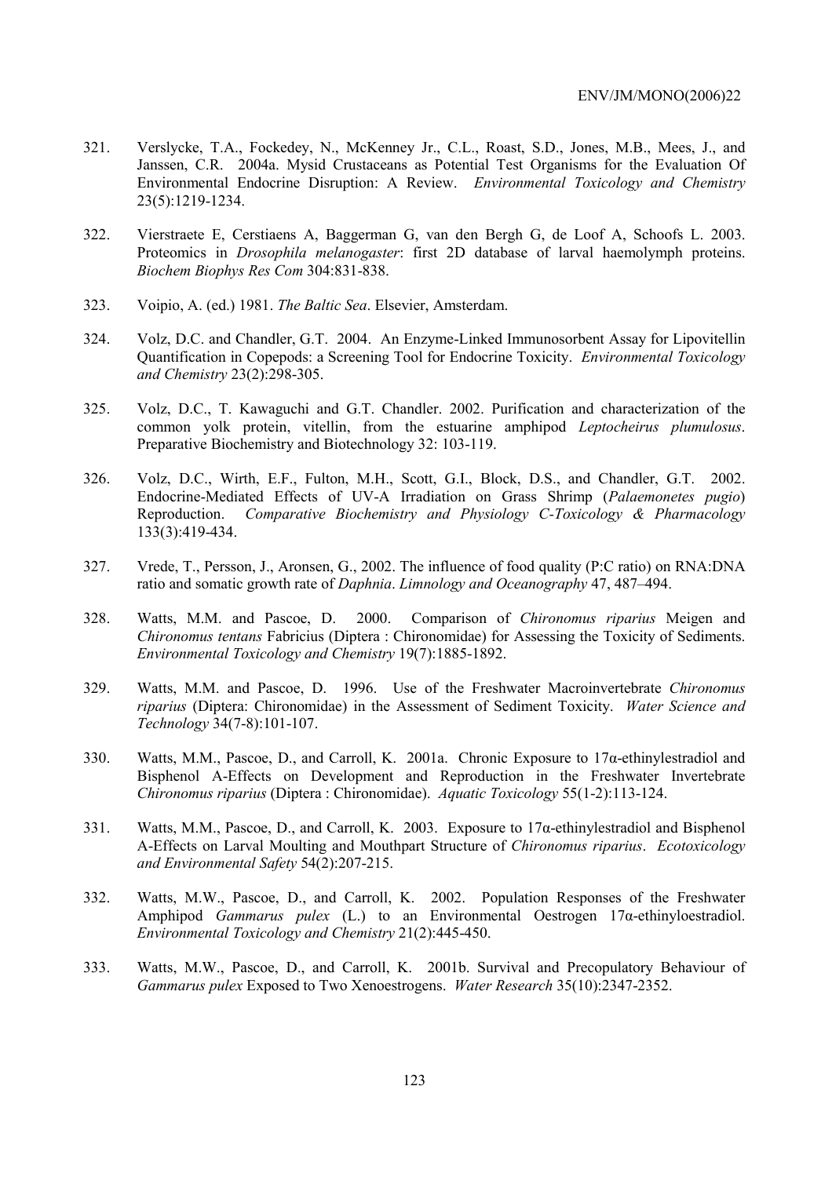321. Verslycke, T.A., Fockedey, N., McKenney Jr., C.L., Roast, S.D., Jones, M.B., Mees, J., and Janssen, C.R. 2004a. Mysid Crustaceans as Potential Test Organisms for the Evaluation Of Environmental Endocrine Disruption: A Review. *Environmental Toxicology and Chemistry* 23(5):1219-1234.

322. Vierstraete E, Cerstiaens A, Baggerman G, van den Bergh G, de Loof A, Schoofs L. 2003. Proteomics in *Drosophila melanogaster*: first 2D database of larval haemolymph proteins. *Biochem Biophys Res Com* 304:831-838.

323. Voipio, A. (ed.) 1981. *The Baltic Sea*. Elsevier, Amsterdam.

324. Volz, D.C. and Chandler, G.T. 2004. An Enzyme-Linked Immunosorbent Assay for Lipovitellin Quantification in Copepods: a Screening Tool for Endocrine Toxicity. *Environmental Toxicology and Chemistry* 23(2):298-305.

325. Volz, D.C., T. Kawaguchi and G.T. Chandler. 2002. Purification and characterization of the common yolk protein, vitellin, from the estuarine amphipod *Leptocheirus plumulosus*. Preparative Biochemistry and Biotechnology 32: 103-119.

326. Volz, D.C., Wirth, E.F., Fulton, M.H., Scott, G.I., Block, D.S., and Chandler, G.T. 2002. Endocrine-Mediated Effects of UV-A Irradiation on Grass Shrimp (*Palaemonetes pugio*) Reproduction. *Comparative Biochemistry and Physiology C-Toxicology & Pharmacology* 133(3):419-434.

327. Vrede, T., Persson, J., Aronsen, G., 2002. The influence of food quality (P:C ratio) on RNA:DNA ratio and somatic growth rate of *Daphnia*. *Limnology and Oceanography* 47, 487–494.

328. Watts, M.M. and Pascoe, D. 2000. Comparison of *Chironomus riparius* Meigen and *Chironomus tentans* Fabricius (Diptera : Chironomidae) for Assessing the Toxicity of Sediments. *Environmental Toxicology and Chemistry* 19(7):1885-1892.

329. Watts, M.M. and Pascoe, D. 1996. Use of the Freshwater Macroinvertebrate *Chironomus riparius* (Diptera: Chironomidae) in the Assessment of Sediment Toxicity. *Water Science and Technology* 34(7-8):101-107.

330. Watts, M.M., Pascoe, D., and Carroll, K. 2001a. Chronic Exposure to 17α-ethinylestradiol and Bisphenol A-Effects on Development and Reproduction in the Freshwater Invertebrate *Chironomus riparius* (Diptera : Chironomidae). *Aquatic Toxicology* 55(1-2):113-124.

331. Watts, M.M., Pascoe, D., and Carroll, K. 2003. Exposure to 17α-ethinylestradiol and Bisphenol A-Effects on Larval Moulting and Mouthpart Structure of *Chironomus riparius*. *Ecotoxicology and Environmental Safety* 54(2):207-215.

332. Watts, M.W., Pascoe, D., and Carroll, K. 2002. Population Responses of the Freshwater Amphipod *Gammarus pulex* (L.) to an Environmental Oestrogen 17α-ethinyloestradiol. *Environmental Toxicology and Chemistry* 21(2):445-450.

333. Watts, M.W., Pascoe, D., and Carroll, K. 2001b. Survival and Precopulatory Behaviour of *Gammarus pulex* Exposed to Two Xenoestrogens. *Water Research* 35(10):2347-2352.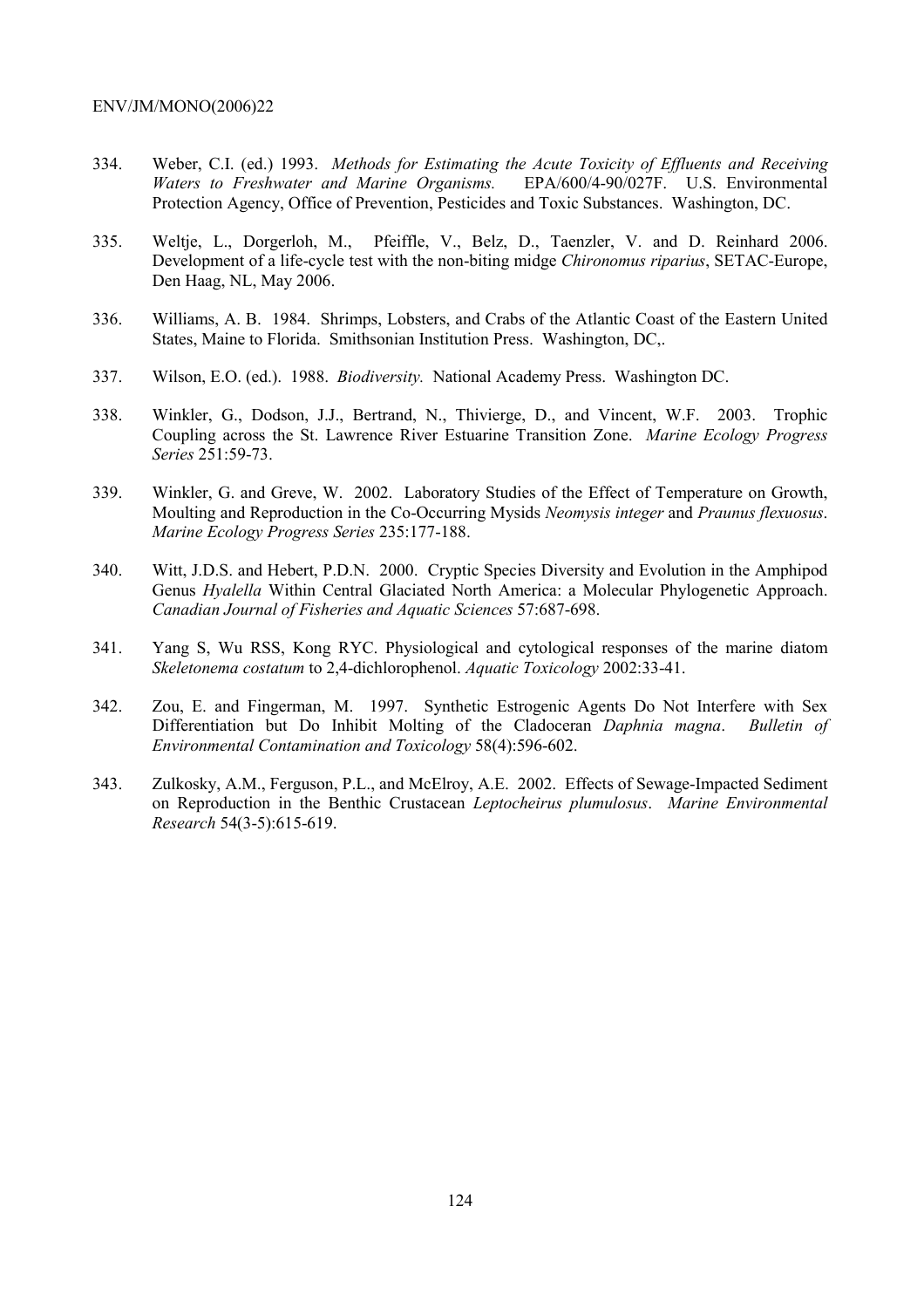334. Weber, C.I. (ed.) 1993. *Methods for Estimating the Acute Toxicity of Effluents and Receiving Waters to Freshwater and Marine Organisms.* EPA/600/4-90/027F. U.S. Environmental Protection Agency, Office of Prevention, Pesticides and Toxic Substances. Washington, DC.

335. Weltje, L., Dorgerloh, M., Pfeiffle, V., Belz, D., Taenzler, V. and D. Reinhard 2006. Development of a life-cycle test with the non-biting midge *Chironomus riparius*, SETAC-Europe, Den Haag, NL, May 2006.

336. Williams, A. B. 1984. Shrimps, Lobsters, and Crabs of the Atlantic Coast of the Eastern United States, Maine to Florida. Smithsonian Institution Press. Washington, DC,.

337. Wilson, E.O. (ed.). 1988. *Biodiversity.* National Academy Press. Washington DC.

338. Winkler, G., Dodson, J.J., Bertrand, N., Thivierge, D., and Vincent, W.F. 2003. Trophic Coupling across the St. Lawrence River Estuarine Transition Zone. *Marine Ecology Progress Series* 251:59-73.

339. Winkler, G. and Greve, W. 2002. Laboratory Studies of the Effect of Temperature on Growth, Moulting and Reproduction in the Co-Occurring Mysids *Neomysis integer* and *Praunus flexuosus*. *Marine Ecology Progress Series* 235:177-188.

340. Witt, J.D.S. and Hebert, P.D.N. 2000. Cryptic Species Diversity and Evolution in the Amphipod Genus *Hyalella* Within Central Glaciated North America: a Molecular Phylogenetic Approach. *Canadian Journal of Fisheries and Aquatic Sciences* 57:687-698.

341. Yang S, Wu RSS, Kong RYC. Physiological and cytological responses of the marine diatom *Skeletonema costatum* to 2,4-dichlorophenol. *Aquatic Toxicology* 2002:33-41.

342. Zou, E. and Fingerman, M. 1997. Synthetic Estrogenic Agents Do Not Interfere with Sex Differentiation but Do Inhibit Molting of the Cladoceran *Daphnia magna*. *Bulletin of Environmental Contamination and Toxicology* 58(4):596-602.

343. Zulkosky, A.M., Ferguson, P.L., and McElroy, A.E. 2002. Effects of Sewage-Impacted Sediment on Reproduction in the Benthic Crustacean *Leptocheirus plumulosus*. *Marine Environmental Research* 54(3-5):615-619.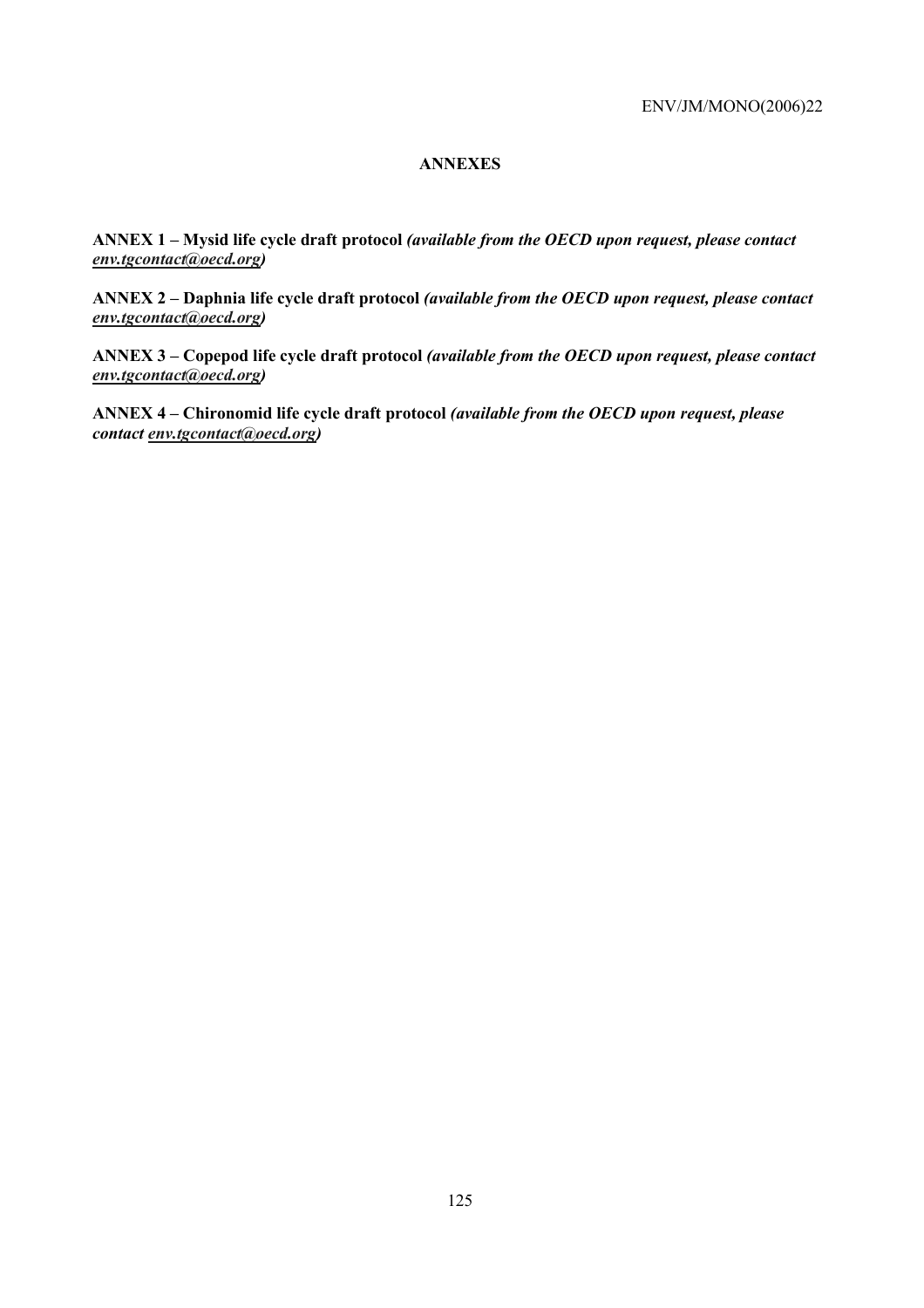# ANNEXES

**ANNEX 1 – Mysid life cycle draft protocol** ***(available from the OECD upon request, please contact env.tgcontact@oecd.org)***

**ANNEX 2 – Daphnia life cycle draft protocol** ***(available from the OECD upon request, please contact env.tgcontact@oecd.org)***

**ANNEX 3 – Copepod life cycle draft protocol** ***(available from the OECD upon request, please contact env.tgcontact@oecd.org)***

**ANNEX 4 – Chironomid life cycle draft protocol** ***(available from the OECD upon request, please contact env.tgcontact@oecd.org)***